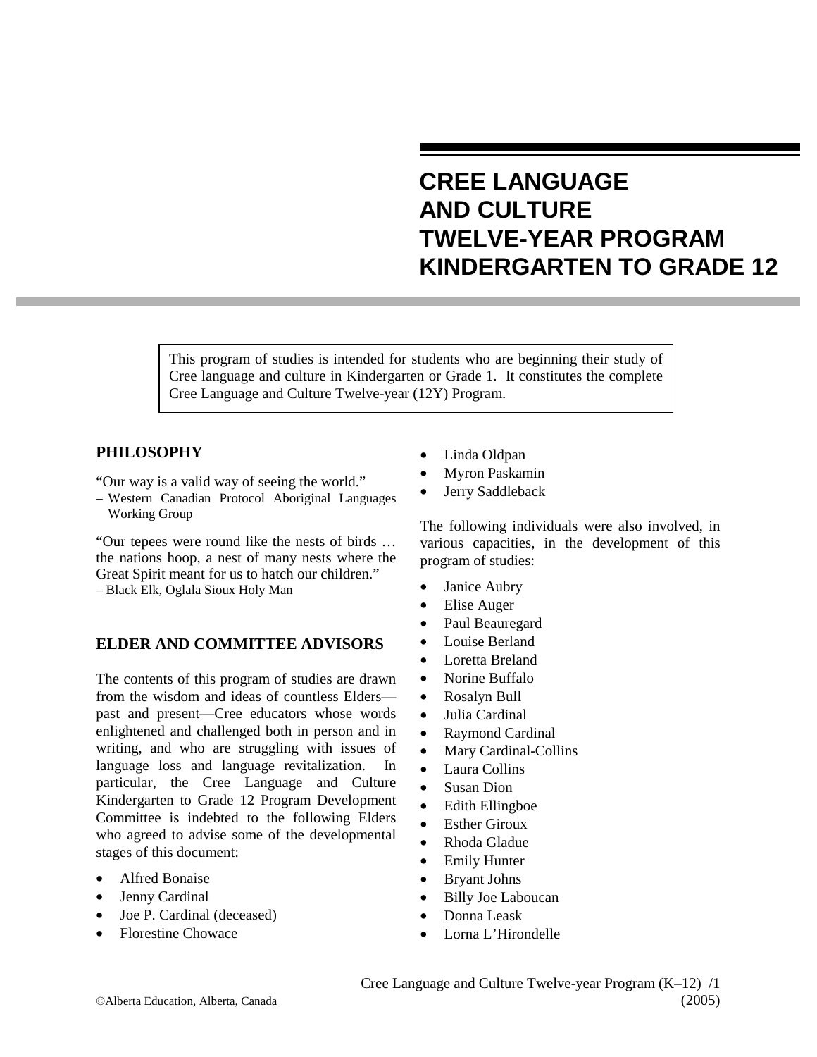# CREE LANGUAGE AND CULTURE TWELVE-YEAR PROGRAM KINDERGARTEN TO GRADE 12

This program of studies is intended for students who are beginning their study of Cree language and culture in Kindergarten or Grade 1. It constitutes the complete Cree Language and Culture Twelve-year (12Y) Program.

## PHILOSOPHY

"Our way is a valid way of seeing the world."
– Western Canadian Protocol Aboriginal Languages Working Group

"Our tepees were round like the nests of birds … the nations hoop, a nest of many nests where the Great Spirit meant for us to hatch our children."
– Black Elk, Oglala Sioux Holy Man

## ELDER AND COMMITTEE ADVISORS

The contents of this program of studies are drawn from the wisdom and ideas of countless Elders—past and present—Cree educators whose words enlightened and challenged both in person and in writing, and who are struggling with issues of language loss and language revitalization. In particular, the Cree Language and Culture Kindergarten to Grade 12 Program Development Committee is indebted to the following Elders who agreed to advise some of the developmental stages of this document:

- Alfred Bonaise
- Jenny Cardinal
- Joe P. Cardinal (deceased)
- Florestine Chowace
- Linda Oldpan
- Myron Paskamin
- Jerry Saddleback

The following individuals were also involved, in various capacities, in the development of this program of studies:

- Janice Aubry
- Elise Auger
- Paul Beauregard
- Louise Berland
- Loretta Breland
- Norine Buffalo
- Rosalyn Bull
- Julia Cardinal
- Raymond Cardinal
- Mary Cardinal-Collins
- Laura Collins
- Susan Dion
- Edith Ellingboe
- Esther Giroux
- Rhoda Gladue
- Emily Hunter
- Bryant Johns
- Billy Joe Laboucan
- Donna Leask
- Lorna L'Hirondelle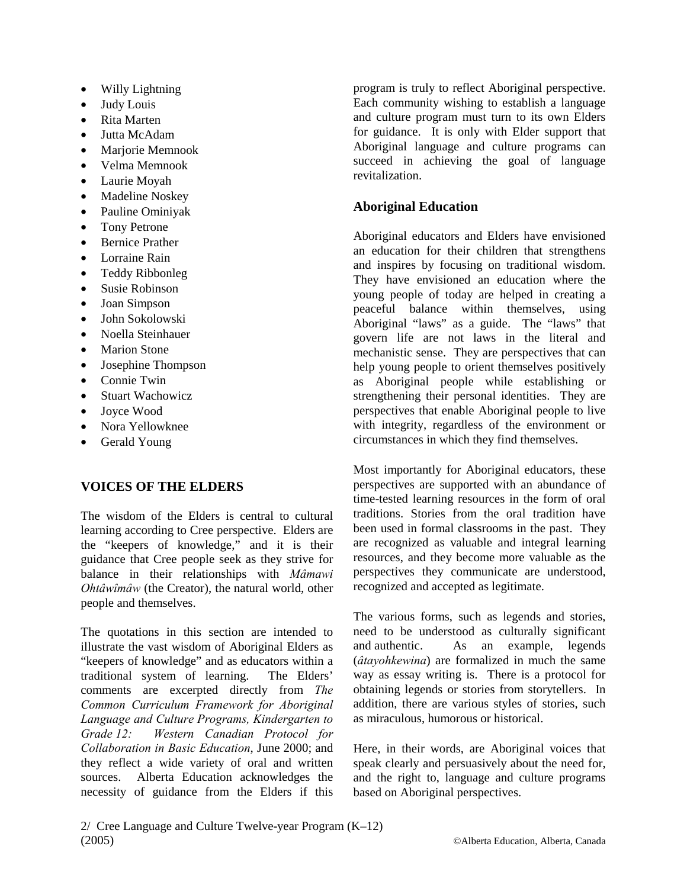- Willy Lightning
- Judy Louis
- Rita Marten
- Jutta McAdam
- Marjorie Memnook
- Velma Memnook
- Laurie Moyah
- Madeline Noskey
- Pauline Ominiyak
- Tony Petrone
- Bernice Prather
- Lorraine Rain
- Teddy Ribbonleg
- Susie Robinson
- Joan Simpson
- John Sokolowski
- Noella Steinhauer
- Marion Stone
- Josephine Thompson
- Connie Twin
- Stuart Wachowicz
- Joyce Wood
- Nora Yellowknee
- Gerald Young

## VOICES OF THE ELDERS

The wisdom of the Elders is central to cultural learning according to Cree perspective. Elders are the "keepers of knowledge," and it is their guidance that Cree people seek as they strive for balance in their relationships with *Mâmawi Ohtâwîmâw* (the Creator), the natural world, other people and themselves.

The quotations in this section are intended to illustrate the vast wisdom of Aboriginal Elders as "keepers of knowledge" and as educators within a traditional system of learning. The Elders' comments are excerpted directly from *The Common Curriculum Framework for Aboriginal Language and Culture Programs, Kindergarten to Grade 12: Western Canadian Protocol for Collaboration in Basic Education*, June 2000; and they reflect a wide variety of oral and written sources. Alberta Education acknowledges the necessity of guidance from the Elders if this program is truly to reflect Aboriginal perspective. Each community wishing to establish a language and culture program must turn to its own Elders for guidance. It is only with Elder support that Aboriginal language and culture programs can succeed in achieving the goal of language revitalization.

### Aboriginal Education

Aboriginal educators and Elders have envisioned an education for their children that strengthens and inspires by focusing on traditional wisdom. They have envisioned an education where the young people of today are helped in creating a peaceful balance within themselves, using Aboriginal "laws" as a guide. The "laws" that govern life are not laws in the literal and mechanistic sense. They are perspectives that can help young people to orient themselves positively as Aboriginal people while establishing or strengthening their personal identities. They are perspectives that enable Aboriginal people to live with integrity, regardless of the environment or circumstances in which they find themselves.

Most importantly for Aboriginal educators, these perspectives are supported with an abundance of time-tested learning resources in the form of oral traditions. Stories from the oral tradition have been used in formal classrooms in the past. They are recognized as valuable and integral learning resources, and they become more valuable as the perspectives they communicate are understood, recognized and accepted as legitimate.

The various forms, such as legends and stories, need to be understood as culturally significant and authentic. As an example, legends (*âtayohkewina*) are formalized in much the same way as essay writing is. There is a protocol for obtaining legends or stories from storytellers. In addition, there are various styles of stories, such as miraculous, humorous or historical.

Here, in their words, are Aboriginal voices that speak clearly and persuasively about the need for, and the right to, language and culture programs based on Aboriginal perspectives.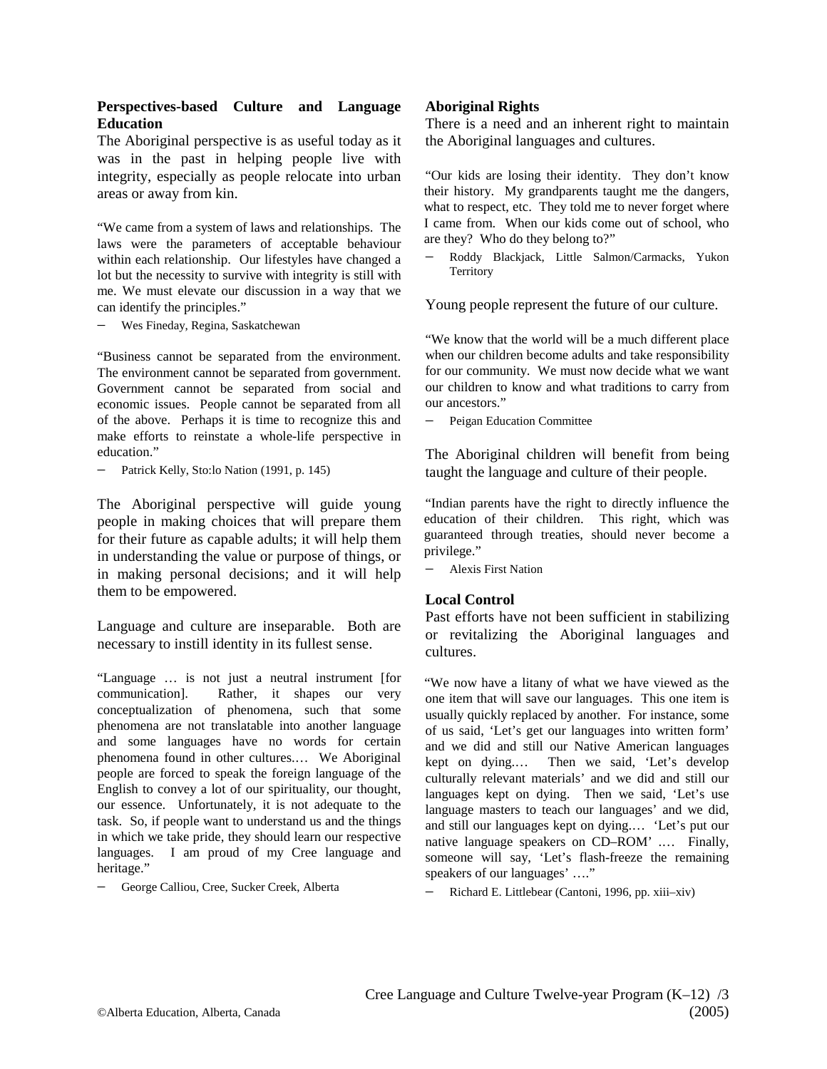**Perspectives-based Culture and Language Education**

The Aboriginal perspective is as useful today as it was in the past in helping people live with integrity, especially as people relocate into urban areas or away from kin.

"We came from a system of laws and relationships. The laws were the parameters of acceptable behaviour within each relationship. Our lifestyles have changed a lot but the necessity to survive with integrity is still with me. We must elevate our discussion in a way that we can identify the principles."

– Wes Fineday, Regina, Saskatchewan

"Business cannot be separated from the environment. The environment cannot be separated from government. Government cannot be separated from social and economic issues. People cannot be separated from all of the above. Perhaps it is time to recognize this and make efforts to reinstate a whole-life perspective in education."

– Patrick Kelly, Sto:lo Nation (1991, p. 145)

The Aboriginal perspective will guide young people in making choices that will prepare them for their future as capable adults; it will help them in understanding the value or purpose of things, or in making personal decisions; and it will help them to be empowered.

Language and culture are inseparable. Both are necessary to instill identity in its fullest sense.

"Language … is not just a neutral instrument [for communication]. Rather, it shapes our very conceptualization of phenomena, such that some phenomena are not translatable into another language and some languages have no words for certain phenomena found in other cultures.… We Aboriginal people are forced to speak the foreign language of the English to convey a lot of our spirituality, our thought, our essence. Unfortunately, it is not adequate to the task. So, if people want to understand us and the things in which we take pride, they should learn our respective languages. I am proud of my Cree language and heritage."

– George Calliou, Cree, Sucker Creek, Alberta

**Aboriginal Rights**

There is a need and an inherent right to maintain the Aboriginal languages and cultures.

"Our kids are losing their identity. They don't know their history. My grandparents taught me the dangers, what to respect, etc. They told me to never forget where I came from. When our kids come out of school, who are they? Who do they belong to?"

– Roddy Blackjack, Little Salmon/Carmacks, Yukon Territory

Young people represent the future of our culture.

"We know that the world will be a much different place when our children become adults and take responsibility for our community. We must now decide what we want our children to know and what traditions to carry from our ancestors."

– Peigan Education Committee

The Aboriginal children will benefit from being taught the language and culture of their people.

"Indian parents have the right to directly influence the education of their children. This right, which was guaranteed through treaties, should never become a privilege."

– Alexis First Nation

**Local Control**

Past efforts have not been sufficient in stabilizing or revitalizing the Aboriginal languages and cultures.

"We now have a litany of what we have viewed as the one item that will save our languages. This one item is usually quickly replaced by another. For instance, some of us said, 'Let's get our languages into written form' and we did and still our Native American languages kept on dying.… Then we said, 'Let's develop culturally relevant materials' and we did and still our languages kept on dying. Then we said, 'Let's use language masters to teach our languages' and we did, and still our languages kept on dying.… 'Let's put our native language speakers on CD–ROM' .… Finally, someone will say, 'Let's flash-freeze the remaining speakers of our languages' …."

– Richard E. Littlebear (Cantoni, 1996, pp. xiii–xiv)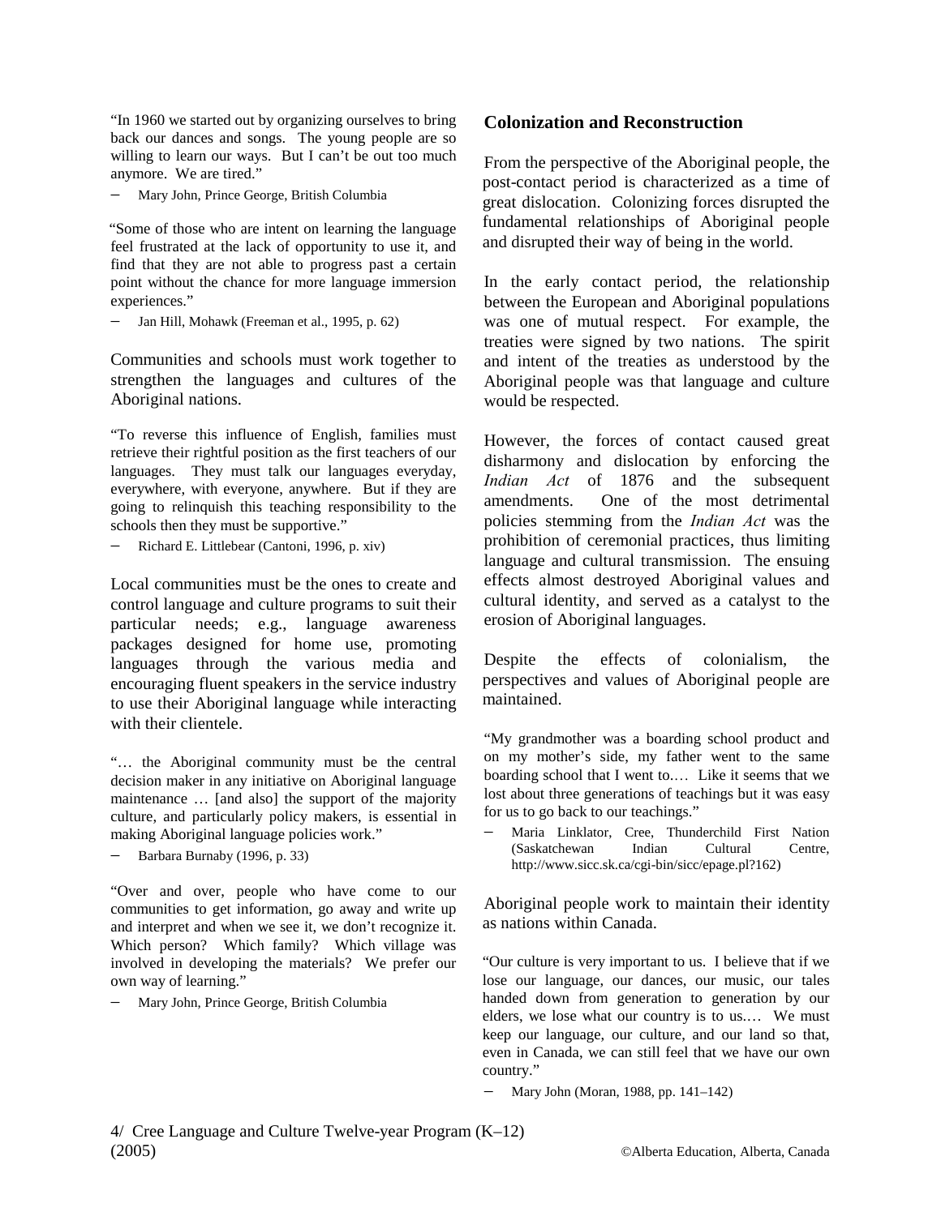"In 1960 we started out by organizing ourselves to bring back our dances and songs. The young people are so willing to learn our ways. But I can't be out too much anymore. We are tired."

– Mary John, Prince George, British Columbia

"Some of those who are intent on learning the language feel frustrated at the lack of opportunity to use it, and find that they are not able to progress past a certain point without the chance for more language immersion experiences."

– Jan Hill, Mohawk (Freeman et al., 1995, p. 62)

Communities and schools must work together to strengthen the languages and cultures of the Aboriginal nations.

"To reverse this influence of English, families must retrieve their rightful position as the first teachers of our languages. They must talk our languages everyday, everywhere, with everyone, anywhere. But if they are going to relinquish this teaching responsibility to the schools then they must be supportive."

– Richard E. Littlebear (Cantoni, 1996, p. xiv)

Local communities must be the ones to create and control language and culture programs to suit their particular needs; e.g., language awareness packages designed for home use, promoting languages through the various media and encouraging fluent speakers in the service industry to use their Aboriginal language while interacting with their clientele.

"… the Aboriginal community must be the central decision maker in any initiative on Aboriginal language maintenance … [and also] the support of the majority culture, and particularly policy makers, is essential in making Aboriginal language policies work."

– Barbara Burnaby (1996, p. 33)

"Over and over, people who have come to our communities to get information, go away and write up and interpret and when we see it, we don't recognize it. Which person? Which family? Which village was involved in developing the materials? We prefer our own way of learning."

– Mary John, Prince George, British Columbia

## Colonization and Reconstruction

From the perspective of the Aboriginal people, the post-contact period is characterized as a time of great dislocation. Colonizing forces disrupted the fundamental relationships of Aboriginal people and disrupted their way of being in the world.

In the early contact period, the relationship between the European and Aboriginal populations was one of mutual respect. For example, the treaties were signed by two nations. The spirit and intent of the treaties as understood by the Aboriginal people was that language and culture would be respected.

However, the forces of contact caused great disharmony and dislocation by enforcing the *Indian Act* of 1876 and the subsequent amendments. One of the most detrimental policies stemming from the *Indian Act* was the prohibition of ceremonial practices, thus limiting language and cultural transmission. The ensuing effects almost destroyed Aboriginal values and cultural identity, and served as a catalyst to the erosion of Aboriginal languages.

Despite the effects of colonialism, the perspectives and values of Aboriginal people are maintained.

"My grandmother was a boarding school product and on my mother's side, my father went to the same boarding school that I went to.… Like it seems that we lost about three generations of teachings but it was easy for us to go back to our teachings."

– Maria Linklator, Cree, Thunderchild First Nation (Saskatchewan Indian Cultural Centre, http://www.sicc.sk.ca/cgi-bin/sicc/epage.pl?162)

Aboriginal people work to maintain their identity as nations within Canada.

"Our culture is very important to us. I believe that if we lose our language, our dances, our music, our tales handed down from generation to generation by our elders, we lose what our country is to us.… We must keep our language, our culture, and our land so that, even in Canada, we can still feel that we have our own country."

– Mary John (Moran, 1988, pp. 141–142)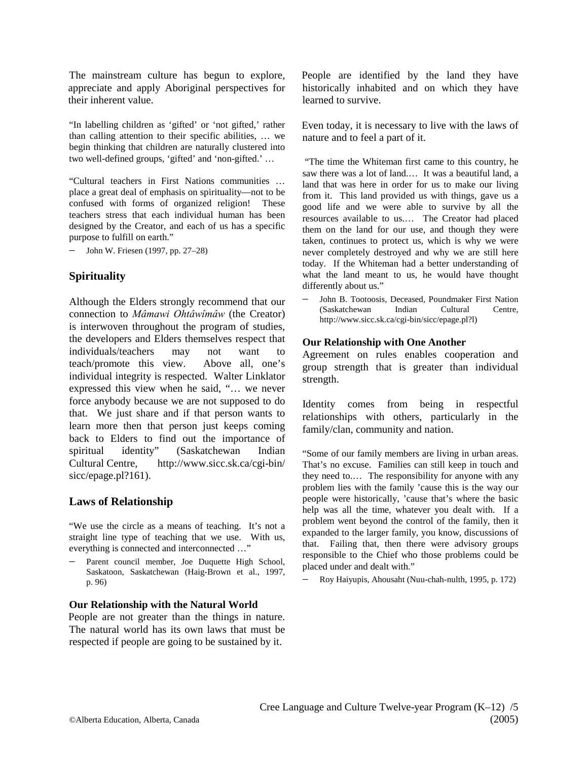The mainstream culture has begun to explore, appreciate and apply Aboriginal perspectives for their inherent value.

"In labelling children as 'gifted' or 'not gifted,' rather than calling attention to their specific abilities, … we begin thinking that children are naturally clustered into two well-defined groups, 'gifted' and 'non-gifted.' …

"Cultural teachers in First Nations communities … place a great deal of emphasis on spirituality—not to be confused with forms of organized religion! These teachers stress that each individual human has been designed by the Creator, and each of us has a specific purpose to fulfill on earth."

– John W. Friesen (1997, pp. 27–28)

## Spirituality

Although the Elders strongly recommend that our connection to *Mâmawi Ohtâwîmâw* (the Creator) is interwoven throughout the program of studies, the developers and Elders themselves respect that individuals/teachers may not want to teach/promote this view. Above all, one's individual integrity is respected. Walter Linklator expressed this view when he said, "… we never force anybody because we are not supposed to do that. We just share and if that person wants to learn more then that person just keeps coming back to Elders to find out the importance of spiritual identity" (Saskatchewan Indian Cultural Centre, http://www.sicc.sk.ca/cgi-bin/sicc/epage.pl?161).

## Laws of Relationship

"We use the circle as a means of teaching. It's not a straight line type of teaching that we use. With us, everything is connected and interconnected …"

– Parent council member, Joe Duquette High School, Saskatoon, Saskatchewan (Haig-Brown et al., 1997, p. 96)

### Our Relationship with the Natural World

People are not greater than the things in nature. The natural world has its own laws that must be respected if people are going to be sustained by it.

People are identified by the land they have historically inhabited and on which they have learned to survive.

Even today, it is necessary to live with the laws of nature and to feel a part of it.

"The time the Whiteman first came to this country, he saw there was a lot of land.… It was a beautiful land, a land that was here in order for us to make our living from it. This land provided us with things, gave us a good life and we were able to survive by all the resources available to us.… The Creator had placed them on the land for our use, and though they were taken, continues to protect us, which is why we were never completely destroyed and why we are still here today. If the Whiteman had a better understanding of what the land meant to us, he would have thought differently about us."

– John B. Tootoosis, Deceased, Poundmaker First Nation (Saskatchewan Indian Cultural Centre, http://www.sicc.sk.ca/cgi-bin/sicc/epage.pl?l)

### Our Relationship with One Another

Agreement on rules enables cooperation and group strength that is greater than individual strength.

Identity comes from being in respectful relationships with others, particularly in the family/clan, community and nation.

"Some of our family members are living in urban areas. That's no excuse. Families can still keep in touch and they need to.… The responsibility for anyone with any problem lies with the family 'cause this is the way our people were historically, 'cause that's where the basic help was all the time, whatever you dealt with. If a problem went beyond the control of the family, then it expanded to the larger family, you know, discussions of that. Failing that, then there were advisory groups responsible to the Chief who those problems could be placed under and dealt with."

– Roy Haiyupis, Ahousaht (Nuu-chah-nulth, 1995, p. 172)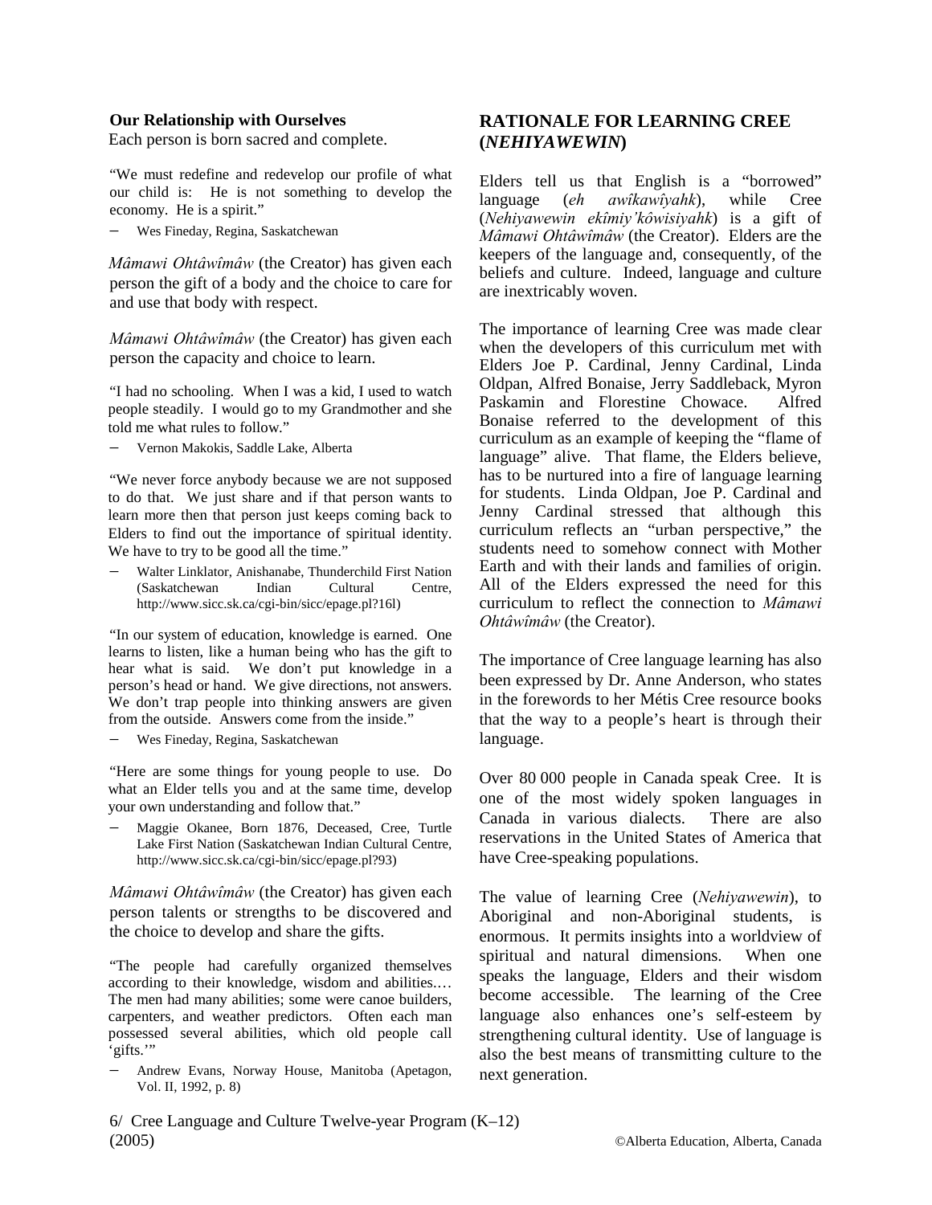**Our Relationship with Ourselves**

Each person is born sacred and complete.

"We must redefine and redevelop our profile of what our child is: He is not something to develop the economy. He is a spirit."

– Wes Fineday, Regina, Saskatchewan

*Mâmawi Ohtâwîmâw* (the Creator) has given each person the gift of a body and the choice to care for and use that body with respect.

*Mâmawi Ohtâwîmâw* (the Creator) has given each person the capacity and choice to learn.

"I had no schooling. When I was a kid, I used to watch people steadily. I would go to my Grandmother and she told me what rules to follow."

– Vernon Makokis, Saddle Lake, Alberta

"We never force anybody because we are not supposed to do that. We just share and if that person wants to learn more then that person just keeps coming back to Elders to find out the importance of spiritual identity. We have to try to be good all the time."

– Walter Linklator, Anishanabe, Thunderchild First Nation (Saskatchewan Indian Cultural Centre, http://www.sicc.sk.ca/cgi-bin/sicc/epage.pl?16l)

"In our system of education, knowledge is earned. One learns to listen, like a human being who has the gift to hear what is said. We don't put knowledge in a person's head or hand. We give directions, not answers. We don't trap people into thinking answers are given from the outside. Answers come from the inside."

– Wes Fineday, Regina, Saskatchewan

"Here are some things for young people to use. Do what an Elder tells you and at the same time, develop your own understanding and follow that."

– Maggie Okanee, Born 1876, Deceased, Cree, Turtle Lake First Nation (Saskatchewan Indian Cultural Centre, http://www.sicc.sk.ca/cgi-bin/sicc/epage.pl?93)

*Mâmawi Ohtâwîmâw* (the Creator) has given each person talents or strengths to be discovered and the choice to develop and share the gifts.

"The people had carefully organized themselves according to their knowledge, wisdom and abilities.… The men had many abilities; some were canoe builders, carpenters, and weather predictors. Often each man possessed several abilities, which old people call 'gifts.'"

– Andrew Evans, Norway House, Manitoba (Apetagon, Vol. II, 1992, p. 8)

## RATIONALE FOR LEARNING CREE (*NEHIYAWEWIN*)

Elders tell us that English is a "borrowed" language (*eh awîkawîyahk*), while Cree (*Nehiyawewin ekîmiy'kôwisiyahk*) is a gift of *Mâmawi Ohtâwîmâw* (the Creator). Elders are the keepers of the language and, consequently, of the beliefs and culture. Indeed, language and culture are inextricably woven.

The importance of learning Cree was made clear when the developers of this curriculum met with Elders Joe P. Cardinal, Jenny Cardinal, Linda Oldpan, Alfred Bonaise, Jerry Saddleback, Myron Paskamin and Florestine Chowace. Alfred Bonaise referred to the development of this curriculum as an example of keeping the "flame of language" alive. That flame, the Elders believe, has to be nurtured into a fire of language learning for students. Linda Oldpan, Joe P. Cardinal and Jenny Cardinal stressed that although this curriculum reflects an "urban perspective," the students need to somehow connect with Mother Earth and with their lands and families of origin. All of the Elders expressed the need for this curriculum to reflect the connection to *Mâmawi Ohtâwîmâw* (the Creator).

The importance of Cree language learning has also been expressed by Dr. Anne Anderson, who states in the forewords to her Métis Cree resource books that the way to a people's heart is through their language.

Over 80 000 people in Canada speak Cree. It is one of the most widely spoken languages in Canada in various dialects. There are also reservations in the United States of America that have Cree-speaking populations.

The value of learning Cree (*Nehiyawewin*), to Aboriginal and non-Aboriginal students, is enormous. It permits insights into a worldview of spiritual and natural dimensions. When one speaks the language, Elders and their wisdom become accessible. The learning of the Cree language also enhances one's self-esteem by strengthening cultural identity. Use of language is also the best means of transmitting culture to the next generation.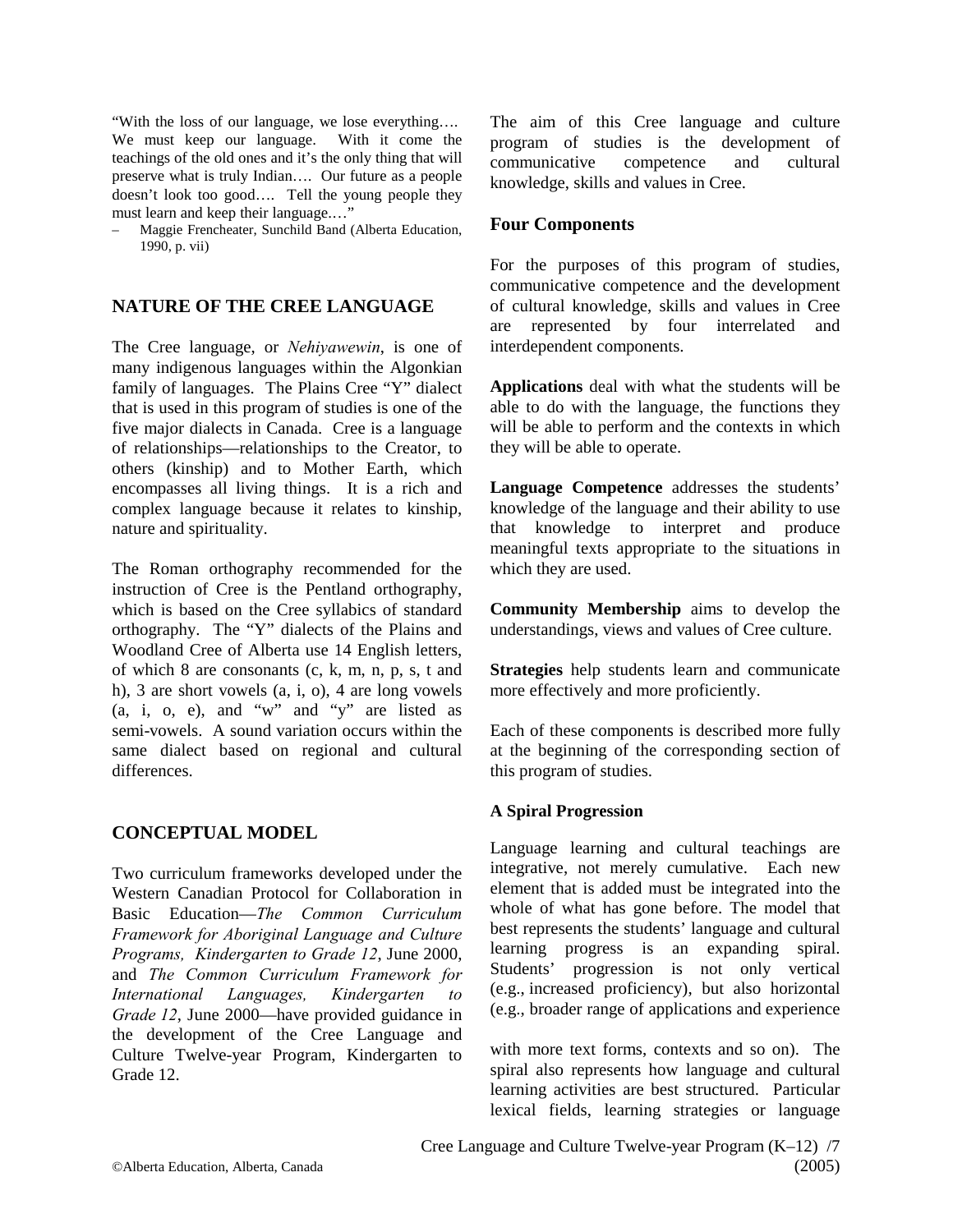"With the loss of our language, we lose everything…. We must keep our language. With it come the teachings of the old ones and it's the only thing that will preserve what is truly Indian…. Our future as a people doesn't look too good…. Tell the young people they must learn and keep their language.…"

– Maggie Frencheater, Sunchild Band (Alberta Education, 1990, p. vii)

## NATURE OF THE CREE LANGUAGE

The Cree language, or *Nehiyawewin*, is one of many indigenous languages within the Algonkian family of languages. The Plains Cree "Y" dialect that is used in this program of studies is one of the five major dialects in Canada. Cree is a language of relationships—relationships to the Creator, to others (kinship) and to Mother Earth, which encompasses all living things. It is a rich and complex language because it relates to kinship, nature and spirituality.

The Roman orthography recommended for the instruction of Cree is the Pentland orthography, which is based on the Cree syllabics of standard orthography. The "Y" dialects of the Plains and Woodland Cree of Alberta use 14 English letters, of which 8 are consonants (c, k, m, n, p, s, t and h), 3 are short vowels (a, i, o), 4 are long vowels (a, i, o, e), and "w" and "y" are listed as semi-vowels. A sound variation occurs within the same dialect based on regional and cultural differences.

## CONCEPTUAL MODEL

Two curriculum frameworks developed under the Western Canadian Protocol for Collaboration in Basic Education—*The Common Curriculum Framework for Aboriginal Language and Culture Programs, Kindergarten to Grade 12*, June 2000, and *The Common Curriculum Framework for International Languages, Kindergarten to Grade 12*, June 2000—have provided guidance in the development of the Cree Language and Culture Twelve-year Program, Kindergarten to Grade 12.

The aim of this Cree language and culture program of studies is the development of communicative competence and cultural knowledge, skills and values in Cree.

### Four Components

For the purposes of this program of studies, communicative competence and the development of cultural knowledge, skills and values in Cree are represented by four interrelated and interdependent components.

**Applications** deal with what the students will be able to do with the language, the functions they will be able to perform and the contexts in which they will be able to operate.

**Language Competence** addresses the students' knowledge of the language and their ability to use that knowledge to interpret and produce meaningful texts appropriate to the situations in which they are used.

**Community Membership** aims to develop the understandings, views and values of Cree culture.

**Strategies** help students learn and communicate more effectively and more proficiently.

Each of these components is described more fully at the beginning of the corresponding section of this program of studies.

#### A Spiral Progression

Language learning and cultural teachings are integrative, not merely cumulative. Each new element that is added must be integrated into the whole of what has gone before. The model that best represents the students' language and cultural learning progress is an expanding spiral. Students' progression is not only vertical (e.g., increased proficiency), but also horizontal (e.g., broader range of applications and experience with more text forms, contexts and so on). The spiral also represents how language and cultural learning activities are best structured. Particular lexical fields, learning strategies or language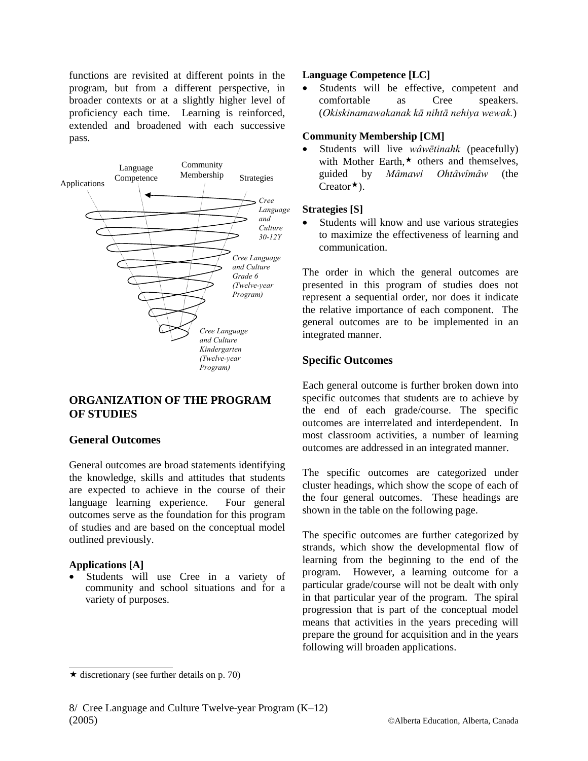functions are revisited at different points in the program, but from a different perspective, in broader contexts or at a slightly higher level of proficiency each time. Learning is reinforced, extended and broadened with each successive pass.

Applications
Language Competence
Community Membership
Strategies

*Cree Language and Culture 30-12Y*

*Cree Language and Culture Grade 6 (Twelve-year Program)*

*Cree Language and Culture Kindergarten (Twelve-year Program)*

## ORGANIZATION OF THE PROGRAM OF STUDIES

### General Outcomes

General outcomes are broad statements identifying the knowledge, skills and attitudes that students are expected to achieve in the course of their language learning experience. Four general outcomes serve as the foundation for this program of studies and are based on the conceptual model outlined previously.

**Applications [A]**

- Students will use Cree in a variety of community and school situations and for a variety of purposes.

**Language Competence [LC]**

- Students will be effective, competent and comfortable as Cree speakers. (*Okiskinamawakanak kā nihtā nehiya wewak.*)

**Community Membership [CM]**

- Students will live *wâwētinahk* (peacefully) with Mother Earth,★ others and themselves, guided by *Mâmawi Ohtâwîmâw* (the Creator★).

**Strategies [S]**

- Students will know and use various strategies to maximize the effectiveness of learning and communication.

The order in which the general outcomes are presented in this program of studies does not represent a sequential order, nor does it indicate the relative importance of each component. The general outcomes are to be implemented in an integrated manner.

### Specific Outcomes

Each general outcome is further broken down into specific outcomes that students are to achieve by the end of each grade/course. The specific outcomes are interrelated and interdependent. In most classroom activities, a number of learning outcomes are addressed in an integrated manner.

The specific outcomes are categorized under cluster headings, which show the scope of each of the four general outcomes. These headings are shown in the table on the following page.

The specific outcomes are further categorized by strands, which show the developmental flow of learning from the beginning to the end of the program. However, a learning outcome for a particular grade/course will not be dealt with only in that particular year of the program. The spiral progression that is part of the conceptual model means that activities in the years preceding will prepare the ground for acquisition and in the years following will broaden applications.

★ discretionary (see further details on p. 70)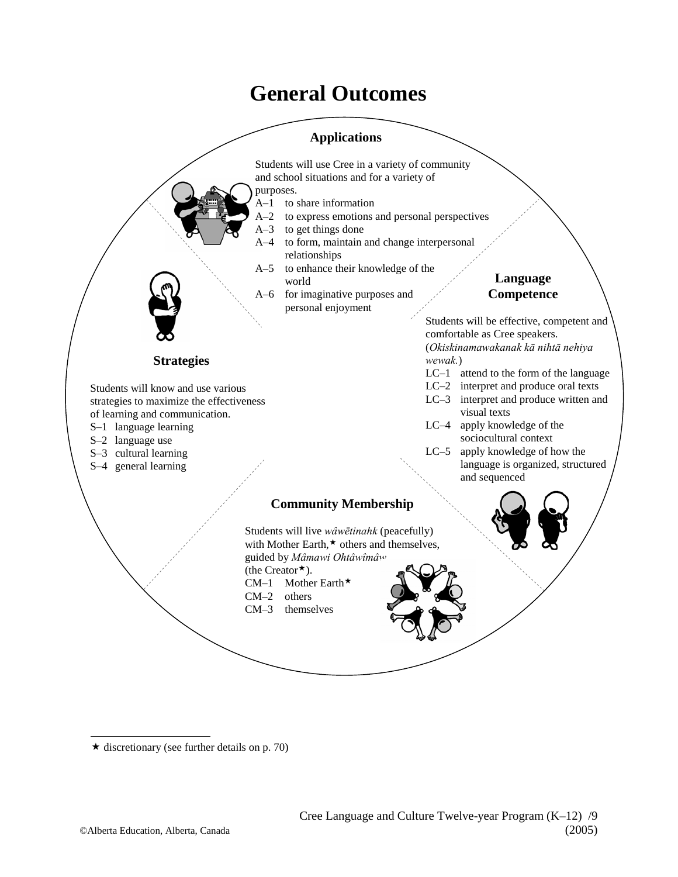# General Outcomes

## Applications

Students will use Cree in a variety of community and school situations and for a variety of purposes.

- A–1 to share information
- A–2 to express emotions and personal perspectives
- A–3 to get things done
- A–4 to form, maintain and change interpersonal relationships
- A–5 to enhance their knowledge of the world
- A–6 for imaginative purposes and personal enjoyment

## Language Competence

Students will be effective, competent and comfortable as Cree speakers. (*Okiskinamawakanak kā nihtā nehiya wewak.*)

- LC–1 attend to the form of the language
- LC–2 interpret and produce oral texts
- LC–3 interpret and produce written and visual texts
- LC–4 apply knowledge of the sociocultural context
- LC–5 apply knowledge of how the language is organized, structured and sequenced

## Strategies

Students will know and use various strategies to maximize the effectiveness of learning and communication.

- S–1 language learning
- S–2 language use
- S–3 cultural learning
- S–4 general learning

## Community Membership

Students will live *wâwētinahk* (peacefully) with Mother Earth,★ others and themselves, guided by *Mâmawi Ohtâwîmâw* (the Creator★).

- CM–1 Mother Earth★
- CM–2 others
- CM–3 themselves

---

★ discretionary (see further details on p. 70)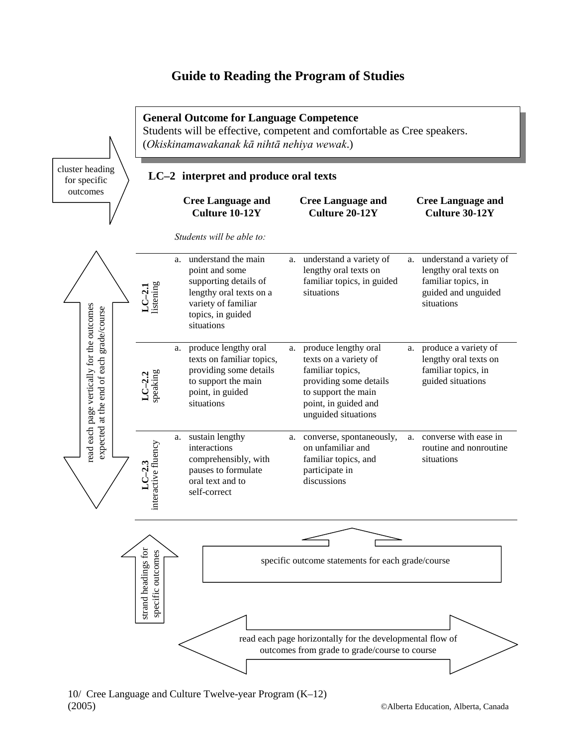# Guide to Reading the Program of Studies

**General Outcome for Language Competence**
Students will be effective, competent and comfortable as Cree speakers.
(*Okiskinamawakanak kā nihtā nehiya wewak*.)

cluster heading for specific outcomes

## LC–2 interpret and produce oral texts

*Students will be able to:*

| | Cree Language and Culture 10-12Y | Cree Language and Culture 20-12Y | Cree Language and Culture 30-12Y |
|---|---|---|---|
| **LC–2.1** listening | a. understand the main point and some supporting details of lengthy oral texts on a variety of familiar topics, in guided situations | a. understand a variety of lengthy oral texts on familiar topics, in guided situations | a. understand a variety of lengthy oral texts on familiar topics, in guided and unguided situations |
| **LC–2.2** speaking | a. produce lengthy oral texts on familiar topics, providing some details to support the main point, in guided situations | a. produce lengthy oral texts on a variety of familiar topics, providing some details to support the main point, in guided and unguided situations | a. produce a variety of lengthy oral texts on familiar topics, in guided situations |
| **LC–2.3** interactive fluency | a. sustain lengthy interactions comprehensibly, with pauses to formulate oral text and to self-correct | a. converse, spontaneously, on unfamiliar and familiar topics, and participate in discussions | a. converse with ease in routine and nonroutine situations |

read each page vertically for the outcomes expected at the end of each grade/course

strand headings for specific outcomes

specific outcome statements for each grade/course

read each page horizontally for the developmental flow of outcomes from grade to grade/course to course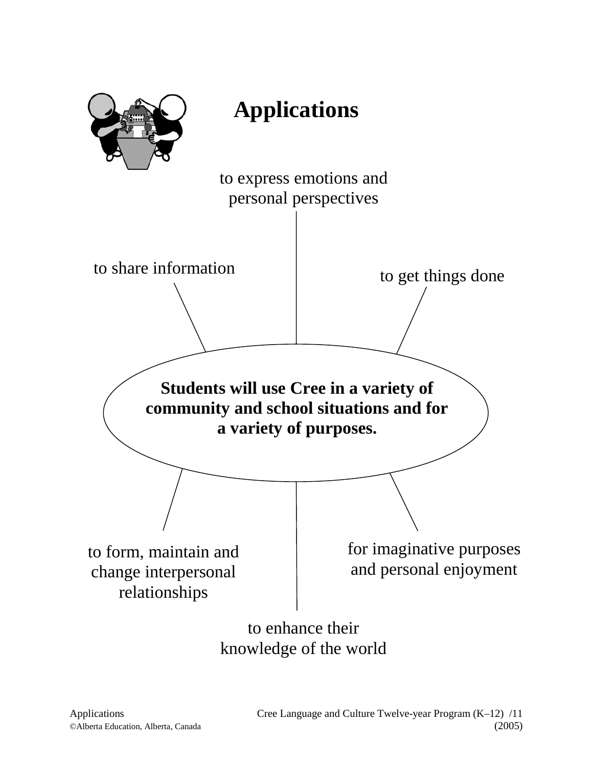# Applications

**Students will use Cree in a variety of community and school situations and for a variety of purposes.**

- to express emotions and personal perspectives
- to get things done
- for imaginative purposes and personal enjoyment
- to enhance their knowledge of the world
- to form, maintain and change interpersonal relationships
- to share information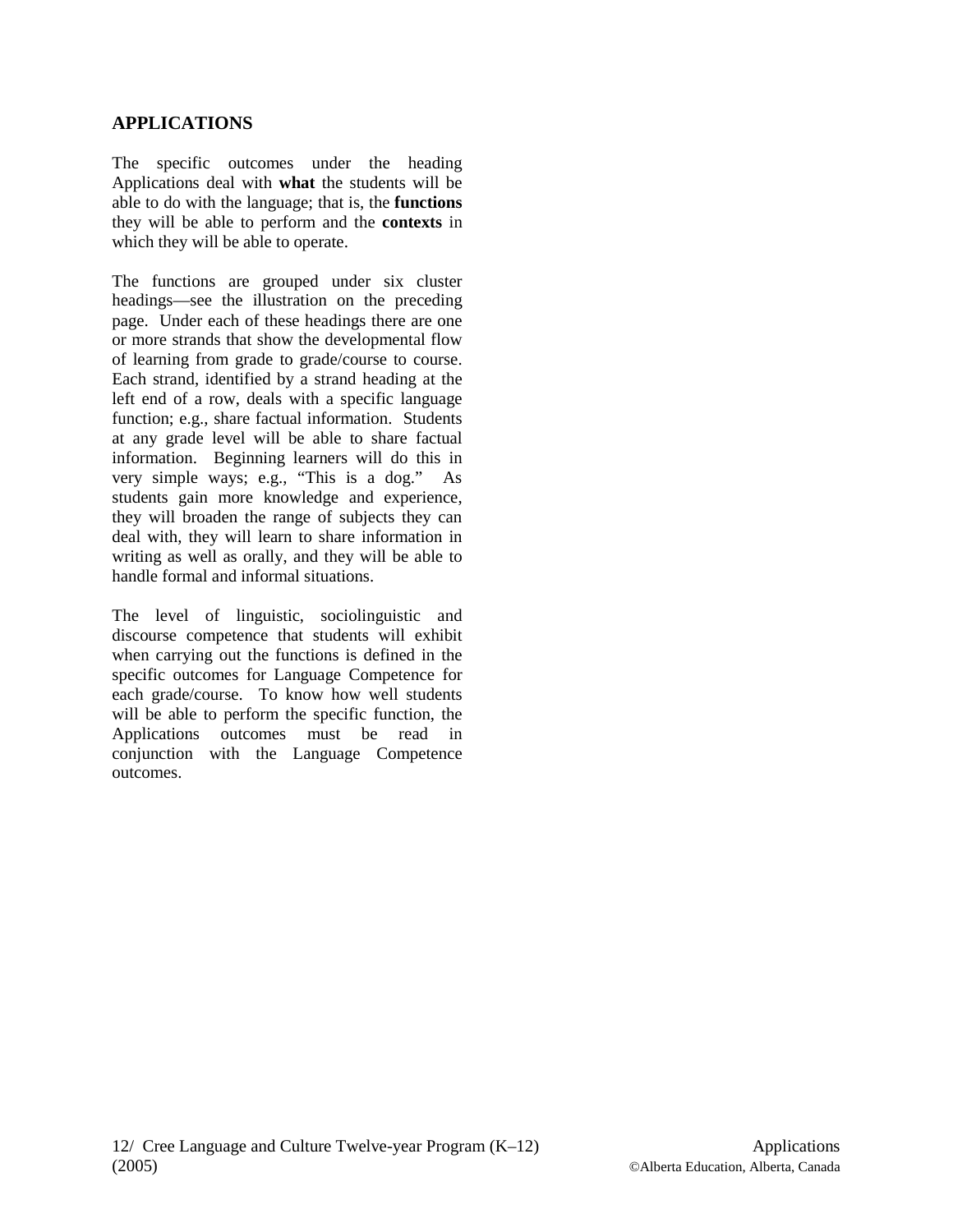## APPLICATIONS

The specific outcomes under the heading Applications deal with **what** the students will be able to do with the language; that is, the **functions** they will be able to perform and the **contexts** in which they will be able to operate.

The functions are grouped under six cluster headings—see the illustration on the preceding page. Under each of these headings there are one or more strands that show the developmental flow of learning from grade to grade/course to course. Each strand, identified by a strand heading at the left end of a row, deals with a specific language function; e.g., share factual information. Students at any grade level will be able to share factual information. Beginning learners will do this in very simple ways; e.g., "This is a dog." As students gain more knowledge and experience, they will broaden the range of subjects they can deal with, they will learn to share information in writing as well as orally, and they will be able to handle formal and informal situations.

The level of linguistic, sociolinguistic and discourse competence that students will exhibit when carrying out the functions is defined in the specific outcomes for Language Competence for each grade/course. To know how well students will be able to perform the specific function, the Applications outcomes must be read in conjunction with the Language Competence outcomes.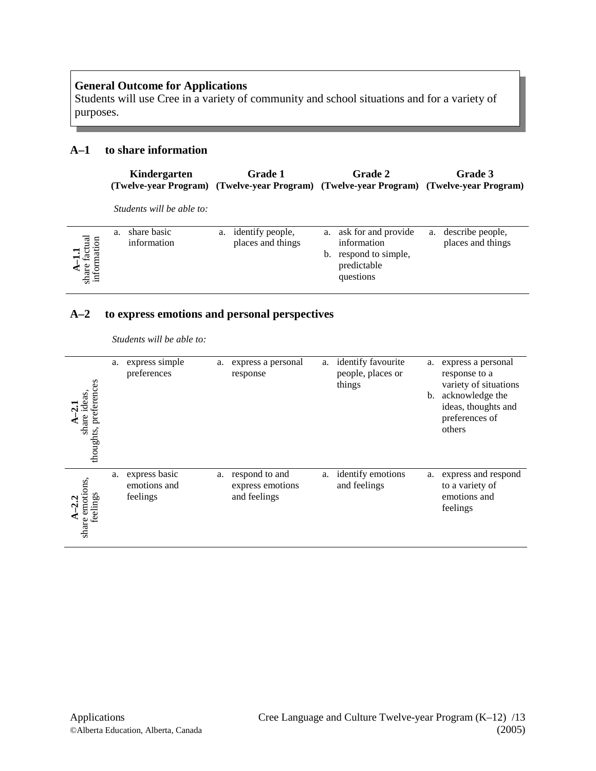**General Outcome for Applications**
Students will use Cree in a variety of community and school situations and for a variety of purposes.

## A–1 to share information

*Students will be able to:*

| | Kindergarten (Twelve-year Program) | Grade 1 (Twelve-year Program) | Grade 2 (Twelve-year Program) | Grade 3 (Twelve-year Program) |
|---|---|---|---|---|
| **A–1.1** share factual information | a. share basic information | a. identify people, places and things | a. ask for and provide information<br>b. respond to simple, predictable questions | a. describe people, places and things |

## A–2 to express emotions and personal perspectives

*Students will be able to:*

| | Kindergarten (Twelve-year Program) | Grade 1 (Twelve-year Program) | Grade 2 (Twelve-year Program) | Grade 3 (Twelve-year Program) |
|---|---|---|---|---|
| **A–2.1** share ideas, thoughts, preferences | a. express simple preferences | a. express a personal response | a. identify favourite people, places or things | a. express a personal response to a variety of situations<br>b. acknowledge the ideas, thoughts and preferences of others |
| **A–2.2** share emotions, feelings | a. express basic emotions and feelings | a. respond to and express emotions and feelings | a. identify emotions and feelings | a. express and respond to a variety of emotions and feelings |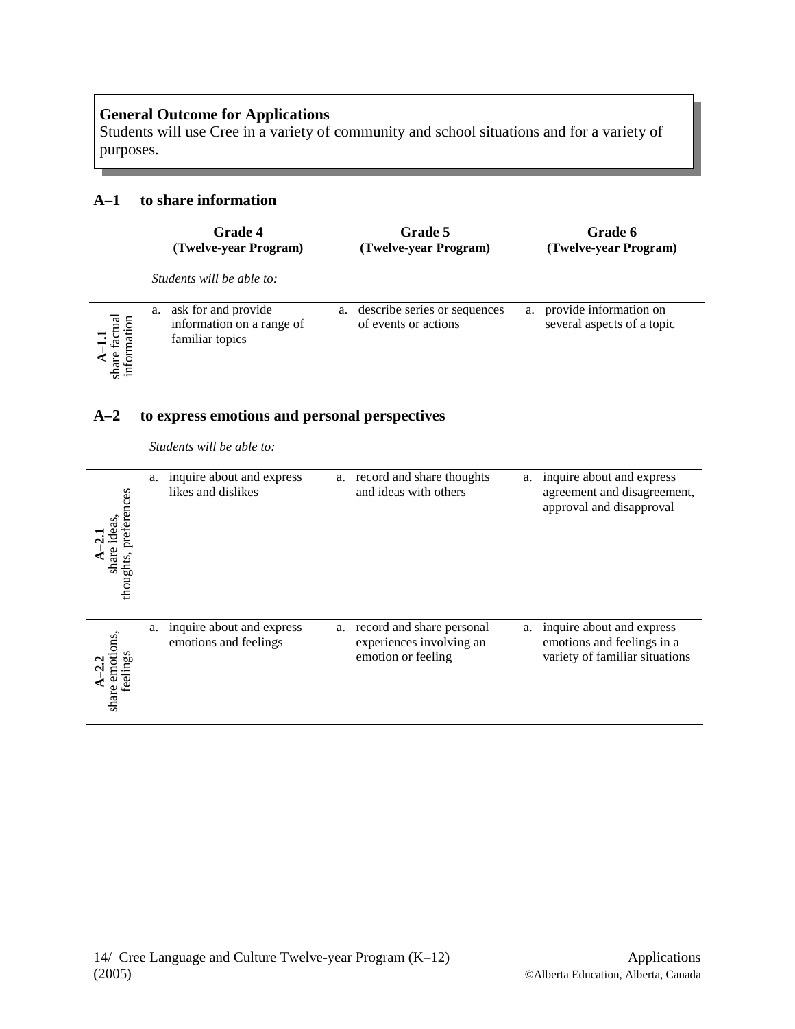**General Outcome for Applications**
Students will use Cree in a variety of community and school situations and for a variety of purposes.

## A–1 to share information

*Students will be able to:*

| | Grade 4 (Twelve-year Program) | Grade 5 (Twelve-year Program) | Grade 6 (Twelve-year Program) |
|---|---|---|---|
| **A–1.1** share factual information | a. ask for and provide information on a range of familiar topics | a. describe series or sequences of events or actions | a. provide information on several aspects of a topic |

## A–2 to express emotions and personal perspectives

*Students will be able to:*

| | Grade 4 (Twelve-year Program) | Grade 5 (Twelve-year Program) | Grade 6 (Twelve-year Program) |
|---|---|---|---|
| **A–2.1** share ideas, thoughts, preferences | a. inquire about and express likes and dislikes | a. record and share thoughts and ideas with others | a. inquire about and express agreement and disagreement, approval and disapproval |
| **A–2.2** share emotions, feelings | a. inquire about and express emotions and feelings | a. record and share personal experiences involving an emotion or feeling | a. inquire about and express emotions and feelings in a variety of familiar situations |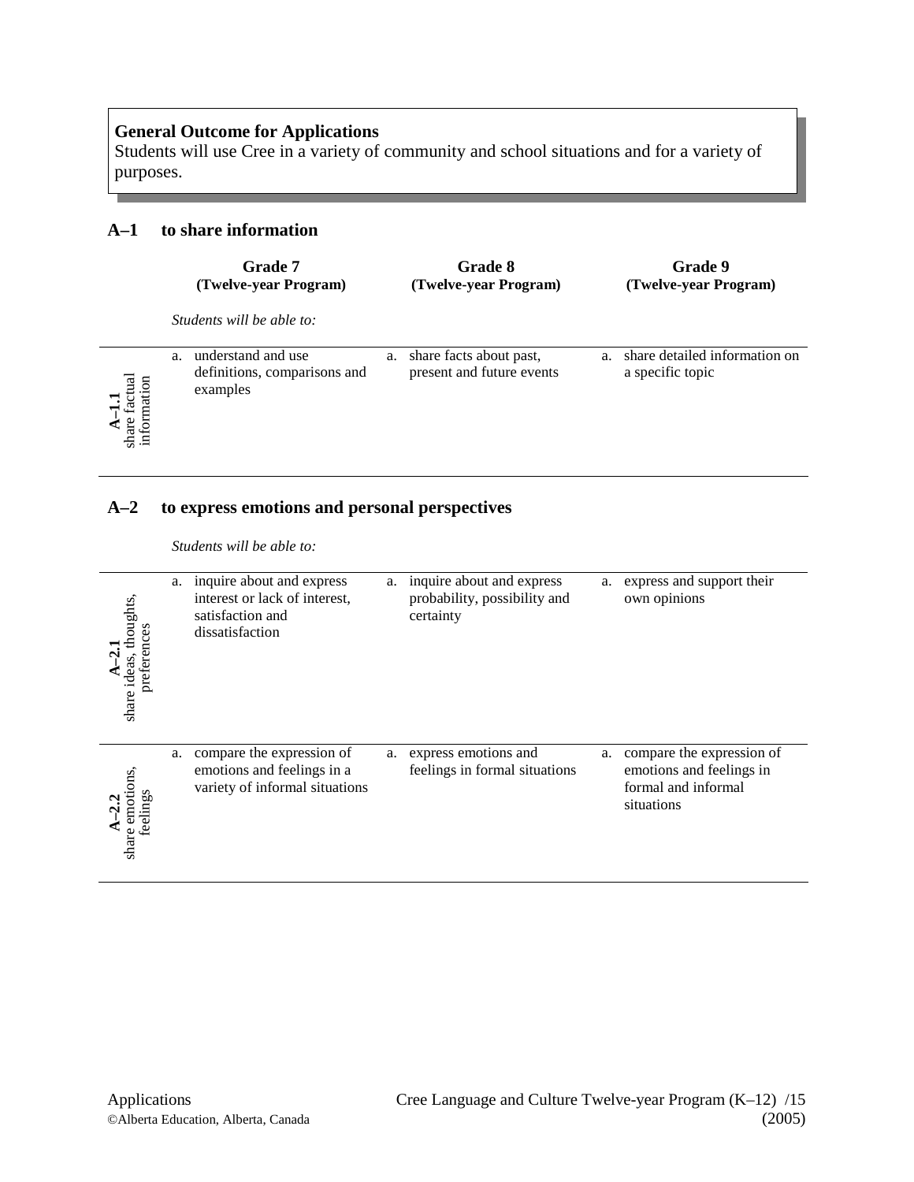**General Outcome for Applications**
Students will use Cree in a variety of community and school situations and for a variety of purposes.

## A–1 to share information

| | Grade 7 (Twelve-year Program) | Grade 8 (Twelve-year Program) | Grade 9 (Twelve-year Program) |
|---|---|---|---|
| | *Students will be able to:* | | |
| **A–1.1** share factual information | a. understand and use definitions, comparisons and examples | a. share facts about past, present and future events | a. share detailed information on a specific topic |

## A–2 to express emotions and personal perspectives

*Students will be able to:*

| | Grade 7 (Twelve-year Program) | Grade 8 (Twelve-year Program) | Grade 9 (Twelve-year Program) |
|---|---|---|---|
| **A–2.1** share ideas, thoughts, preferences | a. inquire about and express interest or lack of interest, satisfaction and dissatisfaction | a. inquire about and express probability, possibility and certainty | a. express and support their own opinions |
| **A–2.2** share emotions, feelings | a. compare the expression of emotions and feelings in a variety of informal situations | a. express emotions and feelings in formal situations | a. compare the expression of emotions and feelings in formal and informal situations |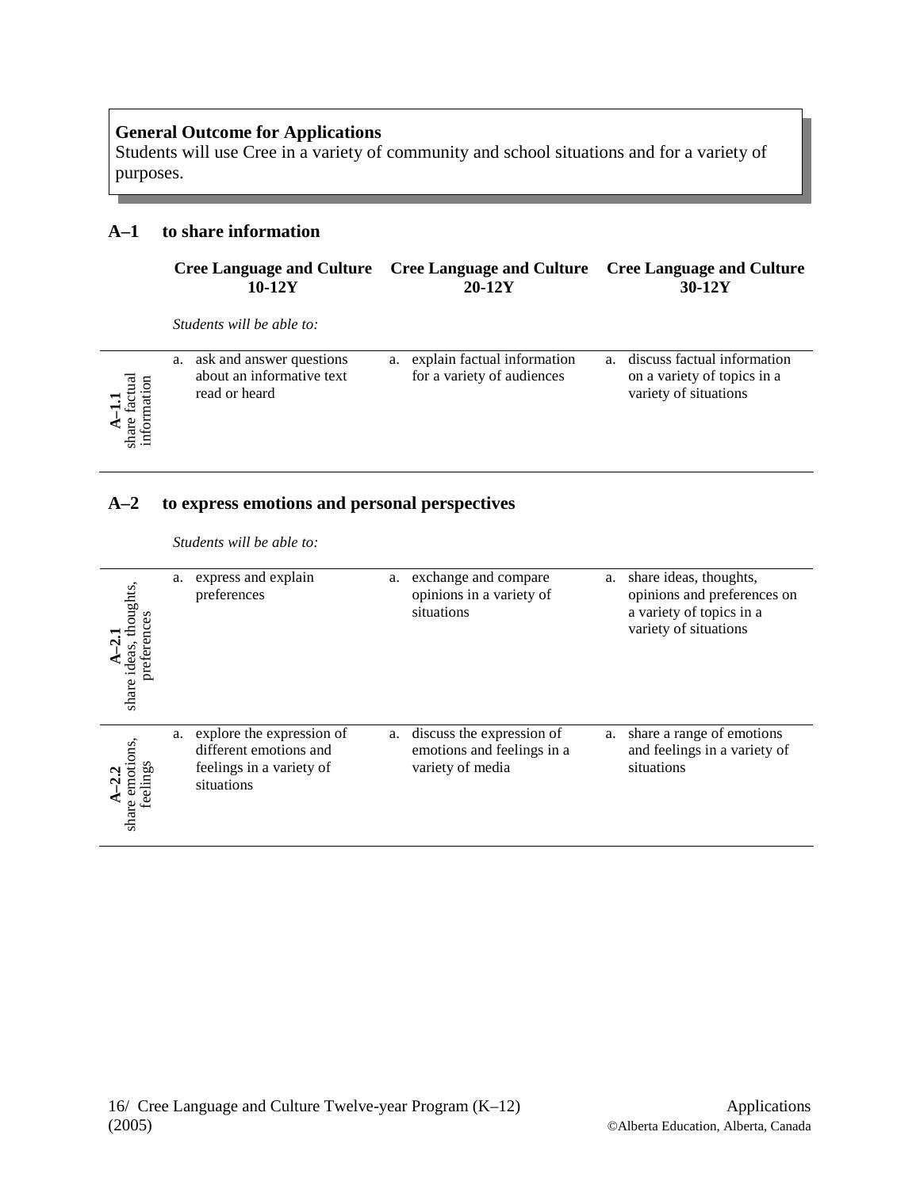**General Outcome for Applications**
Students will use Cree in a variety of community and school situations and for a variety of purposes.

## A–1 to share information

| | Cree Language and Culture 10-12Y | Cree Language and Culture 20-12Y | Cree Language and Culture 30-12Y |
|---|---|---|---|
| | *Students will be able to:* | | |
| **A–1.1** share factual information | a. ask and answer questions about an informative text read or heard | a. explain factual information for a variety of audiences | a. discuss factual information on a variety of topics in a variety of situations |

## A–2 to express emotions and personal perspectives

| | Cree Language and Culture 10-12Y | Cree Language and Culture 20-12Y | Cree Language and Culture 30-12Y |
|---|---|---|---|
| | *Students will be able to:* | | |
| **A–2.1** share ideas, thoughts, preferences | a. express and explain preferences | a. exchange and compare opinions in a variety of situations | a. share ideas, thoughts, opinions and preferences on a variety of topics in a variety of situations |
| **A–2.2** share emotions, feelings | a. explore the expression of different emotions and feelings in a variety of situations | a. discuss the expression of emotions and feelings in a variety of media | a. share a range of emotions and feelings in a variety of situations |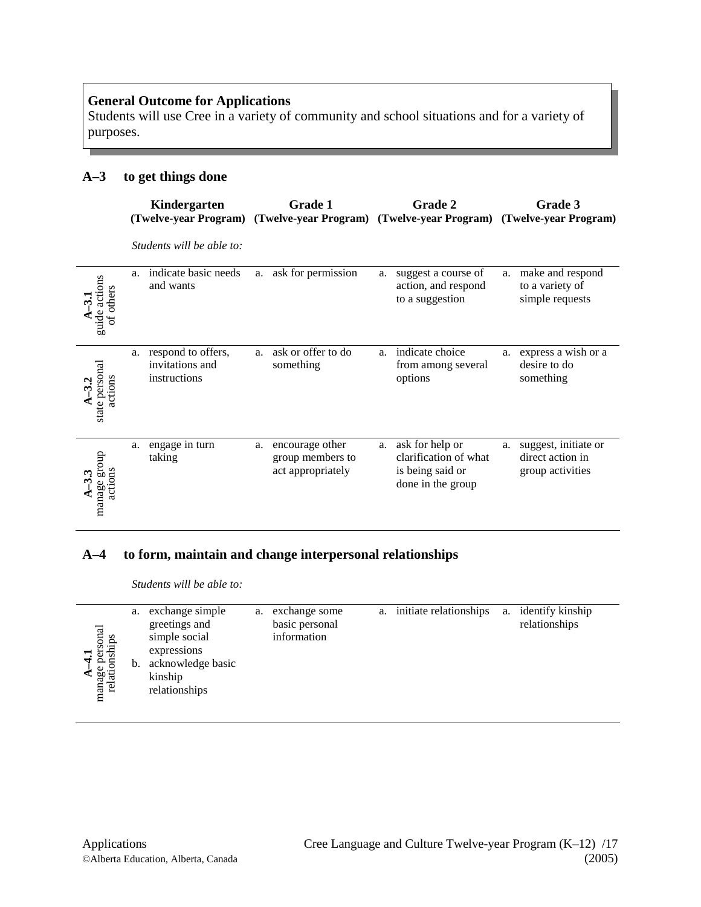**General Outcome for Applications**
Students will use Cree in a variety of community and school situations and for a variety of purposes.

## A–3 to get things done

*Students will be able to:*

| | Kindergarten (Twelve-year Program) | Grade 1 (Twelve-year Program) | Grade 2 (Twelve-year Program) | Grade 3 (Twelve-year Program) |
|---|---|---|---|---|
| **A–3.1** guide actions of others | a. indicate basic needs and wants | a. ask for permission | a. suggest a course of action, and respond to a suggestion | a. make and respond to a variety of simple requests |
| **A–3.2** state personal actions | a. respond to offers, invitations and instructions | a. ask or offer to do something | a. indicate choice from among several options | a. express a wish or a desire to do something |
| **A–3.3** manage group actions | a. engage in turn taking | a. encourage other group members to act appropriately | a. ask for help or clarification of what is being said or done in the group | a. suggest, initiate or direct action in group activities |

## A–4 to form, maintain and change interpersonal relationships

*Students will be able to:*

| | Kindergarten (Twelve-year Program) | Grade 1 (Twelve-year Program) | Grade 2 (Twelve-year Program) | Grade 3 (Twelve-year Program) |
|---|---|---|---|---|
| **A–4.1** manage personal relationships | a. exchange simple greetings and simple social expressions<br>b. acknowledge basic kinship relationships | a. exchange some basic personal information | a. initiate relationships | a. identify kinship relationships |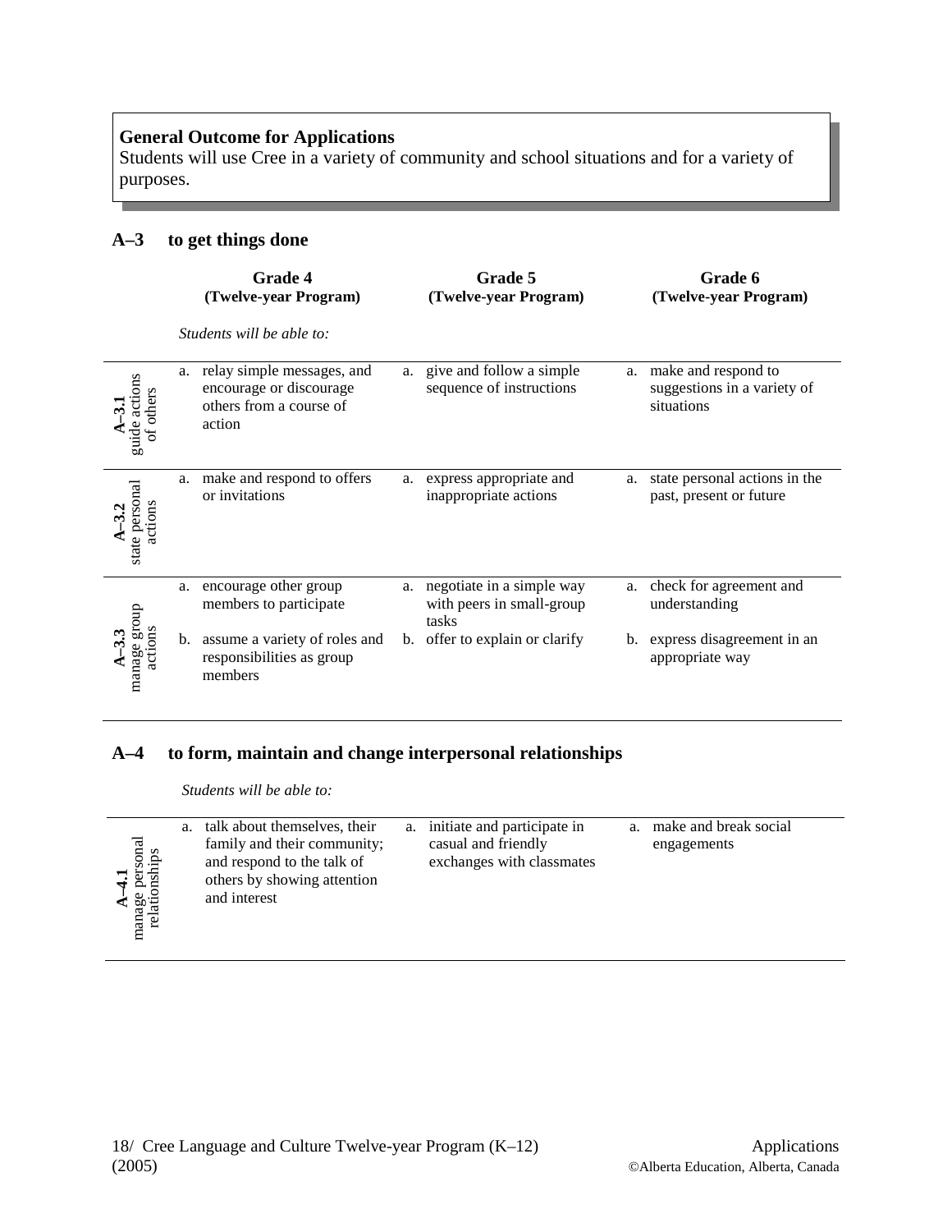**General Outcome for Applications**
Students will use Cree in a variety of community and school situations and for a variety of purposes.

## A–3 to get things done

| | Grade 4 (Twelve-year Program) | Grade 5 (Twelve-year Program) | Grade 6 (Twelve-year Program) |
|---|---|---|---|
| | *Students will be able to:* | | |
| **A–3.1** guide actions of others | a. relay simple messages, and encourage or discourage others from a course of action | a. give and follow a simple sequence of instructions | a. make and respond to suggestions in a variety of situations |
| **A–3.2** state personal actions | a. make and respond to offers or invitations | a. express appropriate and inappropriate actions | a. state personal actions in the past, present or future |
| **A–3.3** manage group actions | a. encourage other group members to participate<br>b. assume a variety of roles and responsibilities as group members | a. negotiate in a simple way with peers in small-group tasks<br>b. offer to explain or clarify | a. check for agreement and understanding<br>b. express disagreement in an appropriate way |

## A–4 to form, maintain and change interpersonal relationships

| | Grade 4 | Grade 5 | Grade 6 |
|---|---|---|---|
| | *Students will be able to:* | | |
| **A–4.1** manage personal relationships | a. talk about themselves, their family and their community; and respond to the talk of others by showing attention and interest | a. initiate and participate in casual and friendly exchanges with classmates | a. make and break social engagements |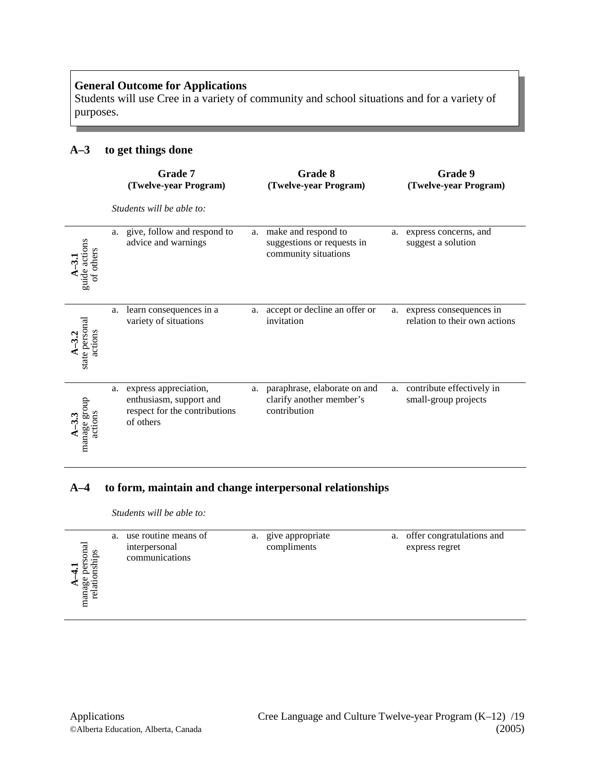**General Outcome for Applications**
Students will use Cree in a variety of community and school situations and for a variety of purposes.

## A–3 to get things done

*Students will be able to:*

| | Grade 7 (Twelve-year Program) | Grade 8 (Twelve-year Program) | Grade 9 (Twelve-year Program) |
|---|---|---|---|
| **A–3.1** guide actions of others | a. give, follow and respond to advice and warnings | a. make and respond to suggestions or requests in community situations | a. express concerns, and suggest a solution |
| **A–3.2** state personal actions | a. learn consequences in a variety of situations | a. accept or decline an offer or invitation | a. express consequences in relation to their own actions |
| **A–3.3** manage group actions | a. express appreciation, enthusiasm, support and respect for the contributions of others | a. paraphrase, elaborate on and clarify another member's contribution | a. contribute effectively in small-group projects |

## A–4 to form, maintain and change interpersonal relationships

*Students will be able to:*

| | Grade 7 (Twelve-year Program) | Grade 8 (Twelve-year Program) | Grade 9 (Twelve-year Program) |
|---|---|---|---|
| **A–4.1** manage personal relationships | a. use routine means of interpersonal communications | a. give appropriate compliments | a. offer congratulations and express regret |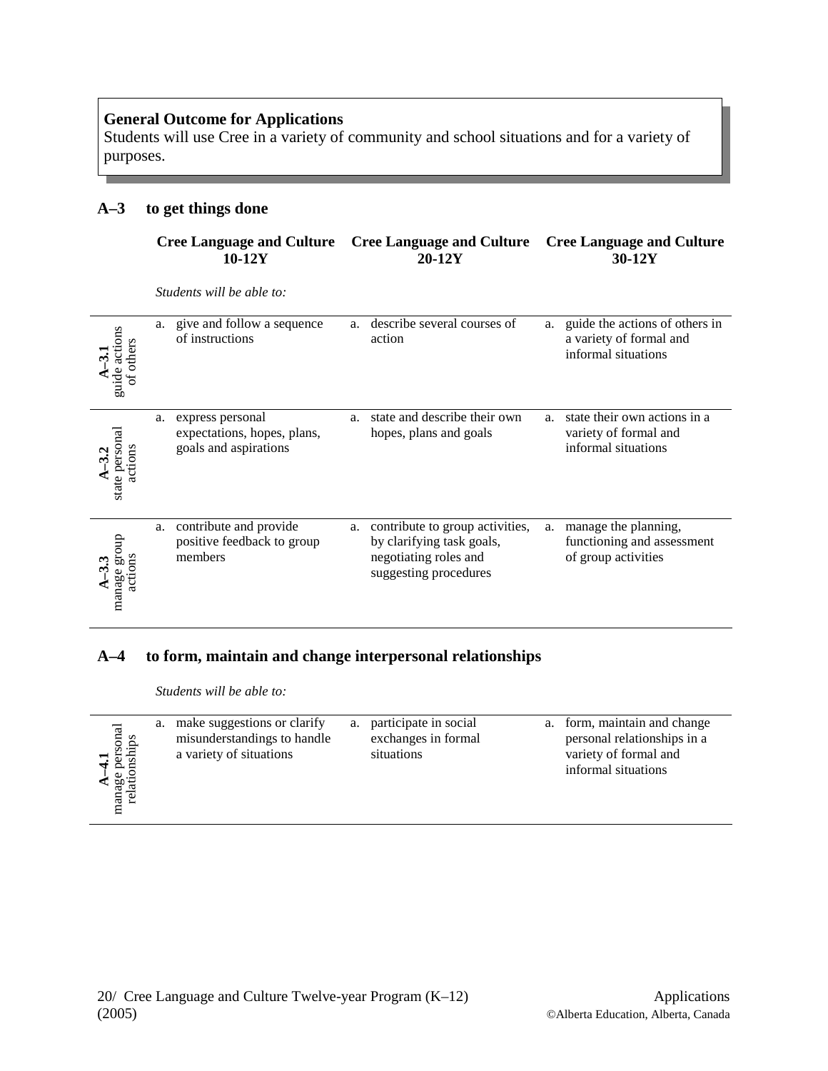**General Outcome for Applications**
Students will use Cree in a variety of community and school situations and for a variety of purposes.

## A–3 to get things done

*Students will be able to:*

| | Cree Language and Culture 10-12Y | Cree Language and Culture 20-12Y | Cree Language and Culture 30-12Y |
|---|---|---|---|
| **A–3.1** guide actions of others | a. give and follow a sequence of instructions | a. describe several courses of action | a. guide the actions of others in a variety of formal and informal situations |
| **A–3.2** state personal actions | a. express personal expectations, hopes, plans, goals and aspirations | a. state and describe their own hopes, plans and goals | a. state their own actions in a variety of formal and informal situations |
| **A–3.3** manage group actions | a. contribute and provide positive feedback to group members | a. contribute to group activities, by clarifying task goals, negotiating roles and suggesting procedures | a. manage the planning, functioning and assessment of group activities |

## A–4 to form, maintain and change interpersonal relationships

*Students will be able to:*

| | Cree Language and Culture 10-12Y | Cree Language and Culture 20-12Y | Cree Language and Culture 30-12Y |
|---|---|---|---|
| **A–4.1** manage personal relationships | a. make suggestions or clarify misunderstandings to handle a variety of situations | a. participate in social exchanges in formal situations | a. form, maintain and change personal relationships in a variety of formal and informal situations |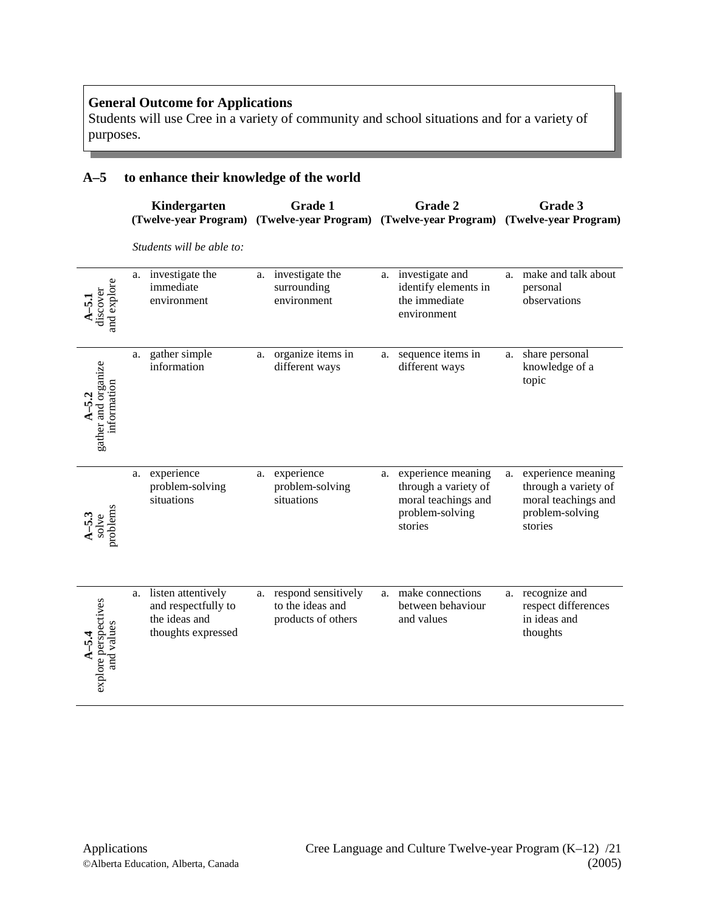**General Outcome for Applications**
Students will use Cree in a variety of community and school situations and for a variety of purposes.

## A–5 to enhance their knowledge of the world

*Students will be able to:*

| | Kindergarten (Twelve-year Program) | Grade 1 (Twelve-year Program) | Grade 2 (Twelve-year Program) | Grade 3 (Twelve-year Program) |
|---|---|---|---|---|
| **A–5.1** discover and explore | a. investigate the immediate environment | a. investigate the surrounding environment | a. investigate and identify elements in the immediate environment | a. make and talk about personal observations |
| **A–5.2** gather and organize information | a. gather simple information | a. organize items in different ways | a. sequence items in different ways | a. share personal knowledge of a topic |
| **A–5.3** solve problems | a. experience problem-solving situations | a. experience problem-solving situations | a. experience meaning through a variety of moral teachings and problem-solving stories | a. experience meaning through a variety of moral teachings and problem-solving stories |
| **A–5.4** explore perspectives and values | a. listen attentively and respectfully to the ideas and thoughts expressed | a. respond sensitively to the ideas and products of others | a. make connections between behaviour and values | a. recognize and respect differences in ideas and thoughts |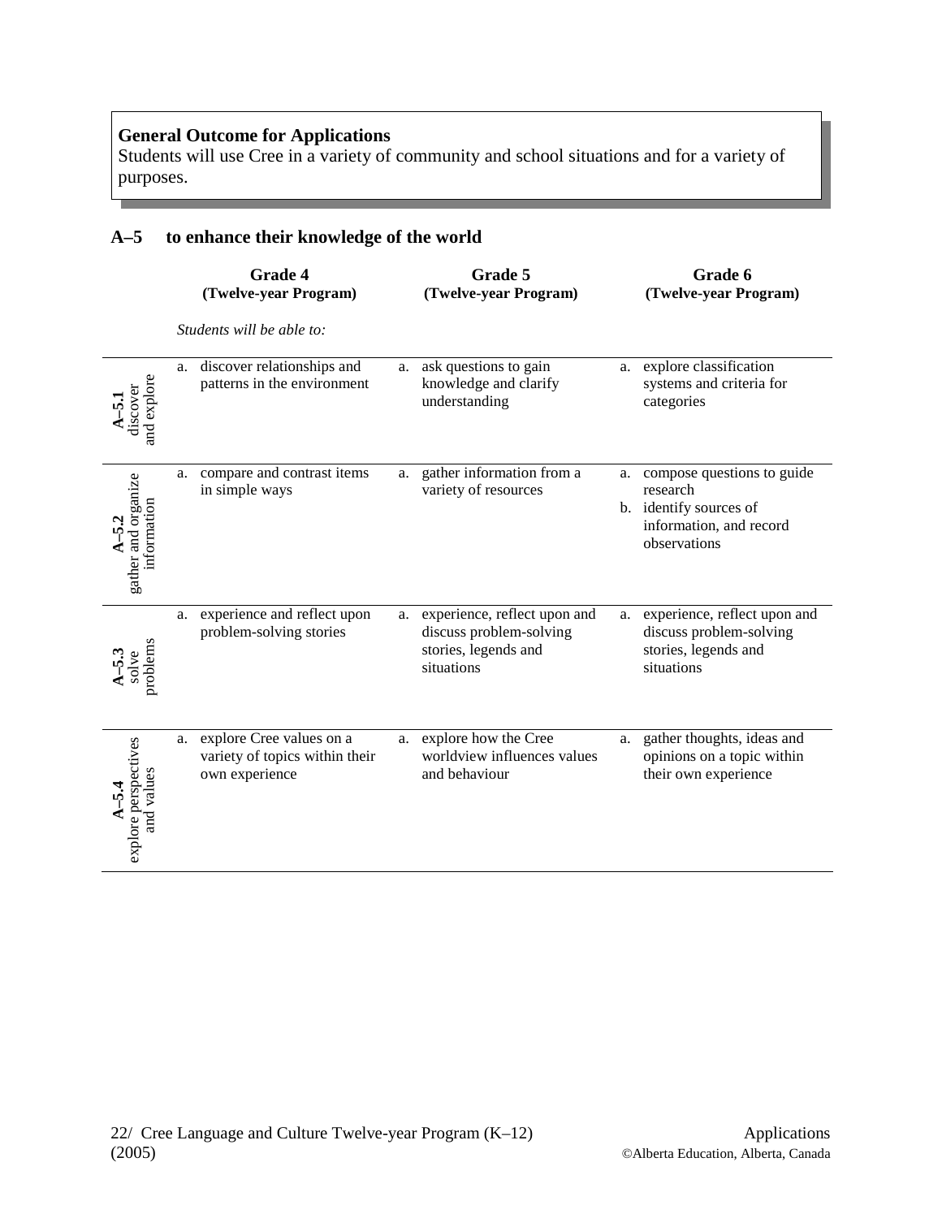**General Outcome for Applications**
Students will use Cree in a variety of community and school situations and for a variety of purposes.

## A–5 to enhance their knowledge of the world

*Students will be able to:*

| | Grade 4 (Twelve-year Program) | Grade 5 (Twelve-year Program) | Grade 6 (Twelve-year Program) |
|---|---|---|---|
| **A–5.1** discover and explore | a. discover relationships and patterns in the environment | a. ask questions to gain knowledge and clarify understanding | a. explore classification systems and criteria for categories |
| **A–5.2** gather and organize information | a. compare and contrast items in simple ways | a. gather information from a variety of resources | a. compose questions to guide research<br>b. identify sources of information, and record observations |
| **A–5.3** solve problems | a. experience and reflect upon problem-solving stories | a. experience, reflect upon and discuss problem-solving stories, legends and situations | a. experience, reflect upon and discuss problem-solving stories, legends and situations |
| **A–5.4** explore perspectives and values | a. explore Cree values on a variety of topics within their own experience | a. explore how the Cree worldview influences values and behaviour | a. gather thoughts, ideas and opinions on a topic within their own experience |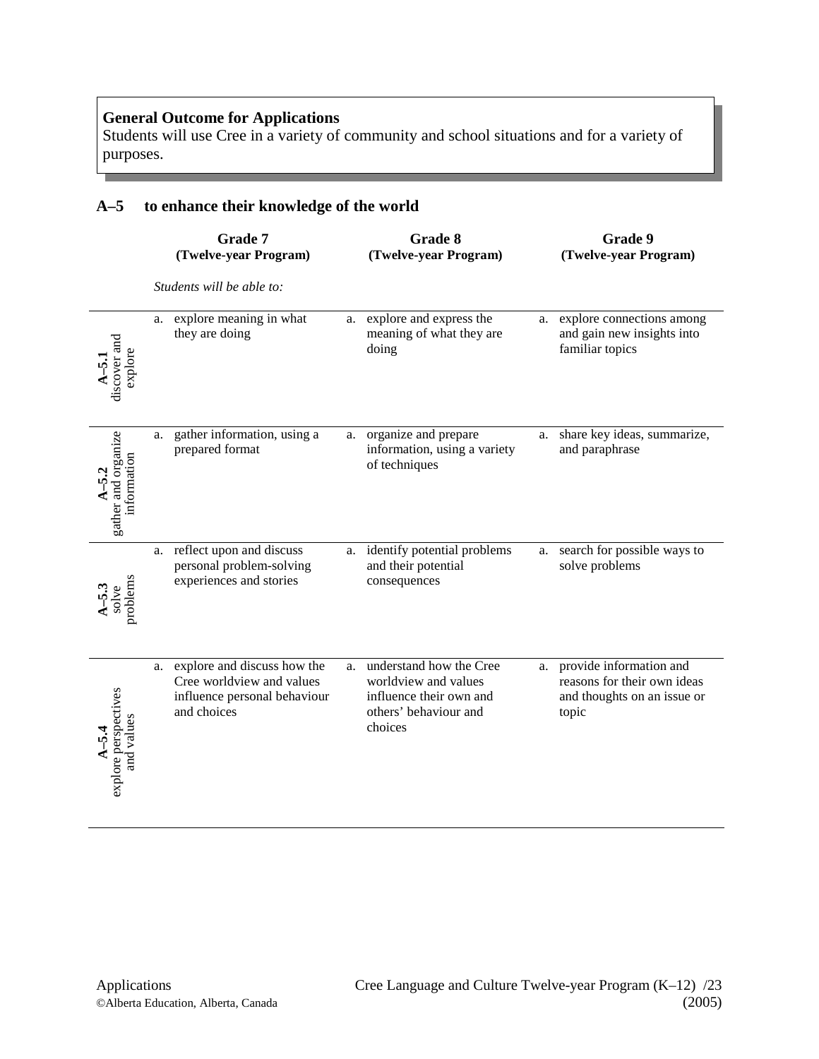**General Outcome for Applications**
Students will use Cree in a variety of community and school situations and for a variety of purposes.

## A–5 to enhance their knowledge of the world

| | Grade 7 (Twelve-year Program) | Grade 8 (Twelve-year Program) | Grade 9 (Twelve-year Program) |
|---|---|---|---|
| | *Students will be able to:* | | |
| **A–5.1** discover and explore | a. explore meaning in what they are doing | a. explore and express the meaning of what they are doing | a. explore connections among and gain new insights into familiar topics |
| **A–5.2** gather and organize information | a. gather information, using a prepared format | a. organize and prepare information, using a variety of techniques | a. share key ideas, summarize, and paraphrase |
| **A–5.3** solve problems | a. reflect upon and discuss personal problem-solving experiences and stories | a. identify potential problems and their potential consequences | a. search for possible ways to solve problems |
| **A–5.4** explore perspectives and values | a. explore and discuss how the Cree worldview and values influence personal behaviour and choices | a. understand how the Cree worldview and values influence their own and others' behaviour and choices | a. provide information and reasons for their own ideas and thoughts on an issue or topic |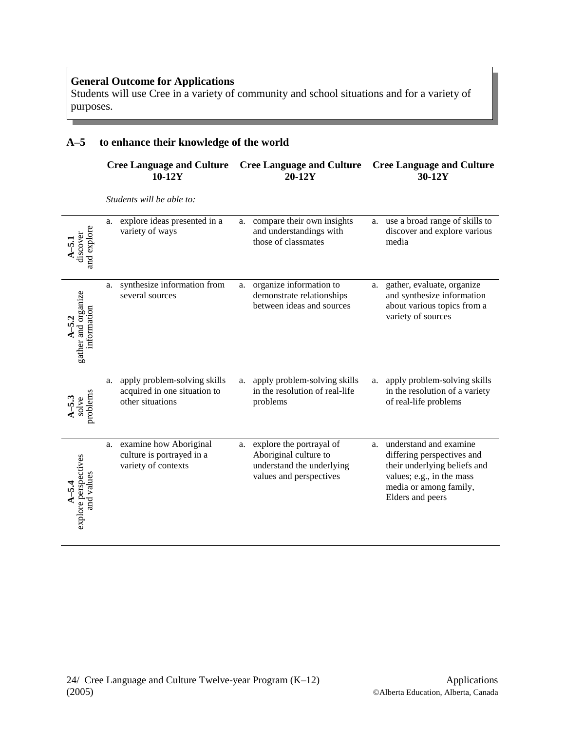**General Outcome for Applications**
Students will use Cree in a variety of community and school situations and for a variety of purposes.

## A–5 to enhance their knowledge of the world

| | Cree Language and Culture 10-12Y | Cree Language and Culture 20-12Y | Cree Language and Culture 30-12Y |
|---|---|---|---|
| | *Students will be able to:* | | |
| **A–5.1** discover and explore | a. explore ideas presented in a variety of ways | a. compare their own insights and understandings with those of classmates | a. use a broad range of skills to discover and explore various media |
| **A–5.2** gather and organize information | a. synthesize information from several sources | a. organize information to demonstrate relationships between ideas and sources | a. gather, evaluate, organize and synthesize information about various topics from a variety of sources |
| **A–5.3** solve problems | a. apply problem-solving skills acquired in one situation to other situations | a. apply problem-solving skills in the resolution of real-life problems | a. apply problem-solving skills in the resolution of a variety of real-life problems |
| **A–5.4** explore perspectives and values | a. examine how Aboriginal culture is portrayed in a variety of contexts | a. explore the portrayal of Aboriginal culture to understand the underlying values and perspectives | a. understand and examine differing perspectives and their underlying beliefs and values; e.g., in the mass media or among family, Elders and peers |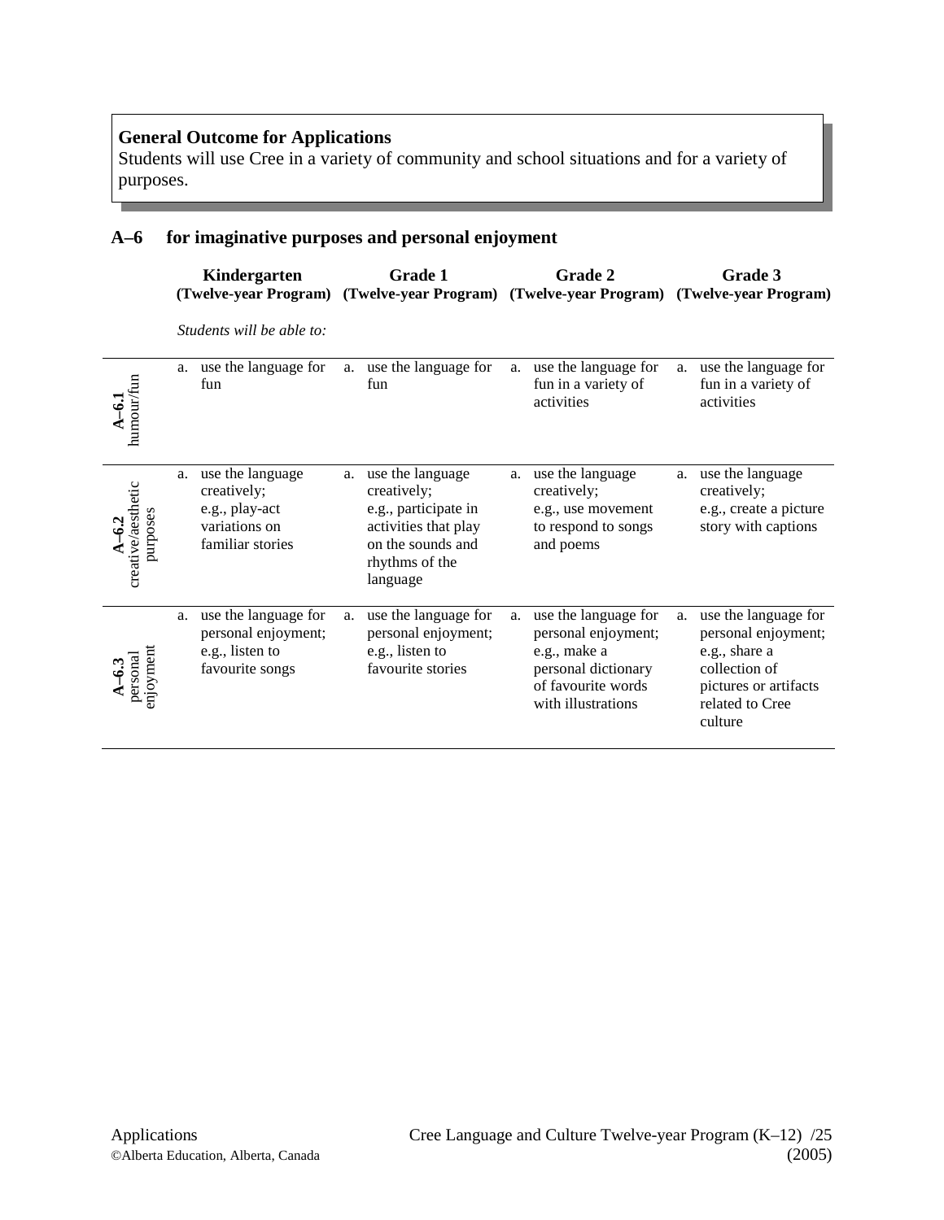**General Outcome for Applications**
Students will use Cree in a variety of community and school situations and for a variety of purposes.

## A–6 for imaginative purposes and personal enjoyment

*Students will be able to:*

| | Kindergarten (Twelve-year Program) | Grade 1 (Twelve-year Program) | Grade 2 (Twelve-year Program) | Grade 3 (Twelve-year Program) |
|---|---|---|---|---|
| **A–6.1** humour/fun | a. use the language for fun | a. use the language for fun | a. use the language for fun in a variety of activities | a. use the language for fun in a variety of activities |
| **A–6.2** creative/aesthetic purposes | a. use the language creatively; e.g., play-act variations on familiar stories | a. use the language creatively; e.g., participate in activities that play on the sounds and rhythms of the language | a. use the language creatively; e.g., use movement to respond to songs and poems | a. use the language creatively; e.g., create a picture story with captions |
| **A–6.3** personal enjoyment | a. use the language for personal enjoyment; e.g., listen to favourite songs | a. use the language for personal enjoyment; e.g., listen to favourite stories | a. use the language for personal enjoyment; e.g., make a personal dictionary of favourite words with illustrations | a. use the language for personal enjoyment; e.g., share a collection of pictures or artifacts related to Cree culture |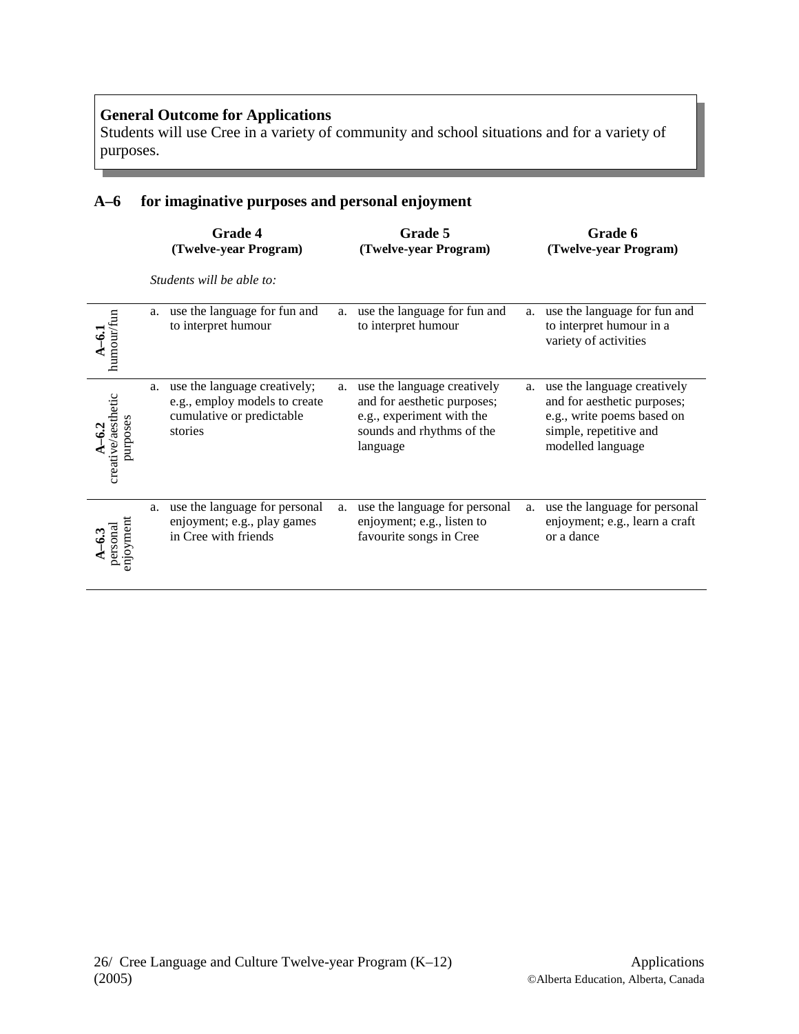**General Outcome for Applications**
Students will use Cree in a variety of community and school situations and for a variety of purposes.

## A–6 for imaginative purposes and personal enjoyment

*Students will be able to:*

| | Grade 4 (Twelve-year Program) | Grade 5 (Twelve-year Program) | Grade 6 (Twelve-year Program) |
|---|---|---|---|
| **A–6.1** humour/fun | a. use the language for fun and to interpret humour | a. use the language for fun and to interpret humour | a. use the language for fun and to interpret humour in a variety of activities |
| **A–6.2** creative/aesthetic purposes | a. use the language creatively; e.g., employ models to create cumulative or predictable stories | a. use the language creatively and for aesthetic purposes; e.g., experiment with the sounds and rhythms of the language | a. use the language creatively and for aesthetic purposes; e.g., write poems based on simple, repetitive and modelled language |
| **A–6.3** personal enjoyment | a. use the language for personal enjoyment; e.g., play games in Cree with friends | a. use the language for personal enjoyment; e.g., listen to favourite songs in Cree | a. use the language for personal enjoyment; e.g., learn a craft or a dance |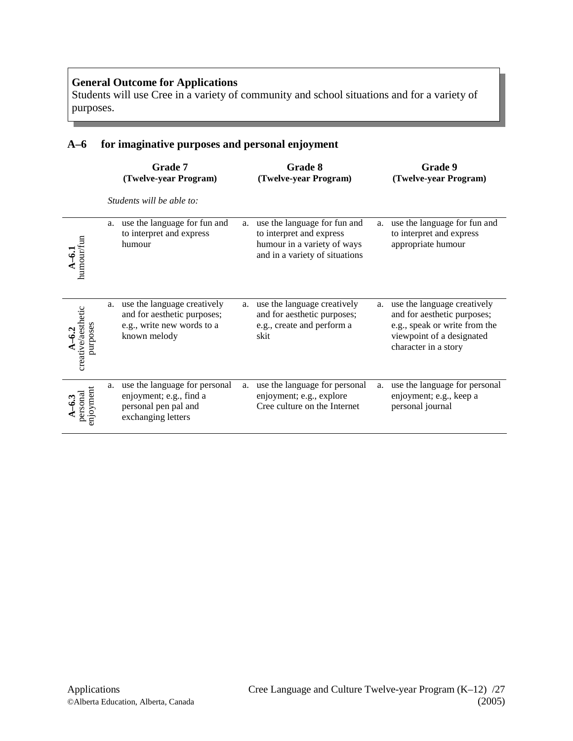**General Outcome for Applications**
Students will use Cree in a variety of community and school situations and for a variety of purposes.

## A–6 for imaginative purposes and personal enjoyment

*Students will be able to:*

| | Grade 7 (Twelve-year Program) | Grade 8 (Twelve-year Program) | Grade 9 (Twelve-year Program) |
|---|---|---|---|
| **A–6.1** humour/fun | a. use the language for fun and to interpret and express humour | a. use the language for fun and to interpret and express humour in a variety of ways and in a variety of situations | a. use the language for fun and to interpret and express appropriate humour |
| **A–6.2** creative/aesthetic purposes | a. use the language creatively and for aesthetic purposes; e.g., write new words to a known melody | a. use the language creatively and for aesthetic purposes; e.g., create and perform a skit | a. use the language creatively and for aesthetic purposes; e.g., speak or write from the viewpoint of a designated character in a story |
| **A–6.3** personal enjoyment | a. use the language for personal enjoyment; e.g., find a personal pen pal and exchanging letters | a. use the language for personal enjoyment; e.g., explore Cree culture on the Internet | a. use the language for personal enjoyment; e.g., keep a personal journal |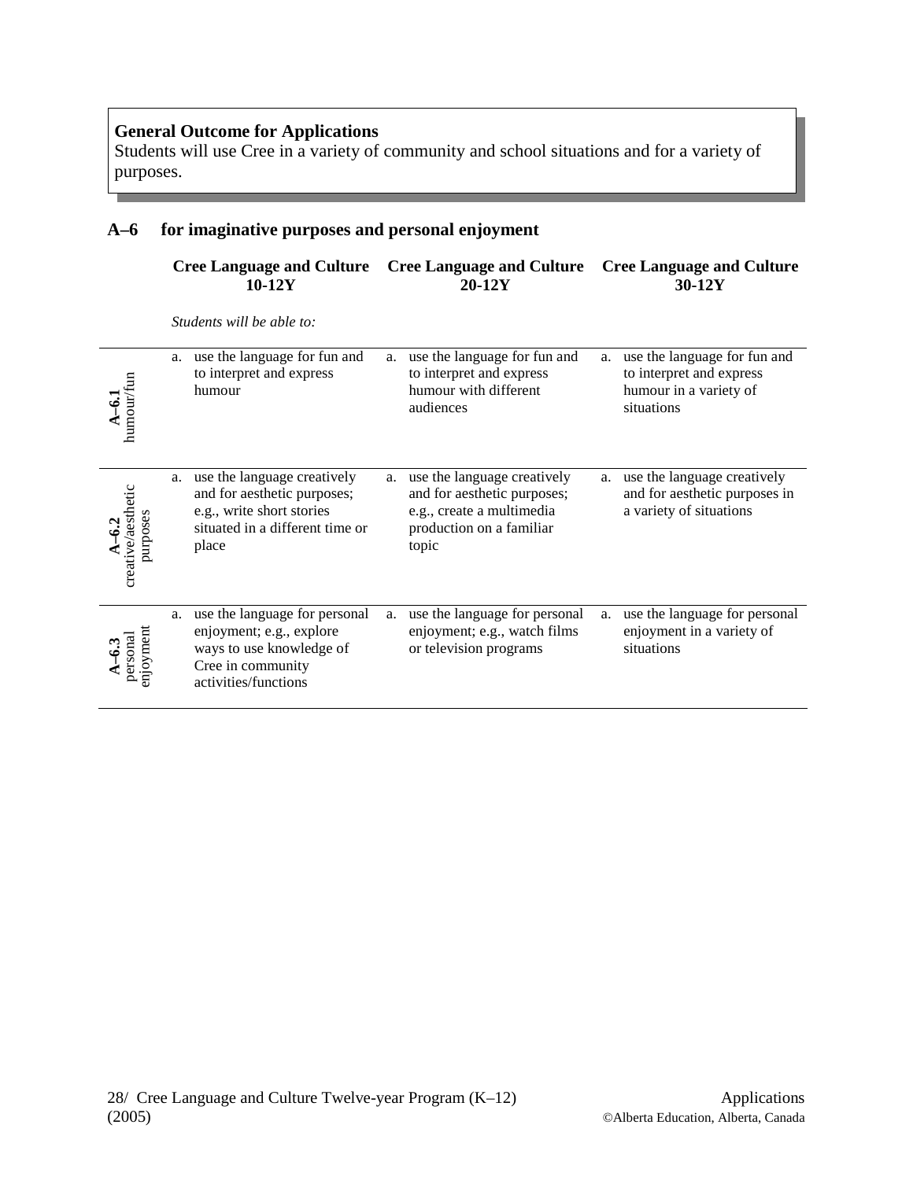**General Outcome for Applications**
Students will use Cree in a variety of community and school situations and for a variety of purposes.

## A–6 for imaginative purposes and personal enjoyment

*Students will be able to:*

| | Cree Language and Culture 10-12Y | Cree Language and Culture 20-12Y | Cree Language and Culture 30-12Y |
|---|---|---|---|
| **A–6.1** humour/fun | a. use the language for fun and to interpret and express humour | a. use the language for fun and to interpret and express humour with different audiences | a. use the language for fun and to interpret and express humour in a variety of situations |
| **A–6.2** creative/aesthetic purposes | a. use the language creatively and for aesthetic purposes; e.g., write short stories situated in a different time or place | a. use the language creatively and for aesthetic purposes; e.g., create a multimedia production on a familiar topic | a. use the language creatively and for aesthetic purposes in a variety of situations |
| **A–6.3** personal enjoyment | a. use the language for personal enjoyment; e.g., explore ways to use knowledge of Cree in community activities/functions | a. use the language for personal enjoyment; e.g., watch films or television programs | a. use the language for personal enjoyment in a variety of situations |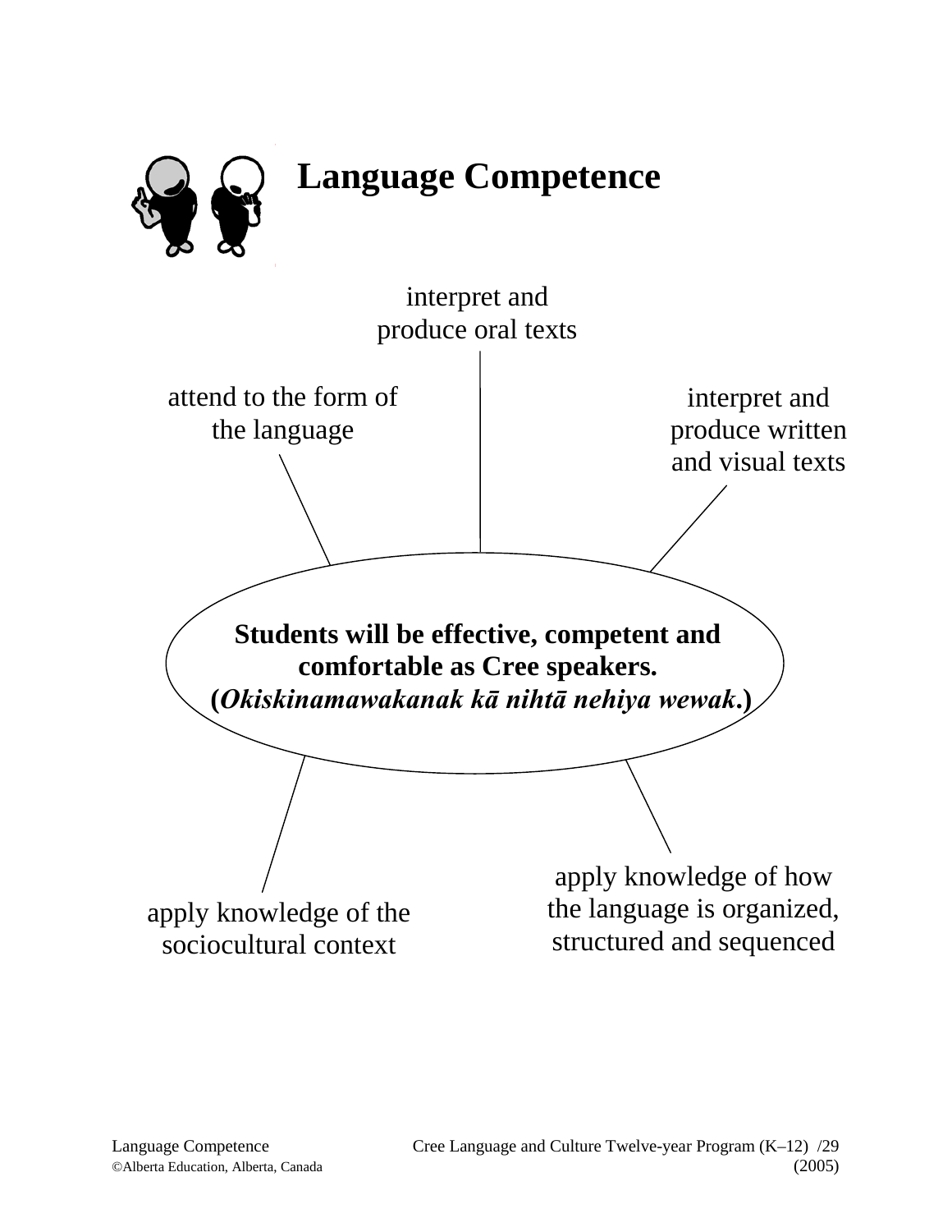# Language Competence

interpret and produce oral texts

attend to the form of the language

interpret and produce written and visual texts

**Students will be effective, competent and comfortable as Cree speakers.**
**(*Okiskinamawakanak kā nihtā nehiya wewak*.)**

apply knowledge of the sociocultural context

apply knowledge of how the language is organized, structured and sequenced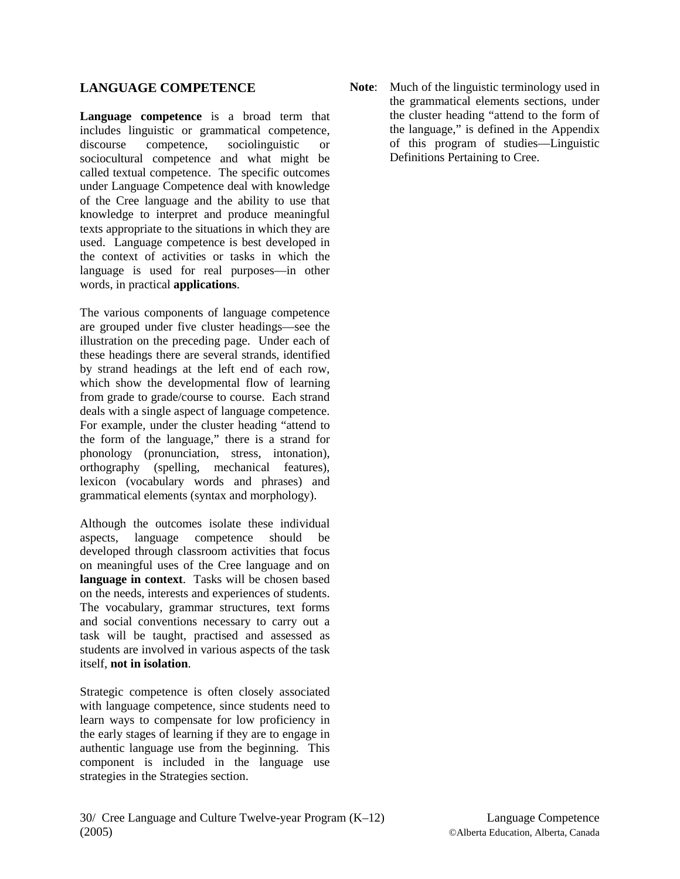## LANGUAGE COMPETENCE

**Language competence** is a broad term that includes linguistic or grammatical competence, discourse competence, sociolinguistic or sociocultural competence and what might be called textual competence. The specific outcomes under Language Competence deal with knowledge of the Cree language and the ability to use that knowledge to interpret and produce meaningful texts appropriate to the situations in which they are used. Language competence is best developed in the context of activities or tasks in which the language is used for real purposes—in other words, in practical **applications**.

The various components of language competence are grouped under five cluster headings—see the illustration on the preceding page. Under each of these headings there are several strands, identified by strand headings at the left end of each row, which show the developmental flow of learning from grade to grade/course to course. Each strand deals with a single aspect of language competence. For example, under the cluster heading "attend to the form of the language," there is a strand for phonology (pronunciation, stress, intonation), orthography (spelling, mechanical features), lexicon (vocabulary words and phrases) and grammatical elements (syntax and morphology).

Although the outcomes isolate these individual aspects, language competence should be developed through classroom activities that focus on meaningful uses of the Cree language and on **language in context**. Tasks will be chosen based on the needs, interests and experiences of students. The vocabulary, grammar structures, text forms and social conventions necessary to carry out a task will be taught, practised and assessed as students are involved in various aspects of the task itself, **not in isolation**.

Strategic competence is often closely associated with language competence, since students need to learn ways to compensate for low proficiency in the early stages of learning if they are to engage in authentic language use from the beginning. This component is included in the language use strategies in the Strategies section.

**Note**: Much of the linguistic terminology used in the grammatical elements sections, under the cluster heading "attend to the form of the language," is defined in the Appendix of this program of studies—Linguistic Definitions Pertaining to Cree.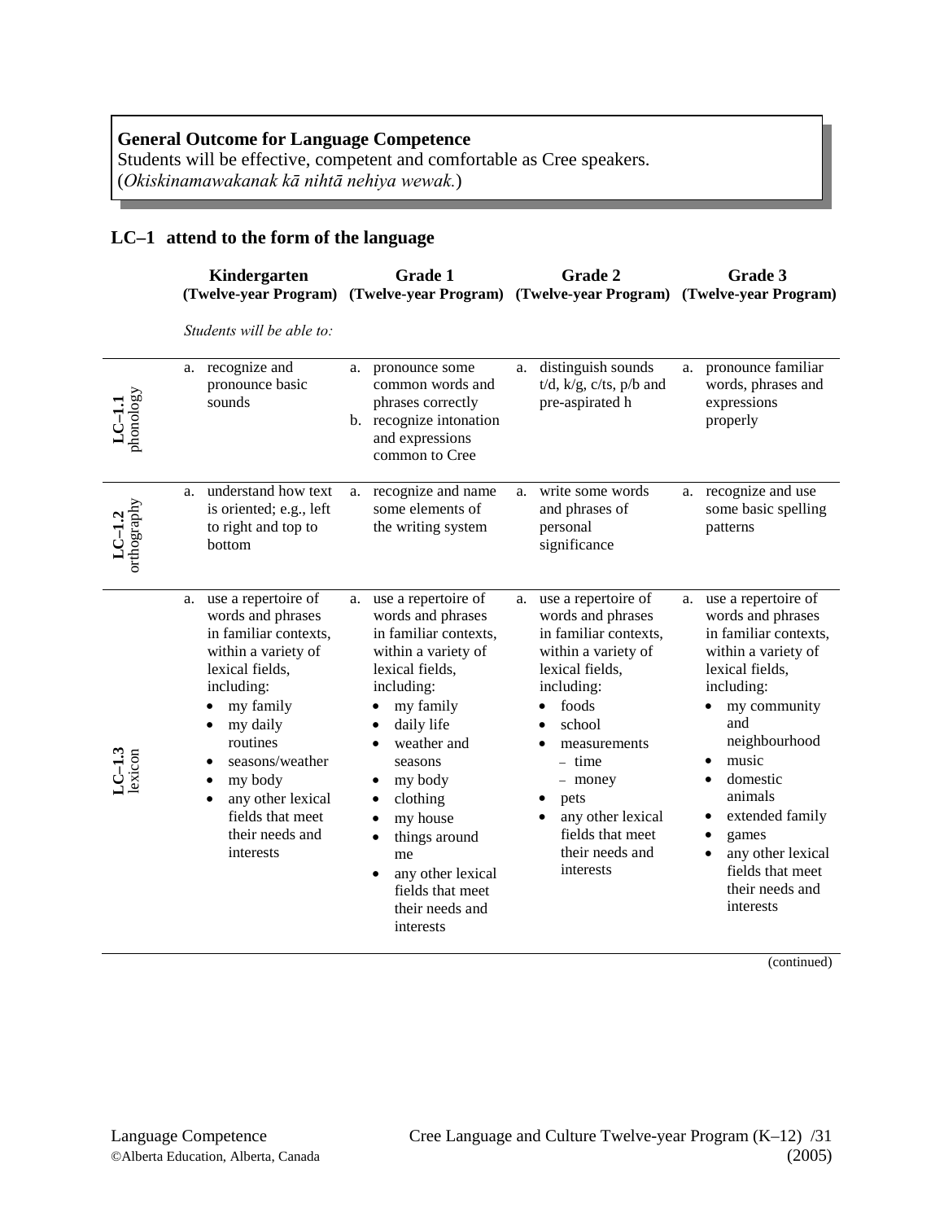**General Outcome for Language Competence**
Students will be effective, competent and comfortable as Cree speakers.
(*Okiskinamawakanak kā nihtā nehiya wewak.*)

## LC–1 attend to the form of the language

*Students will be able to:*

| | Kindergarten (Twelve-year Program) | Grade 1 (Twelve-year Program) | Grade 2 (Twelve-year Program) | Grade 3 (Twelve-year Program) |
|---|---|---|---|---|
| **LC–1.1** phonology | a. recognize and pronounce basic sounds | a. pronounce some common words and phrases correctly<br>b. recognize intonation and expressions common to Cree | a. distinguish sounds t/d, k/g, c/ts, p/b and pre-aspirated h | a. pronounce familiar words, phrases and expressions properly |
| **LC–1.2** orthography | a. understand how text is oriented; e.g., left to right and top to bottom | a. recognize and name some elements of the writing system | a. write some words and phrases of personal significance | a. recognize and use some basic spelling patterns |
| **LC–1.3** lexicon | a. use a repertoire of words and phrases in familiar contexts, within a variety of lexical fields, including:<br>• my family<br>• my daily routines<br>• seasons/weather<br>• my body<br>• any other lexical fields that meet their needs and interests | a. use a repertoire of words and phrases in familiar contexts, within a variety of lexical fields, including:<br>• my family<br>• daily life<br>• weather and seasons<br>• my body<br>• clothing<br>• my house<br>• things around me<br>• any other lexical fields that meet their needs and interests | a. use a repertoire of words and phrases in familiar contexts, within a variety of lexical fields, including:<br>• foods<br>• school<br>• measurements<br>– time<br>– money<br>• pets<br>• any other lexical fields that meet their needs and interests | a. use a repertoire of words and phrases in familiar contexts, within a variety of lexical fields, including:<br>• my community and neighbourhood<br>• music<br>• domestic animals<br>• extended family<br>• games<br>• any other lexical fields that meet their needs and interests |

(continued)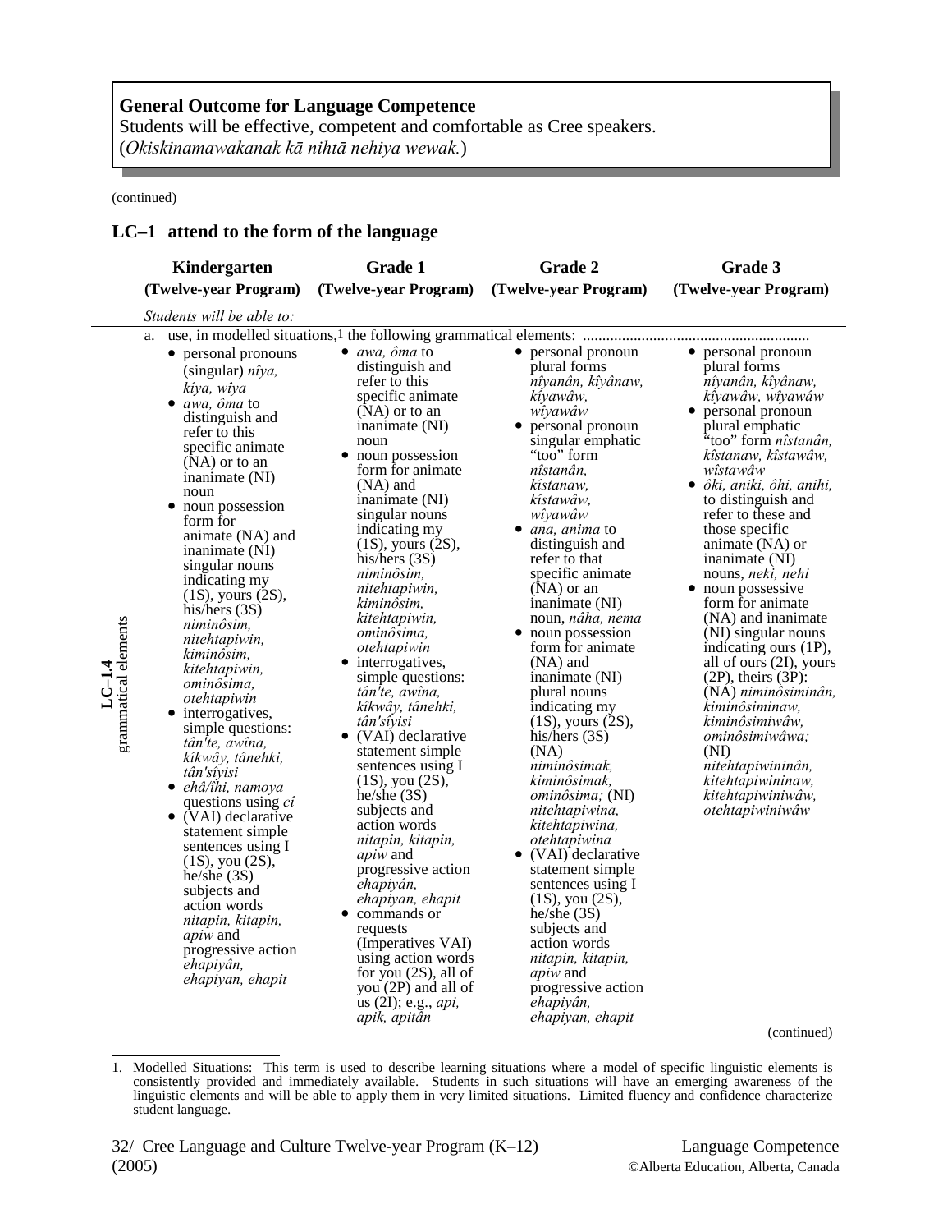**General Outcome for Language Competence**
Students will be effective, competent and comfortable as Cree speakers.
(*Okiskinamawakanak kā nihtā nehiya wewak.*)

(continued)

## LC–1 attend to the form of the language

| | Kindergarten (Twelve-year Program) | Grade 1 (Twelve-year Program) | Grade 2 (Twelve-year Program) | Grade 3 (Twelve-year Program) |
|---|---|---|---|---|
| | *Students will be able to:* | | | |
| **LC–1.4** grammatical elements | a. use, in modelled situations,[1] the following grammatical elements: | | | |
| | • personal pronouns (singular) *nîya, kîya, wîya*<br>• *awa, ôma* to distinguish and refer to this specific animate (NA) or to an inanimate (NI) noun<br>• noun possession form for animate (NA) and inanimate (NI) singular nouns indicating my (1S), yours (2S), his/hers (3S) *niminôsim, nitehtapiwin, kiminôsim, kitehtapiwin, ominôsima, otehtapiwin*<br>• interrogatives, simple questions: *tân'te, awîna, kîkwây, tânehki, tân'sîyisi*<br>• *ehâ/îhi, namoya* questions using *cî*<br>• (VAI) declarative statement simple sentences using I (1S), you (2S), he/she (3S) subjects and action words *nitapin, kitapin, apiw* and progressive action *ehapiyân, ehapiyan, ehapit* | • *awa, ôma* to distinguish and refer to this specific animate (NA) or to an inanimate (NI) noun<br>• noun possession form for animate (NA) and inanimate (NI) singular nouns indicating my (1S), yours (2S), his/hers (3S) *niminôsim, nitehtapiwin, kiminôsim, kitehtapiwin, ominôsima, otehtapiwin*<br>• interrogatives, simple questions: *tân'te, awîna, kîkwây, tânehki, tân'sîyisi*<br>• (VAI) declarative statement simple sentences using I (1S), you (2S), he/she (3S) subjects and action words *nitapin, kitapin, apiw* and progressive action *ehapiyân, ehapiyan, ehapit*<br>• commands or requests (Imperatives VAI) using action words for you (2S), all of you (2P) and all of us (2I); e.g., *api, apik, apitân* | • personal pronoun plural forms *nîyanân, kîyânaw, kîyawâw, wîyawâw*<br>• personal pronoun singular emphatic "too" form *nîstanân, kîstanaw, kîstawâw, wîyawâw*<br>• *ana, anima* to distinguish and refer to that specific animate (NA) or an inanimate (NI) noun, *nâha, nema*<br>• noun possession form for animate (NA) and inanimate (NI) plural nouns indicating my (1S), yours (2S), his/hers (3S) (NA) *niminôsimak, kiminôsimak, ominôsima;* (NI) *nitehtapiwina, kitehtapiwina, otehtapiwina*<br>• (VAI) declarative statement simple sentences using I (1S), you (2S), he/she (3S) subjects and action words *nitapin, kitapin, apiw* and progressive action *ehapiyân, ehapiyan, ehapit* | • personal pronoun plural forms *nîyanân, kîyânaw, kîyawâw, wîyawâw*<br>• personal pronoun plural emphatic "too" form *nîstanân, kîstanaw, kîstawâw, wîstawâw*<br>• *ôki, aniki, ôhi, anihi,* to distinguish and refer to these and those specific animate (NA) or inanimate (NI) nouns, *neki, nehi*<br>• noun possessive form for animate (NA) and inanimate (NI) singular nouns indicating ours (1P), all of ours (2I), yours (2P), theirs (3P): (NA) *niminôsiminân, kiminôsiminaw, kiminôsimiwâw, ominôsimiwâwa;* (NI) *nitehtapiwininân, kitehtapiwininaw, kitehtapiwiniwâw, otehtapiwiniwâw* |

(continued)

1. Modelled Situations: This term is used to describe learning situations where a model of specific linguistic elements is consistently provided and immediately available. Students in such situations will have an emerging awareness of the linguistic elements and will be able to apply them in very limited situations. Limited fluency and confidence characterize student language.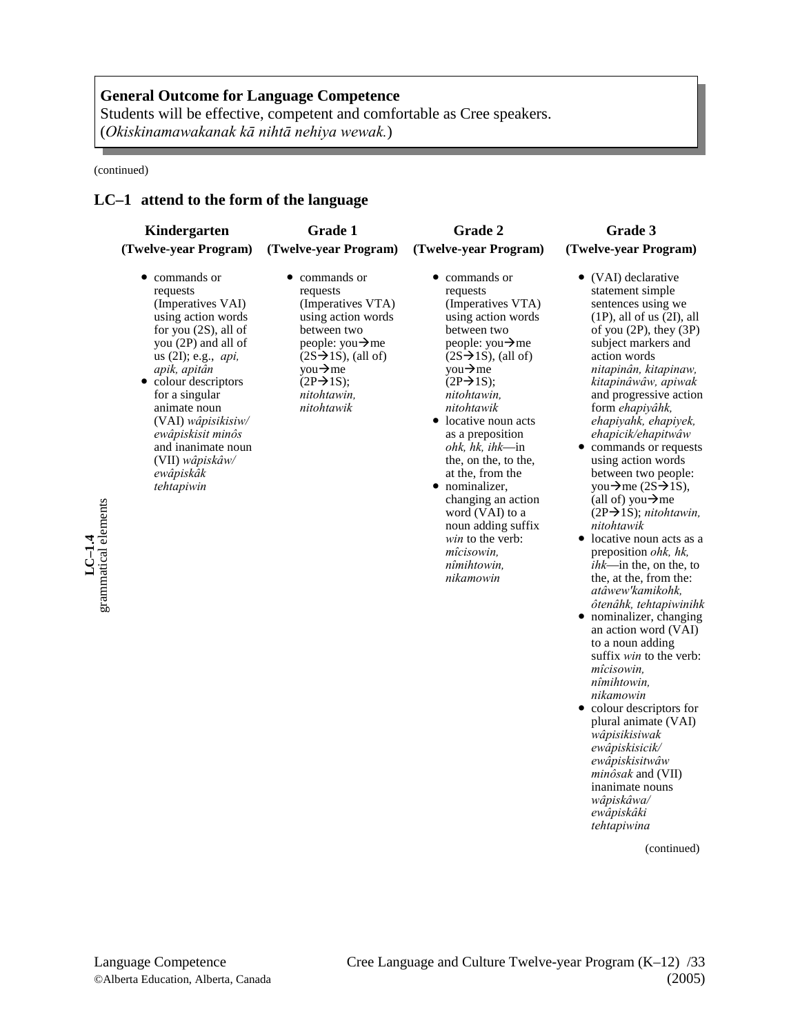**General Outcome for Language Competence**
Students will be effective, competent and comfortable as Cree speakers.
(*Okiskinamawakanak kā nihtā nehiya wewak.*)

(continued)

## LC–1 attend to the form of the language

| | Kindergarten (Twelve-year Program) | Grade 1 (Twelve-year Program) | Grade 2 (Twelve-year Program) | Grade 3 (Twelve-year Program) |
|---|---|---|---|---|
| **LC–1.4** grammatical elements | • commands or requests (Imperatives VAI) using action words for you (2S), all of you (2P) and all of us (2I); e.g., *api, apik, apitân*<br>• colour descriptors for a singular animate noun (VAI) *wâpisikisiw/ ewâpiskisit minôs* and inanimate noun (VII) *wâpiskâw/ ewâpiskâk tehtapiwin* | • commands or requests (Imperatives VTA) using action words between two people: you→me (2S→1S), (all of) you→me (2P→1S); *nitohtawin, nitohtawik* | • commands or requests (Imperatives VTA) using action words between two people: you→me (2S→1S), (all of) you→me (2P→1S); *nitohtawin, nitohtawik*<br>• locative noun acts as a preposition *ohk, hk, ihk*—in the, on the, to the, at the, from the<br>• nominalizer, changing an action word (VAI) to a noun adding suffix *win* to the verb: *mîcisowin, nîmihtowin, nikamowin* | • (VAI) declarative statement simple sentences using we (1P), all of us (2I), all of you (2P), they (3P) subject markers and action words *nitapinân, kitapinaw, kitapinâwâw, apiwak* and progressive action form *ehapiyâhk, ehapiyahk, ehapiyek, ehapicik/ehapitwâw*<br>• commands or requests using action words between two people: you→me (2S→1S), (all of) you→me (2P→1S); *nitohtawin, nitohtawik*<br>• locative noun acts as a preposition *ohk, hk, ihk*—in the, on the, to the, at the, from the: *atâwew'kamikohk, ôtenâhk, tehtapiwinihk*<br>• nominalizer, changing an action word (VAI) to a noun adding suffix *win* to the verb: *mîcisowin, nîmihtowin, nikamowin*<br>• colour descriptors for plural animate (VAI) *wâpisikisiwak ewâpiskisicik/ ewâpiskisitwâw minôsak* and (VII) inanimate nouns *wâpiskâwa/ ewâpiskâki tehtapiwina* |

(continued)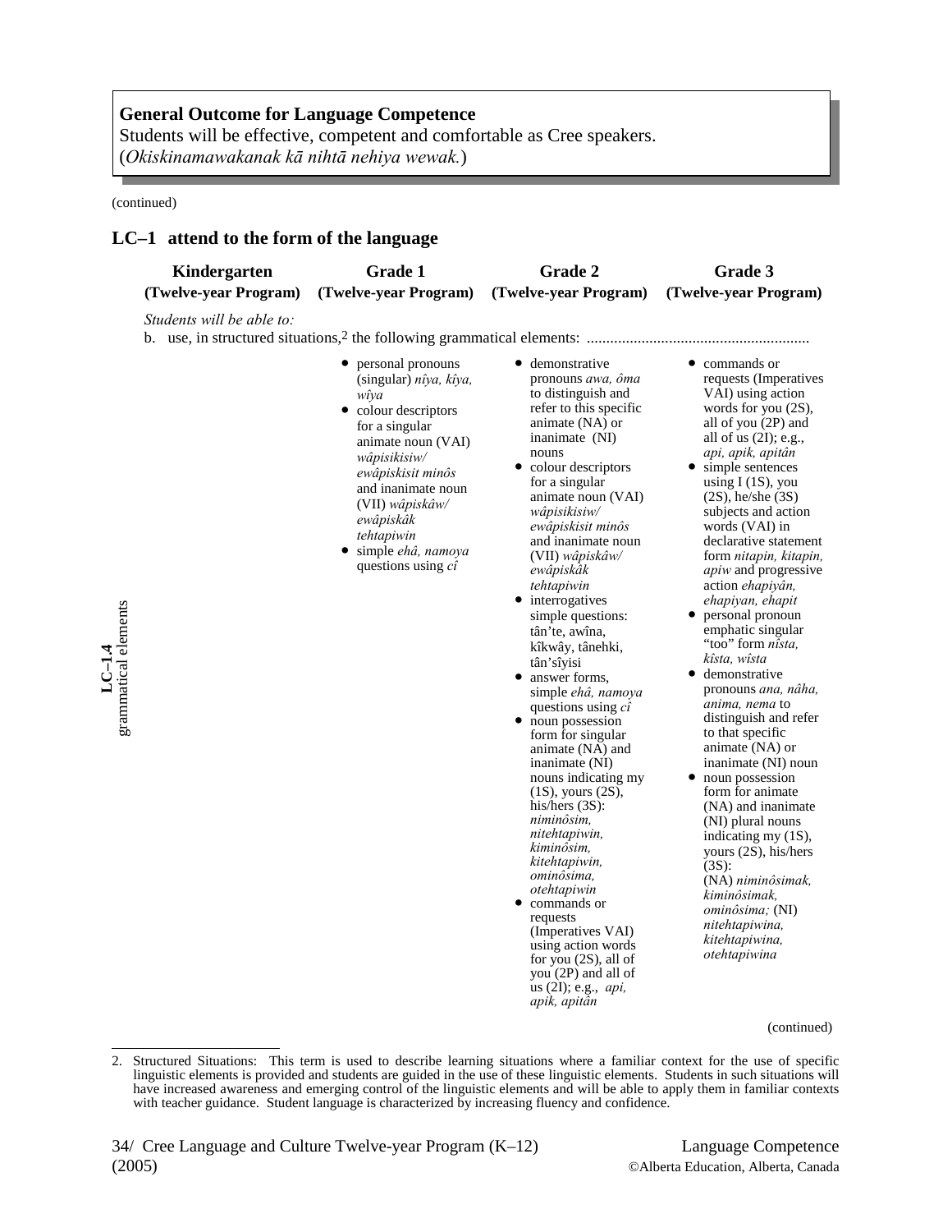**General Outcome for Language Competence**
Students will be effective, competent and comfortable as Cree speakers.
(*Okiskinamawakanak kā nihtā nehiya wewak.*)

(continued)

## LC–1 attend to the form of the language

| | Kindergarten (Twelve-year Program) | Grade 1 (Twelve-year Program) | Grade 2 (Twelve-year Program) | Grade 3 (Twelve-year Program) |
|---|---|---|---|---|
| **LC–1.4** grammatical elements | *Students will be able to:* b. use, in structured situations,[2] the following grammatical elements: ........ | | | |
| | | • personal pronouns (singular) *nîya, kîya, wîya*<br>• colour descriptors for a singular animate noun (VAI) *wâpisikisiw/ ewâpiskisit minôs* and inanimate noun (VII) *wâpiskâw/ ewâpiskâk tehtapiwin*<br>• simple *ehâ, namoya* questions using *cî* | • demonstrative pronouns *awa, ôma* to distinguish and refer to this specific animate (NA) or inanimate (NI) nouns<br>• colour descriptors for a singular animate noun (VAI) *wâpisikisiw/ ewâpiskisit minôs* and inanimate noun (VII) *wâpiskâw/ ewâpiskâk tehtapiwin*<br>• interrogatives simple questions: tân'te, awîna, kîkwây, tânehki, tân'sîyisi<br>• answer forms, simple *ehâ, namoya* questions using *cî*<br>• noun possession form for singular animate (NA) and inanimate (NI) nouns indicating my (1S), yours (2S), his/hers (3S): *niminôsim, nitehtapiwin, kiminôsim, kitehtapiwin, ominôsima, otehtapiwin*<br>• commands or requests (Imperatives VAI) using action words for you (2S), all of you (2P) and all of us (2I); e.g., *api, apik, apitân* | • commands or requests (Imperatives VAI) using action words for you (2S), all of you (2P) and all of us (2I); e.g., *api, apik, apitân*<br>• simple sentences using I (1S), you (2S), he/she (3S) subjects and action words (VAI) in declarative statement form *nitapin, kitapin, apiw* and progressive action *ehapiyân, ehapiyan, ehapit*<br>• personal pronoun emphatic singular "too" form *nîsta, kîsta, wîsta*<br>• demonstrative pronouns *ana, nâha, anima, nema* to distinguish and refer to that specific animate (NA) or inanimate (NI) noun<br>• noun possession form for animate (NA) and inanimate (NI) plural nouns indicating my (1S), yours (2S), his/hers (3S): (NA) *niminôsimak, kiminôsimak, ominôsima;* (NI) *nitehtapiwina, kitehtapiwina, otehtapiwina* |

(continued)

2. Structured Situations: This term is used to describe learning situations where a familiar context for the use of specific linguistic elements is provided and students are guided in the use of these linguistic elements. Students in such situations will have increased awareness and emerging control of the linguistic elements and will be able to apply them in familiar contexts with teacher guidance. Student language is characterized by increasing fluency and confidence.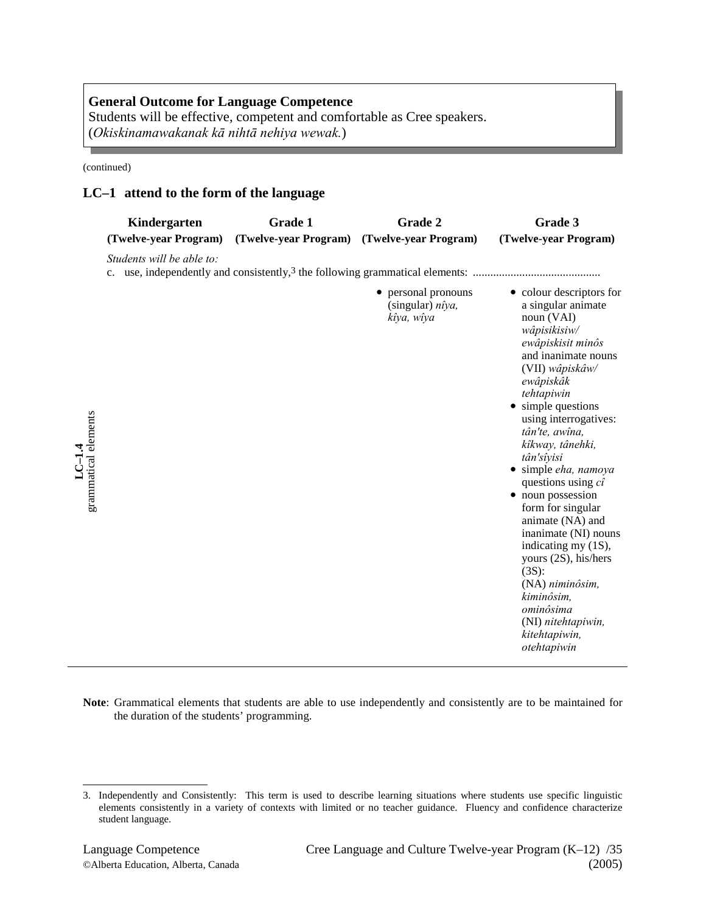**General Outcome for Language Competence**
Students will be effective, competent and comfortable as Cree speakers.
(*Okiskinamawakanak kā nihtā nehiya wewak.*)

(continued)

## LC–1 attend to the form of the language

| | Kindergarten (Twelve-year Program) | Grade 1 (Twelve-year Program) | Grade 2 (Twelve-year Program) | Grade 3 (Twelve-year Program) |
|---|---|---|---|---|
| **LC–1.4** grammatical elements | *Students will be able to:* c. use, independently and consistently,[3] the following grammatical elements: | | | |
| | | | • personal pronouns (singular) *nîya, kîya, wîya* | • colour descriptors for a singular animate noun (VAI) *wâpisikisiw/ ewâpiskisit minôs* and inanimate nouns (VII) *wâpiskâw/ ewâpiskâk tehtapiwin*<br>• simple questions using interrogatives: *tân'te, awîna, kîkway, tânehki, tân'sîyisi*<br>• simple *eha, namoya* questions using *cî*<br>• noun possession form for singular animate (NA) and inanimate (NI) nouns indicating my (1S), yours (2S), his/hers (3S): (NA) *niminôsim, kiminôsim, ominôsima* (NI) *nitehtapiwin, kitehtapiwin, otehtapiwin* |

**Note**: Grammatical elements that students are able to use independently and consistently are to be maintained for the duration of the students' programming.

3. Independently and Consistently: This term is used to describe learning situations where students use specific linguistic elements consistently in a variety of contexts with limited or no teacher guidance. Fluency and confidence characterize student language.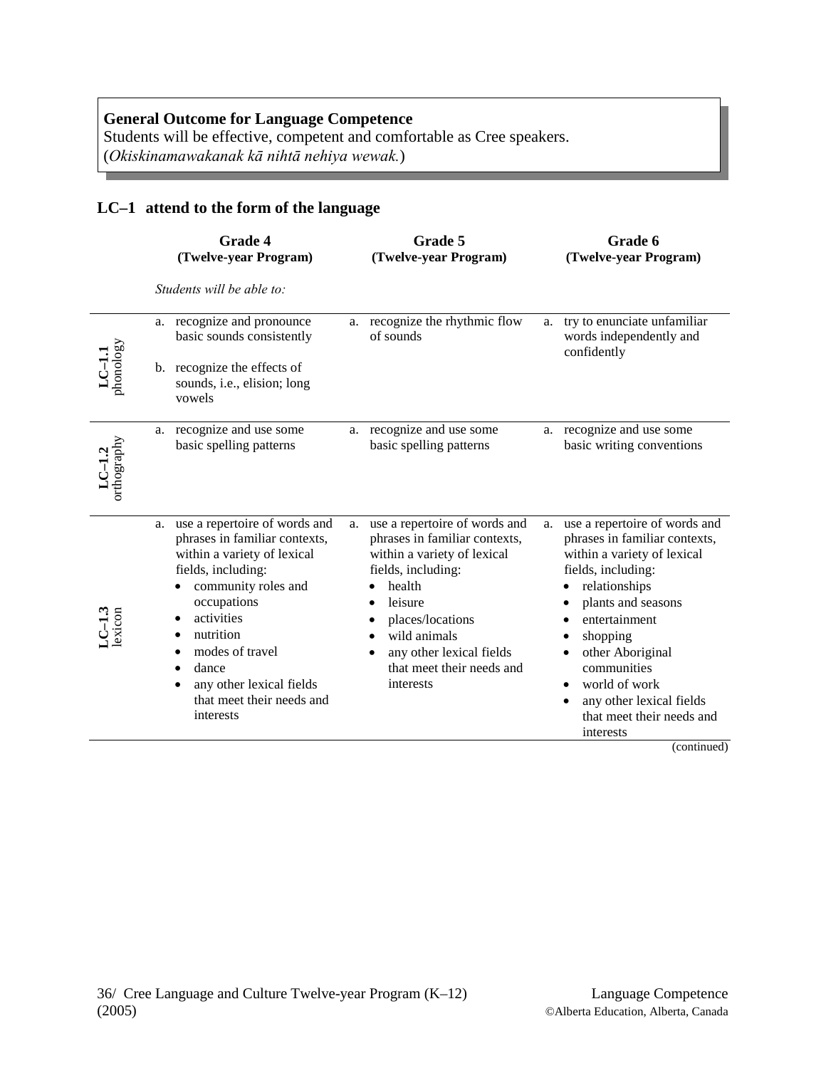**General Outcome for Language Competence**
Students will be effective, competent and comfortable as Cree speakers.
(*Okiskinamawakanak kā nihtā nehiya wewak.*)

## LC–1 attend to the form of the language

*Students will be able to:*

| | Grade 4 (Twelve-year Program) | Grade 5 (Twelve-year Program) | Grade 6 (Twelve-year Program) |
|---|---|---|---|
| **LC–1.1** phonology | a. recognize and pronounce basic sounds consistently<br>b. recognize the effects of sounds, i.e., elision; long vowels | a. recognize the rhythmic flow of sounds | a. try to enunciate unfamiliar words independently and confidently |
| **LC–1.2** orthography | a. recognize and use some basic spelling patterns | a. recognize and use some basic spelling patterns | a. recognize and use some basic writing conventions |
| **LC–1.3** lexicon | a. use a repertoire of words and phrases in familiar contexts, within a variety of lexical fields, including:<br>• community roles and occupations<br>• activities<br>• nutrition<br>• modes of travel<br>• dance<br>• any other lexical fields that meet their needs and interests | a. use a repertoire of words and phrases in familiar contexts, within a variety of lexical fields, including:<br>• health<br>• leisure<br>• places/locations<br>• wild animals<br>• any other lexical fields that meet their needs and interests | a. use a repertoire of words and phrases in familiar contexts, within a variety of lexical fields, including:<br>• relationships<br>• plants and seasons<br>• entertainment<br>• shopping<br>• other Aboriginal communities<br>• world of work<br>• any other lexical fields that meet their needs and interests |

(continued)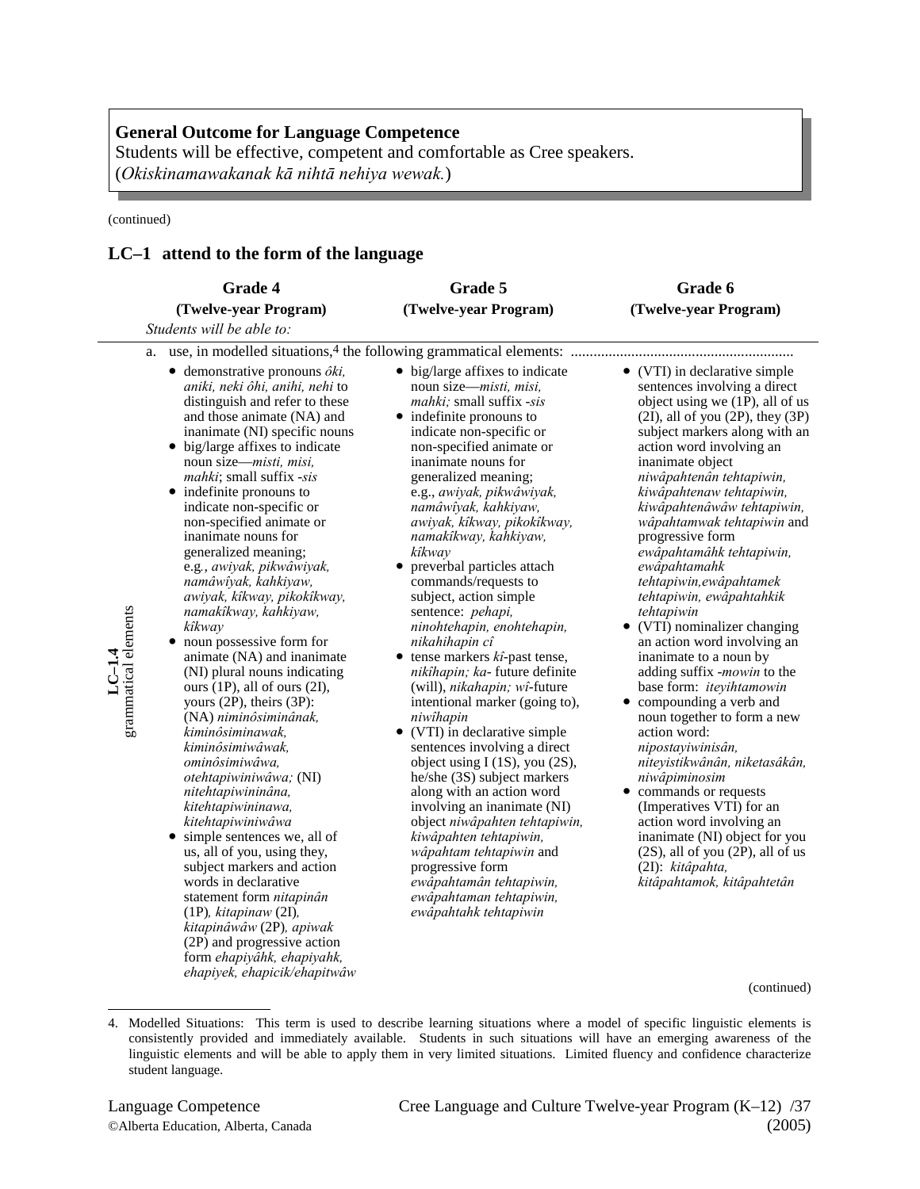**General Outcome for Language Competence**
Students will be effective, competent and comfortable as Cree speakers.
(*Okiskinamawakanak kā nihtā nehiya wewak.*)

(continued)

## LC–1 attend to the form of the language

**LC–1.4 grammatical elements**

*Students will be able to:*

a. use, in modelled situations,[4] the following grammatical elements:

| Grade 4 (Twelve-year Program) | Grade 5 (Twelve-year Program) | Grade 6 (Twelve-year Program) |
|---|---|---|
| • demonstrative pronouns *ôki, aniki, neki ôhi, anihi, nehi* to distinguish and refer to these and those animate (NA) and inanimate (NI) specific nouns<br>• big/large affixes to indicate noun size—*misti, misi, mahki*; small suffix *-sis*<br>• indefinite pronouns to indicate non-specific or non-specified animate or inanimate nouns for generalized meaning; e.g*., awiyak, pikwâwiyak, namâwîyak, kahkiyaw, awiyak, kîkway, pikokîkway, namakîkway, kahkiyaw, kîkway*<br>• noun possessive form for animate (NA) and inanimate (NI) plural nouns indicating ours (1P), all of ours (2I), yours (2P), theirs (3P): (NA) *niminôsiminânak, kiminôsiminawak, kiminôsimiwâwak, ominôsimiwâwa, otehtapiwiniwâwa;* (NI) *nitehtapiwininâna, kitehtapiwininawa, kitehtapiwiniwâwa*<br>• simple sentences we, all of us, all of you, using they, subject markers and action words in declarative statement form *nitapinân* (1P)*, kitapinaw* (2I)*, kitapinâwâw* (2P)*, apiwak* (2P) and progressive action form *ehapiyâhk, ehapiyahk, ehapiyek, ehapicik/ehapitwâw* | • big/large affixes to indicate noun size—*misti, misi, mahki;* small suffix *-sis*<br>• indefinite pronouns to indicate non-specific or non-specified animate or inanimate nouns for generalized meaning; e.g., *awiyak, pikwâwiyak, namâwîyak, kahkiyaw, awiyak, kîkway, pikokîkway, namakîkway, kahkiyaw, kîkway*<br>• preverbal particles attach commands/requests to subject, action simple sentence: *pehapi, ninohtehapin, enohtehapin, nikahihapin cî*<br>• tense markers *kî*-past tense, *nikîhapin; ka*- future definite (will), *nikahapin; wî*-future intentional marker (going to), *niwîhapin*<br>• (VTI) in declarative simple sentences involving a direct object using I (1S), you (2S), he/she (3S) subject markers along with an action word involving an inanimate (NI) object *niwâpahten tehtapiwin, kiwâpahten tehtapiwin, wâpahtam tehtapiwin* and progressive form *ewâpahtamân tehtapiwin, ewâpahtaman tehtapiwin, ewâpahtahk tehtapiwin* | • (VTI) in declarative simple sentences involving a direct object using we (1P), all of us (2I), all of you (2P), they (3P) subject markers along with an action word involving an inanimate object *niwâpahtenân tehtapiwin, kiwâpahtenaw tehtapiwin, kiwâpahtenâwâw tehtapiwin, wâpahtamwak tehtapiwin* and progressive form *ewâpahtamâhk tehtapiwin, ewâpahtamahk tehtapiwin,ewâpahtamek tehtapiwin, ewâpahtahkik tehtapiwin*<br>• (VTI) nominalizer changing an action word involving an inanimate to a noun by adding suffix *-mowin* to the base form: *iteyihtamowin*<br>• compounding a verb and noun together to form a new action word: *nipostayiwinisân, niteyistikwânân, niketasâkân, niwâpiminosim*<br>• commands or requests (Imperatives VTI) for an action word involving an inanimate (NI) object for you (2S), all of you (2P), all of us (2I): *kitâpahta, kitâpahtamok, kitâpahtetân* |

(continued)

4. Modelled Situations: This term is used to describe learning situations where a model of specific linguistic elements is consistently provided and immediately available. Students in such situations will have an emerging awareness of the linguistic elements and will be able to apply them in very limited situations. Limited fluency and confidence characterize student language.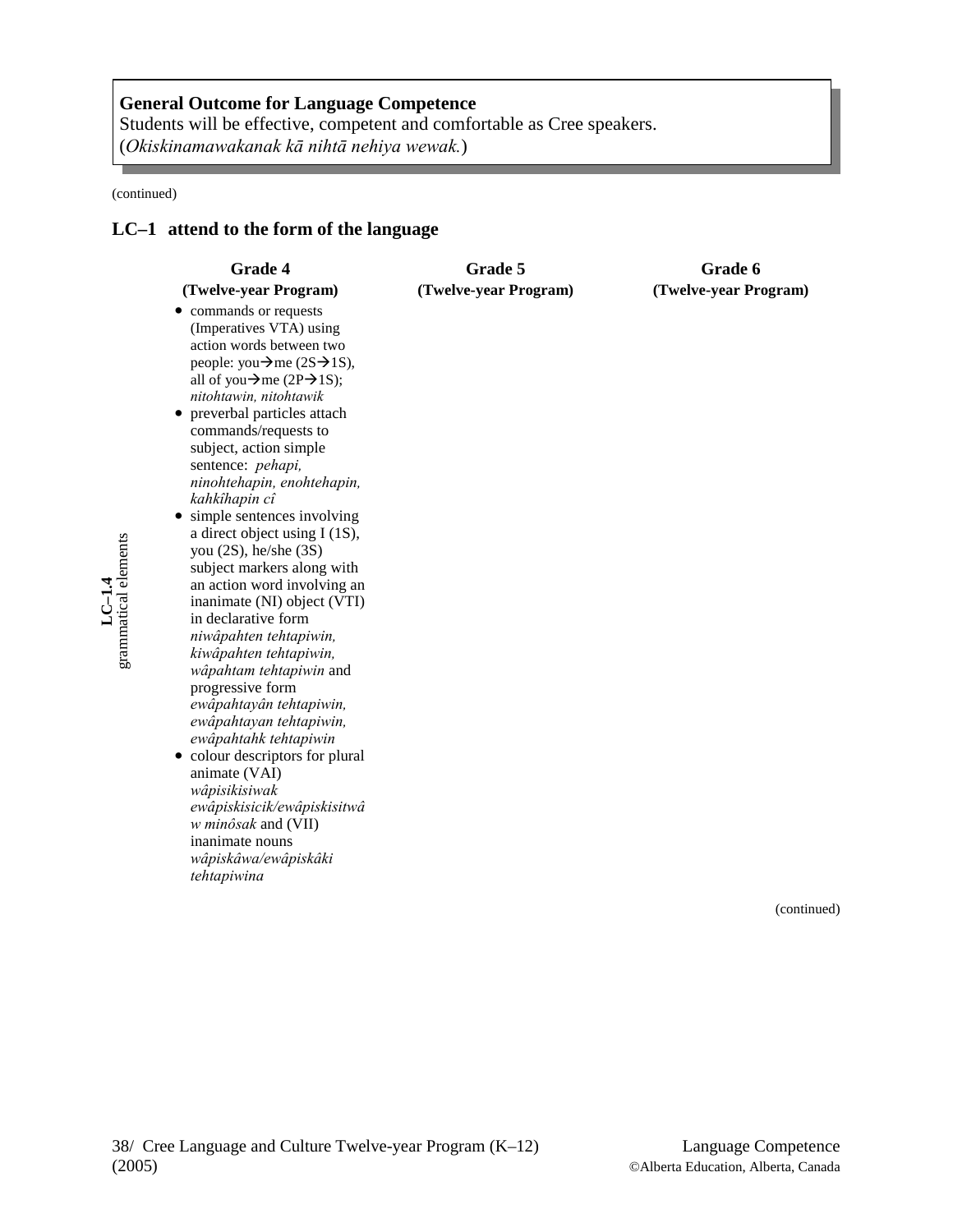**General Outcome for Language Competence**
Students will be effective, competent and comfortable as Cree speakers.
(*Okiskinamawakanak kā nihtā nehiya wewak.*)

(continued)

## LC–1 attend to the form of the language

| | Grade 4 (Twelve-year Program) | Grade 5 (Twelve-year Program) | Grade 6 (Twelve-year Program) |
|---|---|---|---|
| **LC–1.4** grammatical elements | • commands or requests (Imperatives VTA) using action words between two people: you→me (2S→1S), all of you→me (2P→1S); *nitohtawin, nitohtawik*<br>• preverbal particles attach commands/requests to subject, action simple sentence: *pehapi, ninohtehapin, enohtehapin, kahkîhapin cî*<br>• simple sentences involving a direct object using I (1S), you (2S), he/she (3S) subject markers along with an action word involving an inanimate (NI) object (VTI) in declarative form *niwâpahten tehtapiwin, kiwâpahten tehtapiwin, wâpahtam tehtapiwin* and progressive form *ewâpahtayân tehtapiwin, ewâpahtayan tehtapiwin, ewâpahtahk tehtapiwin*<br>• colour descriptors for plural animate (VAI) *wâpisikisiwak ewâpiskisicik/ewâpiskisitwâw minôsak* and (VII) inanimate nouns *wâpiskâwa/ewâpiskâki tehtapiwina* | | |

(continued)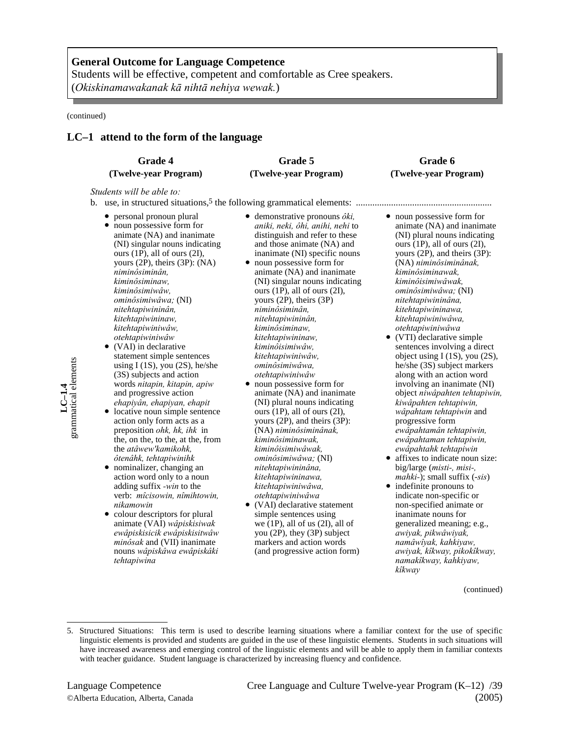**General Outcome for Language Competence**
Students will be effective, competent and comfortable as Cree speakers.
(*Okiskinamawakanak kā nihtā nehiya wewak.*)

(continued)

## LC–1 attend to the form of the language

**LC–1.4 grammatical elements**

| Grade 4 (Twelve-year Program) | Grade 5 (Twelve-year Program) | Grade 6 (Twelve-year Program) |
| --- | --- | --- |

*Students will be able to:*

b. use, in structured situations,[5] the following grammatical elements: ..........................................................

**Grade 4 (Twelve-year Program)**

- personal pronoun plural
- noun possessive form for animate (NA) and inanimate (NI) singular nouns indicating ours (1P), all of ours (2I), yours (2P), theirs (3P): (NA) *niminôsiminân, kiminôsiminaw, kiminôsimiwâw, ominôsimiwâwa;* (NI) *nitehtapiwininân, kitehtapiwininaw, kitehtapiwiniwâw, otehtapiwiniwâw*
- (VAI) in declarative statement simple sentences using I (1S), you (2S), he/she (3S) subjects and action words *nitapin, kitapin, apiw* and progressive action *ehapiyân, ehapiyan, ehapit*
- locative noun simple sentence action only form acts as a preposition *ohk, hk, ihk* in the, on the, to the, at the, from the *atâwew'kamikohk, ôtenâhk, tehtapiwinihk*
- nominalizer, changing an action word only to a noun adding suffix *-win* to the verb: *mîcisowin, nîmihtowin, nikamowin*
- colour descriptors for plural animate (VAI) *wâpiskisiwak ewâpiskisicik ewâpiskisitwâw minôsak* and (VII) inanimate nouns *wâpiskâwa ewâpiskâki tehtapiwina*

**Grade 5 (Twelve-year Program)**

- demonstrative pronouns *ôki, aniki, neki, ôhi, anihi, nehi* to distinguish and refer to these and those animate (NA) and inanimate (NI) specific nouns
- noun possessive form for animate (NA) and inanimate (NI) singular nouns indicating ours (1P), all of ours (2I), yours (2P), theirs (3P) *niminôsiminân, nitehtapiwininân, kiminôsiminaw, kitehtapiwininaw, kiminôisimiwâw, kitehtapiwiniwâw, ominôsimiwâwa, otehtapiwiniwâw*
- noun possessive form for animate (NA) and inanimate (NI) plural nouns indicating ours (1P), all of ours (2I), yours (2P), and theirs (3P): (NA) *niminôsiminânak, kiminôsiminawak, kiminôisimiwâwak, ominôsimiwâwa;* (NI) *nitehtapiwininâna, kitehtapiwininawa, kitehtapiwiniwâwa, otehtapiwiniwâwa*
- (VAI) declarative statement simple sentences using we (1P), all of us (2I), all of you (2P), they (3P) subject markers and action words (and progressive action form)

**Grade 6 (Twelve-year Program)**

- noun possessive form for animate (NA) and inanimate (NI) plural nouns indicating ours (1P), all of ours (2I), yours (2P), and theirs (3P): (NA) *niminôsiminânak, kiminôsiminawak, kiminôisimiwâwak, ominôsimiwâwa;* (NI) *nitehtapiwininâna, kitehtapiwininawa, kitehtapiwiniwâwa, otehtapiwiniwâwa*
- (VTI) declarative simple sentences involving a direct object using I (1S), you (2S), he/she (3S) subject markers along with an action word involving an inanimate (NI) object *niwâpahten tehtapiwin, kiwâpahten tehtapiwin, wâpahtam tehtapiwin* and progressive form *ewâpahtamân tehtapiwin, ewâpahtaman tehtapiwin, ewâpahtahk tehtapiwin*
- affixes to indicate noun size: big/large (*misti-, misi-, mahki-*); small suffix (*-sis*)
- indefinite pronouns to indicate non-specific or non-specified animate or inanimate nouns for generalized meaning; e.g., *awiyak, pikwâwiyak, namâwîyak, kahkiyaw, awiyak, kîkway, pikokîkway, namakîkway, kahkiyaw, kîkway*

(continued)

---

5. Structured Situations: This term is used to describe learning situations where a familiar context for the use of specific linguistic elements is provided and students are guided in the use of these linguistic elements. Students in such situations will have increased awareness and emerging control of the linguistic elements and will be able to apply them in familiar contexts with teacher guidance. Student language is characterized by increasing fluency and confidence.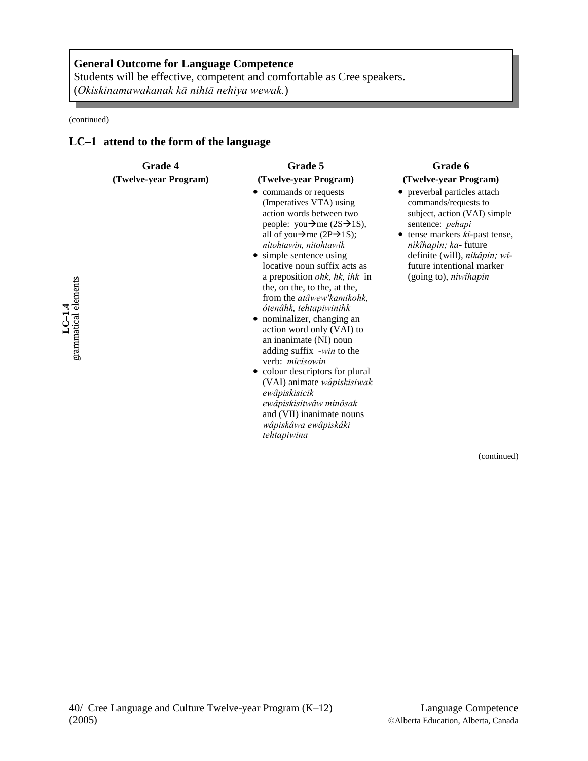**General Outcome for Language Competence**
Students will be effective, competent and comfortable as Cree speakers.
(*Okiskinamawakanak kā nihtā nehiya wewak.*)

(continued)

## LC–1 attend to the form of the language

| | Grade 4 (Twelve-year Program) | Grade 5 (Twelve-year Program) | Grade 6 (Twelve-year Program) |
|---|---|---|---|
| **LC–1.4** grammatical elements | | • commands or requests (Imperatives VTA) using action words between two people: you→me (2S→1S), all of you→me (2P→1S); *nitohtawin, nitohtawik*<br>• simple sentence using locative noun suffix acts as a preposition *ohk, hk, ihk* in the, on the, to the, at the, from the *atâwew'kamikohk, ôtenâhk, tehtapiwinihk*<br>• nominalizer, changing an action word only (VAI) to an inanimate (NI) noun adding suffix *-win* to the verb: *mîcisowin*<br>• colour descriptors for plural (VAI) animate *wâpiskisiwak ewâpiskisicik ewâpiskisitwâw minôsak* and (VII) inanimate nouns *wâpiskâwa ewâpiskâki tehtapiwina* | • preverbal particles attach commands/requests to subject, action (VAI) simple sentence: *pehapi*<br>• tense markers *kî*-past tense, *nikîhapin; ka*- future definite (will), *nikâpin; wî*- future intentional marker (going to), *niwîhapin* |

(continued)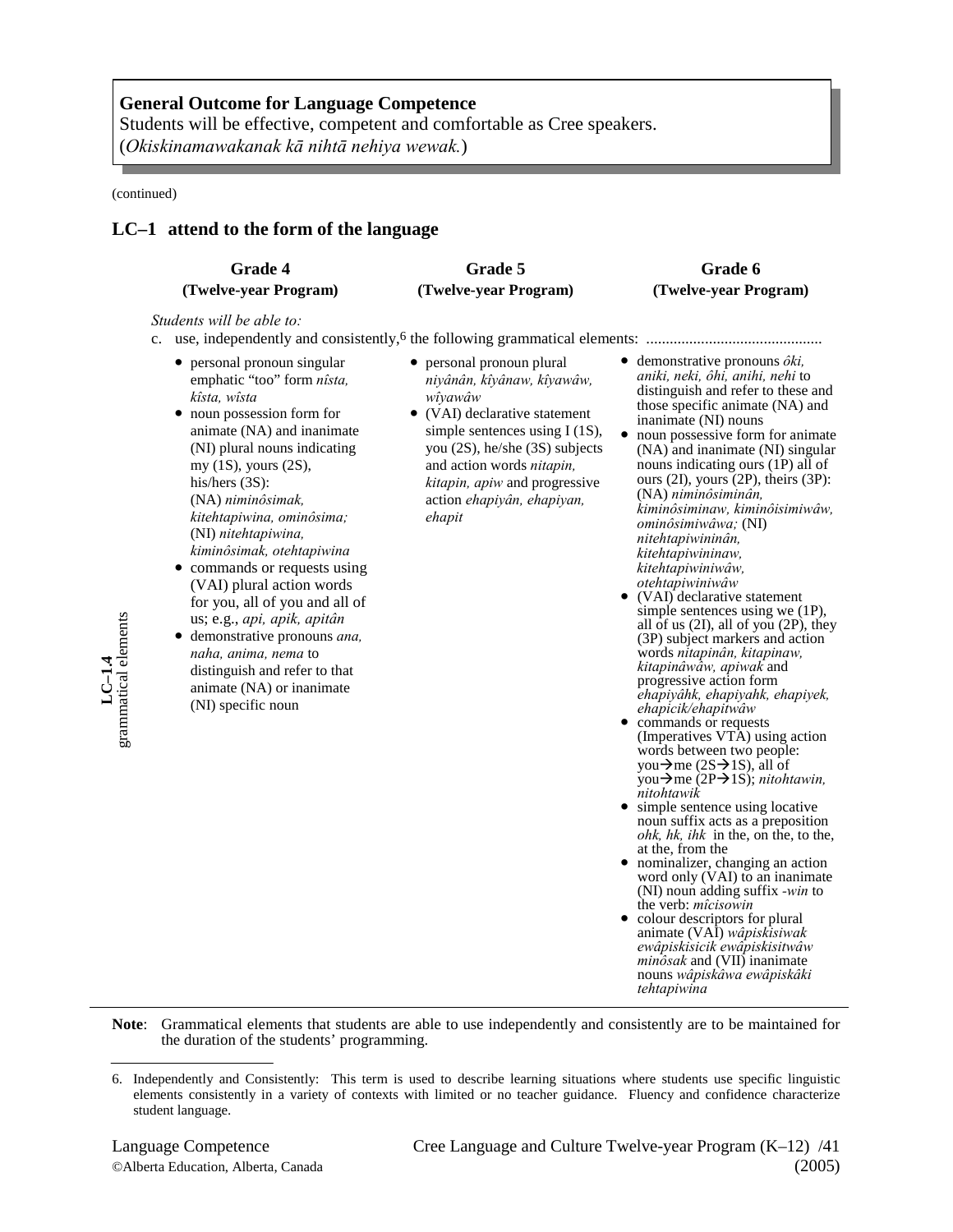**General Outcome for Language Competence**
Students will be effective, competent and comfortable as Cree speakers.
(*Okiskinamawakanak kā nihtā nehiya wewak.*)

(continued)

## LC–1 attend to the form of the language

**LC–1.4 grammatical elements**

| Grade 4 (Twelve-year Program) | Grade 5 (Twelve-year Program) | Grade 6 (Twelve-year Program) |
|---|---|---|

*Students will be able to:*

c. use, independently and consistently,[6] the following grammatical elements:

**Grade 4 (Twelve-year Program)**

- personal pronoun singular emphatic "too" form *nîsta, kîsta, wîsta*
- noun possession form for animate (NA) and inanimate (NI) plural nouns indicating my (1S), yours (2S), his/hers (3S): (NA) *niminôsimak, kitehtapiwina, ominôsima;* (NI) *nitehtapiwina, kiminôsimak, otehtapiwina*
- commands or requests using (VAI) plural action words for you, all of you and all of us; e.g., *api, apik, apitân*
- demonstrative pronouns *ana, naha, anima, nema* to distinguish and refer to that animate (NA) or inanimate (NI) specific noun

**Grade 5 (Twelve-year Program)**

- personal pronoun plural *niyânân, kîyânaw, kîyawâw, wîyawâw*
- (VAI) declarative statement simple sentences using I (1S), you (2S), he/she (3S) subjects and action words *nitapin, kitapin, apiw* and progressive action *ehapiyân, ehapiyan, ehapit*

**Grade 6 (Twelve-year Program)**

- demonstrative pronouns *ôki, aniki, neki, ôhi, anihi, nehi* to distinguish and refer to these and those specific animate (NA) and inanimate (NI) nouns
- noun possessive form for animate (NA) and inanimate (NI) singular nouns indicating ours (1P) all of ours (2I), yours (2P), theirs (3P): (NA) *niminôsiminân, kiminôsiminaw, kiminôisimiwâw, ominôsimiwâwa;* (NI) *nitehtapiwininân, kitehtapiwininaw, kitehtapiwiniwâw, otehtapiwiniwâw*
- (VAI) declarative statement simple sentences using we (1P), all of us (2I), all of you (2P), they (3P) subject markers and action words *nitapinân, kitapinaw, kitapinâwâw, apiwak* and progressive action form *ehapiyâhk, ehapiyahk, ehapiyek, ehapicik/ehapitwâw*
- commands or requests (Imperatives VTA) using action words between two people: you→me (2S→1S), all of you→me (2P→1S); *nitohtawin, nitohtawik*
- simple sentence using locative noun suffix acts as a preposition *ohk, hk, ihk* in the, on the, to the, at the, from the
- nominalizer, changing an action word only (VAI) to an inanimate (NI) noun adding suffix *-win* to the verb: *mîcisowin*
- colour descriptors for plural animate (VAI) *wâpiskisiwak ewâpiskisicik ewâpiskisitwâw minôsak* and (VII) inanimate nouns *wâpiskâwa ewâpiskâki tehtapiwina*

**Note**: Grammatical elements that students are able to use independently and consistently are to be maintained for the duration of the students' programming.

6. Independently and Consistently: This term is used to describe learning situations where students use specific linguistic elements consistently in a variety of contexts with limited or no teacher guidance. Fluency and confidence characterize student language.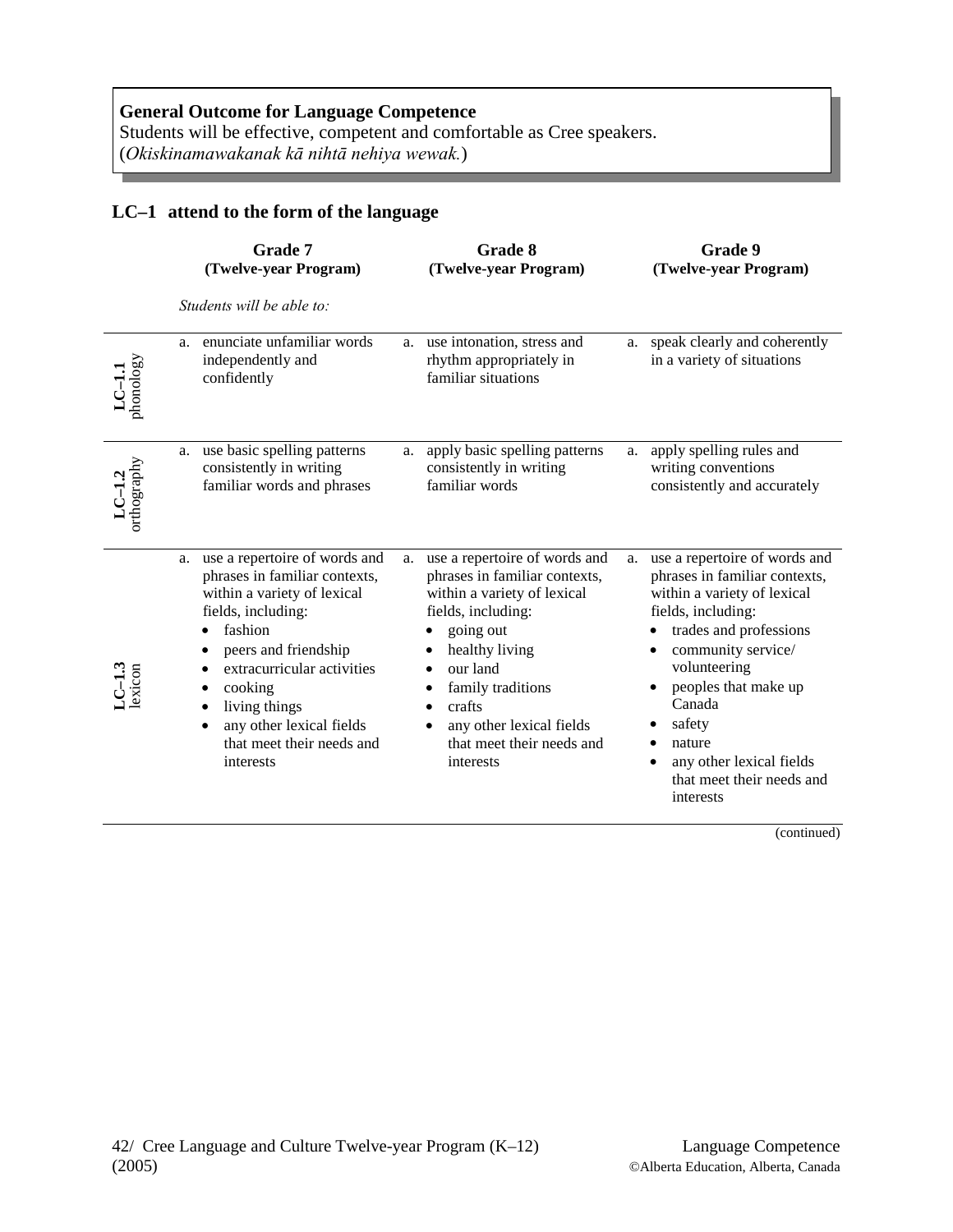**General Outcome for Language Competence**
Students will be effective, competent and comfortable as Cree speakers.
(*Okiskinamawakanak kā nihtā nehiya wewak.*)

## LC–1 attend to the form of the language

*Students will be able to:*

| | Grade 7 (Twelve-year Program) | Grade 8 (Twelve-year Program) | Grade 9 (Twelve-year Program) |
|---|---|---|---|
| **LC–1.1** phonology | a. enunciate unfamiliar words independently and confidently | a. use intonation, stress and rhythm appropriately in familiar situations | a. speak clearly and coherently in a variety of situations |
| **LC–1.2** orthography | a. use basic spelling patterns consistently in writing familiar words and phrases | a. apply basic spelling patterns consistently in writing familiar words | a. apply spelling rules and writing conventions consistently and accurately |
| **LC–1.3** lexicon | a. use a repertoire of words and phrases in familiar contexts, within a variety of lexical fields, including: <br>• fashion <br>• peers and friendship <br>• extracurricular activities <br>• cooking <br>• living things <br>• any other lexical fields that meet their needs and interests | a. use a repertoire of words and phrases in familiar contexts, within a variety of lexical fields, including: <br>• going out <br>• healthy living <br>• our land <br>• family traditions <br>• crafts <br>• any other lexical fields that meet their needs and interests | a. use a repertoire of words and phrases in familiar contexts, within a variety of lexical fields, including: <br>• trades and professions <br>• community service/ volunteering <br>• peoples that make up Canada <br>• safety <br>• nature <br>• any other lexical fields that meet their needs and interests |

(continued)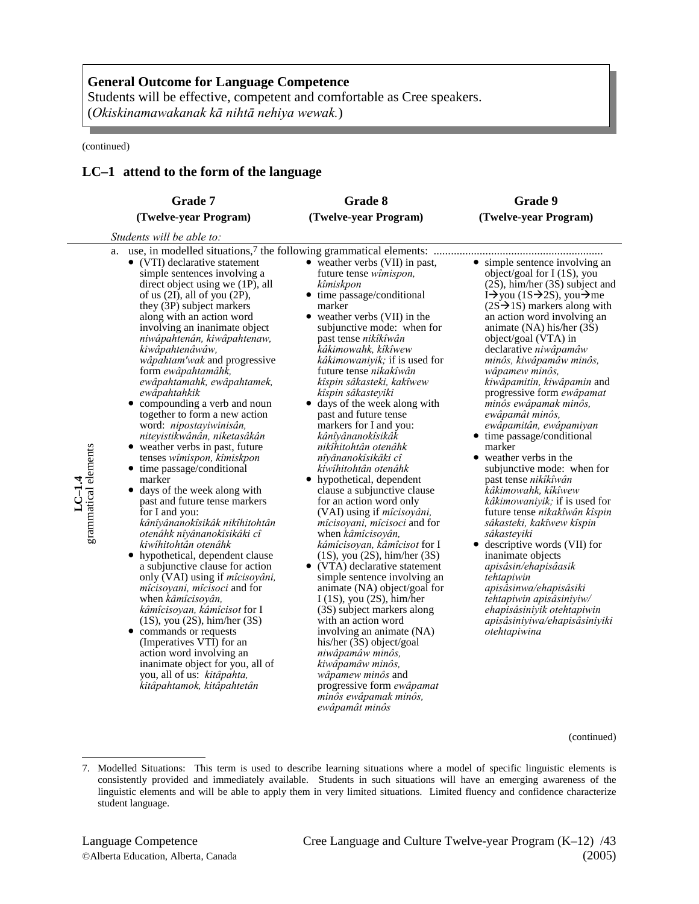**General Outcome for Language Competence**
Students will be effective, competent and comfortable as Cree speakers.
(*Okiskinamawakanak kā nihtā nehiya wewak.*)

(continued)

## LC–1 attend to the form of the language

**LC–1.4 grammatical elements**

| Grade 7 (Twelve-year Program) | Grade 8 (Twelve-year Program) | Grade 9 (Twelve-year Program) |
|---|---|---|
| *Students will be able to:* | | |
| a. use, in modelled situations,[7] the following grammatical elements: | | |
| • (VTI) declarative statement simple sentences involving a direct object using we (1P), all of us (2I), all of you (2P), they (3P) subject markers along with an action word involving an inanimate object *niwâpahtenân, kiwâpahtenaw, kiwâpahtenâwâw, wâpahtam'wak* and progressive form *ewâpahtamâhk, ewâpahtamahk, ewâpahtamek, ewâpahtahkik*<br>• compounding a verb and noun together to form a new action word: *nipostayiwinisân, niteyistikwânân, niketasâkân*<br>• weather verbs in past, future tenses *wîmispon, kîmiskpon*<br>• time passage/conditional marker<br>• days of the week along with past and future tense markers for I and you: *kânîyânanokîsikâk nikîhitohtân otenâhk nîyânanokîsikâki cî kiwîhitohtân otenâhk*<br>• hypothetical, dependent clause a subjunctive clause for action only (VAI) using if *mîcisoyâni, mîcisoyani, mîcisoci* and for when *kâmîcisoyân, kâmîcisoyan, kâmîcisot* for I (1S), you (2S), him/her (3S)<br>• commands or requests (Imperatives VTI) for an action word involving an inanimate object for you, all of you, all of us: *kitâpahta, kitâpahtamok, kitâpahtetân* | • weather verbs (VII) in past, future tense *wîmispon, kîmiskpon*<br>• time passage/conditional marker<br>• weather verbs (VII) in the subjunctive mode: when for past tense *nikîkîwân kâkimowahk, kîkîwew kâkimowaniyik;* if is used for future tense *nikakîwân kîspin sâkasteki, kakîwew kîspin sâkasteyiki*<br>• days of the week along with past and future tense markers for I and you: *kânîyânanokîsikâk nikîhitohtân otenâhk nîyânanokîsikâki cî kiwîhitohtân otenâhk*<br>• hypothetical, dependent clause a subjunctive clause for an action word only (VAI) using if *mîcisoyâni, mîcisoyani, mîcisoci* and for when *kâmîcisoyân, kâmîcisoyan, kâmîcisot* for I (1S), you (2S), him/her (3S)<br>• (VTA) declarative statement simple sentence involving an animate (NA) object/goal for I (1S), you (2S), him/her (3S) subject markers along with an action word involving an animate (NA) his/her (3S) object/goal *niwâpamâw minôs, kiwâpamâw minôs, wâpamew minôs* and progressive form *ewâpamat minôs ewâpamak minôs, ewâpamât minôs* | • simple sentence involving an object/goal for I (1S), you (2S), him/her (3S) subject and I→you (1S→2S), you→me (2S→1S) markers along with an action word involving an animate (NA) his/her (3S) object/goal (VTA) declarative *niwâpamâw minôs, kiwâpamâw minôs, wâpamew minôs, kiwâpamitin, kiwâpamin* and progressive form *ewâpamat minôs ewâpamak minôs, ewâpamât minôs, ewâpamitân, ewâpamiyan*<br>• time passage/conditional marker<br>• weather verbs in the subjunctive mode: when for past tense *nikîkîwân kâkimowahk, kîkîwew kâkimowaniyik;* if is used for future tense *nikakîwân kîspin sâkasteki, kakîwew kîspin sâkasteyiki*<br>• descriptive words (VII) for inanimate objects *apisâsin/ehapisâasik tehtapiwin apisâsinwa/ehapisâsiki tehtapiwin apisâsiniyiw/ ehapisâsiniyik otehtapiwin apisâsiniyiwa/ehapisâsiniyiki otehtapiwina* |

(continued)

---

7. Modelled Situations: This term is used to describe learning situations where a model of specific linguistic elements is consistently provided and immediately available. Students in such situations will have an emerging awareness of the linguistic elements and will be able to apply them in very limited situations. Limited fluency and confidence characterize student language.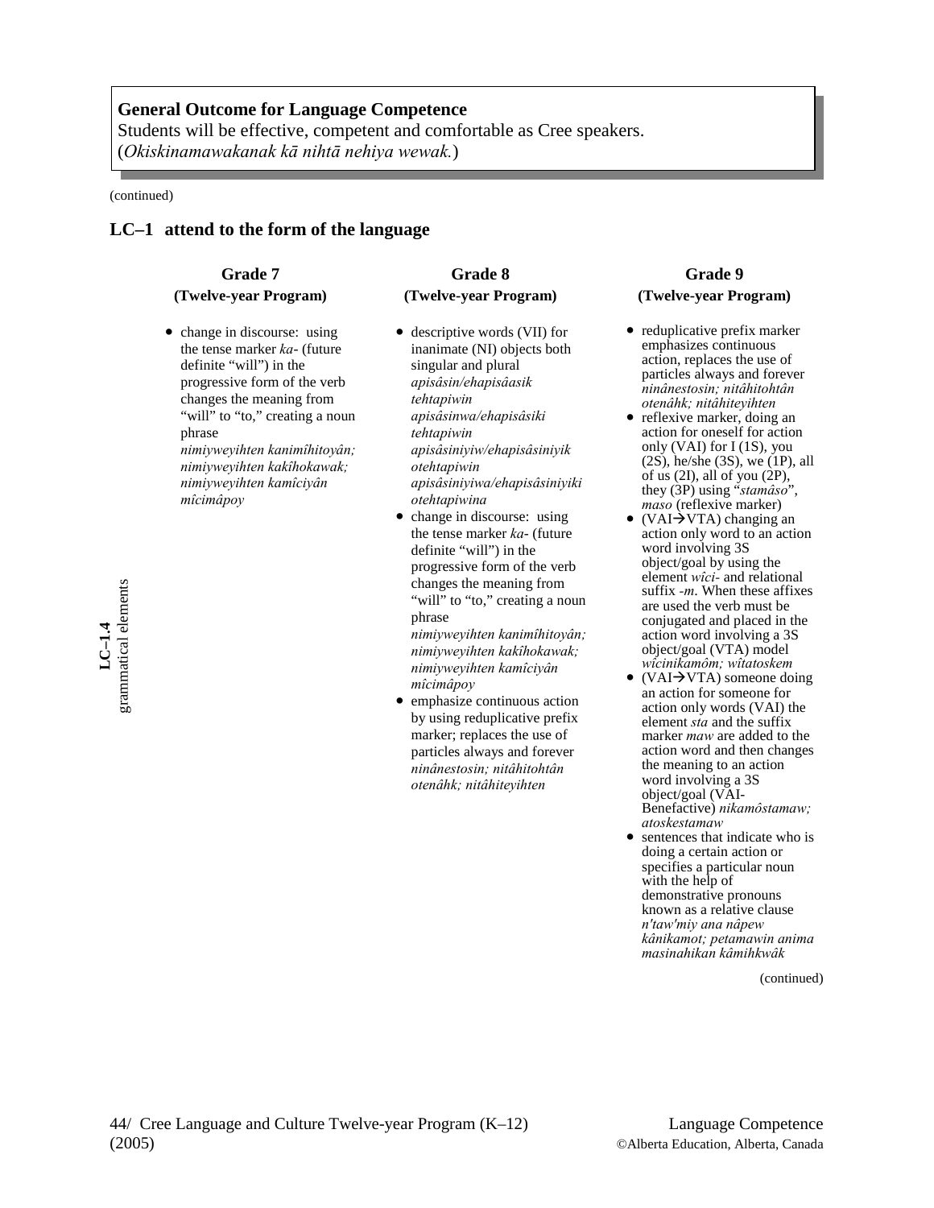**General Outcome for Language Competence**
Students will be effective, competent and comfortable as Cree speakers.
(*Okiskinamawakanak kā nihtā nehiya wewak.*)

(continued)

## LC–1 attend to the form of the language

**LC–1.4 grammatical elements**

### Grade 7 (Twelve-year Program)

- change in discourse: using the tense marker *ka-* (future definite "will") in the progressive form of the verb changes the meaning from "will" to "to," creating a noun phrase
  *nimiyweyihten kanimîhitoyân; nimiyweyihten kakîhokawak; nimiyweyihten kamîciyân mîcimâpoy*

### Grade 8 (Twelve-year Program)

- descriptive words (VII) for inanimate (NI) objects both singular and plural
  *apisâsin/ehapisâasik tehtapiwin*
  *apisâsinwa/ehapisâsiki tehtapiwin*
  *apisâsiniyiw/ehapisâsiniyik otehtapiwin*
  *apisâsiniyiwa/ehapisâsiniyiki otehtapiwina*
- change in discourse: using the tense marker *ka-* (future definite "will") in the progressive form of the verb changes the meaning from "will" to "to," creating a noun phrase
  *nimiyweyihten kanimîhitoyân; nimiyweyihten kakîhokawak; nimiyweyihten kamîciyân mîcimâpoy*
- emphasize continuous action by using reduplicative prefix marker; replaces the use of particles always and forever
  *ninânestosin; nitâhitohtân otenâhk; nitâhiteyihten*

### Grade 9 (Twelve-year Program)

- reduplicative prefix marker emphasizes continuous action, replaces the use of particles always and forever
  *ninânestosin; nitâhitohtân otenâhk; nitâhiteyihten*
- reflexive marker, doing an action for oneself for action only (VAI) for I (1S), you (2S), he/she (3S), we (1P), all of us (2I), all of you (2P), they (3P) using "*stamâso*", *maso* (reflexive marker)
- (VAI→VTA) changing an action only word to an action word involving 3S object/goal by using the element *wîci-* and relational suffix *-m*. When these affixes are used the verb must be conjugated and placed in the action word involving a 3S object/goal (VTA) model
  *wîcinikamôm; wîtatoskem*
- (VAI→VTA) someone doing an action for someone for action only words (VAI) the element *sta* and the suffix marker *maw* are added to the action word and then changes the meaning to an action word involving a 3S object/goal (VAI-Benefactive) *nikamôstamaw; atoskestamaw*
- sentences that indicate who is doing a certain action or specifies a particular noun with the help of demonstrative pronouns known as a relative clause
  *n'taw'miy ana nâpew kânikamot; petamawin anima masinahikan kâmihkwâk*

(continued)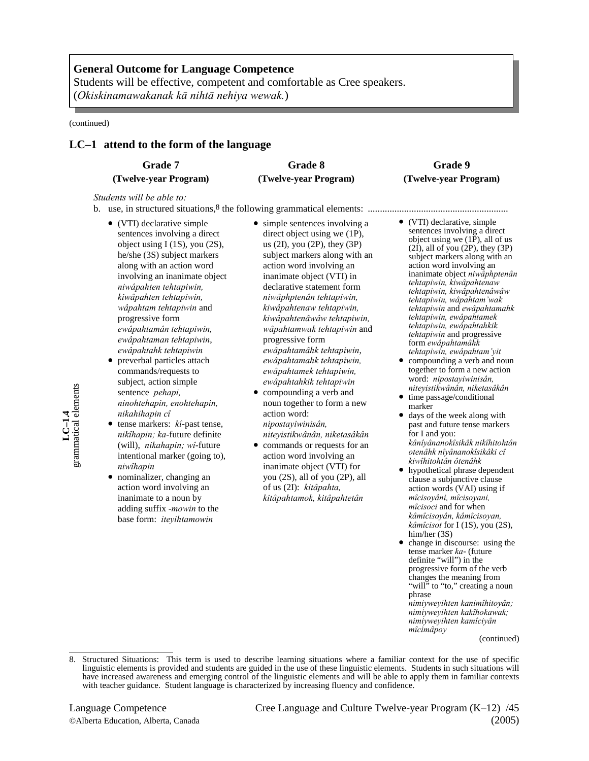**General Outcome for Language Competence**
Students will be effective, competent and comfortable as Cree speakers.
(*Okiskinamawakanak kā nihtā nehiya wewak.*)

(continued)

## LC–1 attend to the form of the language

**LC–1.4 grammatical elements**

| Grade 7 (Twelve-year Program) | Grade 8 (Twelve-year Program) | Grade 9 (Twelve-year Program) |
|---|---|---|

*Students will be able to:*

b. use, in structured situations,[8] the following grammatical elements: ...........................................................

**Grade 7**

- (VTI) declarative simple sentences involving a direct object using I (1S), you (2S), he/she (3S) subject markers along with an action word involving an inanimate object *niwâpahten tehtapiwin, kiwâpahten tehtapiwin, wâpahtam tehtapiwin* and progressive form *ewâpahtamân tehtapiwin, ewâpahtaman tehtapiwin*, *ewâpahtahk tehtapiwin*
- preverbal particles attach commands/requests to subject, action simple sentence *pehapi, ninohtehapin, enohtehapin, nikahihapin cî*
- tense markers: *kî*-past tense, *nikîhapin; ka*-future definite (will), *nikahapin; wî*-future intentional marker (going to), *niwîhapin*
- nominalizer, changing an action word involving an inanimate to a noun by adding suffix *-mowin* to the base form: *iteyihtamowin*

**Grade 8**

- simple sentences involving a direct object using we (1P), us (2I), you (2P), they (3P) subject markers along with an action word involving an inanimate object (VTI) in declarative statement form *niwâphptenân tehtapiwin, kiwâpahtenaw tehtapiwin, kiwâpahtenâwâw tehtapiwin, wâpahtamwak tehtapiwin* and progressive form *ewâpahtamâhk tehtapiwin*, *ewâpahtamahk tehtapiwin, ewâpahtamek tehtapiwin, ewâpahtahkik tehtapiwin*
- compounding a verb and noun together to form a new action word: *nipostayiwinisân, niteyistikwânân, niketasâkân*
- commands or requests for an action word involving an inanimate object (VTI) for you (2S), all of you (2P), all of us (2I): *kitâpahta, kitâpahtamok, kitâpahtetân*

**Grade 9**

- (VTI) declarative, simple sentences involving a direct object using we (1P), all of us (2I), all of you (2P), they (3P) subject markers along with an action word involving an inanimate object *niwâphptenân tehtapiwin, kiwâpahtenaw tehtapiwin, kiwâpahtenâwâw tehtapiwin, wâpahtam'wak tehtapiwin* and *ewâpahtamahk tehtapiwin, ewâpahtamek tehtapiwin, ewâpahtahkik tehtapiwin* and progressive form *ewâpahtamâhk tehtapiwin, ewâpahtam'yit*
- compounding a verb and noun together to form a new action word: *nipostayiwinisân, niteyistikwânân, niketasâkân*
- time passage/conditional marker
- days of the week along with past and future tense markers for I and you: *kânîyânanokîsikâk nikîhitohtân otenâhk nîyânanokîsikâki cî kiwîhitohtân ôtenâhk*
- hypothetical phrase dependent clause a subjunctive clause action words (VAI) using if *mîcisoyâni, mîcisoyani, mîcisoci* and for when *kâmîcisoyân, kâmîcisoyan, kâmîcisot* for I (1S), you (2S), him/her (3S)
- change in discourse: using the tense marker *ka-* (future definite "will") in the progressive form of the verb changes the meaning from "will" to "to," creating a noun phrase *nimiyweyihten kanimîhitoyân; nimiyweyihten kakîhokawak; nimiyweyihten kamîciyân mîcimâpoy*

(continued)

8. Structured Situations: This term is used to describe learning situations where a familiar context for the use of specific linguistic elements is provided and students are guided in the use of these linguistic elements. Students in such situations will have increased awareness and emerging control of the linguistic elements and will be able to apply them in familiar contexts with teacher guidance. Student language is characterized by increasing fluency and confidence.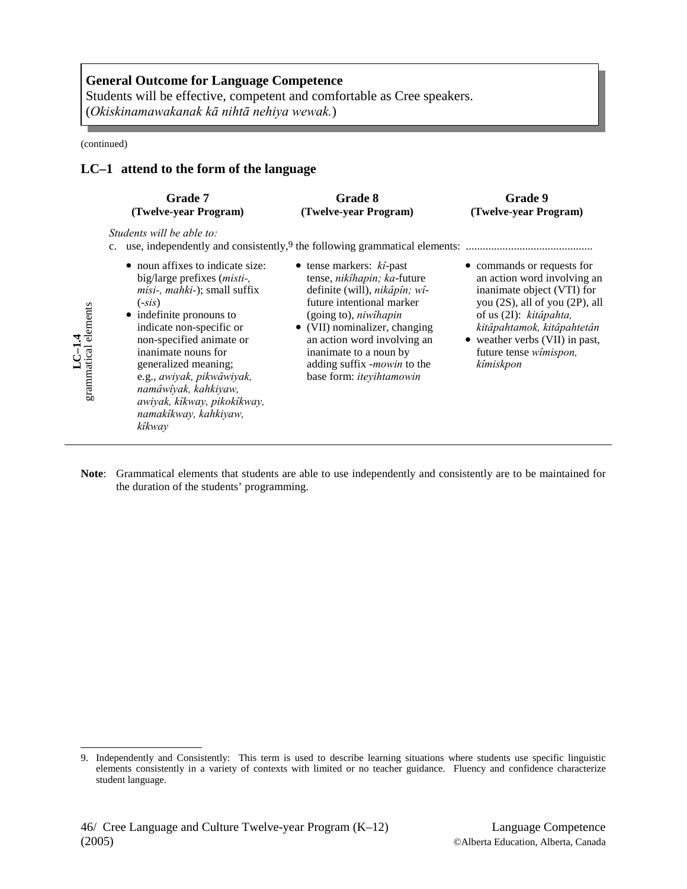**General Outcome for Language Competence**
Students will be effective, competent and comfortable as Cree speakers.
(*Okiskinamawakanak kā nihtā nehiya wewak.*)

(continued)

## LC–1 attend to the form of the language

| | Grade 7 (Twelve-year Program) | Grade 8 (Twelve-year Program) | Grade 9 (Twelve-year Program) |
|---|---|---|---|
| | *Students will be able to:* c. use, independently and consistently,[9] the following grammatical elements: ............................................. | | |
| **LC–1.4** grammatical elements | • noun affixes to indicate size: big/large prefixes (*misti-, misi-, mahki-*); small suffix (*-sis*)<br>• indefinite pronouns to indicate non-specific or non-specified animate or inanimate nouns for generalized meaning; e.g., *awiyak, pikwâwiyak, namâwîyak, kahkiyaw, awiyak, kîkway, pikokîkway, namakîkway, kahkiyaw, kîkway* | • tense markers: *kî*-past tense, *nikîhapin; ka*-future definite (will), *nikâpîn; wî*-future intentional marker (going to), *niwîhapin*<br>• (VII) nominalizer, changing an action word involving an inanimate to a noun by adding suffix -*mowin* to the base form: *iteyihtamowin* | • commands or requests for an action word involving an inanimate object (VTI) for you (2S), all of you (2P), all of us (2I): *kitâpahta, kitâpahtamok, kitâpahtetân*<br>• weather verbs (VII) in past, future tense *wîmispon, kîmiskpon* |

**Note**: Grammatical elements that students are able to use independently and consistently are to be maintained for the duration of the students' programming.

9. Independently and Consistently: This term is used to describe learning situations where students use specific linguistic elements consistently in a variety of contexts with limited or no teacher guidance. Fluency and confidence characterize student language.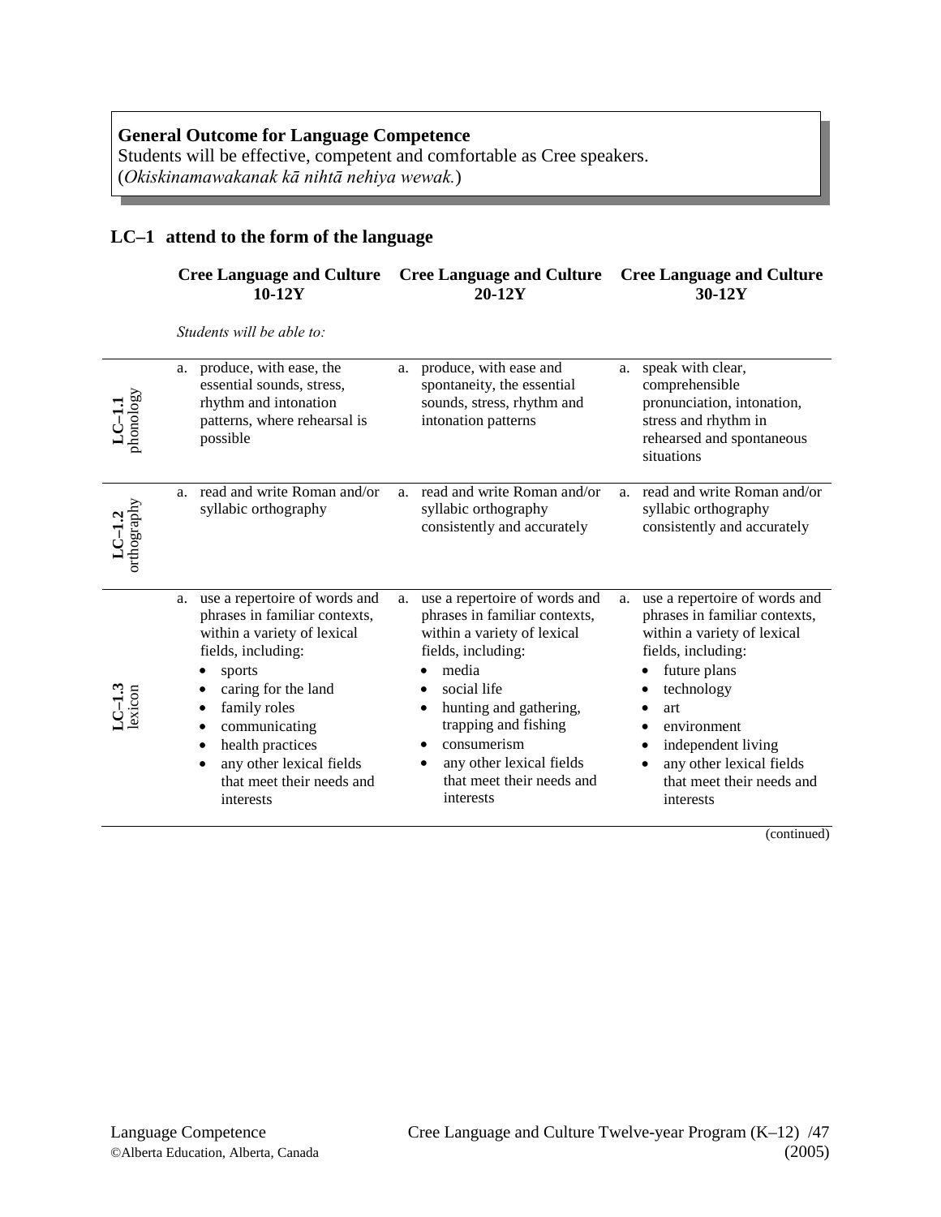**General Outcome for Language Competence**
Students will be effective, competent and comfortable as Cree speakers.
(*Okiskinamawakanak kā nihtā nehiya wewak.*)

## LC–1 attend to the form of the language

*Students will be able to:*

| | Cree Language and Culture 10-12Y | Cree Language and Culture 20-12Y | Cree Language and Culture 30-12Y |
|---|---|---|---|
| **LC–1.1** phonology | a. produce, with ease, the essential sounds, stress, rhythm and intonation patterns, where rehearsal is possible | a. produce, with ease and spontaneity, the essential sounds, stress, rhythm and intonation patterns | a. speak with clear, comprehensible pronunciation, intonation, stress and rhythm in rehearsed and spontaneous situations |
| **LC–1.2** orthography | a. read and write Roman and/or syllabic orthography | a. read and write Roman and/or syllabic orthography consistently and accurately | a. read and write Roman and/or syllabic orthography consistently and accurately |
| **LC–1.3** lexicon | a. use a repertoire of words and phrases in familiar contexts, within a variety of lexical fields, including:<br>• sports<br>• caring for the land<br>• family roles<br>• communicating<br>• health practices<br>• any other lexical fields that meet their needs and interests | a. use a repertoire of words and phrases in familiar contexts, within a variety of lexical fields, including:<br>• media<br>• social life<br>• hunting and gathering, trapping and fishing<br>• consumerism<br>• any other lexical fields that meet their needs and interests | a. use a repertoire of words and phrases in familiar contexts, within a variety of lexical fields, including:<br>• future plans<br>• technology<br>• art<br>• environment<br>• independent living<br>• any other lexical fields that meet their needs and interests |

(continued)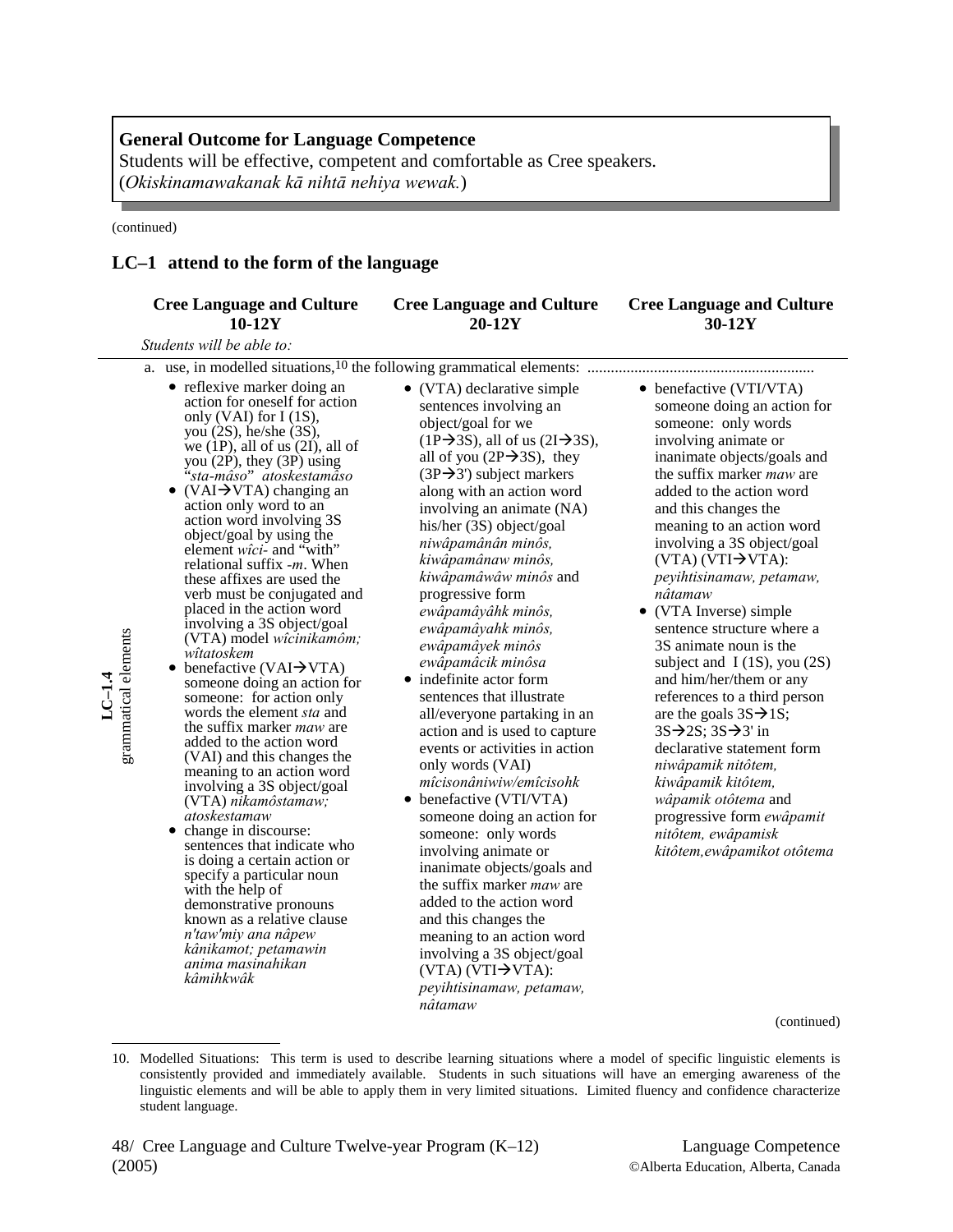**General Outcome for Language Competence**
Students will be effective, competent and comfortable as Cree speakers.
(*Okiskinamawakanak kā nihtā nehiya wewak.*)

(continued)

## LC–1 attend to the form of the language

| | Cree Language and Culture 10-12Y | Cree Language and Culture 20-12Y | Cree Language and Culture 30-12Y |
|---|---|---|---|
| | *Students will be able to:* | | |
| **LC–1.4** grammatical elements | a. use, in modelled situations,[10] the following grammatical elements: | | |
| | • reflexive marker doing an action for oneself for action only (VAI) for I (1S), you (2S), he/she (3S), we (1P), all of us (2I), all of you (2P), they (3P) using "*sta-māso*" *atoskestamâso*<br>• (VAI→VTA) changing an action only word to an action word involving 3S object/goal by using the element *wîci-* and "with" relational suffix *-m*. When these affixes are used the verb must be conjugated and placed in the action word involving a 3S object/goal (VTA) model *wîcinikamôm; wîtatoskem*<br>• benefactive (VAI→VTA) someone doing an action for someone: for action only words the element *sta* and the suffix marker *maw* are added to the action word (VAI) and this changes the meaning to an action word involving a 3S object/goal (VTA) *nikamôstamaw; atoskestamaw*<br>• change in discourse: sentences that indicate who is doing a certain action or specify a particular noun with the help of demonstrative pronouns known as a relative clause *n'taw'miy ana nâpew kânikamot; petamawin anima masinahikan kâmihkwâk* | • (VTA) declarative simple sentences involving an object/goal for we (1P→3S), all of us (2I→3S), all of you (2P→3S), they (3P→3') subject markers along with an action word involving an animate (NA) his/her (3S) object/goal *niwâpamânân minôs, kiwâpamânaw minôs, kiwâpamâwâw minôs* and progressive form *ewâpamâyâhk minôs, ewâpamâyahk minôs, ewâpamâyek minôs ewâpamâcik minôsa*<br>• indefinite actor form sentences that illustrate all/everyone partaking in an action and is used to capture events or activities in action only words (VAI) *mîcisonâniwiw/emîcisohk*<br>• benefactive (VTI/VTA) someone doing an action for someone: only words involving animate or inanimate objects/goals and the suffix marker *maw* are added to the action word and this changes the meaning to an action word involving a 3S object/goal (VTA) (VTI→VTA): *peyihtisinamaw, petamaw, nâtamaw* | • benefactive (VTI/VTA) someone doing an action for someone: only words involving animate or inanimate objects/goals and the suffix marker *maw* are added to the action word and this changes the meaning to an action word involving a 3S object/goal (VTA) (VTI→VTA): *peyihtisinamaw, petamaw, nâtamaw*<br>• (VTA Inverse) simple sentence structure where a 3S animate noun is the subject and I (1S), you (2S) and him/her/them or any references to a third person are the goals 3S→1S; 3S→2S; 3S→3' in declarative statement form *niwâpamik nitôtem, kiwâpamik kitôtem, wâpamik otôtema* and progressive form *ewâpamit nitôtem, ewâpamisk kitôtem,ewâpamikot otôtema* |

(continued)

10. Modelled Situations: This term is used to describe learning situations where a model of specific linguistic elements is consistently provided and immediately available. Students in such situations will have an emerging awareness of the linguistic elements and will be able to apply them in very limited situations. Limited fluency and confidence characterize student language.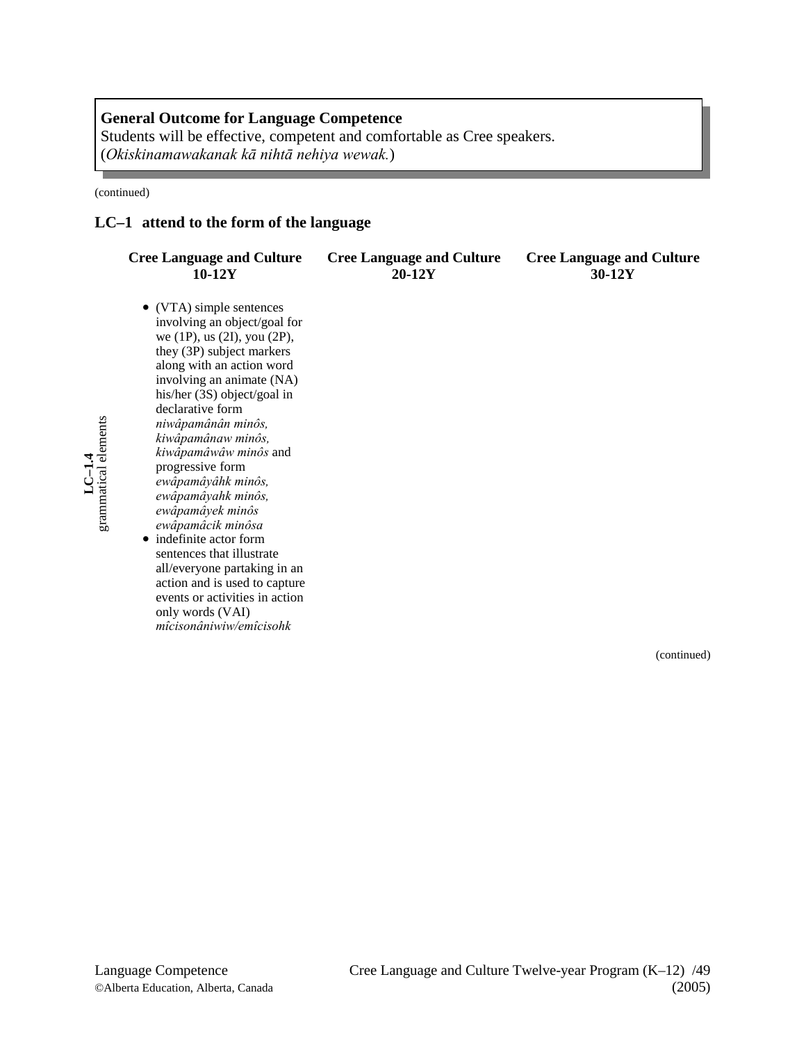**General Outcome for Language Competence**
Students will be effective, competent and comfortable as Cree speakers.
(*Okiskinamawakanak kā nihtā nehiya wewak.*)

(continued)

## LC–1 attend to the form of the language

| | Cree Language and Culture 10-12Y | Cree Language and Culture 20-12Y | Cree Language and Culture 30-12Y |
|---|---|---|---|
| **LC–1.4** grammatical elements | • (VTA) simple sentences involving an object/goal for we (1P), us (2I), you (2P), they (3P) subject markers along with an action word involving an animate (NA) his/her (3S) object/goal in declarative form *niwâpamânân minôs, kiwâpamânaw minôs, kiwâpamâwâw minôs* and progressive form *ewâpamâyâhk minôs, ewâpamâyahk minôs, ewâpamâyek minôs ewâpamâcik minôsa*<br>• indefinite actor form sentences that illustrate all/everyone partaking in an action and is used to capture events or activities in action only words (VAI) *mîcisonâniwiw/emîcisohk* | | |

(continued)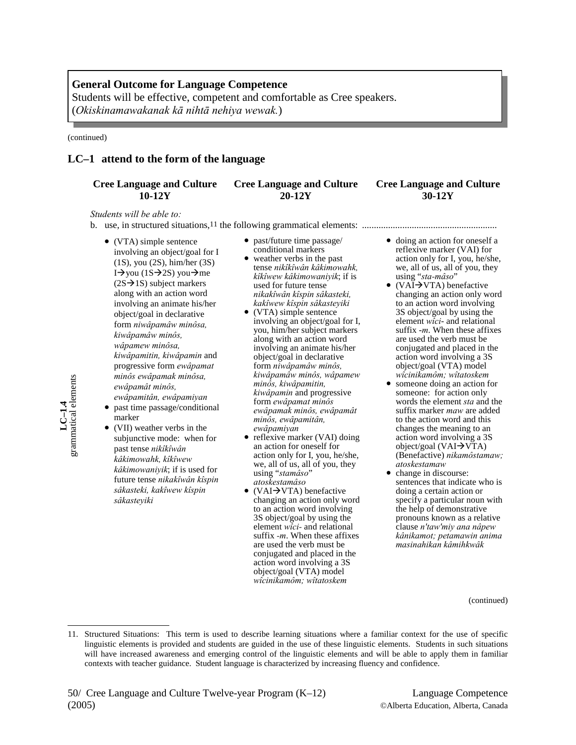**General Outcome for Language Competence**
Students will be effective, competent and comfortable as Cree speakers.
(*Okiskinamawakanak kā nihtā nehiya wewak.*)

(continued)

## LC–1 attend to the form of the language

**LC–1.4 grammatical elements**

| Cree Language and Culture 10-12Y | Cree Language and Culture 20-12Y | Cree Language and Culture 30-12Y |
|---|---|---|

*Students will be able to:*

b. use, in structured situations,[11] the following grammatical elements:

| Cree Language and Culture 10-12Y | Cree Language and Culture 20-12Y | Cree Language and Culture 30-12Y |
|---|---|---|
| • (VTA) simple sentence involving an object/goal for I (1S), you (2S), him/her (3S) I→you (1S→2S) you→me (2S→1S) subject markers along with an action word involving an animate his/her object/goal in declarative form *niwâpamâw minôsa, kiwâpamâw minôs, wâpamew minôsa, kiwâpamitin, kiwâpamin* and progressive form *ewâpamat minôs ewâpamak minôsa, ewâpamât minôs, ewâpamitân, ewâpamiyan*<br>• past time passage/conditional marker<br>• (VII) weather verbs in the subjunctive mode: when for past tense *nikîkîwân kâkimowahk, kîkîwew kâkimowaniyik*; if is used for future tense *nikakîwân kîspin sâkasteki, kakîwew kîspin sâkasteyiki* | • past/future time passage/ conditional markers<br>• weather verbs in the past tense *nikîkîwân kâkimowahk, kîkîwew kâkimowaniyik*; if is used for future tense *nikakîwân kîspin sâkasteki, kakîwew kîspin sâkasteyiki*<br>• (VTA) simple sentence involving an object/goal for I, you, him/her subject markers along with an action word involving an animate his/her object/goal in declarative form *niwâpamâw minôs, kiwâpamâw minôs, wâpamew minôs, kiwâpamitin, kiwâpamin* and progressive form *ewâpamat minôs ewâpamak minôs, ewâpamât minôs, ewâpamitân, ewâpamiyan*<br>• reflexive marker (VAI) doing an action for oneself for action only for I, you, he/she, we, all of us, all of you, they using "*stamâso*" *atoskestamâso*<br>• (VAI→VTA) benefactive changing an action only word to an action word involving 3S object/goal by using the element *wîci-* and relational suffix *-m*. When these affixes are used the verb must be conjugated and placed in the action word involving a 3S object/goal (VTA) model *wîcinikamôm; wîtatoskem* | • doing an action for oneself a reflexive marker (VAI) for action only for I, you, he/she, we, all of us, all of you, they using "*sta-mâso*"<br>• (VAI→VTA) benefactive changing an action only word to an action word involving 3S object/goal by using the element *wîci-* and relational suffix *-m*. When these affixes are used the verb must be conjugated and placed in the action word involving a 3S object/goal (VTA) model *wîcinikamôm; wîtatoskem*<br>• someone doing an action for someone: for action only words the element *sta* and the suffix marker *maw* are added to the action word and this changes the meaning to an action word involving a 3S object/goal (VAI→VTA) (Benefactive) *nikamôstamaw; atoskestamaw*<br>• change in discourse: sentences that indicate who is doing a certain action or specify a particular noun with the help of demonstrative pronouns known as a relative clause *n'taw'miy ana nâpew kânikamot; petamawin anima masinahikan kâmihkwâk* |

(continued)

11. Structured Situations: This term is used to describe learning situations where a familiar context for the use of specific linguistic elements is provided and students are guided in the use of these linguistic elements. Students in such situations will have increased awareness and emerging control of the linguistic elements and will be able to apply them in familiar contexts with teacher guidance. Student language is characterized by increasing fluency and confidence.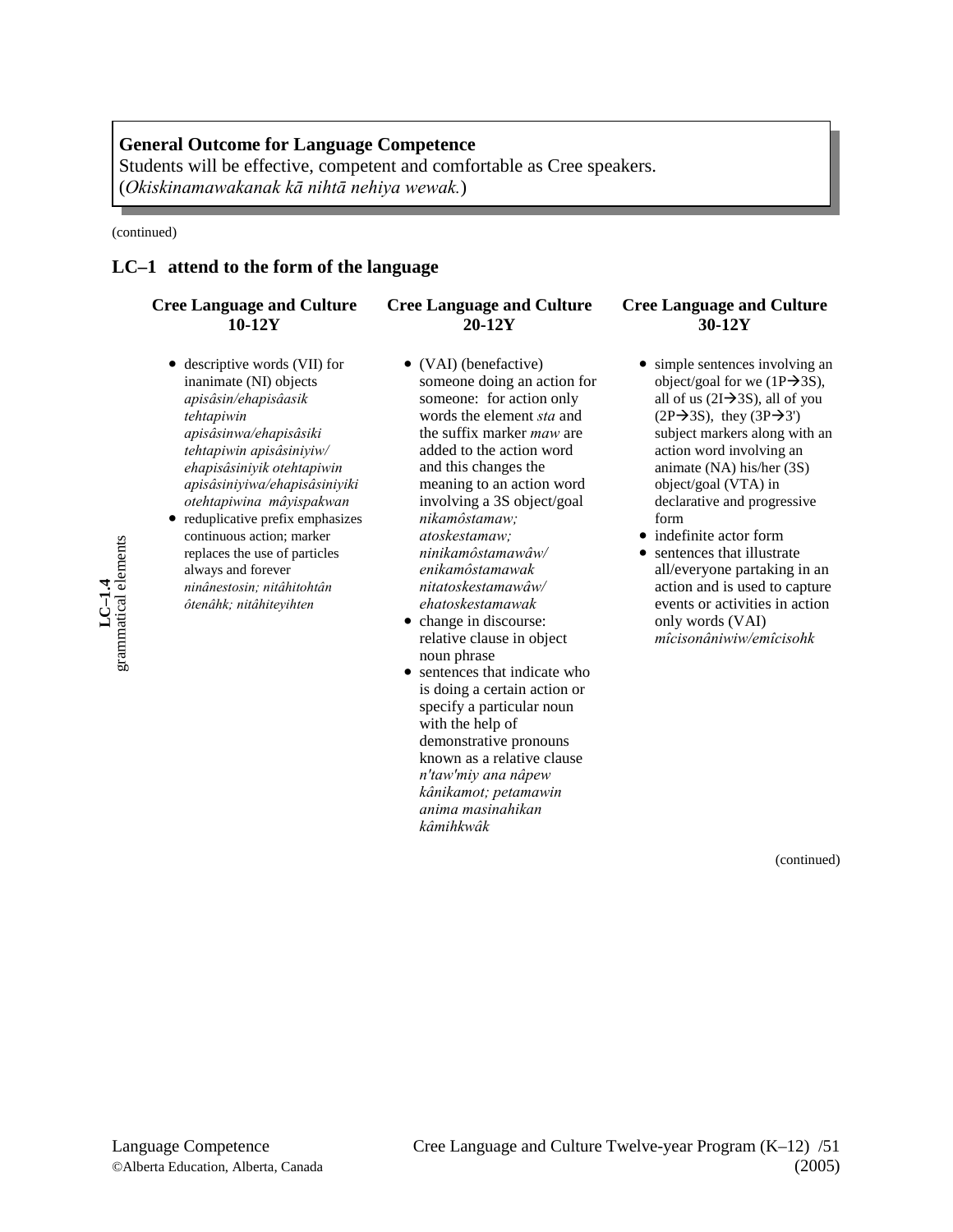**General Outcome for Language Competence**
Students will be effective, competent and comfortable as Cree speakers.
(*Okiskinamawakanak kā nihtā nehiya wewak.*)

(continued)

## LC–1 attend to the form of the language

**LC–1.4 grammatical elements**

| Cree Language and Culture 10-12Y | Cree Language and Culture 20-12Y | Cree Language and Culture 30-12Y |
|---|---|---|
| • descriptive words (VII) for inanimate (NI) objects *apisâsin/ehapisâasik tehtapiwin apisâsinwa/ehapisâsiki tehtapiwin apisâsiniyiw/ ehapisâsiniyik otehtapiwin apisâsiniyiwa/ehapisâsiniyiki otehtapiwina mâyispakwan*<br>• reduplicative prefix emphasizes continuous action; marker replaces the use of particles always and forever *ninânestosin; nitâhitohtân ôtenâhk; nitâhiteyihten* | • (VAI) (benefactive) someone doing an action for someone: for action only words the element *sta* and the suffix marker *maw* are added to the action word and this changes the meaning to an action word involving a 3S object/goal *nikamôstamaw; atoskestamaw; ninikamôstamawâw/ enikamôstamawak nitatoskestamawâw/ ehatoskestamawak*<br>• change in discourse: relative clause in object noun phrase<br>• sentences that indicate who is doing a certain action or specify a particular noun with the help of demonstrative pronouns known as a relative clause *n'taw'miy ana nâpew kânikamot; petamawin anima masinahikan kâmihkwâk* | • simple sentences involving an object/goal for we (1P→3S), all of us (2I→3S), all of you (2P→3S), they (3P→3′) subject markers along with an action word involving an animate (NA) his/her (3S) object/goal (VTA) in declarative and progressive form<br>• indefinite actor form<br>• sentences that illustrate all/everyone partaking in an action and is used to capture events or activities in action only words (VAI) *mîcisonâniwiw/emîcisohk* |

(continued)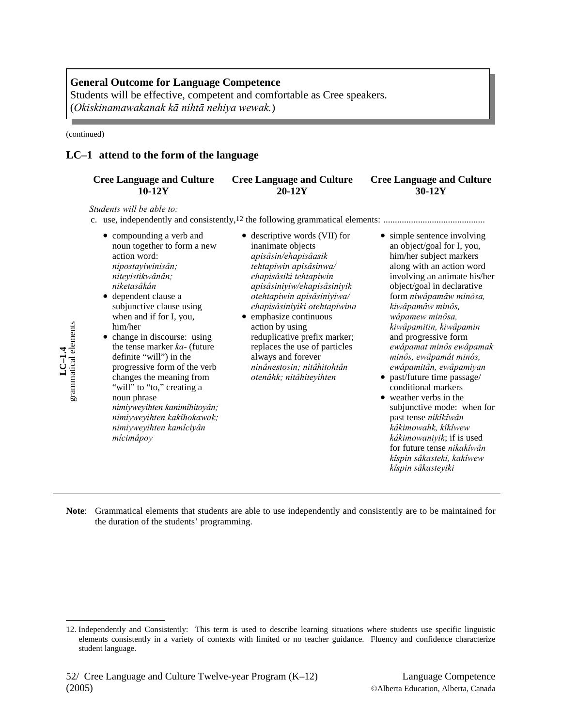**General Outcome for Language Competence**
Students will be effective, competent and comfortable as Cree speakers.
(*Okiskinamawakanak kā nihtā nehiya wewak.*)

(continued)

## LC–1 attend to the form of the language

**LC–1.4 grammatical elements**

| Cree Language and Culture 10-12Y | Cree Language and Culture 20-12Y | Cree Language and Culture 30-12Y |
|---|---|---|

*Students will be able to:*

c. use, independently and consistently,[12] the following grammatical elements: ............................................

| Cree Language and Culture 10-12Y | Cree Language and Culture 20-12Y | Cree Language and Culture 30-12Y |
|---|---|---|
| • compounding a verb and noun together to form a new action word: *nipostayiwinisân; niteyistikwânân; niketasâkân*<br>• dependent clause a subjunctive clause using when and if for I, you, him/her<br>• change in discourse: using the tense marker *ka-* (future definite "will") in the progressive form of the verb changes the meaning from "will" to "to," creating a noun phrase *nimiyweyihten kanimîhitoyân; nimiyweyihten kakîhokawak; nimiyweyihten kamîciyân mîcimâpoy* | • descriptive words (VII) for inanimate objects *apisâsin/ehapisâasik tehtapiwin apisâsinwa/ ehapisâsiki tehtapiwin apisâsiniyiw/ehapisâsiniyik otehtapiwin apisâsiniyiwa/ ehapisâsiniyiki otehtapiwina*<br>• emphasize continuous action by using reduplicative prefix marker; replaces the use of particles always and forever *ninânestosin; nitâhitohtân otenâhk; nitâhiteyihten* | • simple sentence involving an object/goal for I, you, him/her subject markers along with an action word involving an animate his/her object/goal in declarative form *niwâpamâw minôsa, kiwâpamâw minôs, wâpamew minôsa, kiwâpamitin, kiwâpamin* and progressive form *ewâpamat minôs ewâpamak minôs, ewâpamât minôs, ewâpamitân, ewâpamiyan*<br>• past/future time passage/ conditional markers<br>• weather verbs in the subjunctive mode: when for past tense *nikîkîwân kâkimowahk, kîkîwew kâkimowaniyik*; if is used for future tense *nikakîwân kîspin sâkasteki, kakîwew kîspin sâkasteyiki* |

**Note**: Grammatical elements that students are able to use independently and consistently are to be maintained for the duration of the students' programming.

12. Independently and Consistently: This term is used to describe learning situations where students use specific linguistic elements consistently in a variety of contexts with limited or no teacher guidance. Fluency and confidence characterize student language.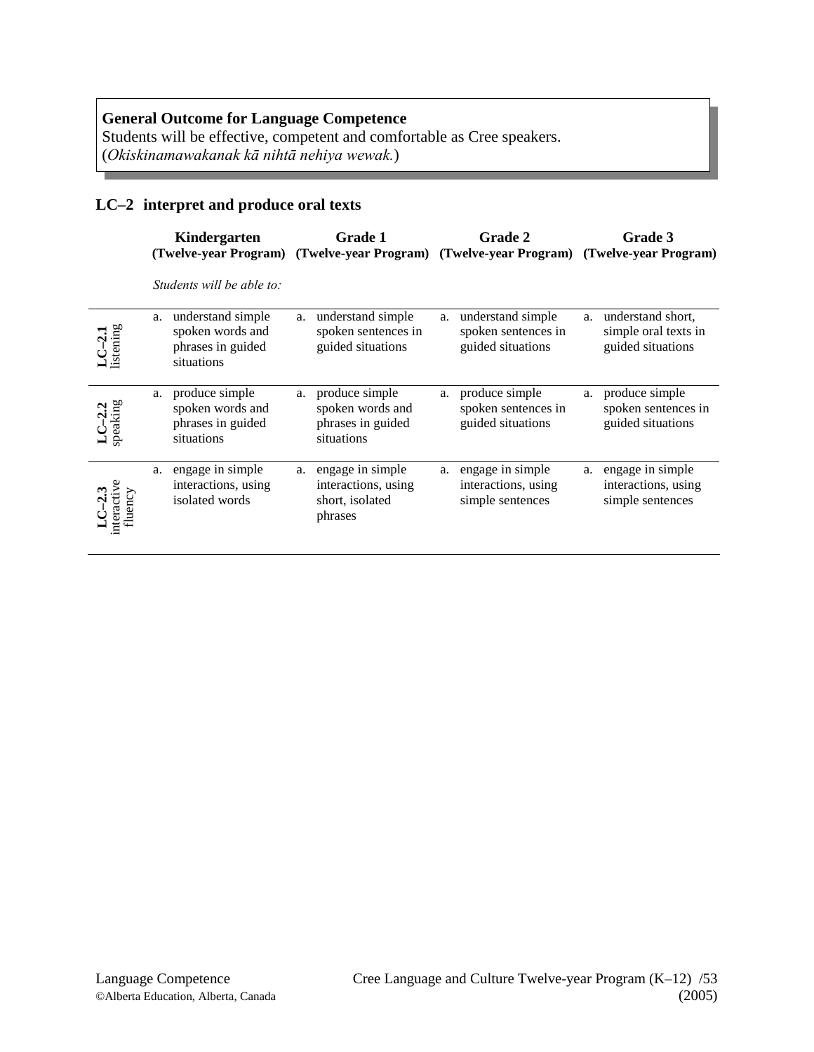**General Outcome for Language Competence**
Students will be effective, competent and comfortable as Cree speakers.
(*Okiskinamawakanak kā nihtā nehiya wewak.*)

## LC–2 interpret and produce oral texts

*Students will be able to:*

| | Kindergarten (Twelve-year Program) | Grade 1 (Twelve-year Program) | Grade 2 (Twelve-year Program) | Grade 3 (Twelve-year Program) |
|---|---|---|---|---|
| **LC–2.1** listening | a. understand simple spoken words and phrases in guided situations | a. understand simple spoken sentences in guided situations | a. understand simple spoken sentences in guided situations | a. understand short, simple oral texts in guided situations |
| **LC–2.2** speaking | a. produce simple spoken words and phrases in guided situations | a. produce simple spoken words and phrases in guided situations | a. produce simple spoken sentences in guided situations | a. produce simple spoken sentences in guided situations |
| **LC–2.3** interactive fluency | a. engage in simple interactions, using isolated words | a. engage in simple interactions, using short, isolated phrases | a. engage in simple interactions, using simple sentences | a. engage in simple interactions, using simple sentences |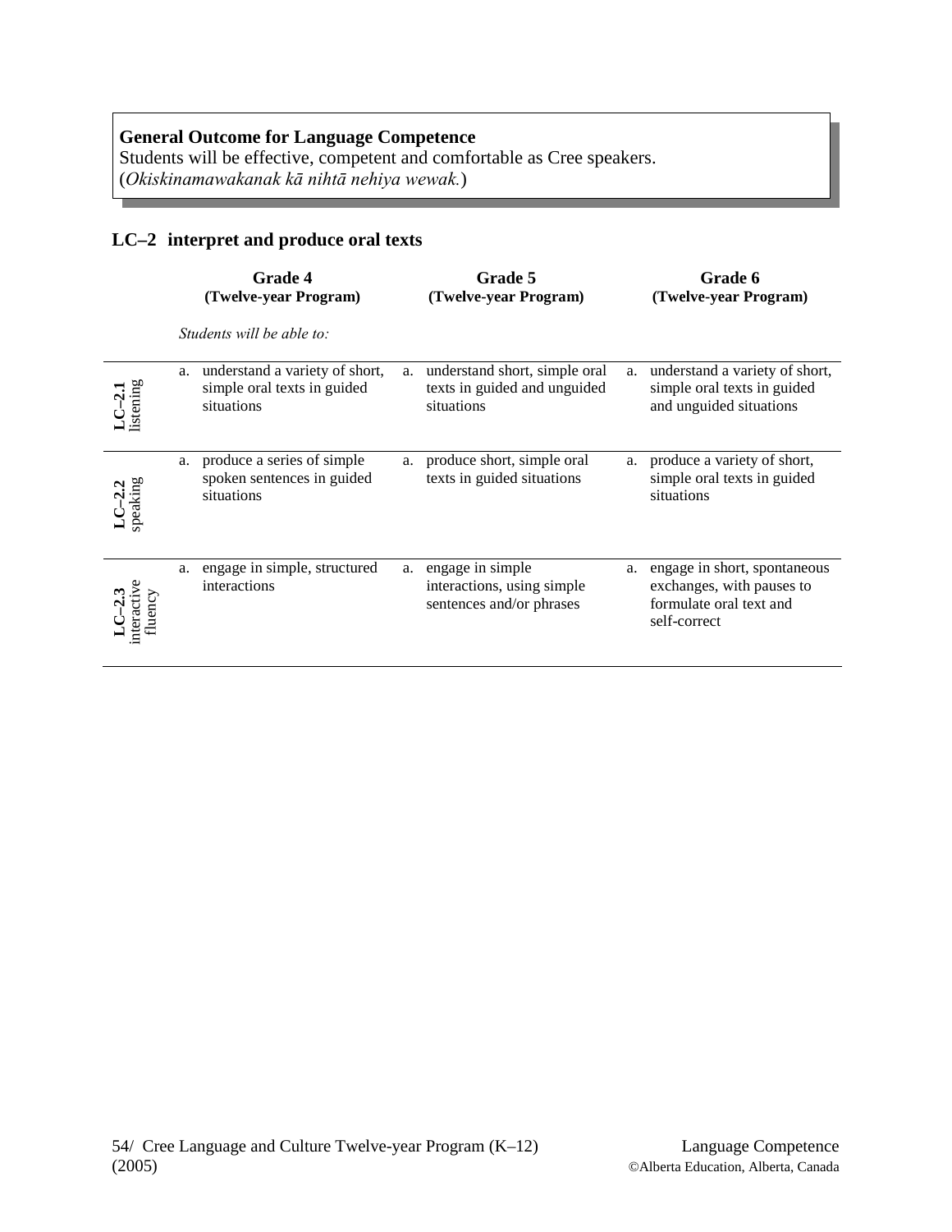**General Outcome for Language Competence**
Students will be effective, competent and comfortable as Cree speakers.
(*Okiskinamawakanak kā nihtā nehiya wewak.*)

## LC–2 interpret and produce oral texts

| | Grade 4 (Twelve-year Program) | Grade 5 (Twelve-year Program) | Grade 6 (Twelve-year Program) |
|---|---|---|---|
| | *Students will be able to:* | | |
| **LC–2.1** listening | a. understand a variety of short, simple oral texts in guided situations | a. understand short, simple oral texts in guided and unguided situations | a. understand a variety of short, simple oral texts in guided and unguided situations |
| **LC–2.2** speaking | a. produce a series of simple spoken sentences in guided situations | a. produce short, simple oral texts in guided situations | a. produce a variety of short, simple oral texts in guided situations |
| **LC–2.3** interactive fluency | a. engage in simple, structured interactions | a. engage in simple interactions, using simple sentences and/or phrases | a. engage in short, spontaneous exchanges, with pauses to formulate oral text and self-correct |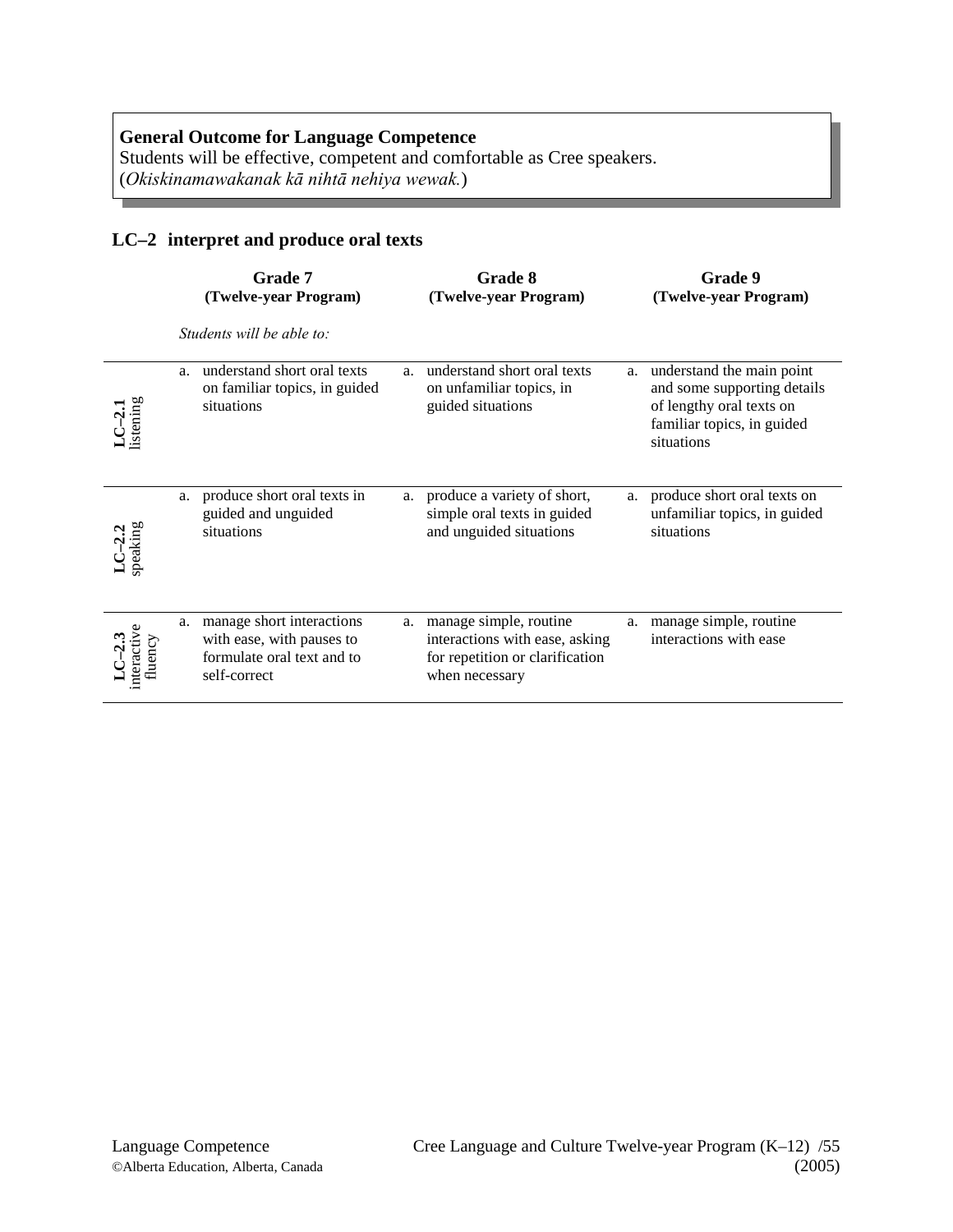**General Outcome for Language Competence**
Students will be effective, competent and comfortable as Cree speakers.
(*Okiskinamawakanak kā nihtā nehiya wewak.*)

## LC–2 interpret and produce oral texts

*Students will be able to:*

| | Grade 7 (Twelve-year Program) | Grade 8 (Twelve-year Program) | Grade 9 (Twelve-year Program) |
|---|---|---|---|
| **LC–2.1** listening | a. understand short oral texts on familiar topics, in guided situations | a. understand short oral texts on unfamiliar topics, in guided situations | a. understand the main point and some supporting details of lengthy oral texts on familiar topics, in guided situations |
| **LC–2.2** speaking | a. produce short oral texts in guided and unguided situations | a. produce a variety of short, simple oral texts in guided and unguided situations | a. produce short oral texts on unfamiliar topics, in guided situations |
| **LC–2.3** interactive fluency | a. manage short interactions with ease, with pauses to formulate oral text and to self-correct | a. manage simple, routine interactions with ease, asking for repetition or clarification when necessary | a. manage simple, routine interactions with ease |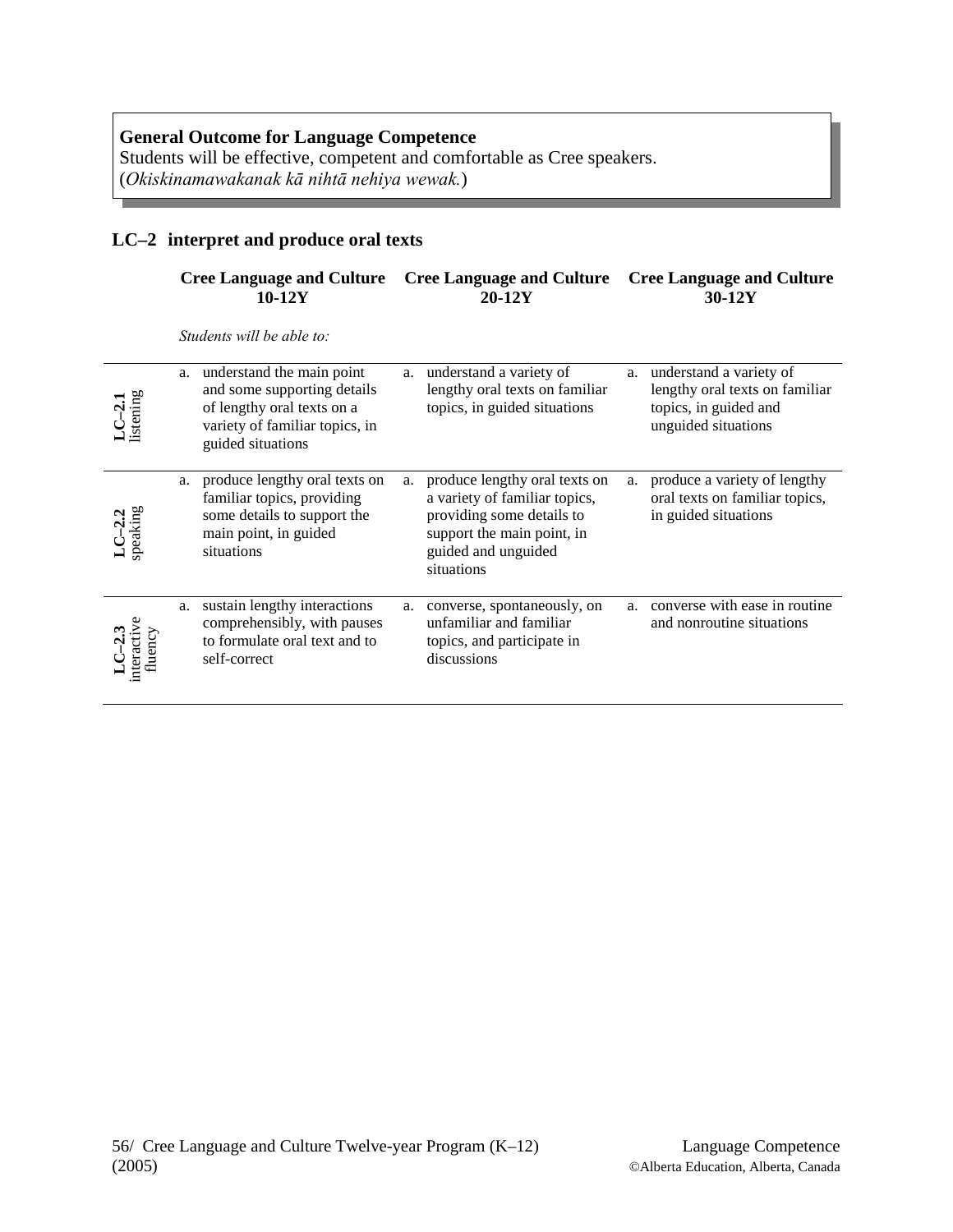**General Outcome for Language Competence**
Students will be effective, competent and comfortable as Cree speakers.
(*Okiskinamawakanak kā nihtā nehiya wewak.*)

## LC–2 interpret and produce oral texts

*Students will be able to:*

| | Cree Language and Culture 10-12Y | Cree Language and Culture 20-12Y | Cree Language and Culture 30-12Y |
|---|---|---|---|
| **LC–2.1** listening | a. understand the main point and some supporting details of lengthy oral texts on a variety of familiar topics, in guided situations | a. understand a variety of lengthy oral texts on familiar topics, in guided situations | a. understand a variety of lengthy oral texts on familiar topics, in guided and unguided situations |
| **LC–2.2** speaking | a. produce lengthy oral texts on familiar topics, providing some details to support the main point, in guided situations | a. produce lengthy oral texts on a variety of familiar topics, providing some details to support the main point, in guided and unguided situations | a. produce a variety of lengthy oral texts on familiar topics, in guided situations |
| **LC–2.3** interactive fluency | a. sustain lengthy interactions comprehensibly, with pauses to formulate oral text and to self-correct | a. converse, spontaneously, on unfamiliar and familiar topics, and participate in discussions | a. converse with ease in routine and nonroutine situations |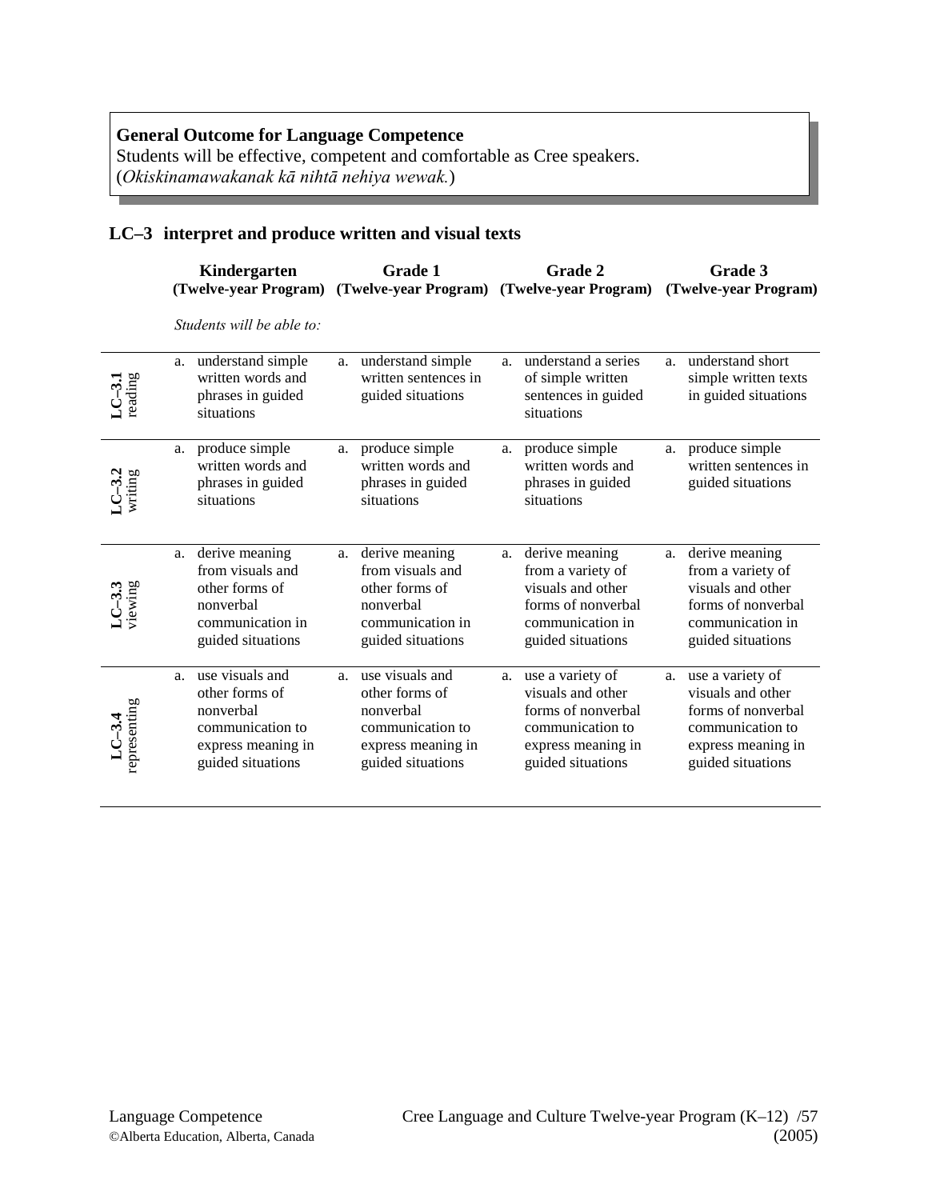**General Outcome for Language Competence**
Students will be effective, competent and comfortable as Cree speakers.
(*Okiskinamawakanak kā nihtā nehiya wewak.*)

## LC–3 interpret and produce written and visual texts

*Students will be able to:*

| | Kindergarten (Twelve-year Program) | Grade 1 (Twelve-year Program) | Grade 2 (Twelve-year Program) | Grade 3 (Twelve-year Program) |
|---|---|---|---|---|
| **LC–3.1** reading | a. understand simple written words and phrases in guided situations | a. understand simple written sentences in guided situations | a. understand a series of simple written sentences in guided situations | a. understand short simple written texts in guided situations |
| **LC–3.2** writing | a. produce simple written words and phrases in guided situations | a. produce simple written words and phrases in guided situations | a. produce simple written words and phrases in guided situations | a. produce simple written sentences in guided situations |
| **LC–3.3** viewing | a. derive meaning from visuals and other forms of nonverbal communication in guided situations | a. derive meaning from visuals and other forms of nonverbal communication in guided situations | a. derive meaning from a variety of visuals and other forms of nonverbal communication in guided situations | a. derive meaning from a variety of visuals and other forms of nonverbal communication in guided situations |
| **LC–3.4** representing | a. use visuals and other forms of nonverbal communication to express meaning in guided situations | a. use visuals and other forms of nonverbal communication to express meaning in guided situations | a. use a variety of visuals and other forms of nonverbal communication to express meaning in guided situations | a. use a variety of visuals and other forms of nonverbal communication to express meaning in guided situations |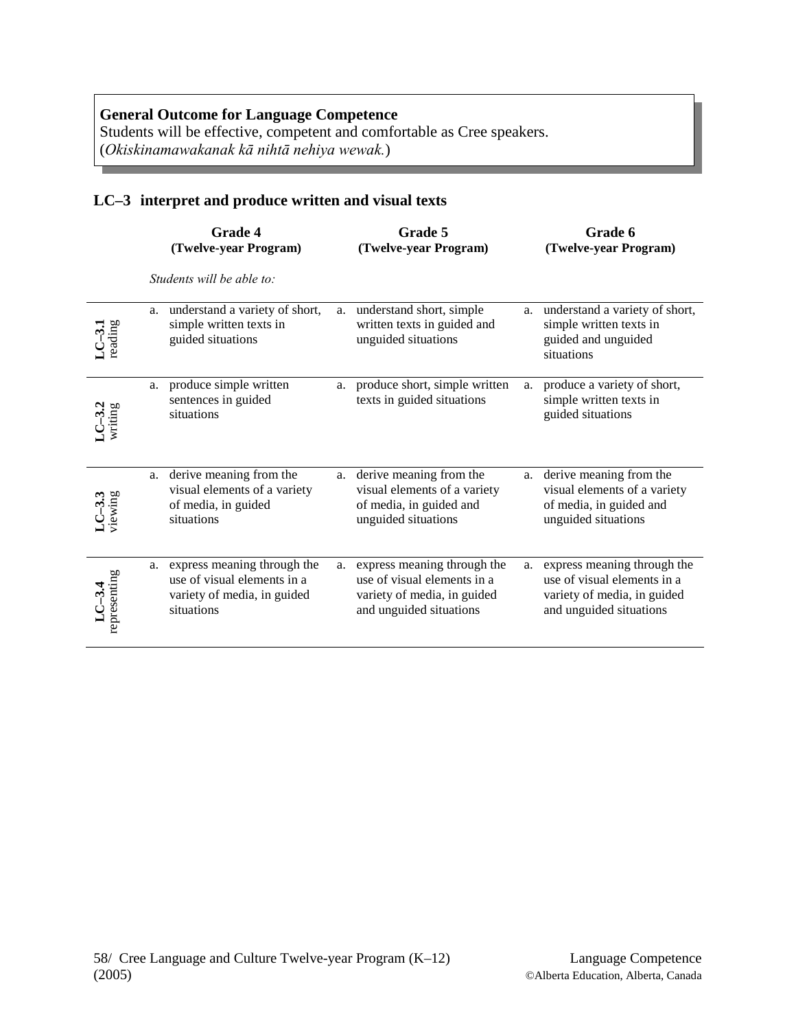**General Outcome for Language Competence**
Students will be effective, competent and comfortable as Cree speakers.
(*Okiskinamawakanak kā nihtā nehiya wewak.*)

## LC–3 interpret and produce written and visual texts

*Students will be able to:*

| | Grade 4 (Twelve-year Program) | Grade 5 (Twelve-year Program) | Grade 6 (Twelve-year Program) |
|---|---|---|---|
| **LC–3.1** reading | a. understand a variety of short, simple written texts in guided situations | a. understand short, simple written texts in guided and unguided situations | a. understand a variety of short, simple written texts in guided and unguided situations |
| **LC–3.2** writing | a. produce simple written sentences in guided situations | a. produce short, simple written texts in guided situations | a. produce a variety of short, simple written texts in guided situations |
| **LC–3.3** viewing | a. derive meaning from the visual elements of a variety of media, in guided situations | a. derive meaning from the visual elements of a variety of media, in guided and unguided situations | a. derive meaning from the visual elements of a variety of media, in guided and unguided situations |
| **LC–3.4** representing | a. express meaning through the use of visual elements in a variety of media, in guided situations | a. express meaning through the use of visual elements in a variety of media, in guided and unguided situations | a. express meaning through the use of visual elements in a variety of media, in guided and unguided situations |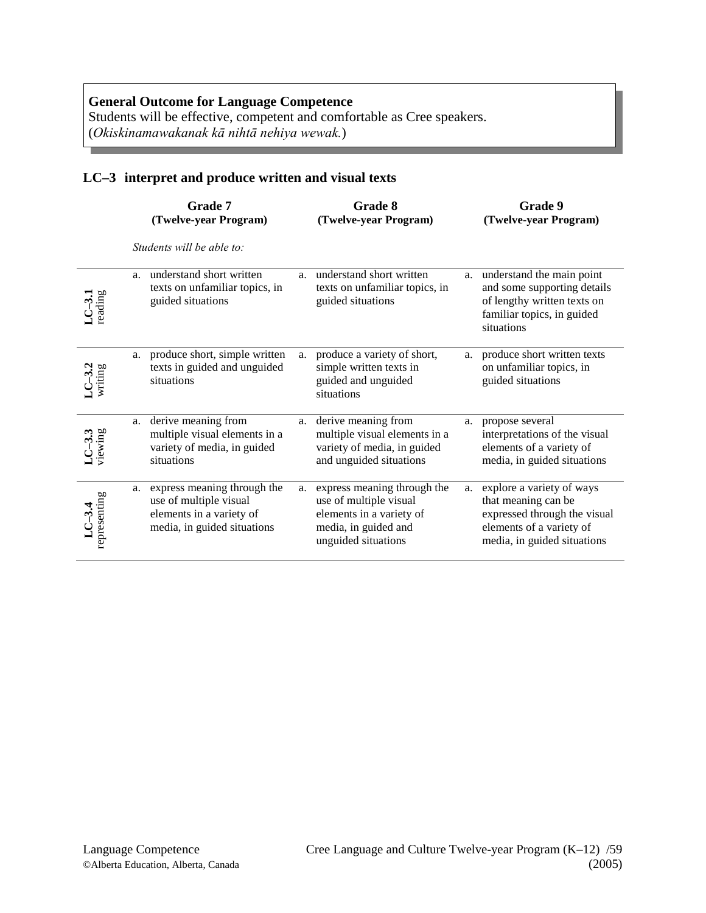**General Outcome for Language Competence**
Students will be effective, competent and comfortable as Cree speakers.
(*Okiskinamawakanak kā nihtā nehiya wewak.*)

## LC–3 interpret and produce written and visual texts

| | Grade 7 (Twelve-year Program) | Grade 8 (Twelve-year Program) | Grade 9 (Twelve-year Program) |
|---|---|---|---|
| | *Students will be able to:* | | |
| **LC–3.1** reading | a. understand short written texts on unfamiliar topics, in guided situations | a. understand short written texts on unfamiliar topics, in guided situations | a. understand the main point and some supporting details of lengthy written texts on familiar topics, in guided situations |
| **LC–3.2** writing | a. produce short, simple written texts in guided and unguided situations | a. produce a variety of short, simple written texts in guided and unguided situations | a. produce short written texts on unfamiliar topics, in guided situations |
| **LC–3.3** viewing | a. derive meaning from multiple visual elements in a variety of media, in guided situations | a. derive meaning from multiple visual elements in a variety of media, in guided and unguided situations | a. propose several interpretations of the visual elements of a variety of media, in guided situations |
| **LC–3.4** representing | a. express meaning through the use of multiple visual elements in a variety of media, in guided situations | a. express meaning through the use of multiple visual elements in a variety of media, in guided and unguided situations | a. explore a variety of ways that meaning can be expressed through the visual elements of a variety of media, in guided situations |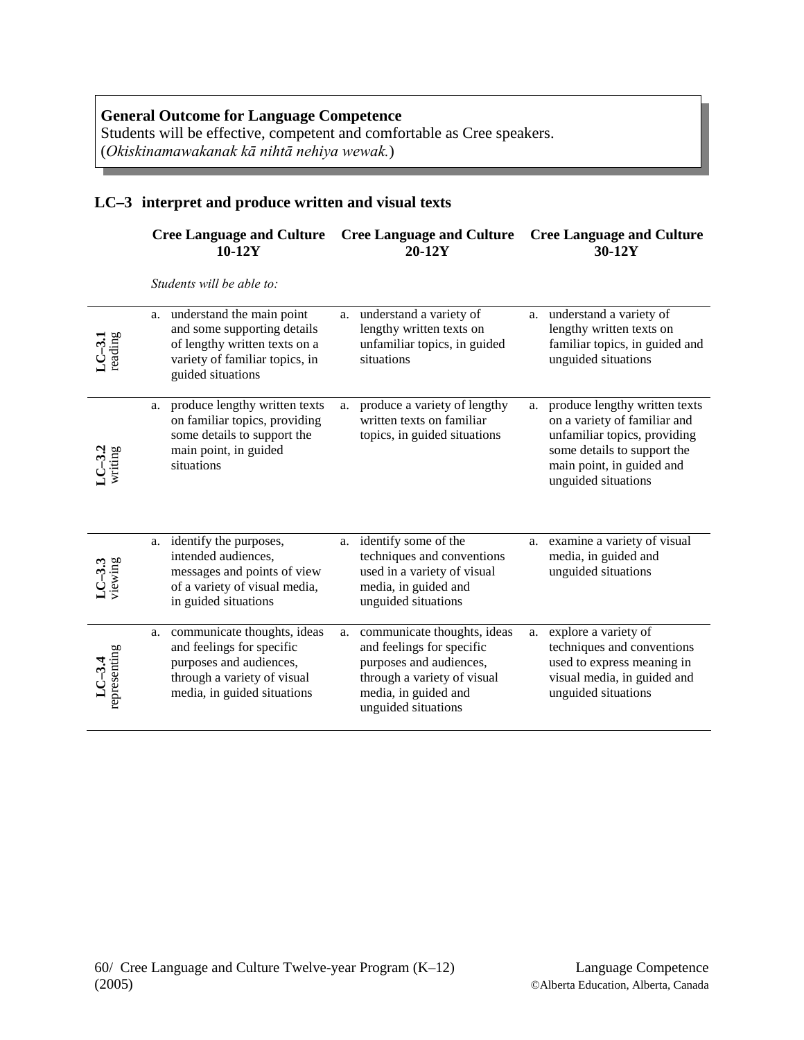**General Outcome for Language Competence**
Students will be effective, competent and comfortable as Cree speakers.
(*Okiskinamawakanak kā nihtā nehiya wewak.*)

## LC–3 interpret and produce written and visual texts

*Students will be able to:*

| | Cree Language and Culture 10-12Y | Cree Language and Culture 20-12Y | Cree Language and Culture 30-12Y |
|---|---|---|---|
| **LC–3.1** reading | a. understand the main point and some supporting details of lengthy written texts on a variety of familiar topics, in guided situations | a. understand a variety of lengthy written texts on unfamiliar topics, in guided situations | a. understand a variety of lengthy written texts on familiar topics, in guided and unguided situations |
| **LC–3.2** writing | a. produce lengthy written texts on familiar topics, providing some details to support the main point, in guided situations | a. produce a variety of lengthy written texts on familiar topics, in guided situations | a. produce lengthy written texts on a variety of familiar and unfamiliar topics, providing some details to support the main point, in guided and unguided situations |
| **LC–3.3** viewing | a. identify the purposes, intended audiences, messages and points of view of a variety of visual media, in guided situations | a. identify some of the techniques and conventions used in a variety of visual media, in guided and unguided situations | a. examine a variety of visual media, in guided and unguided situations |
| **LC–3.4** representing | a. communicate thoughts, ideas and feelings for specific purposes and audiences, through a variety of visual media, in guided situations | a. communicate thoughts, ideas and feelings for specific purposes and audiences, through a variety of visual media, in guided and unguided situations | a. explore a variety of techniques and conventions used to express meaning in visual media, in guided and unguided situations |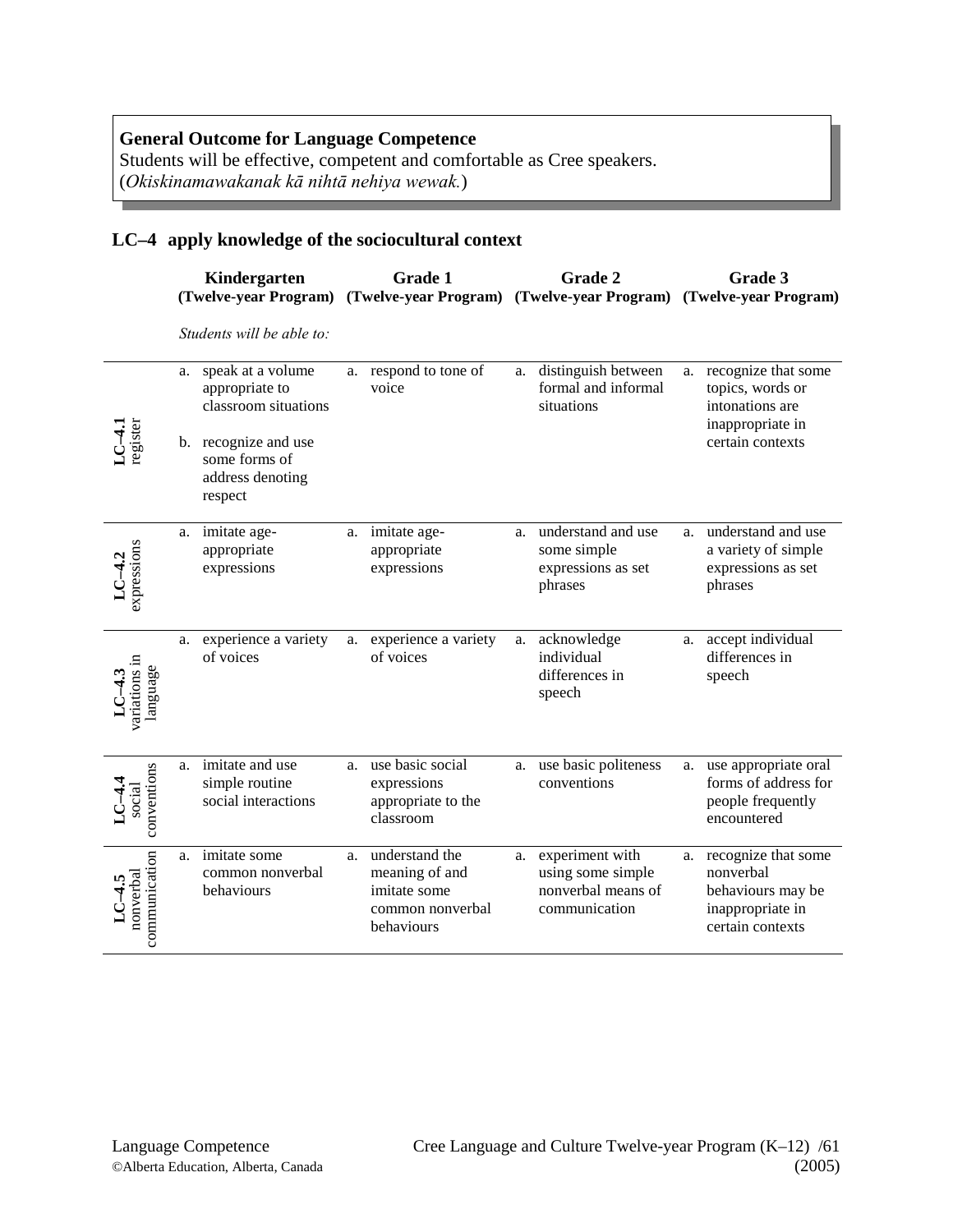**General Outcome for Language Competence**
Students will be effective, competent and comfortable as Cree speakers.
(*Okiskinamawakanak kā nihtā nehiya wewak.*)

## LC–4 apply knowledge of the sociocultural context

| | Kindergarten (Twelve-year Program) | Grade 1 (Twelve-year Program) | Grade 2 (Twelve-year Program) | Grade 3 (Twelve-year Program) |
|---|---|---|---|---|
| | *Students will be able to:* | | | |
| **LC–4.1** register | a. speak at a volume appropriate to classroom situations<br>b. recognize and use some forms of address denoting respect | a. respond to tone of voice | a. distinguish between formal and informal situations | a. recognize that some topics, words or intonations are inappropriate in certain contexts |
| **LC–4.2** expressions | a. imitate age-appropriate expressions | a. imitate age-appropriate expressions | a. understand and use some simple expressions as set phrases | a. understand and use a variety of simple expressions as set phrases |
| **LC–4.3** variations in language | a. experience a variety of voices | a. experience a variety of voices | a. acknowledge individual differences in speech | a. accept individual differences in speech |
| **LC–4.4** social conventions | a. imitate and use simple routine social interactions | a. use basic social expressions appropriate to the classroom | a. use basic politeness conventions | a. use appropriate oral forms of address for people frequently encountered |
| **LC–4.5** nonverbal communication | a. imitate some common nonverbal behaviours | a. understand the meaning of and imitate some common nonverbal behaviours | a. experiment with using some simple nonverbal means of communication | a. recognize that some nonverbal behaviours may be inappropriate in certain contexts |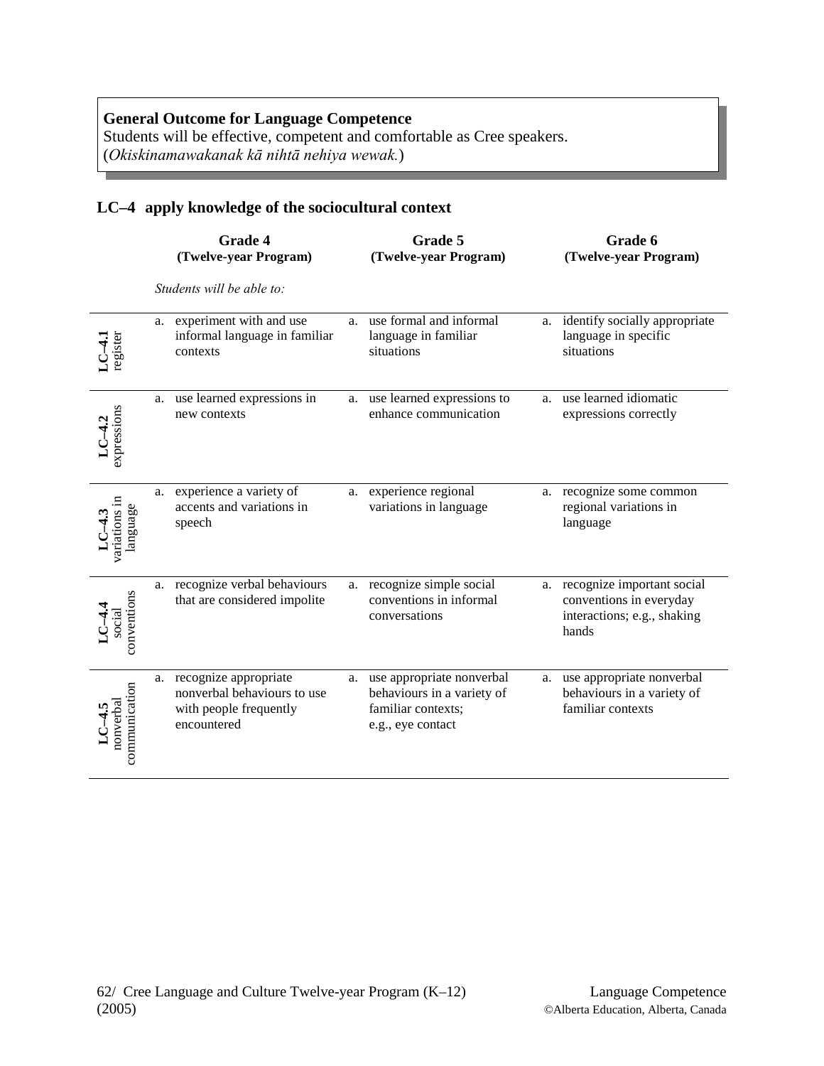**General Outcome for Language Competence**
Students will be effective, competent and comfortable as Cree speakers.
(*Okiskinamawakanak kā nihtā nehiya wewak.*)

## LC–4 apply knowledge of the sociocultural context

*Students will be able to:*

| | Grade 4 (Twelve-year Program) | Grade 5 (Twelve-year Program) | Grade 6 (Twelve-year Program) |
|---|---|---|---|
| **LC–4.1** register | a. experiment with and use informal language in familiar contexts | a. use formal and informal language in familiar situations | a. identify socially appropriate language in specific situations |
| **LC–4.2** expressions | a. use learned expressions in new contexts | a. use learned expressions to enhance communication | a. use learned idiomatic expressions correctly |
| **LC–4.3** variations in language | a. experience a variety of accents and variations in speech | a. experience regional variations in language | a. recognize some common regional variations in language |
| **LC–4.4** social conventions | a. recognize verbal behaviours that are considered impolite | a. recognize simple social conventions in informal conversations | a. recognize important social conventions in everyday interactions; e.g., shaking hands |
| **LC–4.5** nonverbal communication | a. recognize appropriate nonverbal behaviours to use with people frequently encountered | a. use appropriate nonverbal behaviours in a variety of familiar contexts; e.g., eye contact | a. use appropriate nonverbal behaviours in a variety of familiar contexts |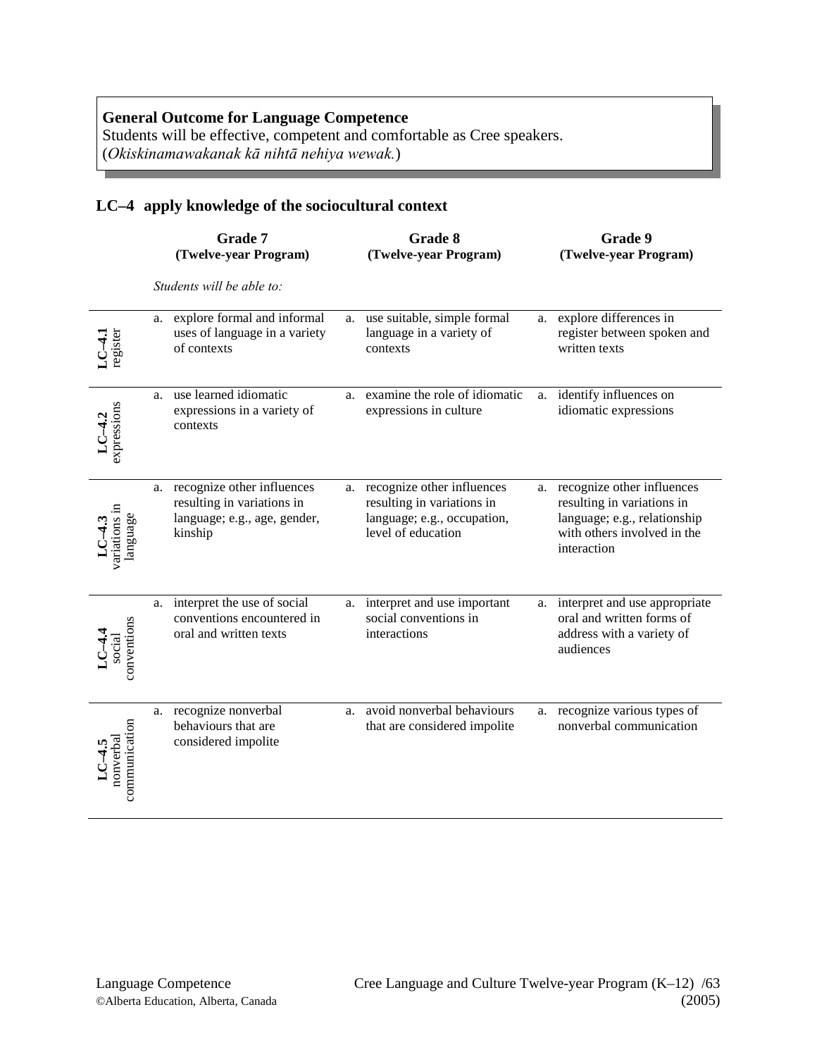**General Outcome for Language Competence**
Students will be effective, competent and comfortable as Cree speakers.
(*Okiskinamawakanak kā nihtā nehiya wewak.*)

## LC–4 apply knowledge of the sociocultural context

| | Grade 7 (Twelve-year Program) | Grade 8 (Twelve-year Program) | Grade 9 (Twelve-year Program) |
|---|---|---|---|
| | *Students will be able to:* | | |
| **LC–4.1** register | a. explore formal and informal uses of language in a variety of contexts | a. use suitable, simple formal language in a variety of contexts | a. explore differences in register between spoken and written texts |
| **LC–4.2** expressions | a. use learned idiomatic expressions in a variety of contexts | a. examine the role of idiomatic expressions in culture | a. identify influences on idiomatic expressions |
| **LC–4.3** variations in language | a. recognize other influences resulting in variations in language; e.g., age, gender, kinship | a. recognize other influences resulting in variations in language; e.g., occupation, level of education | a. recognize other influences resulting in variations in language; e.g., relationship with others involved in the interaction |
| **LC–4.4** social conventions | a. interpret the use of social conventions encountered in oral and written texts | a. interpret and use important social conventions in interactions | a. interpret and use appropriate oral and written forms of address with a variety of audiences |
| **LC–4.5** nonverbal communication | a. recognize nonverbal behaviours that are considered impolite | a. avoid nonverbal behaviours that are considered impolite | a. recognize various types of nonverbal communication |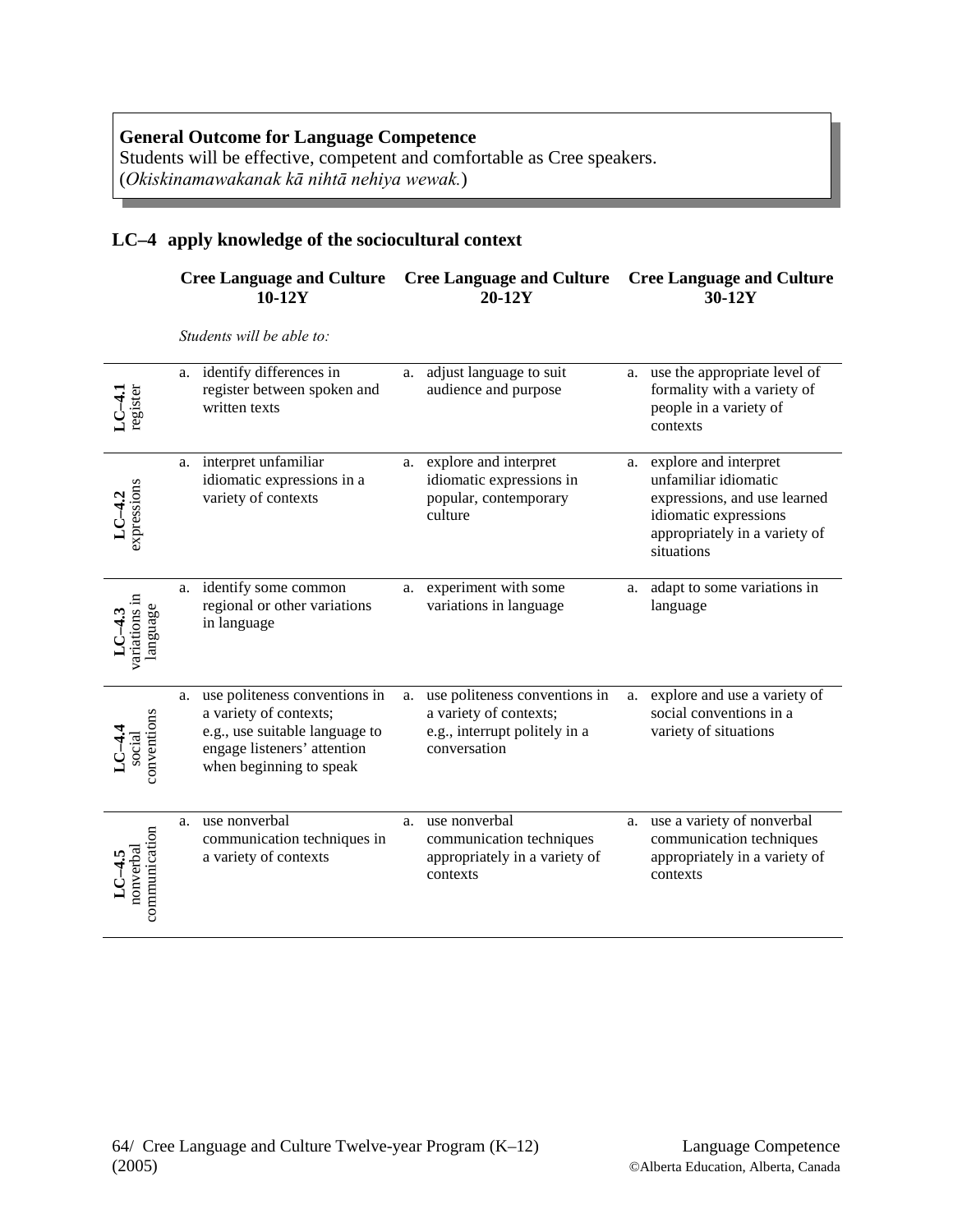**General Outcome for Language Competence**
Students will be effective, competent and comfortable as Cree speakers.
(*Okiskinamawakanak kā nihtā nehiya wewak.*)

## LC–4 apply knowledge of the sociocultural context

*Students will be able to:*

| | Cree Language and Culture 10-12Y | Cree Language and Culture 20-12Y | Cree Language and Culture 30-12Y |
|---|---|---|---|
| **LC–4.1** register | a. identify differences in register between spoken and written texts | a. adjust language to suit audience and purpose | a. use the appropriate level of formality with a variety of people in a variety of contexts |
| **LC–4.2** expressions | a. interpret unfamiliar idiomatic expressions in a variety of contexts | a. explore and interpret idiomatic expressions in popular, contemporary culture | a. explore and interpret unfamiliar idiomatic expressions, and use learned idiomatic expressions appropriately in a variety of situations |
| **LC–4.3** variations in language | a. identify some common regional or other variations in language | a. experiment with some variations in language | a. adapt to some variations in language |
| **LC–4.4** social conventions | a. use politeness conventions in a variety of contexts; e.g., use suitable language to engage listeners' attention when beginning to speak | a. use politeness conventions in a variety of contexts; e.g., interrupt politely in a conversation | a. explore and use a variety of social conventions in a variety of situations |
| **LC–4.5** nonverbal communication | a. use nonverbal communication techniques in a variety of contexts | a. use nonverbal communication techniques appropriately in a variety of contexts | a. use a variety of nonverbal communication techniques appropriately in a variety of contexts |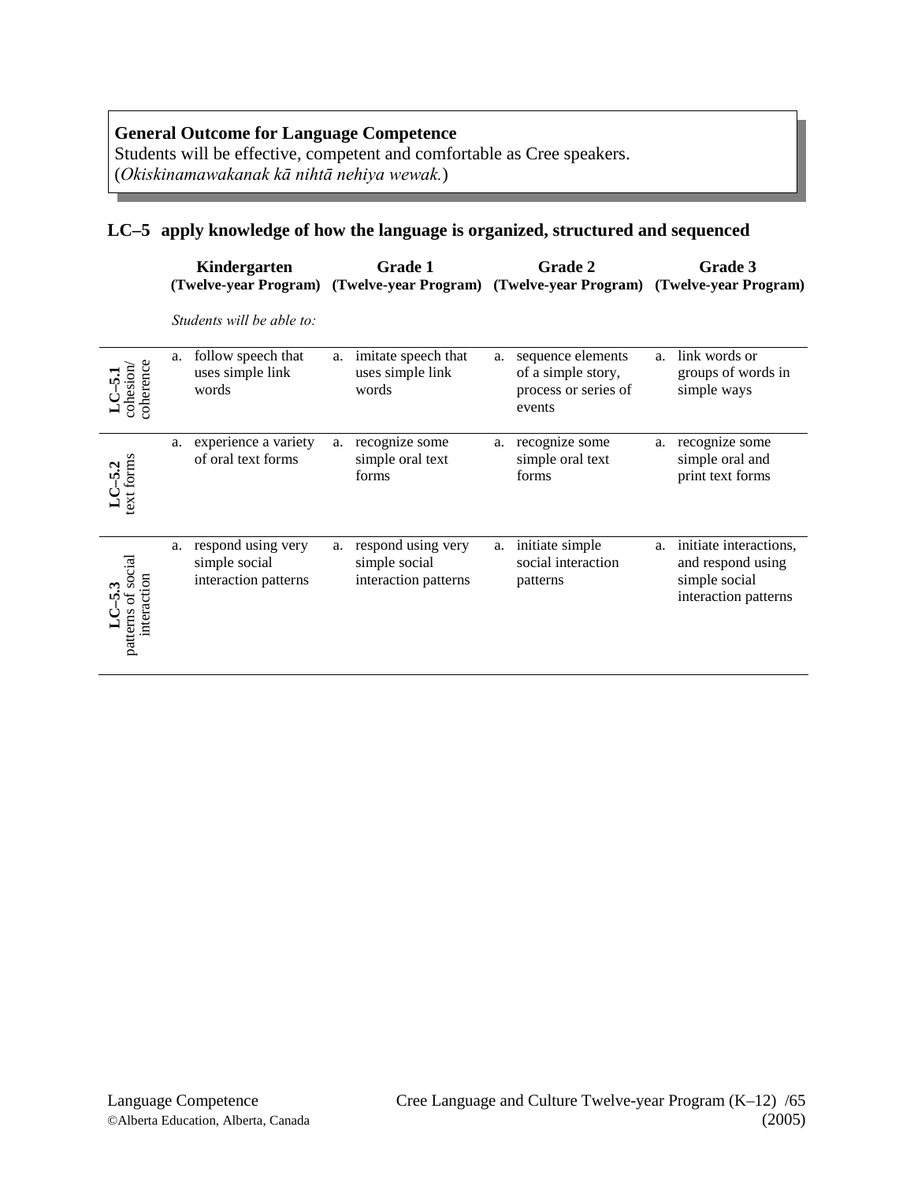**General Outcome for Language Competence**
Students will be effective, competent and comfortable as Cree speakers.
(*Okiskinamawakanak kā nihtā nehiya wewak.*)

## LC–5 apply knowledge of how the language is organized, structured and sequenced

*Students will be able to:*

| | Kindergarten (Twelve-year Program) | Grade 1 (Twelve-year Program) | Grade 2 (Twelve-year Program) | Grade 3 (Twelve-year Program) |
|---|---|---|---|---|
| **LC–5.1** cohesion/ coherence | a. follow speech that uses simple link words | a. imitate speech that uses simple link words | a. sequence elements of a simple story, process or series of events | a. link words or groups of words in simple ways |
| **LC–5.2** text forms | a. experience a variety of oral text forms | a. recognize some simple oral text forms | a. recognize some simple oral text forms | a. recognize some simple oral and print text forms |
| **LC–5.3** patterns of social interaction | a. respond using very simple social interaction patterns | a. respond using very simple social interaction patterns | a. initiate simple social interaction patterns | a. initiate interactions, and respond using simple social interaction patterns |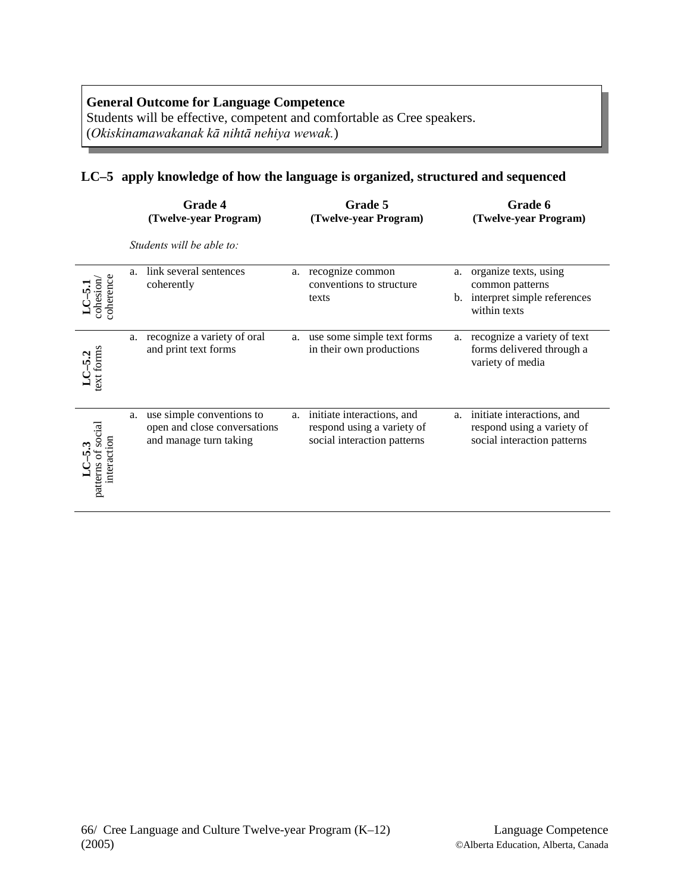**General Outcome for Language Competence**
Students will be effective, competent and comfortable as Cree speakers.
(*Okiskinamawakanak kā nihtā nehiya wewak.*)

## LC–5 apply knowledge of how the language is organized, structured and sequenced

| | Grade 4 (Twelve-year Program) | Grade 5 (Twelve-year Program) | Grade 6 (Twelve-year Program) |
|---|---|---|---|
| | *Students will be able to:* | | |
| **LC–5.1** cohesion/ coherence | a. link several sentences coherently | a. recognize common conventions to structure texts | a. organize texts, using common patterns<br>b. interpret simple references within texts |
| **LC–5.2** text forms | a. recognize a variety of oral and print text forms | a. use some simple text forms in their own productions | a. recognize a variety of text forms delivered through a variety of media |
| **LC–5.3** patterns of social interaction | a. use simple conventions to open and close conversations and manage turn taking | a. initiate interactions, and respond using a variety of social interaction patterns | a. initiate interactions, and respond using a variety of social interaction patterns |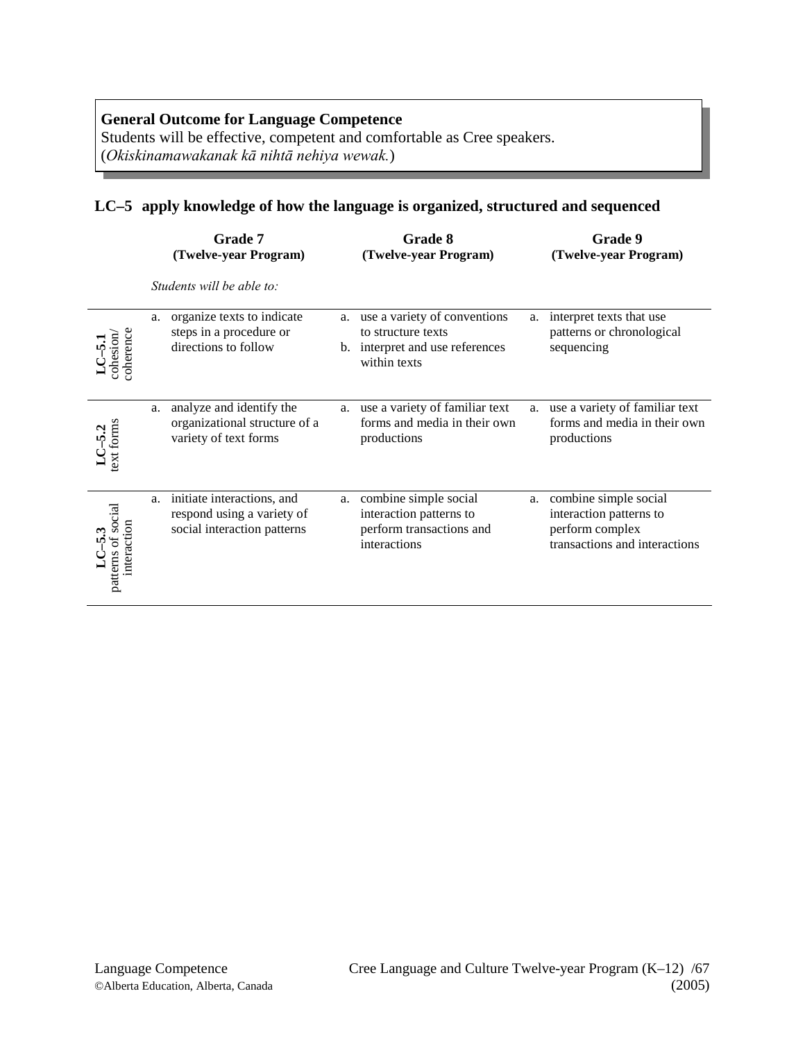**General Outcome for Language Competence**
Students will be effective, competent and comfortable as Cree speakers.
(*Okiskinamawakanak kā nihtā nehiya wewak.*)

## LC–5 apply knowledge of how the language is organized, structured and sequenced

| | Grade 7 (Twelve-year Program) | Grade 8 (Twelve-year Program) | Grade 9 (Twelve-year Program) |
|---|---|---|---|
| | *Students will be able to:* | | |
| **LC–5.1** cohesion/ coherence | a. organize texts to indicate steps in a procedure or directions to follow | a. use a variety of conventions to structure texts<br>b. interpret and use references within texts | a. interpret texts that use patterns or chronological sequencing |
| **LC–5.2** text forms | a. analyze and identify the organizational structure of a variety of text forms | a. use a variety of familiar text forms and media in their own productions | a. use a variety of familiar text forms and media in their own productions |
| **LC–5.3** patterns of social interaction | a. initiate interactions, and respond using a variety of social interaction patterns | a. combine simple social interaction patterns to perform transactions and interactions | a. combine simple social interaction patterns to perform complex transactions and interactions |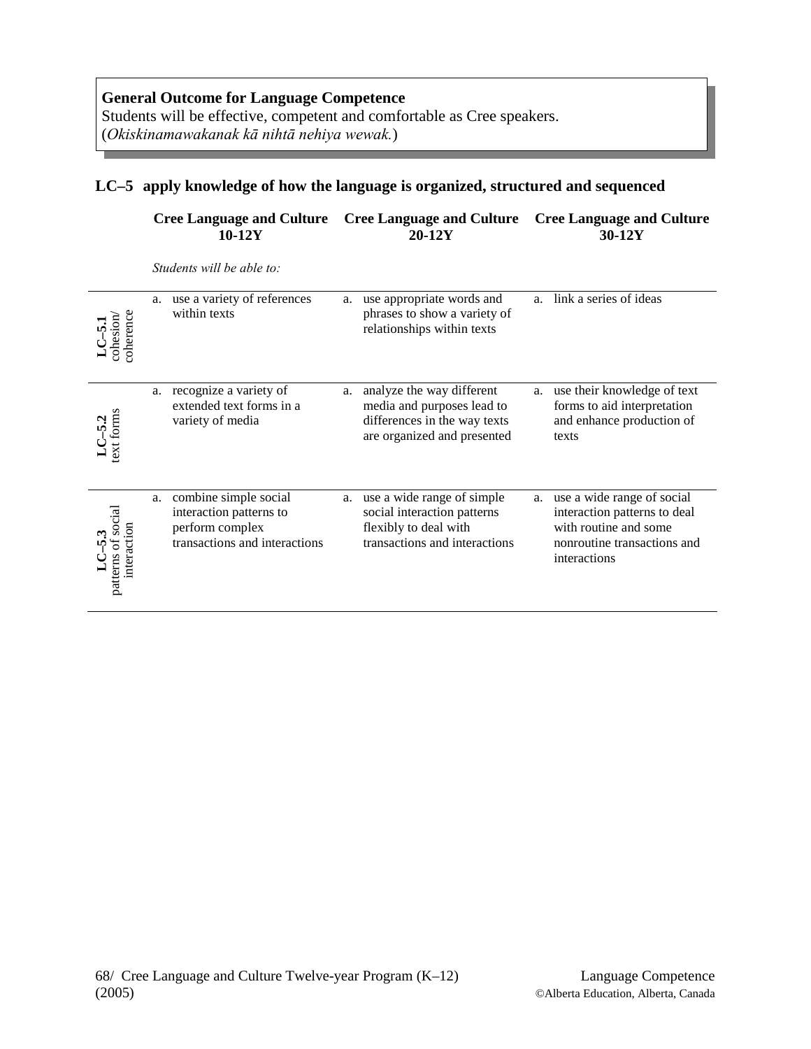**General Outcome for Language Competence**
Students will be effective, competent and comfortable as Cree speakers.
(*Okiskinamawakanak kā nihtā nehiya wewak.*)

## LC–5 apply knowledge of how the language is organized, structured and sequenced

*Students will be able to:*

| | Cree Language and Culture 10-12Y | Cree Language and Culture 20-12Y | Cree Language and Culture 30-12Y |
|---|---|---|---|
| **LC–5.1** cohesion/ coherence | a. use a variety of references within texts | a. use appropriate words and phrases to show a variety of relationships within texts | a. link a series of ideas |
| **LC–5.2** text forms | a. recognize a variety of extended text forms in a variety of media | a. analyze the way different media and purposes lead to differences in the way texts are organized and presented | a. use their knowledge of text forms to aid interpretation and enhance production of texts |
| **LC–5.3** patterns of social interaction | a. combine simple social interaction patterns to perform complex transactions and interactions | a. use a wide range of simple social interaction patterns flexibly to deal with transactions and interactions | a. use a wide range of social interaction patterns to deal with routine and some nonroutine transactions and interactions |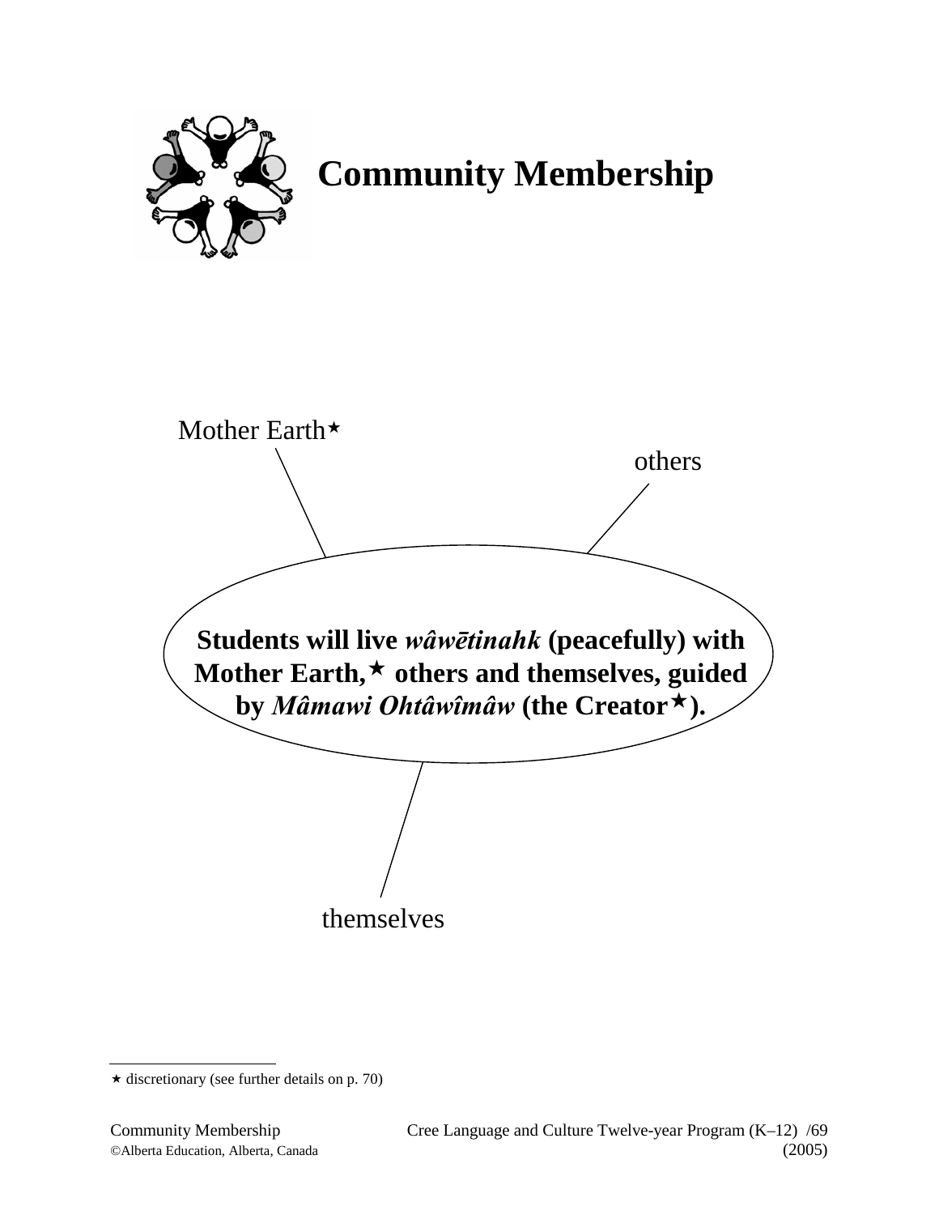# Community Membership

Mother Earth⋆

others

**Students will live *wâwētinahk* (peacefully) with Mother Earth,⋆ others and themselves, guided by *Mâmawi Ohtâwîmâw* (the Creator⋆).**

themselves

---

⋆ discretionary (see further details on p. 70)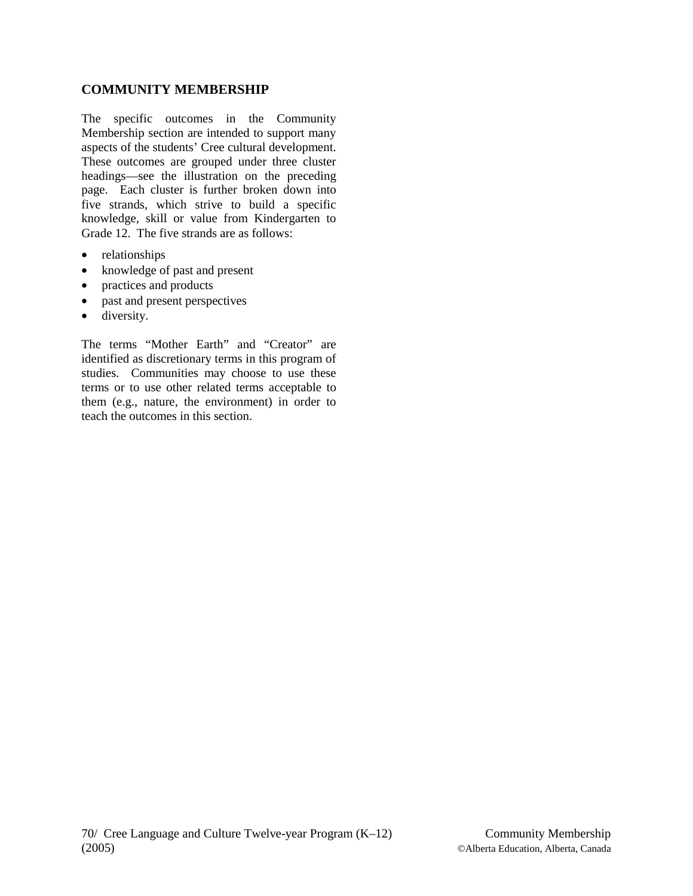## COMMUNITY MEMBERSHIP

The specific outcomes in the Community Membership section are intended to support many aspects of the students' Cree cultural development. These outcomes are grouped under three cluster headings—see the illustration on the preceding page. Each cluster is further broken down into five strands, which strive to build a specific knowledge, skill or value from Kindergarten to Grade 12. The five strands are as follows:

- relationships
- knowledge of past and present
- practices and products
- past and present perspectives
- diversity.

The terms "Mother Earth" and "Creator" are identified as discretionary terms in this program of studies. Communities may choose to use these terms or to use other related terms acceptable to them (e.g., nature, the environment) in order to teach the outcomes in this section.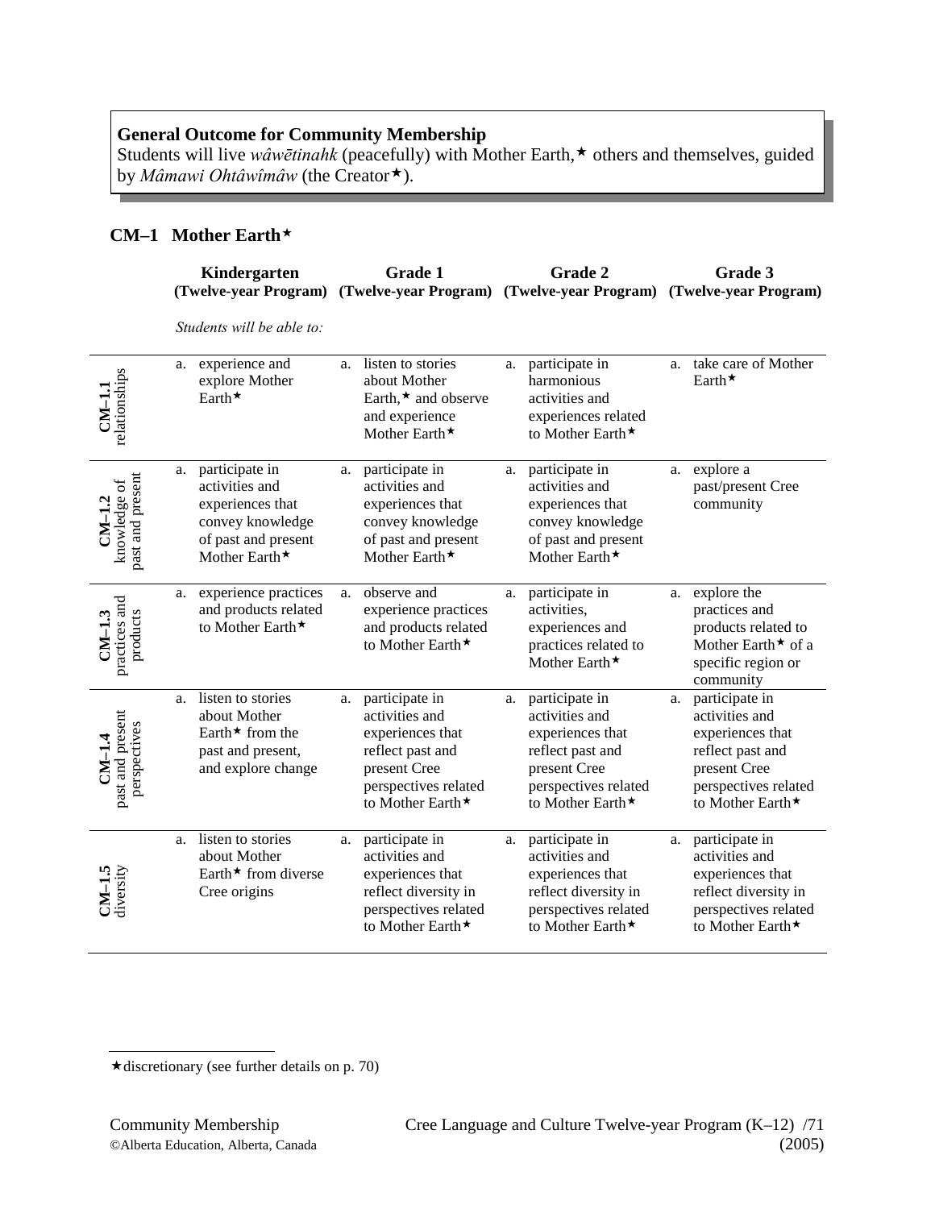**General Outcome for Community Membership**
Students will live *wâwētinahk* (peacefully) with Mother Earth,★ others and themselves, guided by *Mâmawi Ohtâwîmâw* (the Creator★).

## CM–1 Mother Earth★

*Students will be able to:*

| | Kindergarten (Twelve-year Program) | Grade 1 (Twelve-year Program) | Grade 2 (Twelve-year Program) | Grade 3 (Twelve-year Program) |
|---|---|---|---|---|
| **CM–1.1** relationships | a. experience and explore Mother Earth★ | a. listen to stories about Mother Earth,★ and observe and experience Mother Earth★ | a. participate in harmonious activities and experiences related to Mother Earth★ | a. take care of Mother Earth★ |
| **CM–1.2** knowledge of past and present | a. participate in activities and experiences that convey knowledge of past and present Mother Earth★ | a. participate in activities and experiences that convey knowledge of past and present Mother Earth★ | a. participate in activities and experiences that convey knowledge of past and present Mother Earth★ | a. explore a past/present Cree community |
| **CM–1.3** practices and products | a. experience practices and products related to Mother Earth★ | a. observe and experience practices and products related to Mother Earth★ | a. participate in activities, experiences and practices related to Mother Earth★ | a. explore the practices and products related to Mother Earth★ of a specific region or community |
| **CM–1.4** past and present perspectives | a. listen to stories about Mother Earth★ from the past and present, and explore change | a. participate in activities and experiences that reflect past and present Cree perspectives related to Mother Earth★ | a. participate in activities and experiences that reflect past and present Cree perspectives related to Mother Earth★ | a. participate in activities and experiences that reflect past and present Cree perspectives related to Mother Earth★ |
| **CM–1.5** diversity | a. listen to stories about Mother Earth★ from diverse Cree origins | a. participate in activities and experiences that reflect diversity in perspectives related to Mother Earth★ | a. participate in activities and experiences that reflect diversity in perspectives related to Mother Earth★ | a. participate in activities and experiences that reflect diversity in perspectives related to Mother Earth★ |

★discretionary (see further details on p. 70)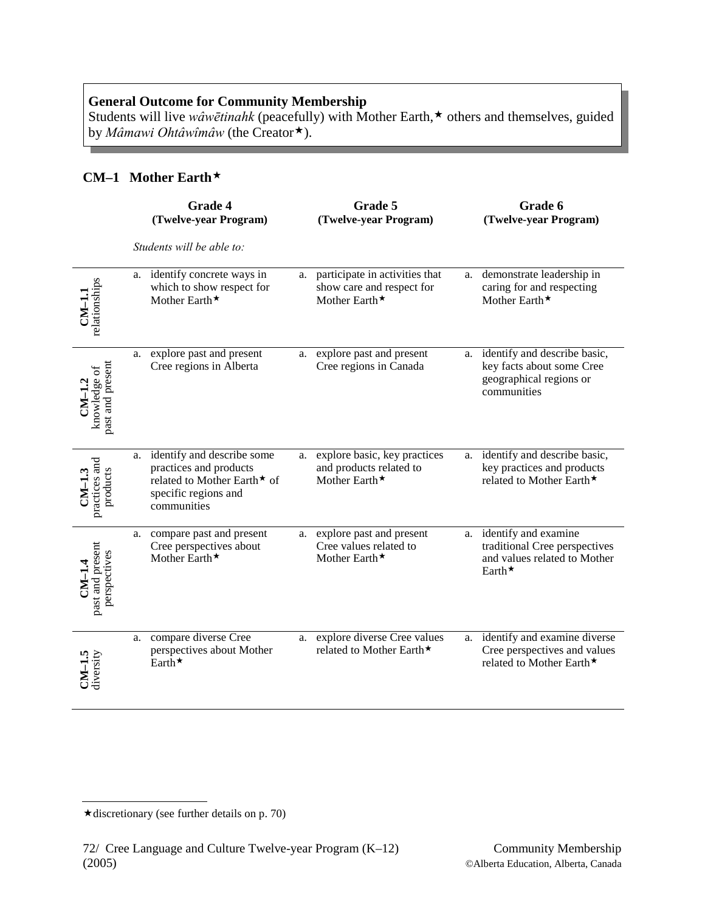**General Outcome for Community Membership**
Students will live *wâwētinahk* (peacefully) with Mother Earth,★ others and themselves, guided by *Mâmawi Ohtâwîmâw* (the Creator★).

## CM–1 Mother Earth★

*Students will be able to:*

| | Grade 4 (Twelve-year Program) | Grade 5 (Twelve-year Program) | Grade 6 (Twelve-year Program) |
|---|---|---|---|
| **CM–1.1** relationships | a. identify concrete ways in which to show respect for Mother Earth★ | a. participate in activities that show care and respect for Mother Earth★ | a. demonstrate leadership in caring for and respecting Mother Earth★ |
| **CM–1.2** knowledge of past and present | a. explore past and present Cree regions in Alberta | a. explore past and present Cree regions in Canada | a. identify and describe basic, key facts about some Cree geographical regions or communities |
| **CM–1.3** practices and products | a. identify and describe some practices and products related to Mother Earth★ of specific regions and communities | a. explore basic, key practices and products related to Mother Earth★ | a. identify and describe basic, key practices and products related to Mother Earth★ |
| **CM–1.4** past and present perspectives | a. compare past and present Cree perspectives about Mother Earth★ | a. explore past and present Cree values related to Mother Earth★ | a. identify and examine traditional Cree perspectives and values related to Mother Earth★ |
| **CM–1.5** diversity | a. compare diverse Cree perspectives about Mother Earth★ | a. explore diverse Cree values related to Mother Earth★ | a. identify and examine diverse Cree perspectives and values related to Mother Earth★ |

★discretionary (see further details on p. 70)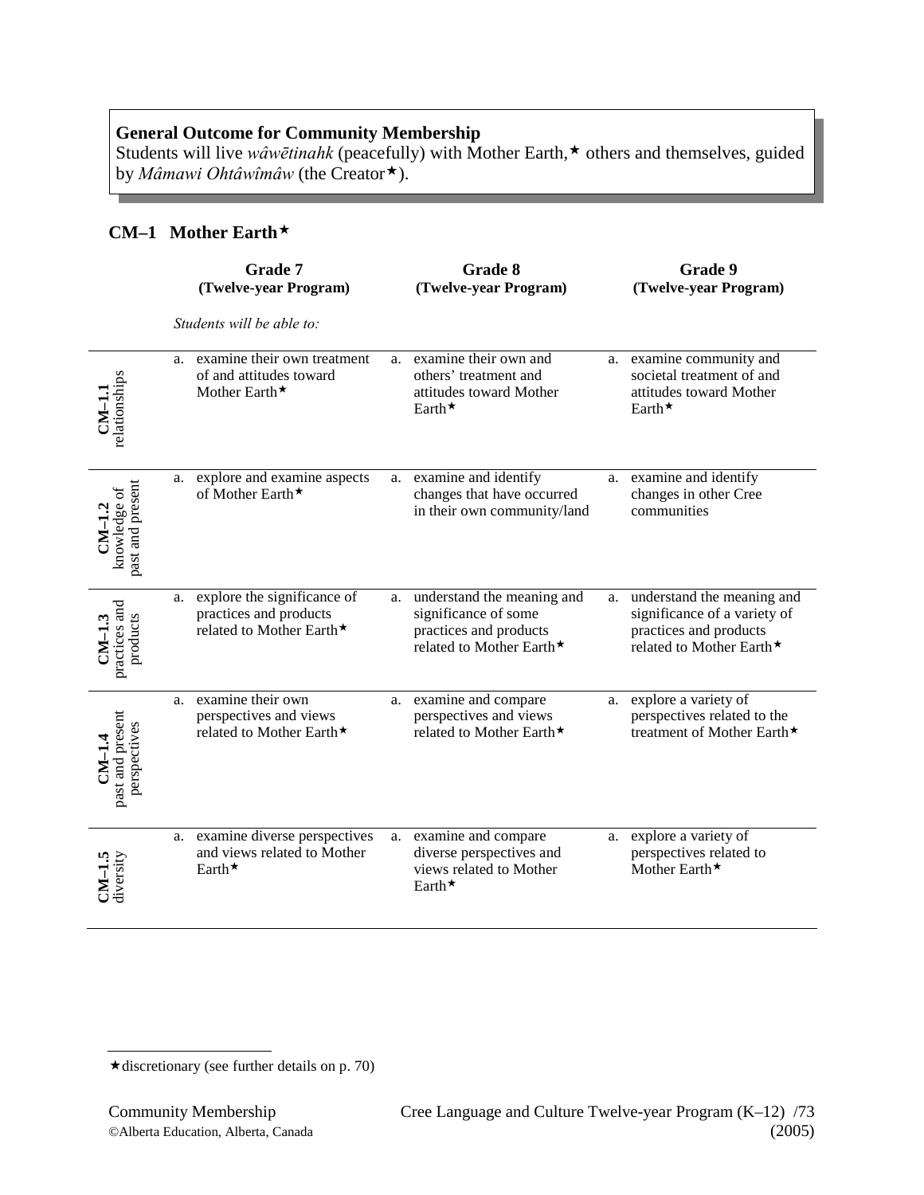**General Outcome for Community Membership**
Students will live *wâwētinahk* (peacefully) with Mother Earth,★ others and themselves, guided by *Mâmawi Ohtâwîmâw* (the Creator★).

## CM–1 Mother Earth★

| | Grade 7 (Twelve-year Program) | Grade 8 (Twelve-year Program) | Grade 9 (Twelve-year Program) |
|---|---|---|---|
| | *Students will be able to:* | | |
| **CM–1.1** relationships | a. examine their own treatment of and attitudes toward Mother Earth★ | a. examine their own and others' treatment and attitudes toward Mother Earth★ | a. examine community and societal treatment of and attitudes toward Mother Earth★ |
| **CM–1.2** knowledge of past and present | a. explore and examine aspects of Mother Earth★ | a. examine and identify changes that have occurred in their own community/land | a. examine and identify changes in other Cree communities |
| **CM–1.3** practices and products | a. explore the significance of practices and products related to Mother Earth★ | a. understand the meaning and significance of some practices and products related to Mother Earth★ | a. understand the meaning and significance of a variety of practices and products related to Mother Earth★ |
| **CM–1.4** past and present perspectives | a. examine their own perspectives and views related to Mother Earth★ | a. examine and compare perspectives and views related to Mother Earth★ | a. explore a variety of perspectives related to the treatment of Mother Earth★ |
| **CM–1.5** diversity | a. examine diverse perspectives and views related to Mother Earth★ | a. examine and compare diverse perspectives and views related to Mother Earth★ | a. explore a variety of perspectives related to Mother Earth★ |

★discretionary (see further details on p. 70)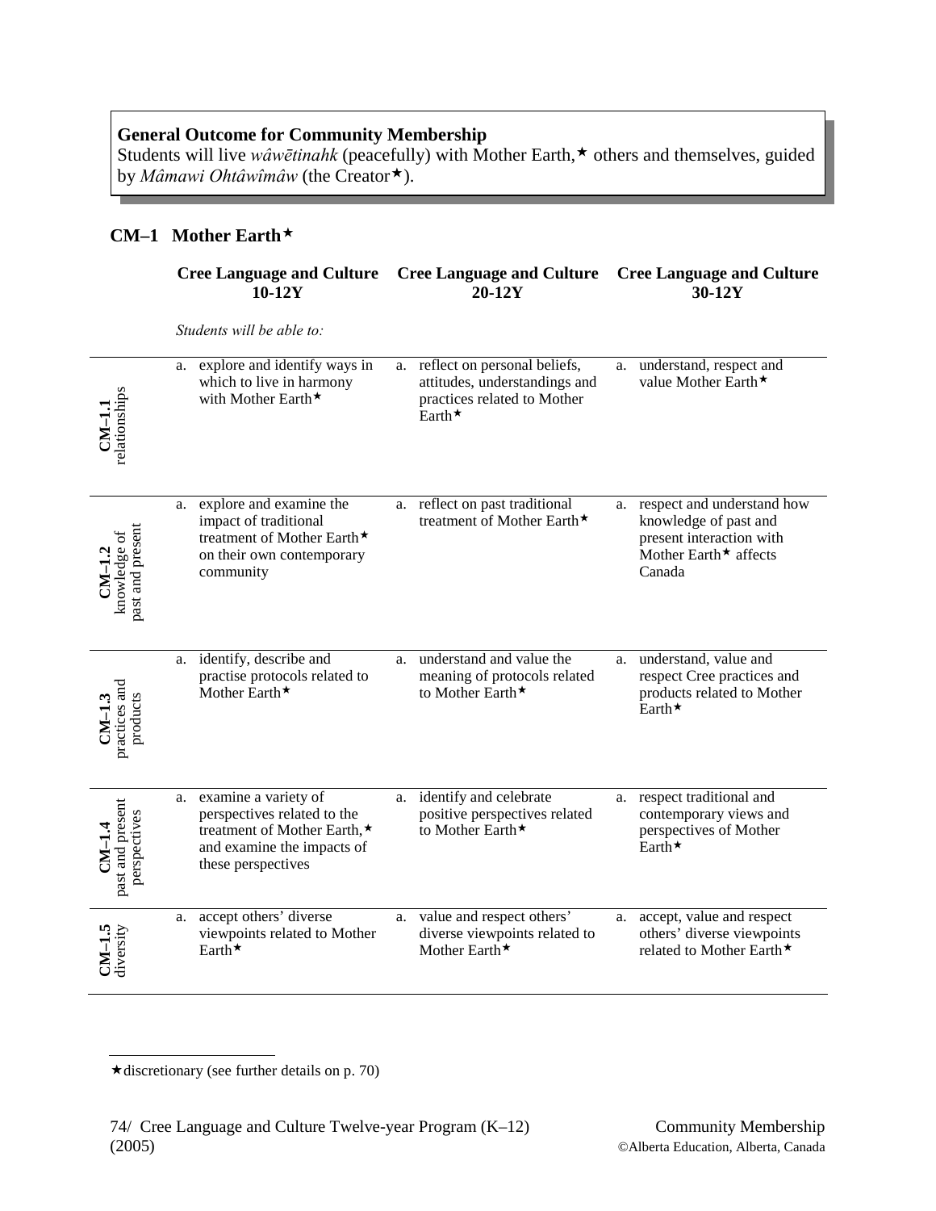**General Outcome for Community Membership**
Students will live *wâwētinahk* (peacefully) with Mother Earth,★ others and themselves, guided by *Mâmawi Ohtâwîmâw* (the Creator★).

## CM–1 Mother Earth★

*Students will be able to:*

| | Cree Language and Culture 10-12Y | Cree Language and Culture 20-12Y | Cree Language and Culture 30-12Y |
|---|---|---|---|
| **CM–1.1** relationships | a. explore and identify ways in which to live in harmony with Mother Earth★ | a. reflect on personal beliefs, attitudes, understandings and practices related to Mother Earth★ | a. understand, respect and value Mother Earth★ |
| **CM–1.2** knowledge of past and present | a. explore and examine the impact of traditional treatment of Mother Earth★ on their own contemporary community | a. reflect on past traditional treatment of Mother Earth★ | a. respect and understand how knowledge of past and present interaction with Mother Earth★ affects Canada |
| **CM–1.3** practices and products | a. identify, describe and practise protocols related to Mother Earth★ | a. understand and value the meaning of protocols related to Mother Earth★ | a. understand, value and respect Cree practices and products related to Mother Earth★ |
| **CM–1.4** past and present perspectives | a. examine a variety of perspectives related to the treatment of Mother Earth,★ and examine the impacts of these perspectives | a. identify and celebrate positive perspectives related to Mother Earth★ | a. respect traditional and contemporary views and perspectives of Mother Earth★ |
| **CM–1.5** diversity | a. accept others' diverse viewpoints related to Mother Earth★ | a. value and respect others' diverse viewpoints related to Mother Earth★ | a. accept, value and respect others' diverse viewpoints related to Mother Earth★ |

★discretionary (see further details on p. 70)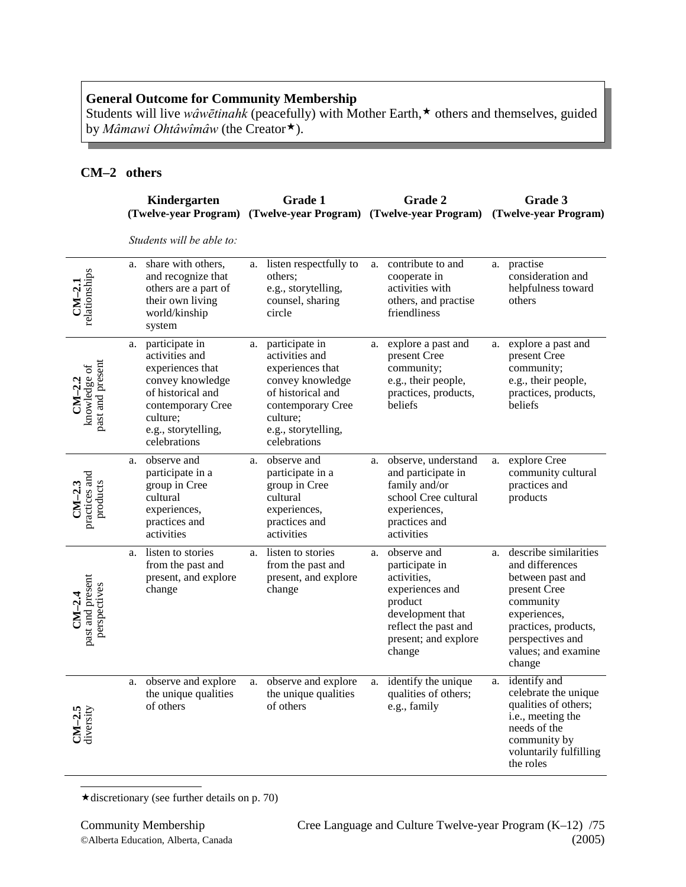**General Outcome for Community Membership**
Students will live *wâwētinahk* (peacefully) with Mother Earth,★ others and themselves, guided by *Mâmawi Ohtâwîmâw* (the Creator★).

## CM–2 others

*Students will be able to:*

| | Kindergarten (Twelve-year Program) | Grade 1 (Twelve-year Program) | Grade 2 (Twelve-year Program) | Grade 3 (Twelve-year Program) |
|---|---|---|---|---|
| **CM–2.1** relationships | a. share with others, and recognize that others are a part of their own living world/kinship system | a. listen respectfully to others; e.g., storytelling, counsel, sharing circle | a. contribute to and cooperate in activities with others, and practise friendliness | a. practise consideration and helpfulness toward others |
| **CM–2.2** knowledge of past and present | a. participate in activities and experiences that convey knowledge of historical and contemporary Cree culture; e.g., storytelling, celebrations | a. participate in activities and experiences that convey knowledge of historical and contemporary Cree culture; e.g., storytelling, celebrations | a. explore a past and present Cree community; e.g., their people, practices, products, beliefs | a. explore a past and present Cree community; e.g., their people, practices, products, beliefs |
| **CM–2.3** practices and products | a. observe and participate in a group in Cree cultural experiences, practices and activities | a. observe and participate in a group in Cree cultural experiences, practices and activities | a. observe, understand and participate in family and/or school Cree cultural experiences, practices and activities | a. explore Cree community cultural practices and products |
| **CM–2.4** past and present perspectives | a. listen to stories from the past and present, and explore change | a. listen to stories from the past and present, and explore change | a. observe and participate in activities, experiences and product development that reflect the past and present; and explore change | a. describe similarities and differences between past and present Cree community experiences, practices, products, perspectives and values; and examine change |
| **CM–2.5** diversity | a. observe and explore the unique qualities of others | a. observe and explore the unique qualities of others | a. identify the unique qualities of others; e.g., family | a. identify and celebrate the unique qualities of others; i.e., meeting the needs of the community by voluntarily fulfilling the roles |

★discretionary (see further details on p. 70)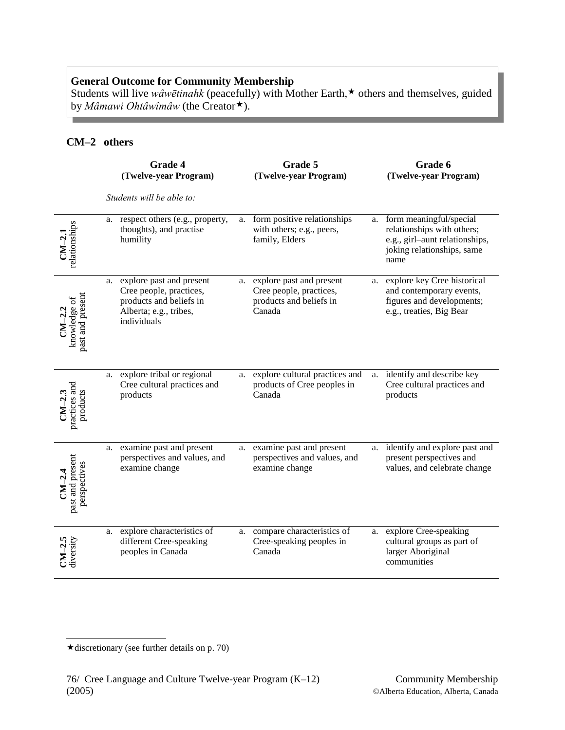**General Outcome for Community Membership**
Students will live *wâwētinahk* (peacefully) with Mother Earth,★ others and themselves, guided by *Mâmawi Ohtâwîmâw* (the Creator★).

## CM–2 others

*Students will be able to:*

| | Grade 4 (Twelve-year Program) | Grade 5 (Twelve-year Program) | Grade 6 (Twelve-year Program) |
|---|---|---|---|
| **CM–2.1** relationships | a. respect others (e.g., property, thoughts), and practise humility | a. form positive relationships with others; e.g., peers, family, Elders | a. form meaningful/special relationships with others; e.g., girl–aunt relationships, joking relationships, same name |
| **CM–2.2** knowledge of past and present | a. explore past and present Cree people, practices, products and beliefs in Alberta; e.g., tribes, individuals | a. explore past and present Cree people, practices, products and beliefs in Canada | a. explore key Cree historical and contemporary events, figures and developments; e.g., treaties, Big Bear |
| **CM–2.3** practices and products | a. explore tribal or regional Cree cultural practices and products | a. explore cultural practices and products of Cree peoples in Canada | a. identify and describe key Cree cultural practices and products |
| **CM–2.4** past and present perspectives | a. examine past and present perspectives and values, and examine change | a. examine past and present perspectives and values, and examine change | a. identify and explore past and present perspectives and values, and celebrate change |
| **CM–2.5** diversity | a. explore characteristics of different Cree-speaking peoples in Canada | a. compare characteristics of Cree-speaking peoples in Canada | a. explore Cree-speaking cultural groups as part of larger Aboriginal communities |

★discretionary (see further details on p. 70)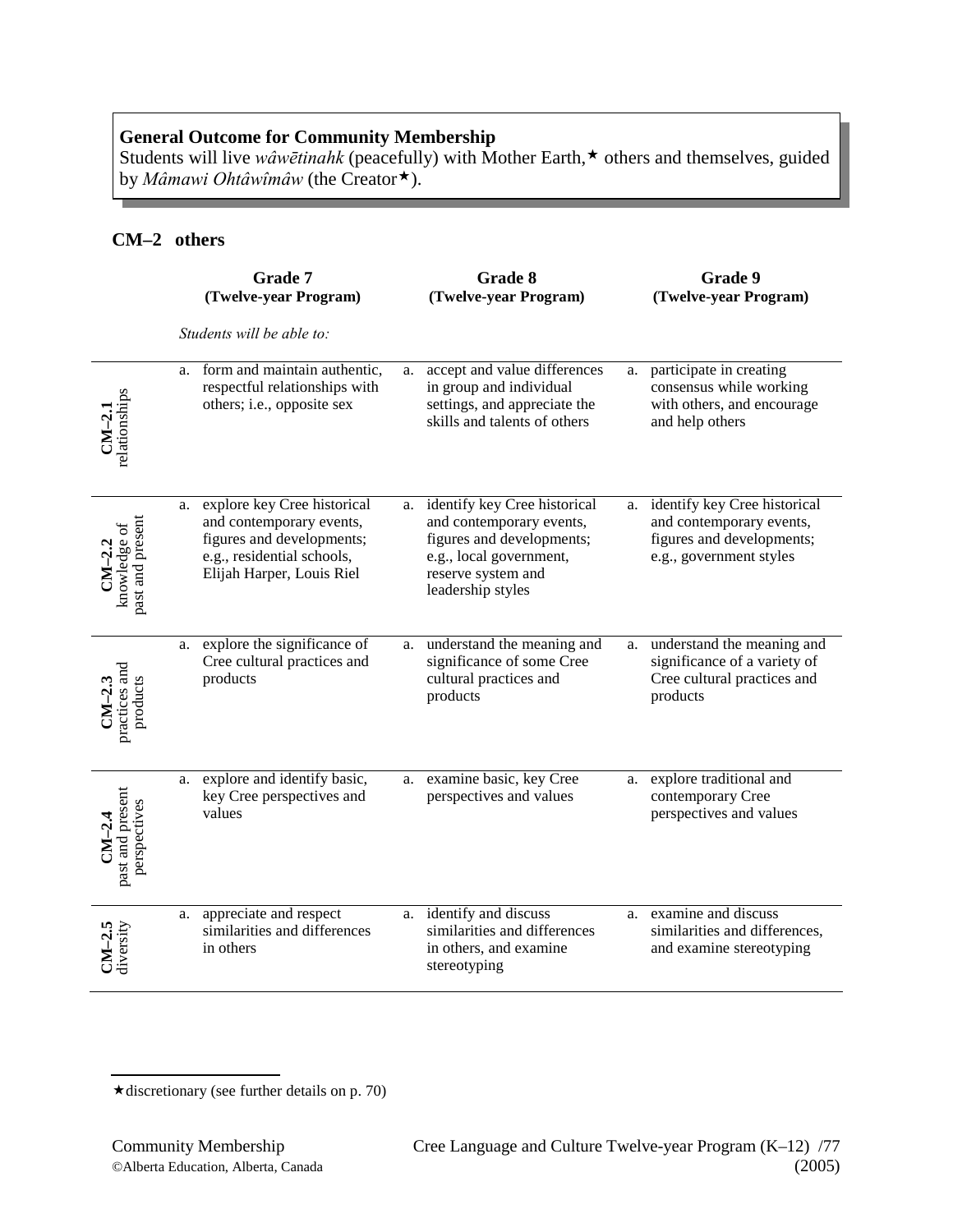**General Outcome for Community Membership**
Students will live *wâwētinahk* (peacefully) with Mother Earth,★ others and themselves, guided by *Mâmawi Ohtâwîmâw* (the Creator★).

## CM–2 others

| | Grade 7 (Twelve-year Program) | Grade 8 (Twelve-year Program) | Grade 9 (Twelve-year Program) |
|---|---|---|---|
| | *Students will be able to:* | | |
| **CM–2.1** relationships | a. form and maintain authentic, respectful relationships with others; i.e., opposite sex | a. accept and value differences in group and individual settings, and appreciate the skills and talents of others | a. participate in creating consensus while working with others, and encourage and help others |
| **CM–2.2** knowledge of past and present | a. explore key Cree historical and contemporary events, figures and developments; e.g., residential schools, Elijah Harper, Louis Riel | a. identify key Cree historical and contemporary events, figures and developments; e.g., local government, reserve system and leadership styles | a. identify key Cree historical and contemporary events, figures and developments; e.g., government styles |
| **CM–2.3** practices and products | a. explore the significance of Cree cultural practices and products | a. understand the meaning and significance of some Cree cultural practices and products | a. understand the meaning and significance of a variety of Cree cultural practices and products |
| **CM–2.4** past and present perspectives | a. explore and identify basic, key Cree perspectives and values | a. examine basic, key Cree perspectives and values | a. explore traditional and contemporary Cree perspectives and values |
| **CM–2.5** diversity | a. appreciate and respect similarities and differences in others | a. identify and discuss similarities and differences in others, and examine stereotyping | a. examine and discuss similarities and differences, and examine stereotyping |

★discretionary (see further details on p. 70)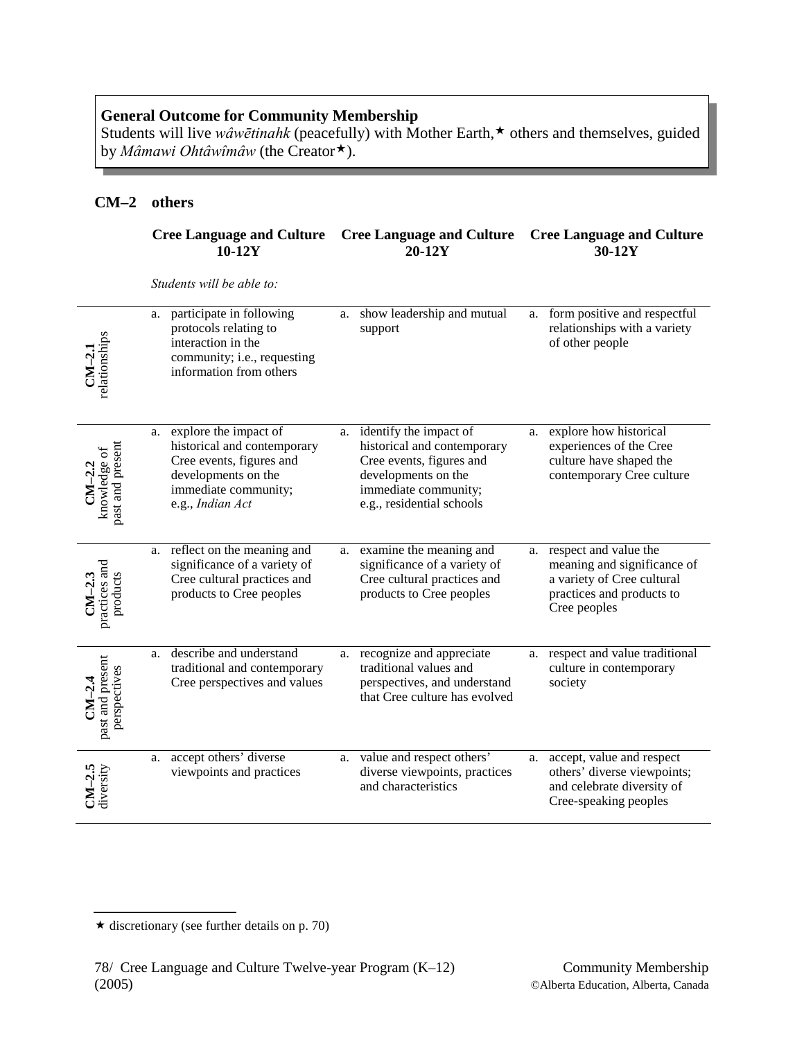**General Outcome for Community Membership**
Students will live *wâwētinahk* (peacefully) with Mother Earth,★ others and themselves, guided by *Mâmawi Ohtâwîmâw* (the Creator★).

## CM–2 others

*Students will be able to:*

| | Cree Language and Culture 10-12Y | Cree Language and Culture 20-12Y | Cree Language and Culture 30-12Y |
|---|---|---|---|
| **CM–2.1** relationships | a. participate in following protocols relating to interaction in the community; i.e., requesting information from others | a. show leadership and mutual support | a. form positive and respectful relationships with a variety of other people |
| **CM–2.2** knowledge of past and present | a. explore the impact of historical and contemporary Cree events, figures and developments on the immediate community; e.g., *Indian Act* | a. identify the impact of historical and contemporary Cree events, figures and developments on the immediate community; e.g., residential schools | a. explore how historical experiences of the Cree culture have shaped the contemporary Cree culture |
| **CM–2.3** practices and products | a. reflect on the meaning and significance of a variety of Cree cultural practices and products to Cree peoples | a. examine the meaning and significance of a variety of Cree cultural practices and products to Cree peoples | a. respect and value the meaning and significance of a variety of Cree cultural practices and products to Cree peoples |
| **CM–2.4** past and present perspectives | a. describe and understand traditional and contemporary Cree perspectives and values | a. recognize and appreciate traditional values and perspectives, and understand that Cree culture has evolved | a. respect and value traditional culture in contemporary society |
| **CM–2.5** diversity | a. accept others' diverse viewpoints and practices | a. value and respect others' diverse viewpoints, practices and characteristics | a. accept, value and respect others' diverse viewpoints; and celebrate diversity of Cree-speaking peoples |

★ discretionary (see further details on p. 70)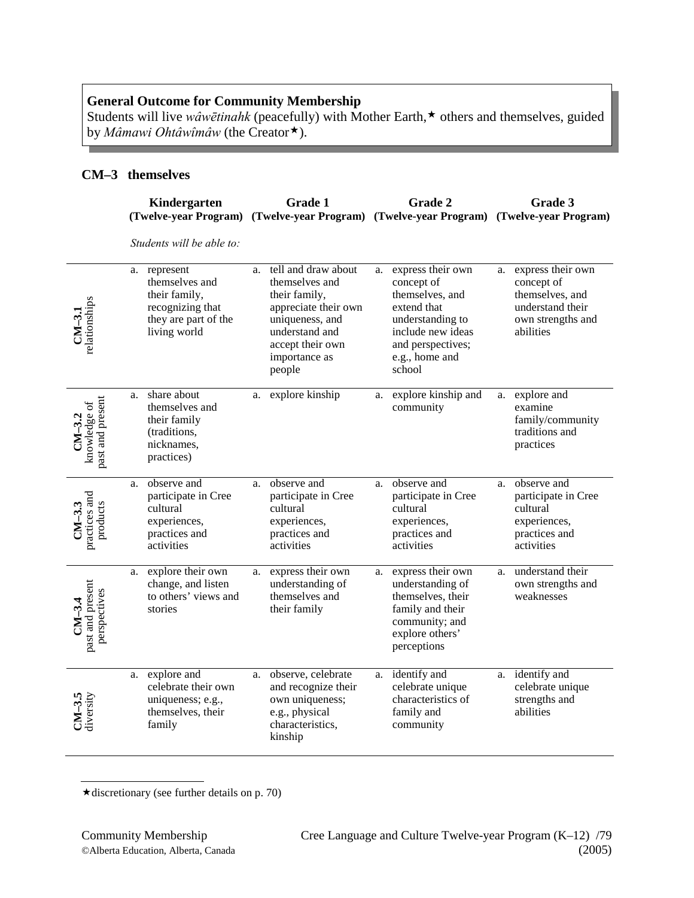**General Outcome for Community Membership**
Students will live *wâwētinahk* (peacefully) with Mother Earth,★ others and themselves, guided by *Mâmawi Ohtâwîmâw* (the Creator★).

## CM–3 themselves

*Students will be able to:*

| | Kindergarten (Twelve-year Program) | Grade 1 (Twelve-year Program) | Grade 2 (Twelve-year Program) | Grade 3 (Twelve-year Program) |
|---|---|---|---|---|
| **CM–3.1** relationships | a. represent themselves and their family, recognizing that they are part of the living world | a. tell and draw about themselves and their family, appreciate their own uniqueness, and understand and accept their own importance as people | a. express their own concept of themselves, and extend that understanding to include new ideas and perspectives; e.g., home and school | a. express their own concept of themselves, and understand their own strengths and abilities |
| **CM–3.2** knowledge of past and present | a. share about themselves and their family (traditions, nicknames, practices) | a. explore kinship | a. explore kinship and community | a. explore and examine family/community traditions and practices |
| **CM–3.3** practices and products | a. observe and participate in Cree cultural experiences, practices and activities | a. observe and participate in Cree cultural experiences, practices and activities | a. observe and participate in Cree cultural experiences, practices and activities | a. observe and participate in Cree cultural experiences, practices and activities |
| **CM–3.4** past and present perspectives | a. explore their own change, and listen to others' views and stories | a. express their own understanding of themselves and their family | a. express their own understanding of themselves, their family and their community; and explore others' perceptions | a. understand their own strengths and weaknesses |
| **CM–3.5** diversity | a. explore and celebrate their own uniqueness; e.g., themselves, their family | a. observe, celebrate and recognize their own uniqueness; e.g., physical characteristics, kinship | a. identify and celebrate unique characteristics of family and community | a. identify and celebrate unique strengths and abilities |

★discretionary (see further details on p. 70)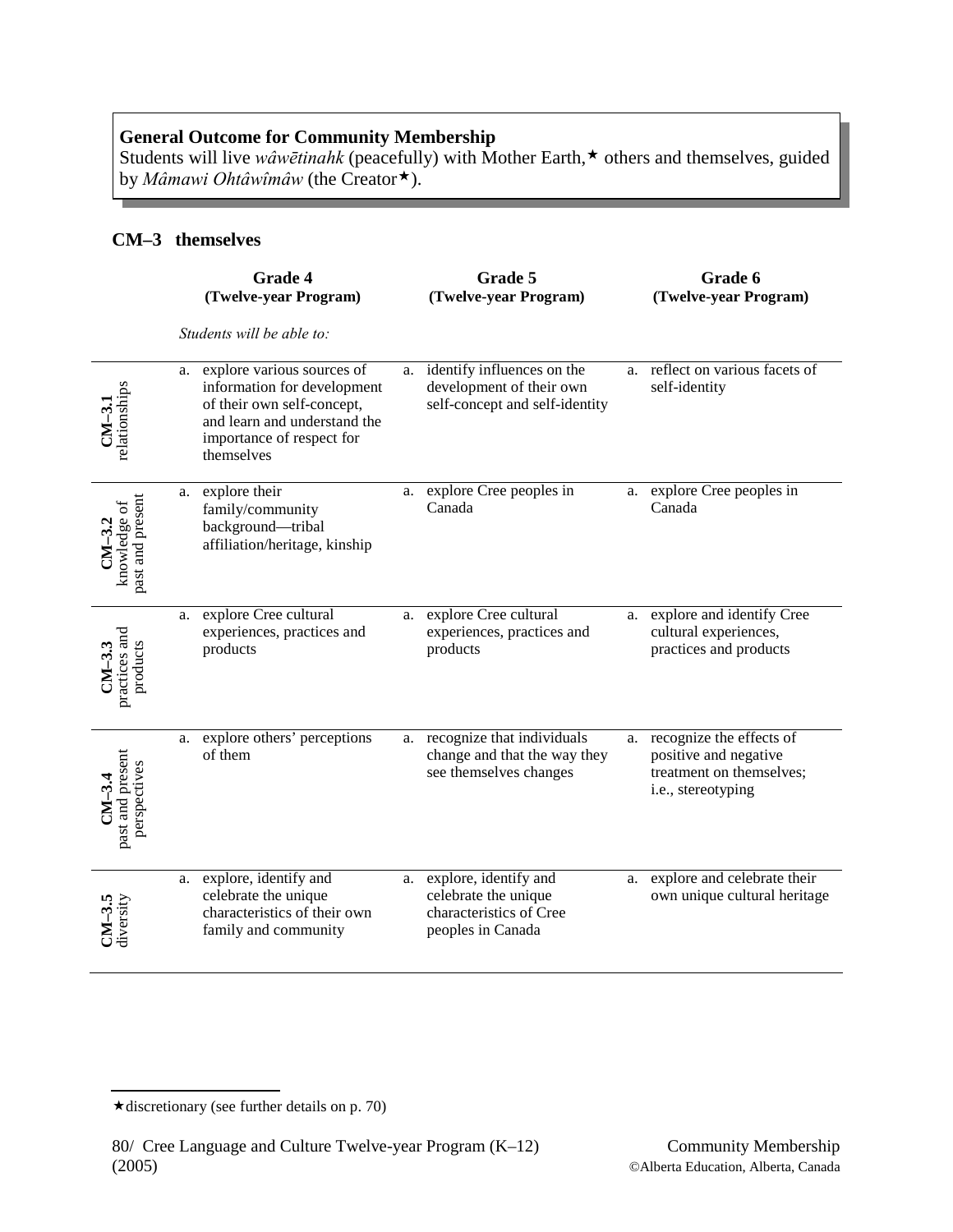**General Outcome for Community Membership**
Students will live *wâwētinahk* (peacefully) with Mother Earth,★ others and themselves, guided by *Mâmawi Ohtâwîmâw* (the Creator★).

## CM–3 themselves

*Students will be able to:*

| | Grade 4 (Twelve-year Program) | Grade 5 (Twelve-year Program) | Grade 6 (Twelve-year Program) |
|---|---|---|---|
| **CM–3.1** relationships | a. explore various sources of information for development of their own self-concept, and learn and understand the importance of respect for themselves | a. identify influences on the development of their own self-concept and self-identity | a. reflect on various facets of self-identity |
| **CM–3.2** knowledge of past and present | a. explore their family/community background—tribal affiliation/heritage, kinship | a. explore Cree peoples in Canada | a. explore Cree peoples in Canada |
| **CM–3.3** practices and products | a. explore Cree cultural experiences, practices and products | a. explore Cree cultural experiences, practices and products | a. explore and identify Cree cultural experiences, practices and products |
| **CM–3.4** past and present perspectives | a. explore others' perceptions of them | a. recognize that individuals change and that the way they see themselves changes | a. recognize the effects of positive and negative treatment on themselves; i.e., stereotyping |
| **CM–3.5** diversity | a. explore, identify and celebrate the unique characteristics of their own family and community | a. explore, identify and celebrate the unique characteristics of Cree peoples in Canada | a. explore and celebrate their own unique cultural heritage |

★discretionary (see further details on p. 70)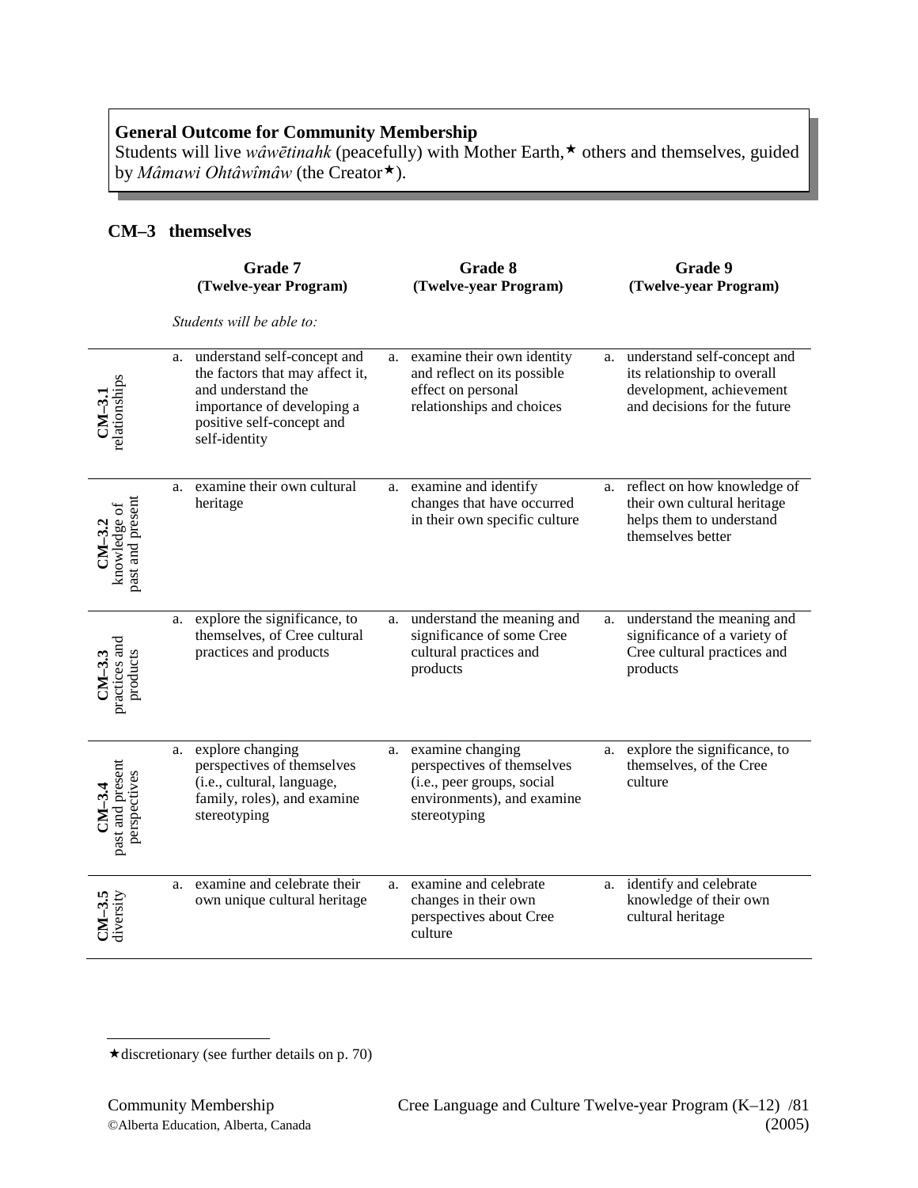**General Outcome for Community Membership**
Students will live *wâwētinahk* (peacefully) with Mother Earth,★ others and themselves, guided by *Mâmawi Ohtâwîmâw* (the Creator★).

## CM–3 themselves

| | Grade 7 (Twelve-year Program) | Grade 8 (Twelve-year Program) | Grade 9 (Twelve-year Program) |
|---|---|---|---|
| | *Students will be able to:* | | |
| **CM–3.1** relationships | a. understand self-concept and the factors that may affect it, and understand the importance of developing a positive self-concept and self-identity | a. examine their own identity and reflect on its possible effect on personal relationships and choices | a. understand self-concept and its relationship to overall development, achievement and decisions for the future |
| **CM–3.2** knowledge of past and present | a. examine their own cultural heritage | a. examine and identify changes that have occurred in their own specific culture | a. reflect on how knowledge of their own cultural heritage helps them to understand themselves better |
| **CM–3.3** practices and products | a. explore the significance, to themselves, of Cree cultural practices and products | a. understand the meaning and significance of some Cree cultural practices and products | a. understand the meaning and significance of a variety of Cree cultural practices and products |
| **CM–3.4** past and present perspectives | a. explore changing perspectives of themselves (i.e., cultural, language, family, roles), and examine stereotyping | a. examine changing perspectives of themselves (i.e., peer groups, social environments), and examine stereotyping | a. explore the significance, to themselves, of the Cree culture |
| **CM–3.5** diversity | a. examine and celebrate their own unique cultural heritage | a. examine and celebrate changes in their own perspectives about Cree culture | a. identify and celebrate knowledge of their own cultural heritage |

★discretionary (see further details on p. 70)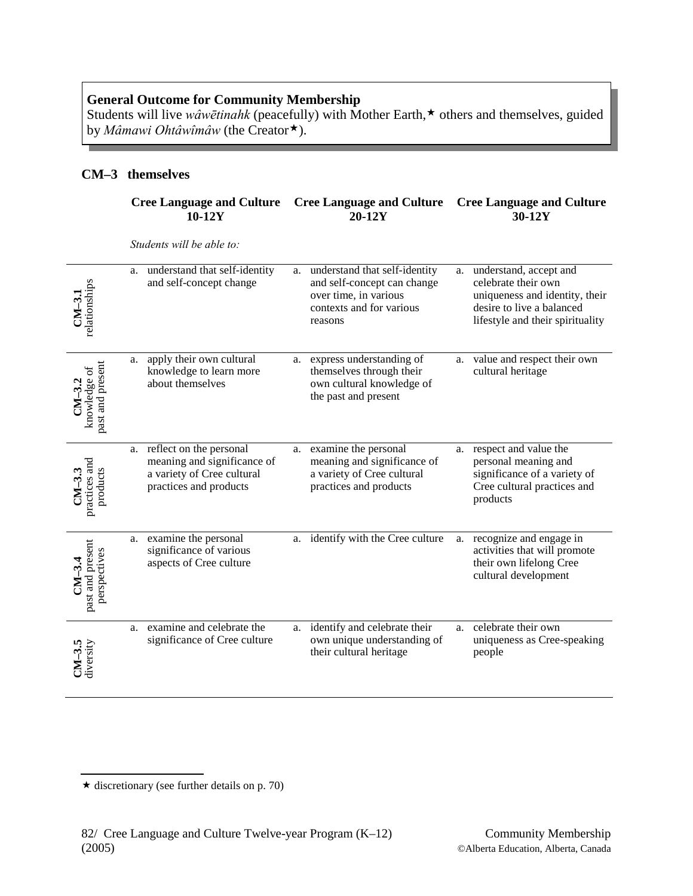**General Outcome for Community Membership**
Students will live *wâwētinahk* (peacefully) with Mother Earth,★ others and themselves, guided by *Mâmawi Ohtâwîmâw* (the Creator★).

## CM–3 themselves

*Students will be able to:*

| | Cree Language and Culture 10-12Y | Cree Language and Culture 20-12Y | Cree Language and Culture 30-12Y |
|---|---|---|---|
| **CM–3.1** relationships | a. understand that self-identity and self-concept change | a. understand that self-identity and self-concept can change over time, in various contexts and for various reasons | a. understand, accept and celebrate their own uniqueness and identity, their desire to live a balanced lifestyle and their spirituality |
| **CM–3.2** knowledge of past and present | a. apply their own cultural knowledge to learn more about themselves | a. express understanding of themselves through their own cultural knowledge of the past and present | a. value and respect their own cultural heritage |
| **CM–3.3** practices and products | a. reflect on the personal meaning and significance of a variety of Cree cultural practices and products | a. examine the personal meaning and significance of a variety of Cree cultural practices and products | a. respect and value the personal meaning and significance of a variety of Cree cultural practices and products |
| **CM–3.4** past and present perspectives | a. examine the personal significance of various aspects of Cree culture | a. identify with the Cree culture | a. recognize and engage in activities that will promote their own lifelong Cree cultural development |
| **CM–3.5** diversity | a. examine and celebrate the significance of Cree culture | a. identify and celebrate their own unique understanding of their cultural heritage | a. celebrate their own uniqueness as Cree-speaking people |

★ discretionary (see further details on p. 70)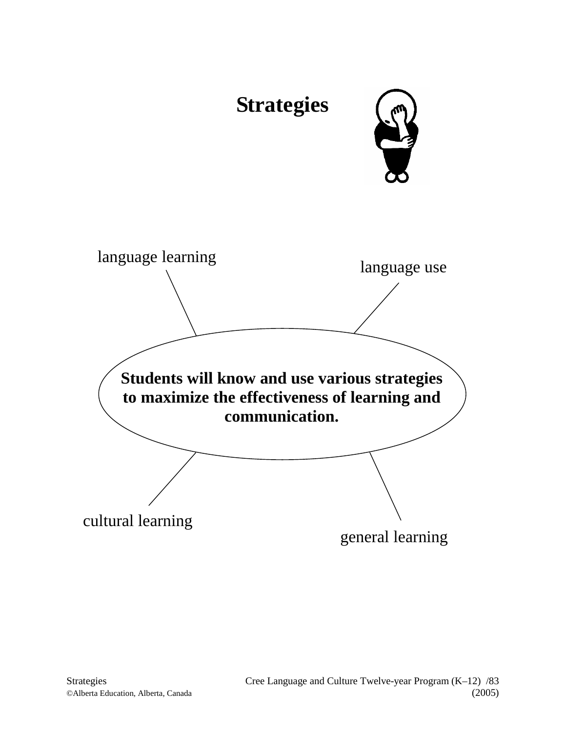# Strategies

**Students will know and use various strategies to maximize the effectiveness of learning and communication.**

language learning

language use

cultural learning

general learning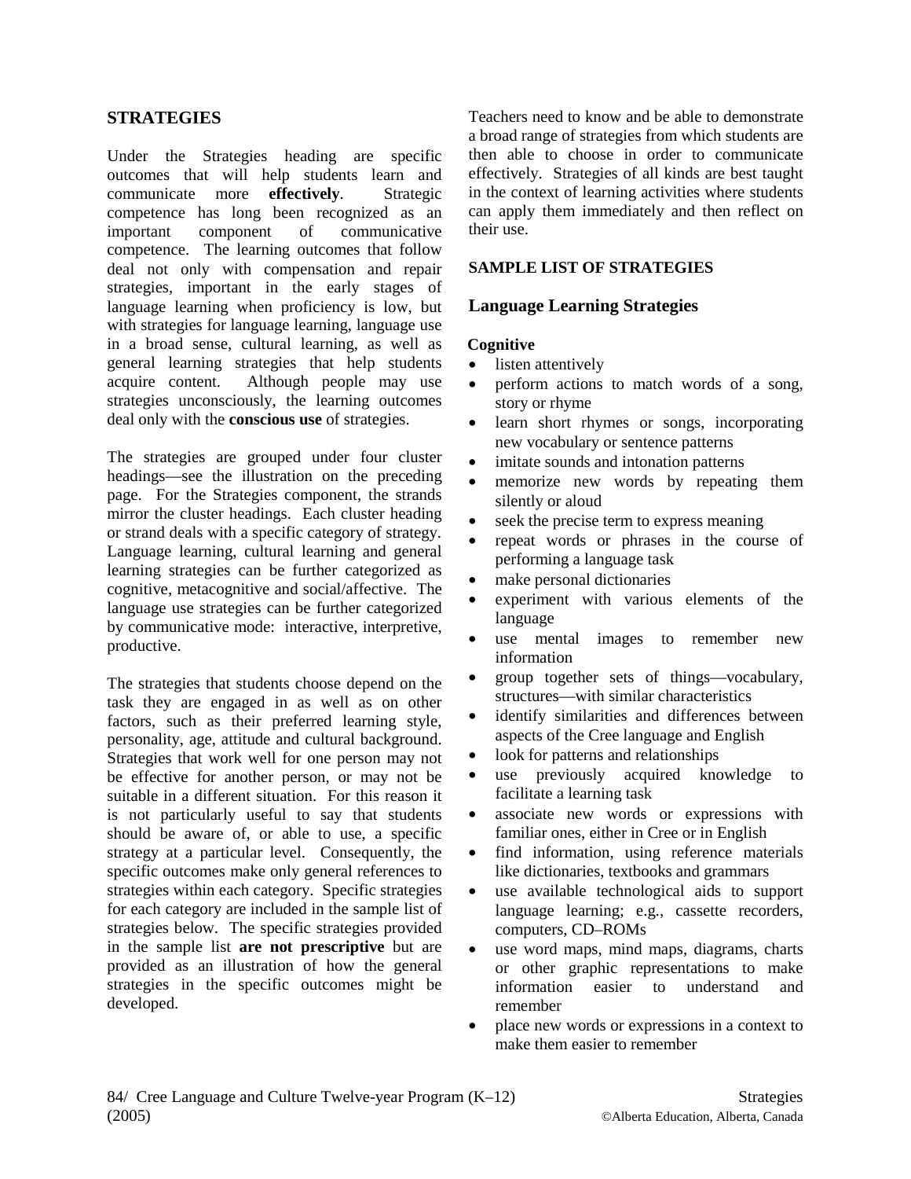## STRATEGIES

Under the Strategies heading are specific outcomes that will help students learn and communicate more **effectively**. Strategic competence has long been recognized as an important component of communicative competence. The learning outcomes that follow deal not only with compensation and repair strategies, important in the early stages of language learning when proficiency is low, but with strategies for language learning, language use in a broad sense, cultural learning, as well as general learning strategies that help students acquire content. Although people may use strategies unconsciously, the learning outcomes deal only with the **conscious use** of strategies.

The strategies are grouped under four cluster headings—see the illustration on the preceding page. For the Strategies component, the strands mirror the cluster headings. Each cluster heading or strand deals with a specific category of strategy. Language learning, cultural learning and general learning strategies can be further categorized as cognitive, metacognitive and social/affective. The language use strategies can be further categorized by communicative mode: interactive, interpretive, productive.

The strategies that students choose depend on the task they are engaged in as well as on other factors, such as their preferred learning style, personality, age, attitude and cultural background. Strategies that work well for one person may not be effective for another person, or may not be suitable in a different situation. For this reason it is not particularly useful to say that students should be aware of, or able to use, a specific strategy at a particular level. Consequently, the specific outcomes make only general references to strategies within each category. Specific strategies for each category are included in the sample list of strategies below. The specific strategies provided in the sample list **are not prescriptive** but are provided as an illustration of how the general strategies in the specific outcomes might be developed.

Teachers need to know and be able to demonstrate a broad range of strategies from which students are then able to choose in order to communicate effectively. Strategies of all kinds are best taught in the context of learning activities where students can apply them immediately and then reflect on their use.

### SAMPLE LIST OF STRATEGIES

### Language Learning Strategies

**Cognitive**

- listen attentively
- perform actions to match words of a song, story or rhyme
- learn short rhymes or songs, incorporating new vocabulary or sentence patterns
- imitate sounds and intonation patterns
- memorize new words by repeating them silently or aloud
- seek the precise term to express meaning
- repeat words or phrases in the course of performing a language task
- make personal dictionaries
- experiment with various elements of the language
- use mental images to remember new information
- group together sets of things—vocabulary, structures—with similar characteristics
- identify similarities and differences between aspects of the Cree language and English
- look for patterns and relationships
- use previously acquired knowledge to facilitate a learning task
- associate new words or expressions with familiar ones, either in Cree or in English
- find information, using reference materials like dictionaries, textbooks and grammars
- use available technological aids to support language learning; e.g., cassette recorders, computers, CD–ROMs
- use word maps, mind maps, diagrams, charts or other graphic representations to make information easier to understand and remember
- place new words or expressions in a context to make them easier to remember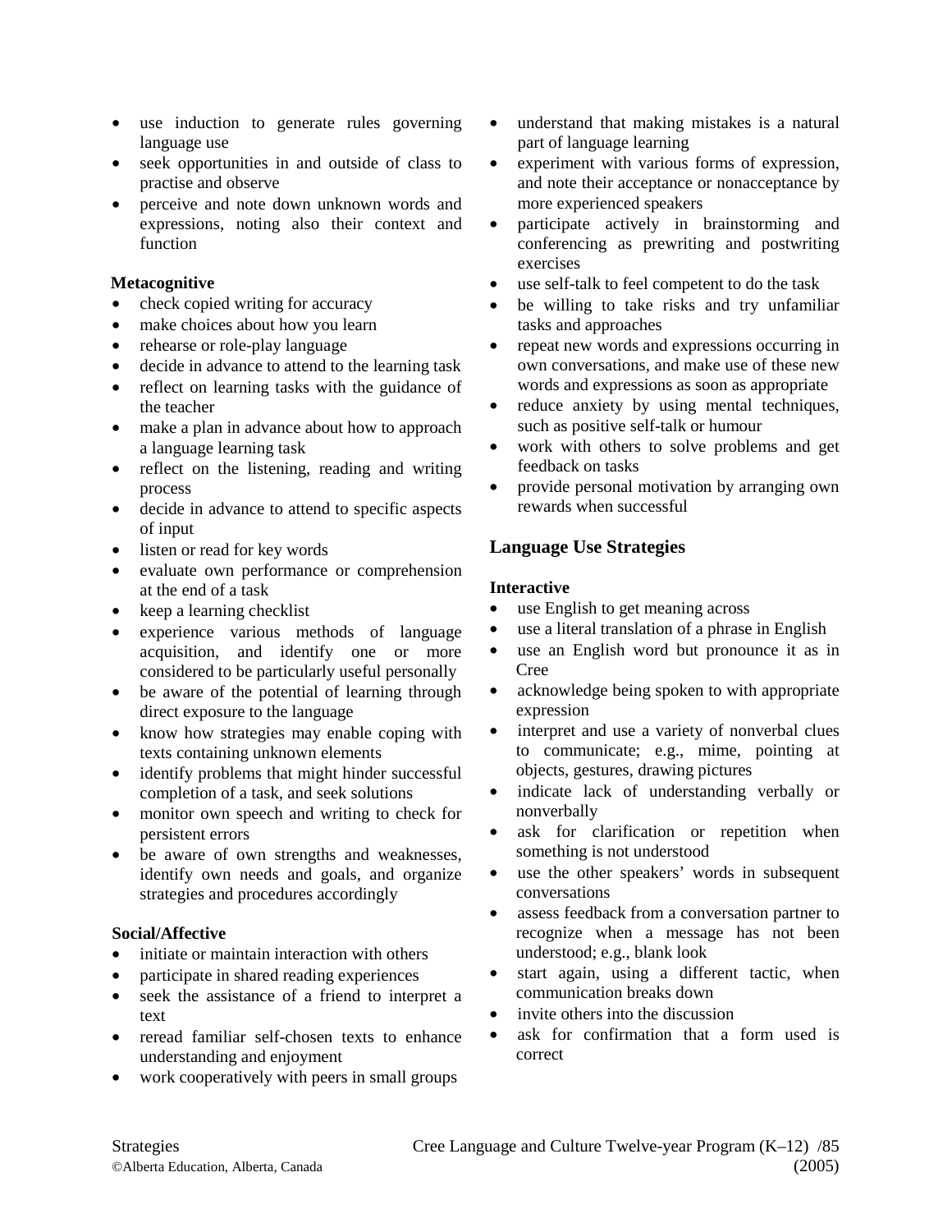- use induction to generate rules governing language use
- seek opportunities in and outside of class to practise and observe
- perceive and note down unknown words and expressions, noting also their context and function

**Metacognitive**

- check copied writing for accuracy
- make choices about how you learn
- rehearse or role-play language
- decide in advance to attend to the learning task
- reflect on learning tasks with the guidance of the teacher
- make a plan in advance about how to approach a language learning task
- reflect on the listening, reading and writing process
- decide in advance to attend to specific aspects of input
- listen or read for key words
- evaluate own performance or comprehension at the end of a task
- keep a learning checklist
- experience various methods of language acquisition, and identify one or more considered to be particularly useful personally
- be aware of the potential of learning through direct exposure to the language
- know how strategies may enable coping with texts containing unknown elements
- identify problems that might hinder successful completion of a task, and seek solutions
- monitor own speech and writing to check for persistent errors
- be aware of own strengths and weaknesses, identify own needs and goals, and organize strategies and procedures accordingly

**Social/Affective**

- initiate or maintain interaction with others
- participate in shared reading experiences
- seek the assistance of a friend to interpret a text
- reread familiar self-chosen texts to enhance understanding and enjoyment
- work cooperatively with peers in small groups
- understand that making mistakes is a natural part of language learning
- experiment with various forms of expression, and note their acceptance or nonacceptance by more experienced speakers
- participate actively in brainstorming and conferencing as prewriting and postwriting exercises
- use self-talk to feel competent to do the task
- be willing to take risks and try unfamiliar tasks and approaches
- repeat new words and expressions occurring in own conversations, and make use of these new words and expressions as soon as appropriate
- reduce anxiety by using mental techniques, such as positive self-talk or humour
- work with others to solve problems and get feedback on tasks
- provide personal motivation by arranging own rewards when successful

### Language Use Strategies

**Interactive**

- use English to get meaning across
- use a literal translation of a phrase in English
- use an English word but pronounce it as in Cree
- acknowledge being spoken to with appropriate expression
- interpret and use a variety of nonverbal clues to communicate; e.g., mime, pointing at objects, gestures, drawing pictures
- indicate lack of understanding verbally or nonverbally
- ask for clarification or repetition when something is not understood
- use the other speakers' words in subsequent conversations
- assess feedback from a conversation partner to recognize when a message has not been understood; e.g., blank look
- start again, using a different tactic, when communication breaks down
- invite others into the discussion
- ask for confirmation that a form used is correct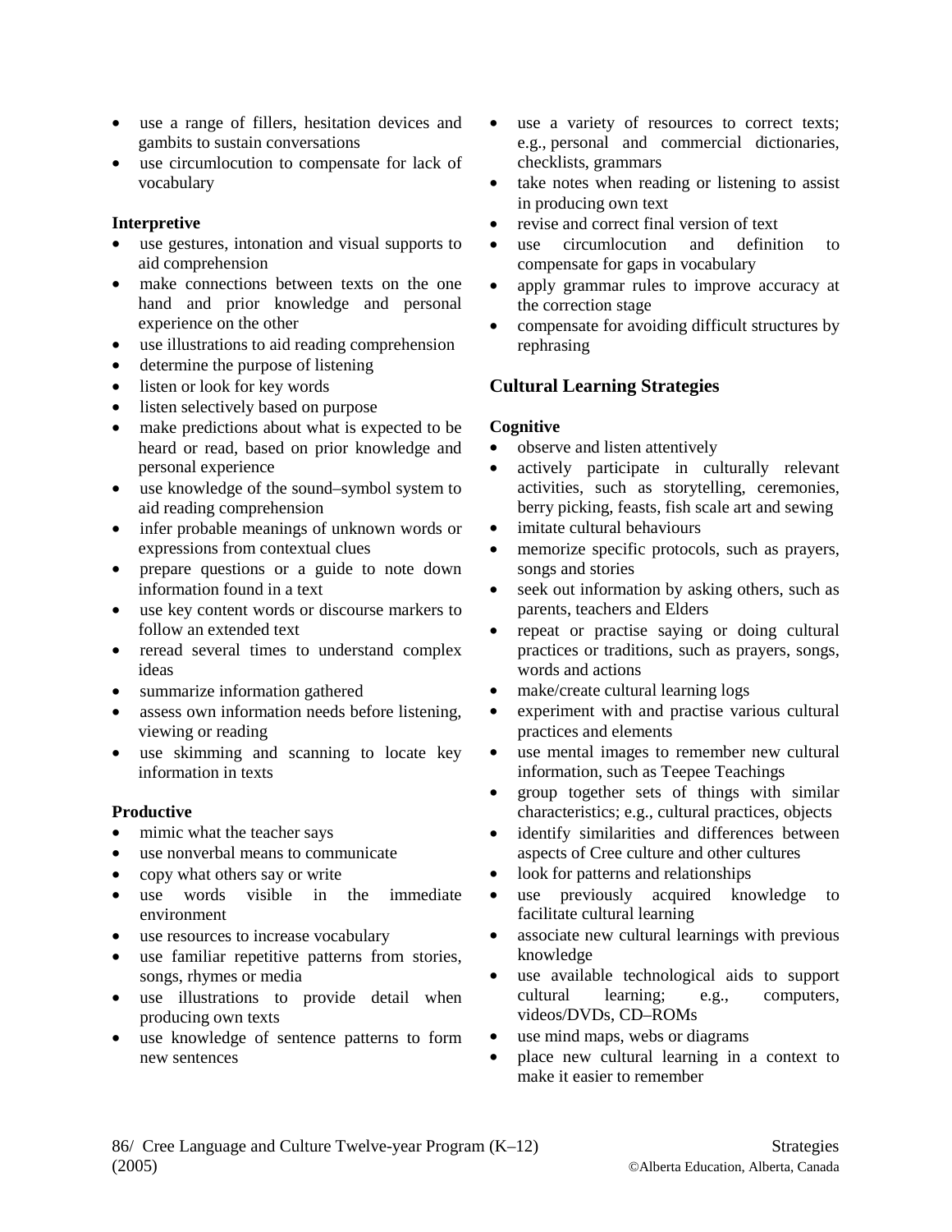- use a range of fillers, hesitation devices and gambits to sustain conversations
- use circumlocution to compensate for lack of vocabulary

**Interpretive**

- use gestures, intonation and visual supports to aid comprehension
- make connections between texts on the one hand and prior knowledge and personal experience on the other
- use illustrations to aid reading comprehension
- determine the purpose of listening
- listen or look for key words
- listen selectively based on purpose
- make predictions about what is expected to be heard or read, based on prior knowledge and personal experience
- use knowledge of the sound–symbol system to aid reading comprehension
- infer probable meanings of unknown words or expressions from contextual clues
- prepare questions or a guide to note down information found in a text
- use key content words or discourse markers to follow an extended text
- reread several times to understand complex ideas
- summarize information gathered
- assess own information needs before listening, viewing or reading
- use skimming and scanning to locate key information in texts

**Productive**

- mimic what the teacher says
- use nonverbal means to communicate
- copy what others say or write
- use words visible in the immediate environment
- use resources to increase vocabulary
- use familiar repetitive patterns from stories, songs, rhymes or media
- use illustrations to provide detail when producing own texts
- use knowledge of sentence patterns to form new sentences
- use a variety of resources to correct texts; e.g., personal and commercial dictionaries, checklists, grammars
- take notes when reading or listening to assist in producing own text
- revise and correct final version of text
- use circumlocution and definition to compensate for gaps in vocabulary
- apply grammar rules to improve accuracy at the correction stage
- compensate for avoiding difficult structures by rephrasing

## Cultural Learning Strategies

**Cognitive**

- observe and listen attentively
- actively participate in culturally relevant activities, such as storytelling, ceremonies, berry picking, feasts, fish scale art and sewing
- imitate cultural behaviours
- memorize specific protocols, such as prayers, songs and stories
- seek out information by asking others, such as parents, teachers and Elders
- repeat or practise saying or doing cultural practices or traditions, such as prayers, songs, words and actions
- make/create cultural learning logs
- experiment with and practise various cultural practices and elements
- use mental images to remember new cultural information, such as Teepee Teachings
- group together sets of things with similar characteristics; e.g., cultural practices, objects
- identify similarities and differences between aspects of Cree culture and other cultures
- look for patterns and relationships
- use previously acquired knowledge to facilitate cultural learning
- associate new cultural learnings with previous knowledge
- use available technological aids to support cultural learning; e.g., computers, videos/DVDs, CD–ROMs
- use mind maps, webs or diagrams
- place new cultural learning in a context to make it easier to remember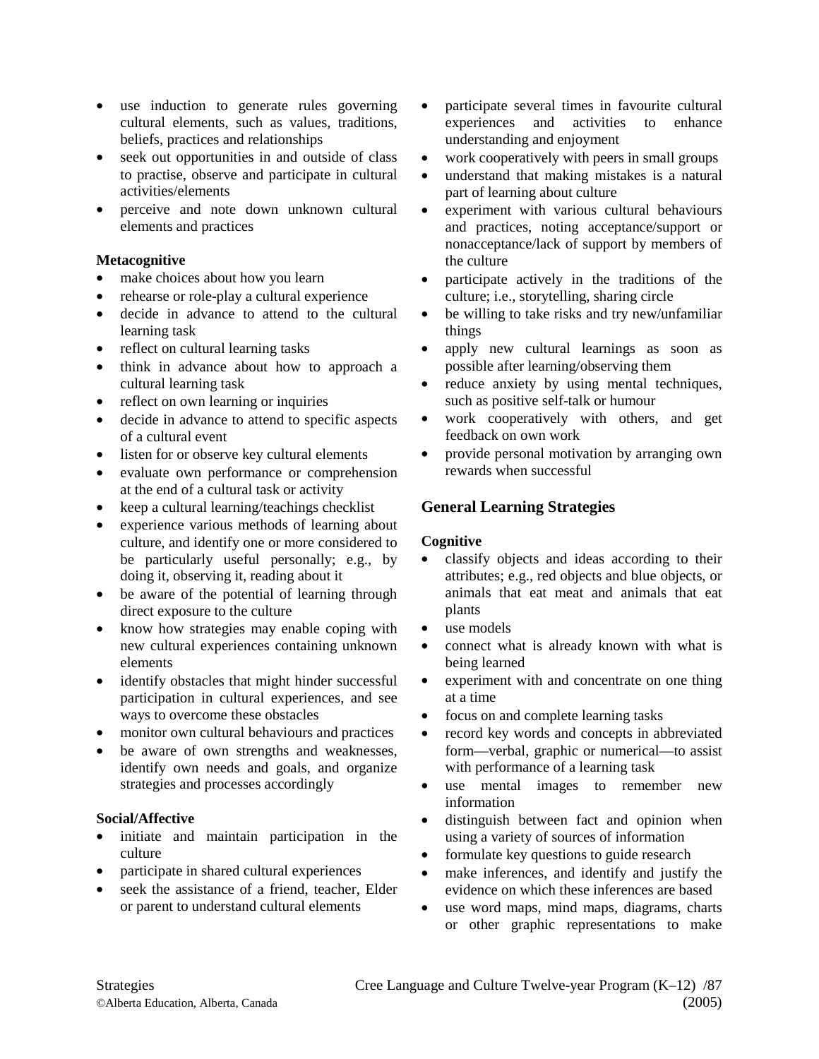- use induction to generate rules governing cultural elements, such as values, traditions, beliefs, practices and relationships
- seek out opportunities in and outside of class to practise, observe and participate in cultural activities/elements
- perceive and note down unknown cultural elements and practices

**Metacognitive**

- make choices about how you learn
- rehearse or role-play a cultural experience
- decide in advance to attend to the cultural learning task
- reflect on cultural learning tasks
- think in advance about how to approach a cultural learning task
- reflect on own learning or inquiries
- decide in advance to attend to specific aspects of a cultural event
- listen for or observe key cultural elements
- evaluate own performance or comprehension at the end of a cultural task or activity
- keep a cultural learning/teachings checklist
- experience various methods of learning about culture, and identify one or more considered to be particularly useful personally; e.g., by doing it, observing it, reading about it
- be aware of the potential of learning through direct exposure to the culture
- know how strategies may enable coping with new cultural experiences containing unknown elements
- identify obstacles that might hinder successful participation in cultural experiences, and see ways to overcome these obstacles
- monitor own cultural behaviours and practices
- be aware of own strengths and weaknesses, identify own needs and goals, and organize strategies and processes accordingly

**Social/Affective**

- initiate and maintain participation in the culture
- participate in shared cultural experiences
- seek the assistance of a friend, teacher, Elder or parent to understand cultural elements
- participate several times in favourite cultural experiences and activities to enhance understanding and enjoyment
- work cooperatively with peers in small groups
- understand that making mistakes is a natural part of learning about culture
- experiment with various cultural behaviours and practices, noting acceptance/support or nonacceptance/lack of support by members of the culture
- participate actively in the traditions of the culture; i.e., storytelling, sharing circle
- be willing to take risks and try new/unfamiliar things
- apply new cultural learnings as soon as possible after learning/observing them
- reduce anxiety by using mental techniques, such as positive self-talk or humour
- work cooperatively with others, and get feedback on own work
- provide personal motivation by arranging own rewards when successful

## General Learning Strategies

**Cognitive**

- classify objects and ideas according to their attributes; e.g., red objects and blue objects, or animals that eat meat and animals that eat plants
- use models
- connect what is already known with what is being learned
- experiment with and concentrate on one thing at a time
- focus on and complete learning tasks
- record key words and concepts in abbreviated form—verbal, graphic or numerical—to assist with performance of a learning task
- use mental images to remember new information
- distinguish between fact and opinion when using a variety of sources of information
- formulate key questions to guide research
- make inferences, and identify and justify the evidence on which these inferences are based
- use word maps, mind maps, diagrams, charts or other graphic representations to make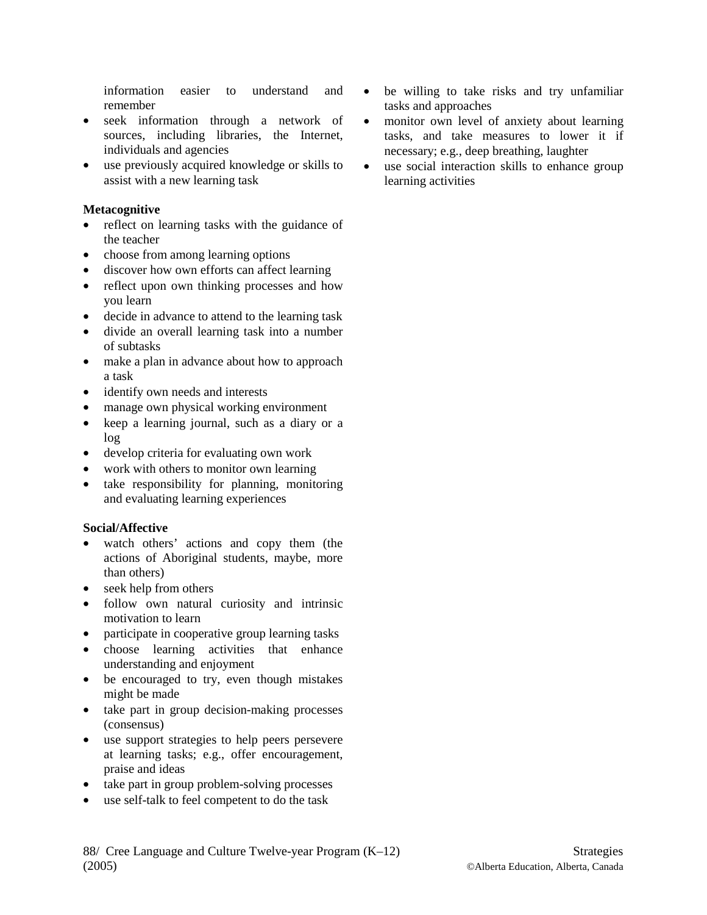information easier to understand and remember
- seek information through a network of sources, including libraries, the Internet, individuals and agencies
- use previously acquired knowledge or skills to assist with a new learning task

**Metacognitive**
- reflect on learning tasks with the guidance of the teacher
- choose from among learning options
- discover how own efforts can affect learning
- reflect upon own thinking processes and how you learn
- decide in advance to attend to the learning task
- divide an overall learning task into a number of subtasks
- make a plan in advance about how to approach a task
- identify own needs and interests
- manage own physical working environment
- keep a learning journal, such as a diary or a log
- develop criteria for evaluating own work
- work with others to monitor own learning
- take responsibility for planning, monitoring and evaluating learning experiences

**Social/Affective**
- watch others' actions and copy them (the actions of Aboriginal students, maybe, more than others)
- seek help from others
- follow own natural curiosity and intrinsic motivation to learn
- participate in cooperative group learning tasks
- choose learning activities that enhance understanding and enjoyment
- be encouraged to try, even though mistakes might be made
- take part in group decision-making processes (consensus)
- use support strategies to help peers persevere at learning tasks; e.g., offer encouragement, praise and ideas
- take part in group problem-solving processes
- use self-talk to feel competent to do the task
- be willing to take risks and try unfamiliar tasks and approaches
- monitor own level of anxiety about learning tasks, and take measures to lower it if necessary; e.g., deep breathing, laughter
- use social interaction skills to enhance group learning activities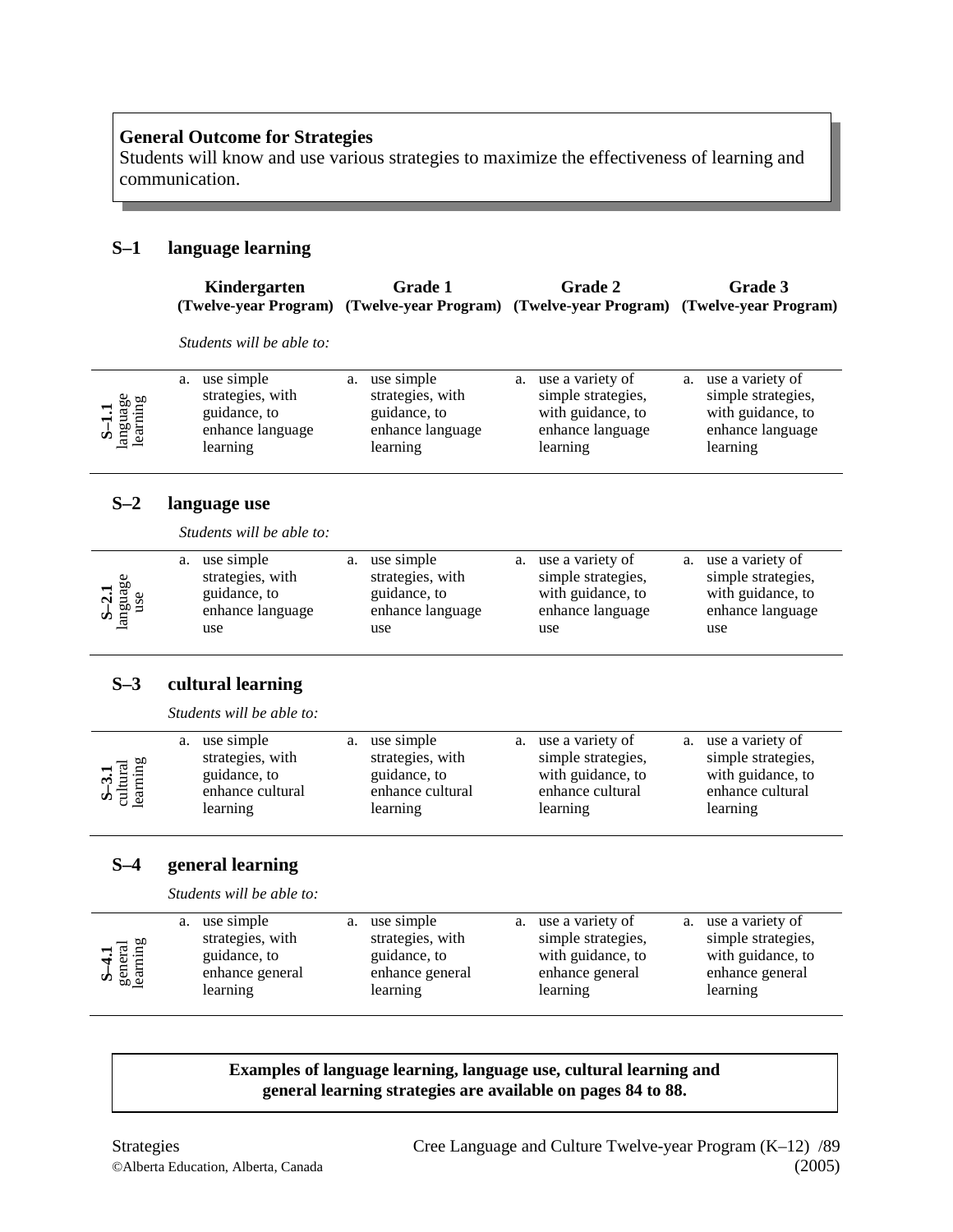**General Outcome for Strategies**
Students will know and use various strategies to maximize the effectiveness of learning and communication.

## S–1 language learning

| | Kindergarten (Twelve-year Program) | Grade 1 (Twelve-year Program) | Grade 2 (Twelve-year Program) | Grade 3 (Twelve-year Program) |
|---|---|---|---|---|
| | *Students will be able to:* | | | |
| **S–1.1** language learning | a. use simple strategies, with guidance, to enhance language learning | a. use simple strategies, with guidance, to enhance language learning | a. use a variety of simple strategies, with guidance, to enhance language learning | a. use a variety of simple strategies, with guidance, to enhance language learning |

## S–2 language use

*Students will be able to:*

| | Kindergarten | Grade 1 | Grade 2 | Grade 3 |
|---|---|---|---|---|
| **S–2.1** language use | a. use simple strategies, with guidance, to enhance language use | a. use simple strategies, with guidance, to enhance language use | a. use a variety of simple strategies, with guidance, to enhance language use | a. use a variety of simple strategies, with guidance, to enhance language use |

## S–3 cultural learning

*Students will be able to:*

| | Kindergarten | Grade 1 | Grade 2 | Grade 3 |
|---|---|---|---|---|
| **S–3.1** cultural learning | a. use simple strategies, with guidance, to enhance cultural learning | a. use simple strategies, with guidance, to enhance cultural learning | a. use a variety of simple strategies, with guidance, to enhance cultural learning | a. use a variety of simple strategies, with guidance, to enhance cultural learning |

## S–4 general learning

*Students will be able to:*

| | Kindergarten | Grade 1 | Grade 2 | Grade 3 |
|---|---|---|---|---|
| **S–4.1** general learning | a. use simple strategies, with guidance, to enhance general learning | a. use simple strategies, with guidance, to enhance general learning | a. use a variety of simple strategies, with guidance, to enhance general learning | a. use a variety of simple strategies, with guidance, to enhance general learning |

**Examples of language learning, language use, cultural learning and general learning strategies are available on pages 84 to 88.**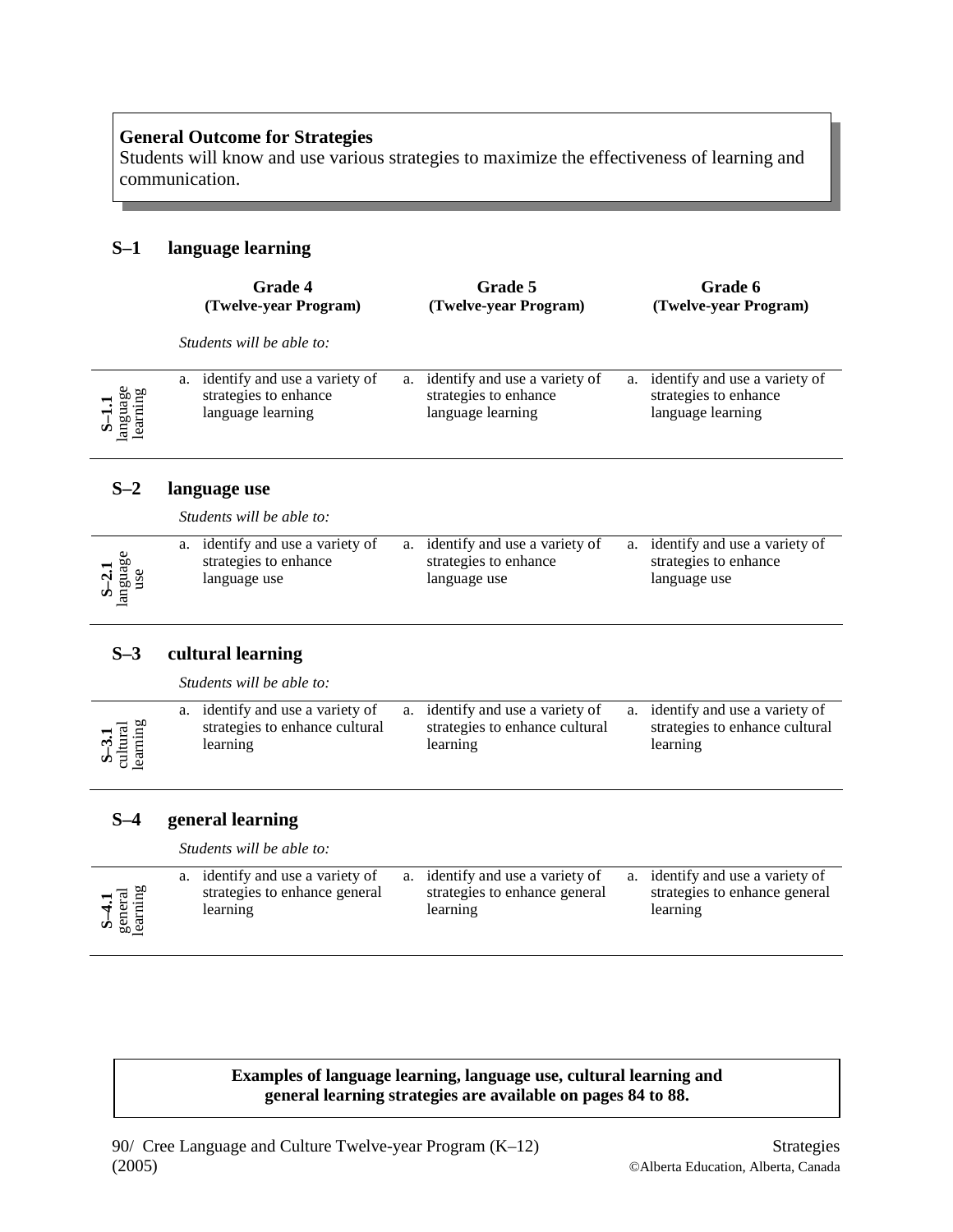**General Outcome for Strategies**
Students will know and use various strategies to maximize the effectiveness of learning and communication.

## S–1 language learning

| | Grade 4 (Twelve-year Program) | Grade 5 (Twelve-year Program) | Grade 6 (Twelve-year Program) |
|---|---|---|---|
| | *Students will be able to:* | | |
| **S–1.1** language learning | a. identify and use a variety of strategies to enhance language learning | a. identify and use a variety of strategies to enhance language learning | a. identify and use a variety of strategies to enhance language learning |

## S–2 language use

*Students will be able to:*

| | Grade 4 | Grade 5 | Grade 6 |
|---|---|---|---|
| **S–2.1** language use | a. identify and use a variety of strategies to enhance language use | a. identify and use a variety of strategies to enhance language use | a. identify and use a variety of strategies to enhance language use |

## S–3 cultural learning

*Students will be able to:*

| | Grade 4 | Grade 5 | Grade 6 |
|---|---|---|---|
| **S–3.1** cultural learning | a. identify and use a variety of strategies to enhance cultural learning | a. identify and use a variety of strategies to enhance cultural learning | a. identify and use a variety of strategies to enhance cultural learning |

## S–4 general learning

*Students will be able to:*

| | Grade 4 | Grade 5 | Grade 6 |
|---|---|---|---|
| **S–4.1** general learning | a. identify and use a variety of strategies to enhance general learning | a. identify and use a variety of strategies to enhance general learning | a. identify and use a variety of strategies to enhance general learning |

**Examples of language learning, language use, cultural learning and general learning strategies are available on pages 84 to 88.**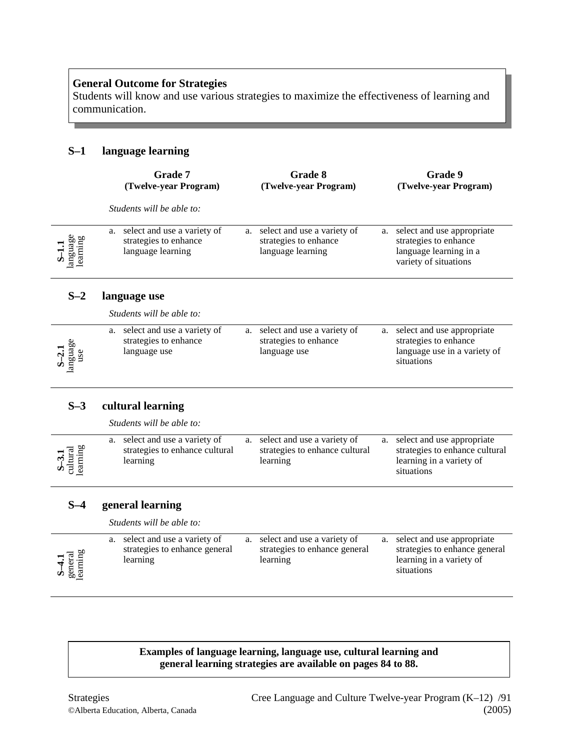**General Outcome for Strategies**
Students will know and use various strategies to maximize the effectiveness of learning and communication.

## S–1 language learning

| | Grade 7 (Twelve-year Program) | Grade 8 (Twelve-year Program) | Grade 9 (Twelve-year Program) |
|---|---|---|---|
| | *Students will be able to:* | | |
| **S–1.1** language learning | a. select and use a variety of strategies to enhance language learning | a. select and use a variety of strategies to enhance language learning | a. select and use appropriate strategies to enhance language learning in a variety of situations |

## S–2 language use

*Students will be able to:*

| | Grade 7 (Twelve-year Program) | Grade 8 (Twelve-year Program) | Grade 9 (Twelve-year Program) |
|---|---|---|---|
| **S–2.1** language use | a. select and use a variety of strategies to enhance language use | a. select and use a variety of strategies to enhance language use | a. select and use appropriate strategies to enhance language use in a variety of situations |

## S–3 cultural learning

*Students will be able to:*

| | Grade 7 (Twelve-year Program) | Grade 8 (Twelve-year Program) | Grade 9 (Twelve-year Program) |
|---|---|---|---|
| **S–3.1** cultural learning | a. select and use a variety of strategies to enhance cultural learning | a. select and use a variety of strategies to enhance cultural learning | a. select and use appropriate strategies to enhance cultural learning in a variety of situations |

## S–4 general learning

*Students will be able to:*

| | Grade 7 (Twelve-year Program) | Grade 8 (Twelve-year Program) | Grade 9 (Twelve-year Program) |
|---|---|---|---|
| **S–4.1** general learning | a. select and use a variety of strategies to enhance general learning | a. select and use a variety of strategies to enhance general learning | a. select and use appropriate strategies to enhance general learning in a variety of situations |

**Examples of language learning, language use, cultural learning and general learning strategies are available on pages 84 to 88.**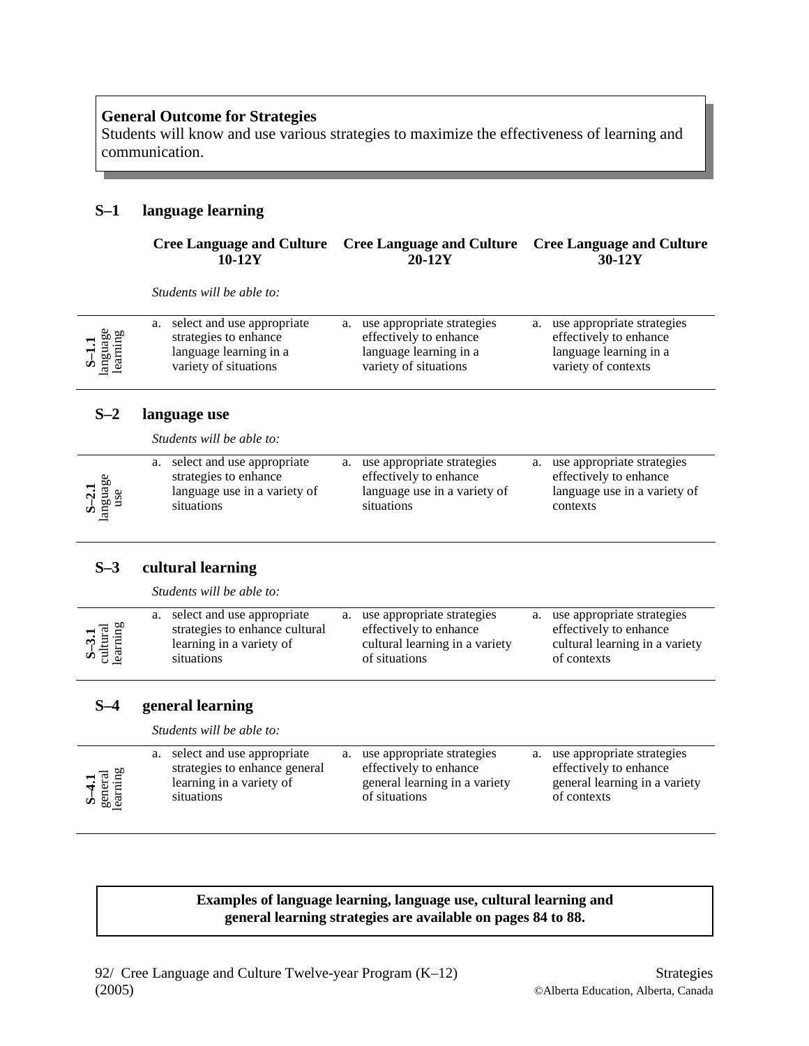**General Outcome for Strategies**
Students will know and use various strategies to maximize the effectiveness of learning and communication.

## S–1 language learning

| | Cree Language and Culture 10-12Y | Cree Language and Culture 20-12Y | Cree Language and Culture 30-12Y |
|---|---|---|---|
| | *Students will be able to:* | | |
| **S–1.1** language learning | a. select and use appropriate strategies to enhance language learning in a variety of situations | a. use appropriate strategies effectively to enhance language learning in a variety of situations | a. use appropriate strategies effectively to enhance language learning in a variety of contexts |

## S–2 language use

*Students will be able to:*

| | 10-12Y | 20-12Y | 30-12Y |
|---|---|---|---|
| **S–2.1** language use | a. select and use appropriate strategies to enhance language use in a variety of situations | a. use appropriate strategies effectively to enhance language use in a variety of situations | a. use appropriate strategies effectively to enhance language use in a variety of contexts |

## S–3 cultural learning

*Students will be able to:*

| | 10-12Y | 20-12Y | 30-12Y |
|---|---|---|---|
| **S–3.1** cultural learning | a. select and use appropriate strategies to enhance cultural learning in a variety of situations | a. use appropriate strategies effectively to enhance cultural learning in a variety of situations | a. use appropriate strategies effectively to enhance cultural learning in a variety of contexts |

## S–4 general learning

*Students will be able to:*

| | 10-12Y | 20-12Y | 30-12Y |
|---|---|---|---|
| **S–4.1** general learning | a. select and use appropriate strategies to enhance general learning in a variety of situations | a. use appropriate strategies effectively to enhance general learning in a variety of situations | a. use appropriate strategies effectively to enhance general learning in a variety of contexts |

**Examples of language learning, language use, cultural learning and general learning strategies are available on pages 84 to 88.**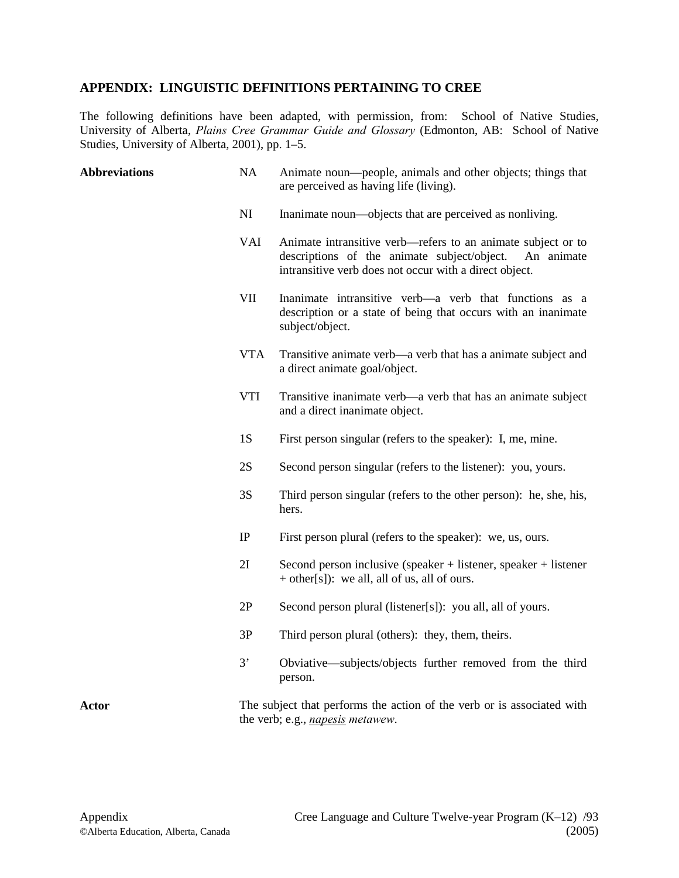## APPENDIX: LINGUISTIC DEFINITIONS PERTAINING TO CREE

The following definitions have been adapted, with permission, from: School of Native Studies, University of Alberta, *Plains Cree Grammar Guide and Glossary* (Edmonton, AB: School of Native Studies, University of Alberta, 2001), pp. 1–5.

**Abbreviations**

| | |
|---|---|
| NA | Animate noun—people, animals and other objects; things that are perceived as having life (living). |
| NI | Inanimate noun—objects that are perceived as nonliving. |
| VAI | Animate intransitive verb—refers to an animate subject or to descriptions of the animate subject/object. An animate intransitive verb does not occur with a direct object. |
| VII | Inanimate intransitive verb—a verb that functions as a description or a state of being that occurs with an inanimate subject/object. |
| VTA | Transitive animate verb—a verb that has a animate subject and a direct animate goal/object. |
| VTI | Transitive inanimate verb—a verb that has an animate subject and a direct inanimate object. |
| 1S | First person singular (refers to the speaker): I, me, mine. |
| 2S | Second person singular (refers to the listener): you, yours. |
| 3S | Third person singular (refers to the other person): he, she, his, hers. |
| IP | First person plural (refers to the speaker): we, us, ours. |
| 2I | Second person inclusive (speaker + listener, speaker + listener + other[s]): we all, all of us, all of ours. |
| 2P | Second person plural (listener[s]): you all, all of yours. |
| 3P | Third person plural (others): they, them, theirs. |
| 3' | Obviative—subjects/objects further removed from the third person. |

**Actor**

The subject that performs the action of the verb or is associated with the verb; e.g., <u>*napesis*</u> *metawew*.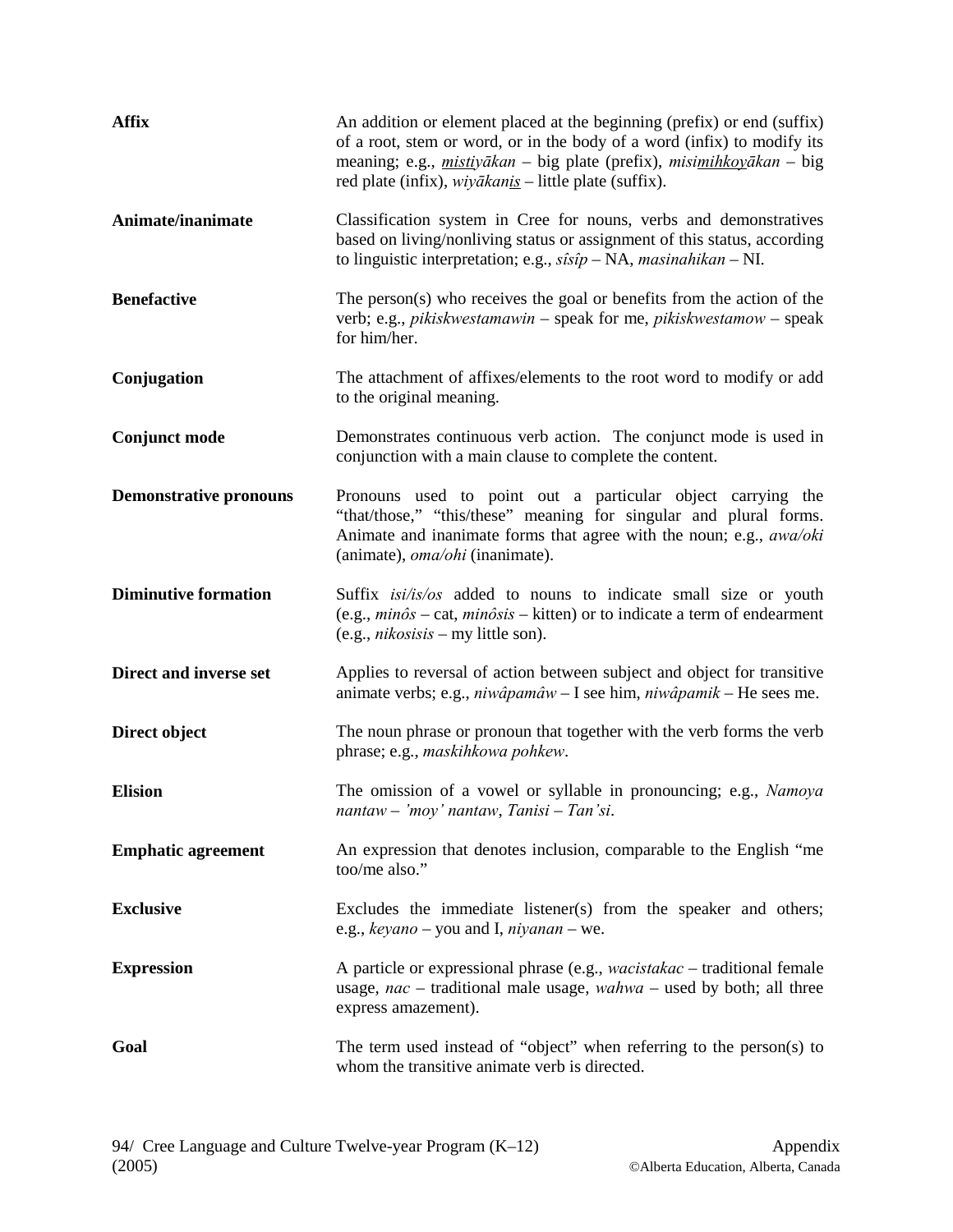| | |
|---|---|
| **Affix** | An addition or element placed at the beginning (prefix) or end (suffix) of a root, stem or word, or in the body of a word (infix) to modify its meaning; e.g., *<u>misti</u>yākan* – big plate (prefix), *misi<u>mihkoy</u>ākan* – big red plate (infix), *wiyākan<u>is</u>* – little plate (suffix). |
| **Animate/inanimate** | Classification system in Cree for nouns, verbs and demonstratives based on living/nonliving status or assignment of this status, according to linguistic interpretation; e.g., *sîsîp* – NA, *masinahikan* – NI. |
| **Benefactive** | The person(s) who receives the goal or benefits from the action of the verb; e.g., *pikiskwestamawin* – speak for me, *pikiskwestamow* – speak for him/her. |
| **Conjugation** | The attachment of affixes/elements to the root word to modify or add to the original meaning. |
| **Conjunct mode** | Demonstrates continuous verb action. The conjunct mode is used in conjunction with a main clause to complete the content. |
| **Demonstrative pronouns** | Pronouns used to point out a particular object carrying the "that/those," "this/these" meaning for singular and plural forms. Animate and inanimate forms that agree with the noun; e.g., *awa/oki* (animate), *oma/ohi* (inanimate). |
| **Diminutive formation** | Suffix *isi/is/os* added to nouns to indicate small size or youth (e.g., *minôs* – cat, *minôsis* – kitten) or to indicate a term of endearment (e.g., *nikosisis* – my little son). |
| **Direct and inverse set** | Applies to reversal of action between subject and object for transitive animate verbs; e.g., *niwâpamâw* – I see him, *niwâpamik* – He sees me. |
| **Direct object** | The noun phrase or pronoun that together with the verb forms the verb phrase; e.g., *maskihkowa pohkew*. |
| **Elision** | The omission of a vowel or syllable in pronouncing; e.g., *Namoya nantaw – 'moy' nantaw, Tanisi – Tan'si*. |
| **Emphatic agreement** | An expression that denotes inclusion, comparable to the English "me too/me also." |
| **Exclusive** | Excludes the immediate listener(s) from the speaker and others; e.g., *keyano* – you and I, *niyanan* – we. |
| **Expression** | A particle or expressional phrase (e.g., *wacistakac* – traditional female usage, *nac* – traditional male usage, *wahwa* – used by both; all three express amazement). |
| **Goal** | The term used instead of "object" when referring to the person(s) to whom the transitive animate verb is directed. |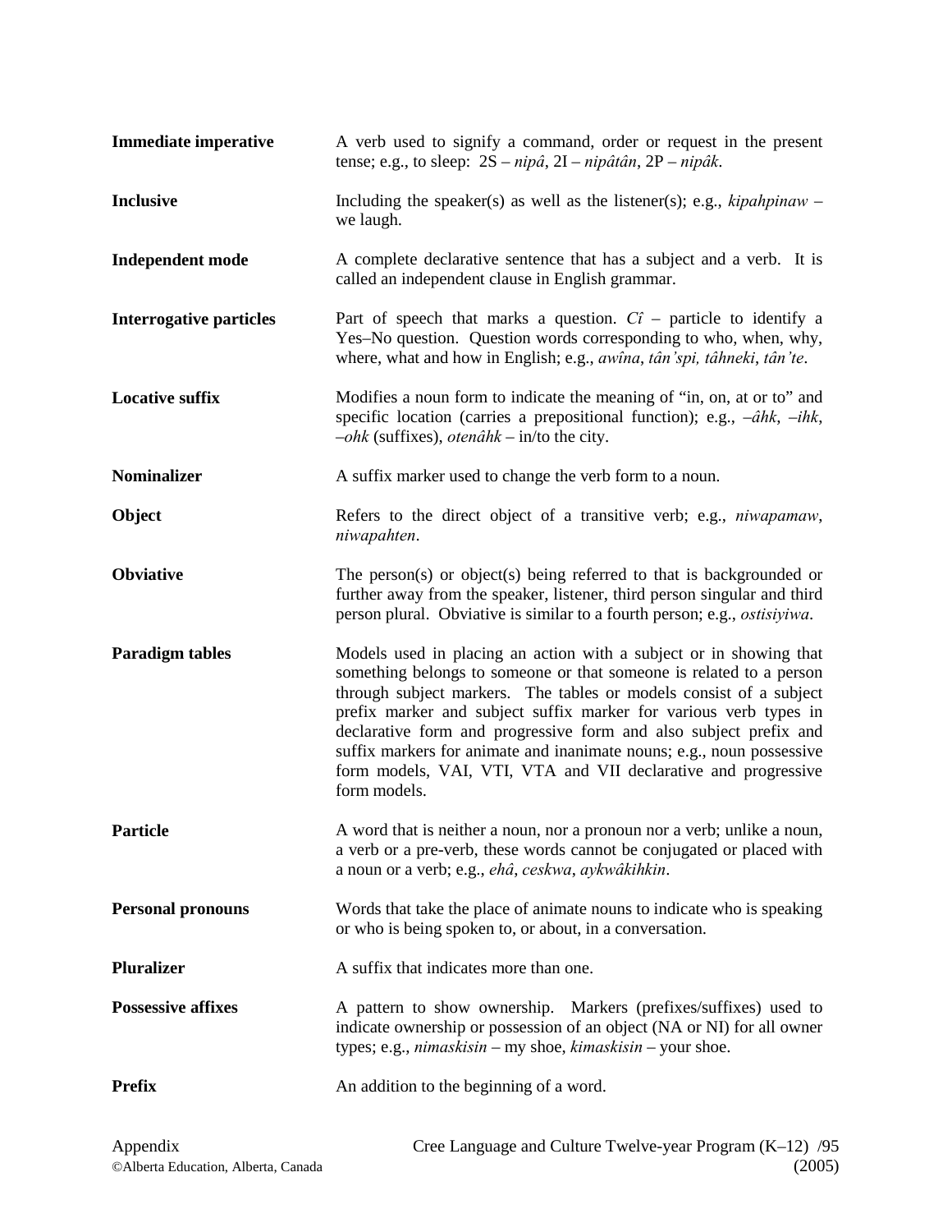| | |
|---|---|
| **Immediate imperative** | A verb used to signify a command, order or request in the present tense; e.g., to sleep: 2S – *nipâ*, 2I – *nipâtân*, 2P – *nipâk*. |
| **Inclusive** | Including the speaker(s) as well as the listener(s); e.g., *kipahpinaw* – we laugh. |
| **Independent mode** | A complete declarative sentence that has a subject and a verb. It is called an independent clause in English grammar. |
| **Interrogative particles** | Part of speech that marks a question. *Cî* – particle to identify a Yes–No question. Question words corresponding to who, when, why, where, what and how in English; e.g., *awîna*, *tân'spi, tâhneki*, *tân'te*. |
| **Locative suffix** | Modifies a noun form to indicate the meaning of "in, on, at or to" and specific location (carries a prepositional function); e.g., *–âhk*, *–ihk*, *–ohk* (suffixes), *otenâhk* – in/to the city. |
| **Nominalizer** | A suffix marker used to change the verb form to a noun. |
| **Object** | Refers to the direct object of a transitive verb; e.g., *niwapamaw*, *niwapahten*. |
| **Obviative** | The person(s) or object(s) being referred to that is backgrounded or further away from the speaker, listener, third person singular and third person plural. Obviative is similar to a fourth person; e.g., *ostisiyiwa*. |
| **Paradigm tables** | Models used in placing an action with a subject or in showing that something belongs to someone or that someone is related to a person through subject markers. The tables or models consist of a subject prefix marker and subject suffix marker for various verb types in declarative form and progressive form and also subject prefix and suffix markers for animate and inanimate nouns; e.g., noun possessive form models, VAI, VTI, VTA and VII declarative and progressive form models. |
| **Particle** | A word that is neither a noun, nor a pronoun nor a verb; unlike a noun, a verb or a pre-verb, these words cannot be conjugated or placed with a noun or a verb; e.g., *ehâ*, *ceskwa*, *aykwâkihkin*. |
| **Personal pronouns** | Words that take the place of animate nouns to indicate who is speaking or who is being spoken to, or about, in a conversation. |
| **Pluralizer** | A suffix that indicates more than one. |
| **Possessive affixes** | A pattern to show ownership. Markers (prefixes/suffixes) used to indicate ownership or possession of an object (NA or NI) for all owner types; e.g., *nimaskisin* – my shoe, *kimaskisin* – your shoe. |
| **Prefix** | An addition to the beginning of a word. |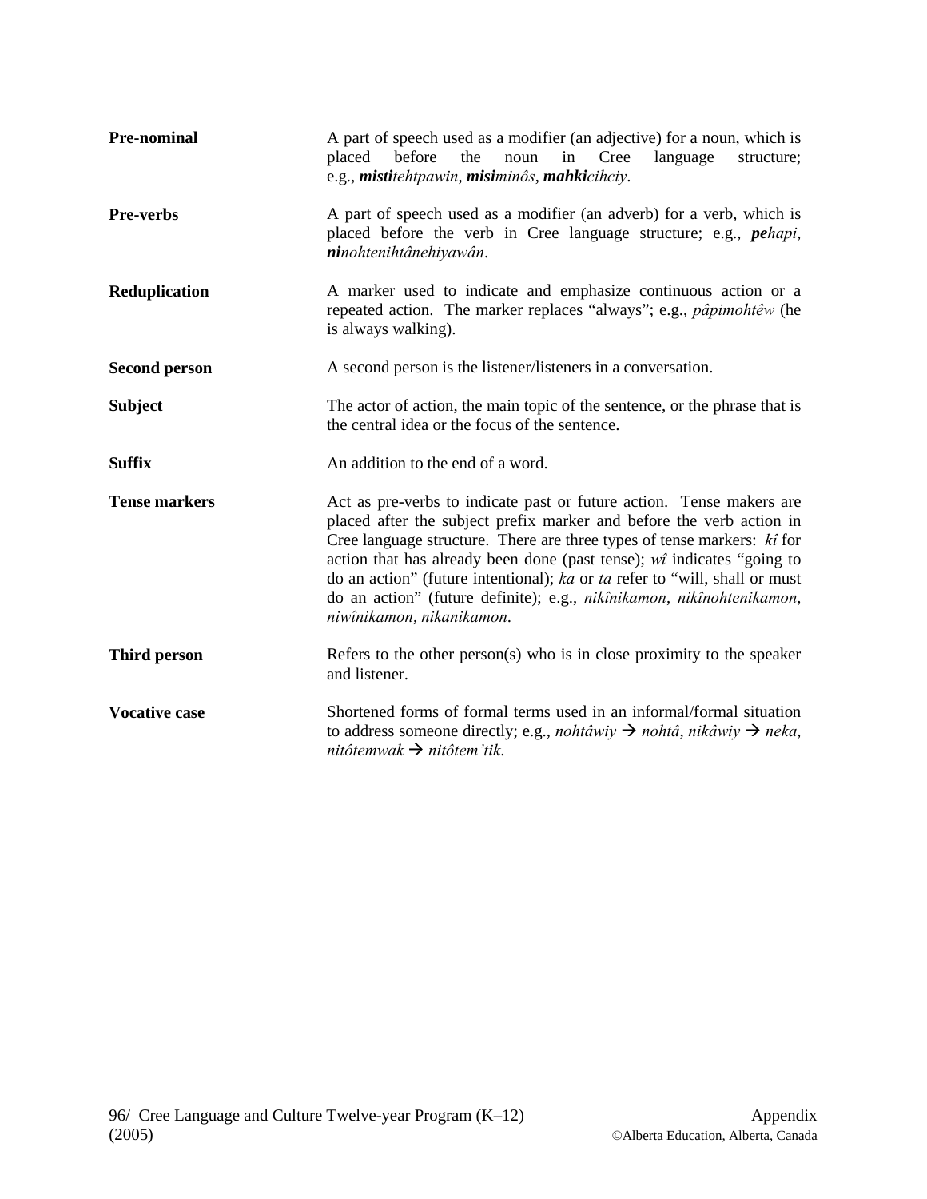**Pre-nominal** — A part of speech used as a modifier (an adjective) for a noun, which is placed before the noun in Cree language structure; e.g., ***misti****tehtpawin*, ***misi****minôs*, ***mahki****cihciy*.

**Pre-verbs** — A part of speech used as a modifier (an adverb) for a verb, which is placed before the verb in Cree language structure; e.g., ***pe****hapi*, ***ni****nohtenihtânehiyawân*.

**Reduplication** — A marker used to indicate and emphasize continuous action or a repeated action. The marker replaces "always"; e.g., *pâpimohtêw* (he is always walking).

**Second person** — A second person is the listener/listeners in a conversation.

**Subject** — The actor of action, the main topic of the sentence, or the phrase that is the central idea or the focus of the sentence.

**Suffix** — An addition to the end of a word.

**Tense markers** — Act as pre-verbs to indicate past or future action. Tense makers are placed after the subject prefix marker and before the verb action in Cree language structure. There are three types of tense markers: *kî* for action that has already been done (past tense); *wî* indicates "going to do an action" (future intentional); *ka* or *ta* refer to "will, shall or must do an action" (future definite); e.g., *nikînikamon*, *nikînohtenikamon*, *niwînikamon*, *nikanikamon*.

**Third person** — Refers to the other person(s) who is in close proximity to the speaker and listener.

**Vocative case** — Shortened forms of formal terms used in an informal/formal situation to address someone directly; e.g., *nohtâwiy* → *nohtâ*, *nikâwiy* → *neka*, *nitôtemwak* → *nitôtem'tik*.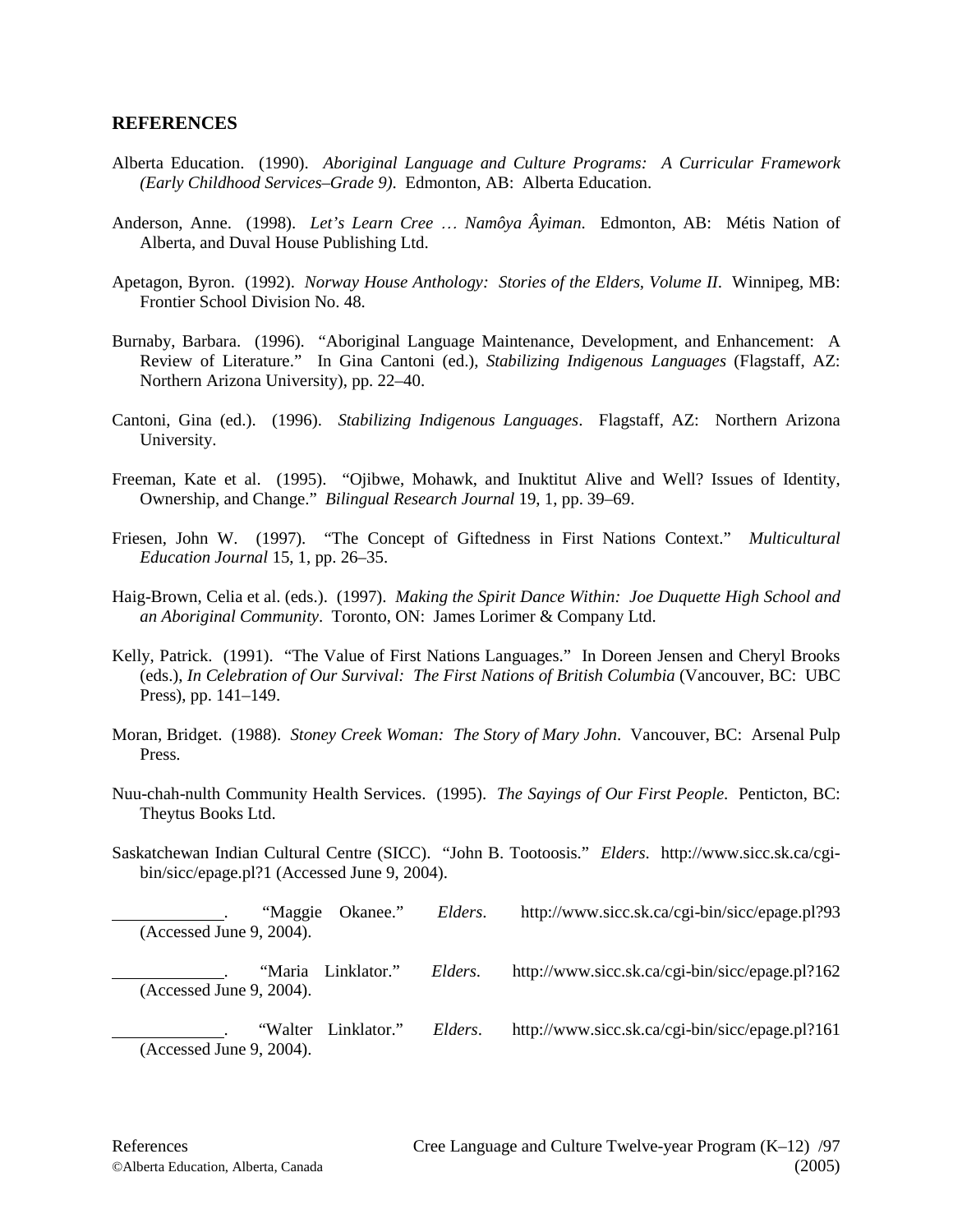## REFERENCES

Alberta Education. (1990). *Aboriginal Language and Culture Programs: A Curricular Framework (Early Childhood Services–Grade 9)*. Edmonton, AB: Alberta Education.

Anderson, Anne. (1998). *Let's Learn Cree … Namôya Âyiman*. Edmonton, AB: Métis Nation of Alberta, and Duval House Publishing Ltd.

Apetagon, Byron. (1992). *Norway House Anthology: Stories of the Elders, Volume II*. Winnipeg, MB: Frontier School Division No. 48.

Burnaby, Barbara. (1996). "Aboriginal Language Maintenance, Development, and Enhancement: A Review of Literature." In Gina Cantoni (ed.), *Stabilizing Indigenous Languages* (Flagstaff, AZ: Northern Arizona University), pp. 22–40.

Cantoni, Gina (ed.). (1996). *Stabilizing Indigenous Languages*. Flagstaff, AZ: Northern Arizona University.

Freeman, Kate et al. (1995). "Ojibwe, Mohawk, and Inuktitut Alive and Well? Issues of Identity, Ownership, and Change." *Bilingual Research Journal* 19, 1, pp. 39–69.

Friesen, John W. (1997). "The Concept of Giftedness in First Nations Context." *Multicultural Education Journal* 15, 1, pp. 26–35.

Haig-Brown, Celia et al. (eds.). (1997). *Making the Spirit Dance Within: Joe Duquette High School and an Aboriginal Community*. Toronto, ON: James Lorimer & Company Ltd.

Kelly, Patrick. (1991). "The Value of First Nations Languages." In Doreen Jensen and Cheryl Brooks (eds.), *In Celebration of Our Survival: The First Nations of British Columbia* (Vancouver, BC: UBC Press), pp. 141–149.

Moran, Bridget. (1988). *Stoney Creek Woman: The Story of Mary John*. Vancouver, BC: Arsenal Pulp Press.

Nuu-chah-nulth Community Health Services. (1995). *The Sayings of Our First People*. Penticton, BC: Theytus Books Ltd.

Saskatchewan Indian Cultural Centre (SICC). "John B. Tootoosis." *Elders*. http://www.sicc.sk.ca/cgi-bin/sicc/epage.pl?1 (Accessed June 9, 2004).

\_\_\_\_\_\_\_\_\_\_. "Maggie Okanee." *Elders*. http://www.sicc.sk.ca/cgi-bin/sicc/epage.pl?93 (Accessed June 9, 2004).

\_\_\_\_\_\_\_\_\_\_. "Maria Linklator." *Elders*. http://www.sicc.sk.ca/cgi-bin/sicc/epage.pl?162 (Accessed June 9, 2004).

\_\_\_\_\_\_\_\_\_\_. "Walter Linklator." *Elders*. http://www.sicc.sk.ca/cgi-bin/sicc/epage.pl?161 (Accessed June 9, 2004).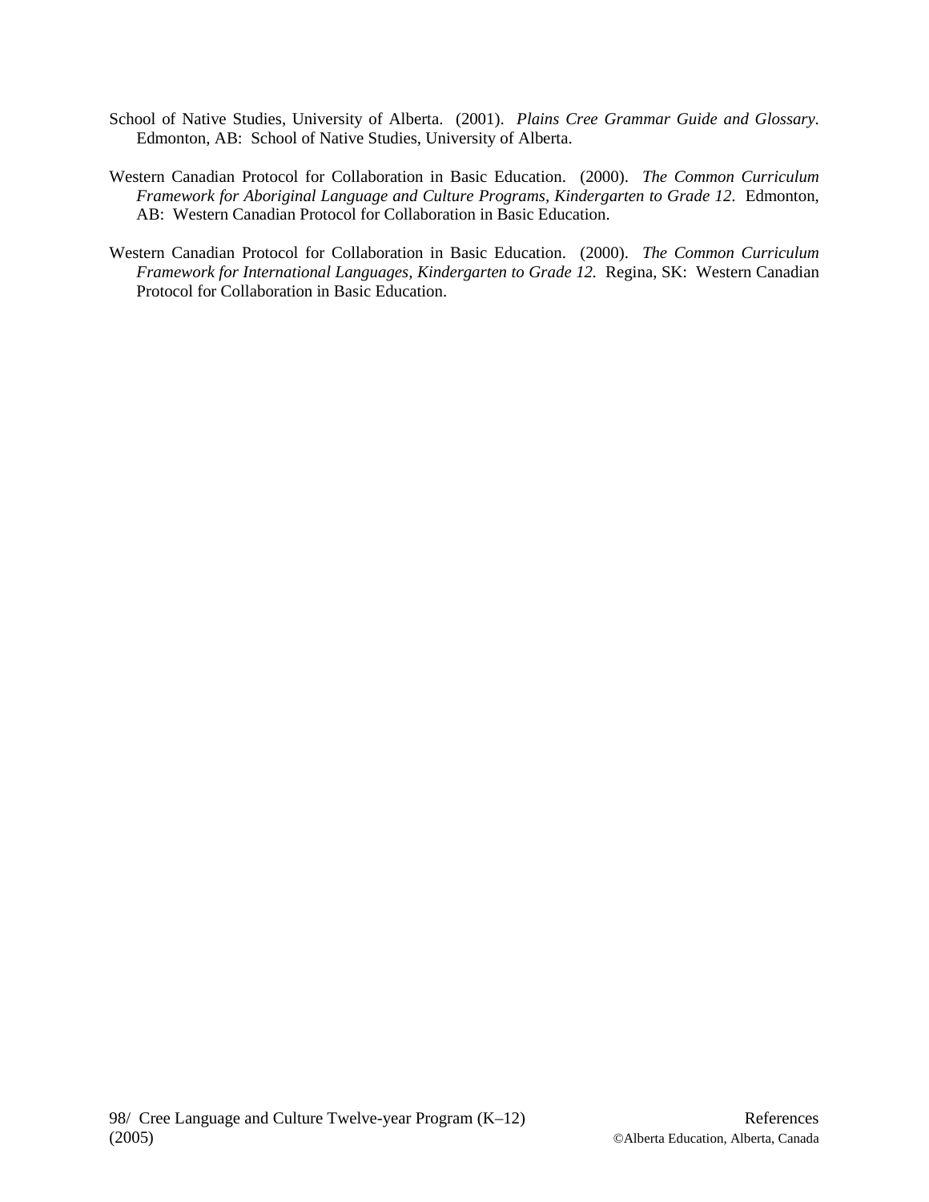School of Native Studies, University of Alberta. (2001). *Plains Cree Grammar Guide and Glossary*. Edmonton, AB: School of Native Studies, University of Alberta.

Western Canadian Protocol for Collaboration in Basic Education. (2000). *The Common Curriculum Framework for Aboriginal Language and Culture Programs, Kindergarten to Grade 12*. Edmonton, AB: Western Canadian Protocol for Collaboration in Basic Education.

Western Canadian Protocol for Collaboration in Basic Education. (2000). *The Common Curriculum Framework for International Languages, Kindergarten to Grade 12.* Regina, SK: Western Canadian Protocol for Collaboration in Basic Education.